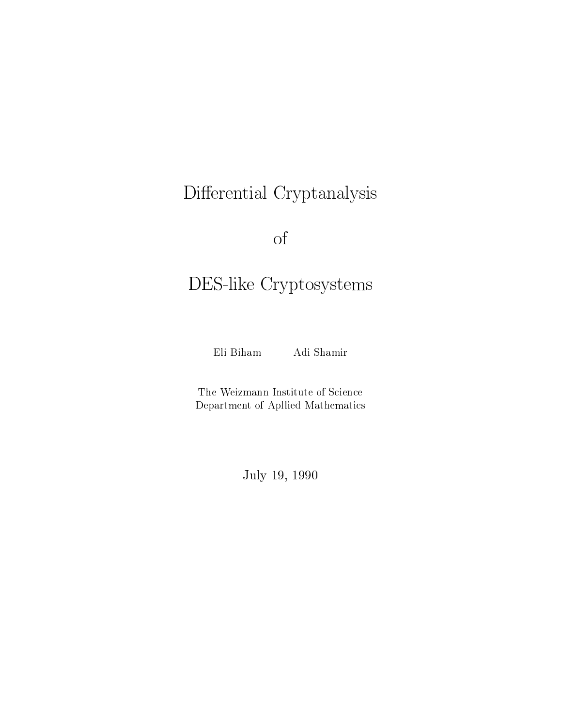# Differential Cryptanalysis

# of

# DES-like Cryptosystems

Eli Biham Adi Shamir

The Weizmann Institute of Science
Department of Apllied Mathematics

July 19, 1990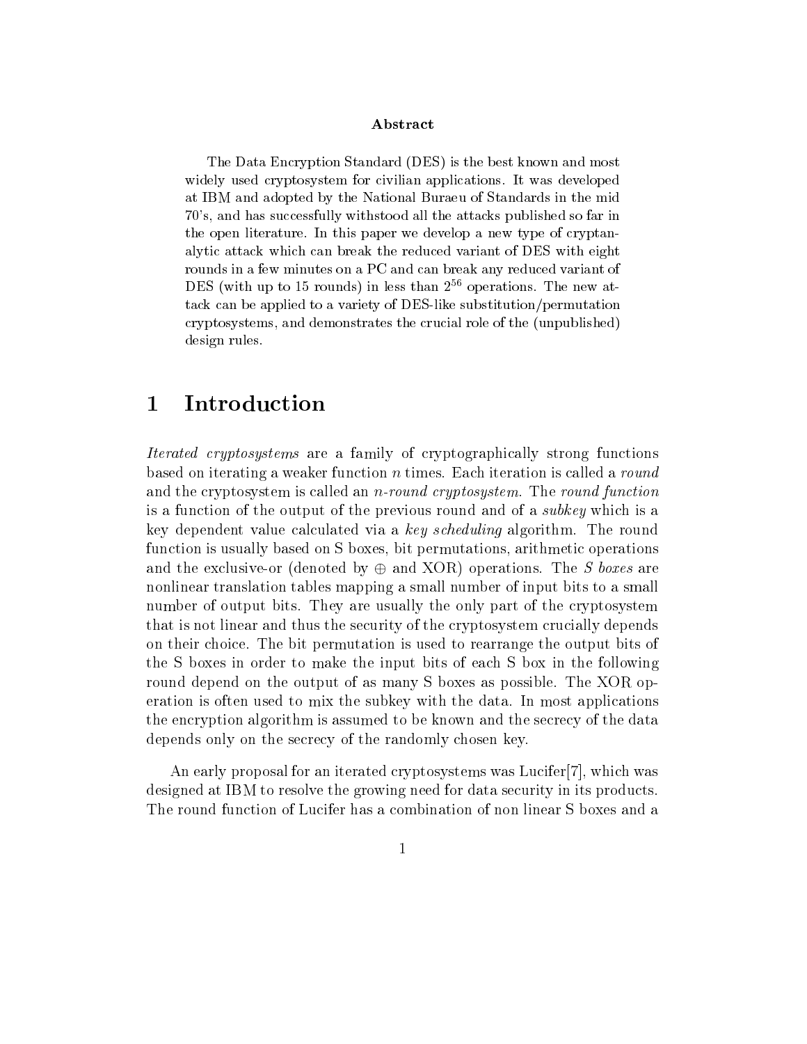**Abstract**

The Data Encryption Standard (DES) is the best known and most widely used cryptosystem for civilian applications. It was developed at IBM and adopted by the National Buraeu of Standards in the mid 70's, and has successfully withstood all the attacks published so far in the open literature. In this paper we develop a new type of cryptanalytic attack which can break the reduced variant of DES with eight rounds in a few minutes on a PC and can break any reduced variant of DES (with up to 15 rounds) in less than $2^{56}$ operations. The new attack can be applied to a variety of DES-like substitution/permutation cryptosystems, and demonstrates the crucial role of the (unpublished) design rules.

# 1 Introduction

*Iterated cryptosystems* are a family of cryptographically strong functions based on iterating a weaker function $n$ times. Each iteration is called a *round* and the cryptosystem is called an *n-round cryptosystem*. The *round function* is a function of the output of the previous round and of a *subkey* which is a key dependent value calculated via a *key scheduling* algorithm. The round function is usually based on S boxes, bit permutations, arithmetic operations and the exclusive-or (denoted by $\oplus$ and XOR) operations. The *S boxes* are nonlinear translation tables mapping a small number of input bits to a small number of output bits. They are usually the only part of the cryptosystem that is not linear and thus the security of the cryptosystem crucially depends on their choice. The bit permutation is used to rearrange the output bits of the S boxes in order to make the input bits of each S box in the following round depend on the output of as many S boxes as possible. The XOR operation is often used to mix the subkey with the data. In most applications the encryption algorithm is assumed to be known and the secrecy of the data depends only on the secrecy of the randomly chosen key.

An early proposal for an iterated cryptosystems was Lucifer[7], which was designed at IBM to resolve the growing need for data security in its products. The round function of Lucifer has a combination of non linear S boxes and a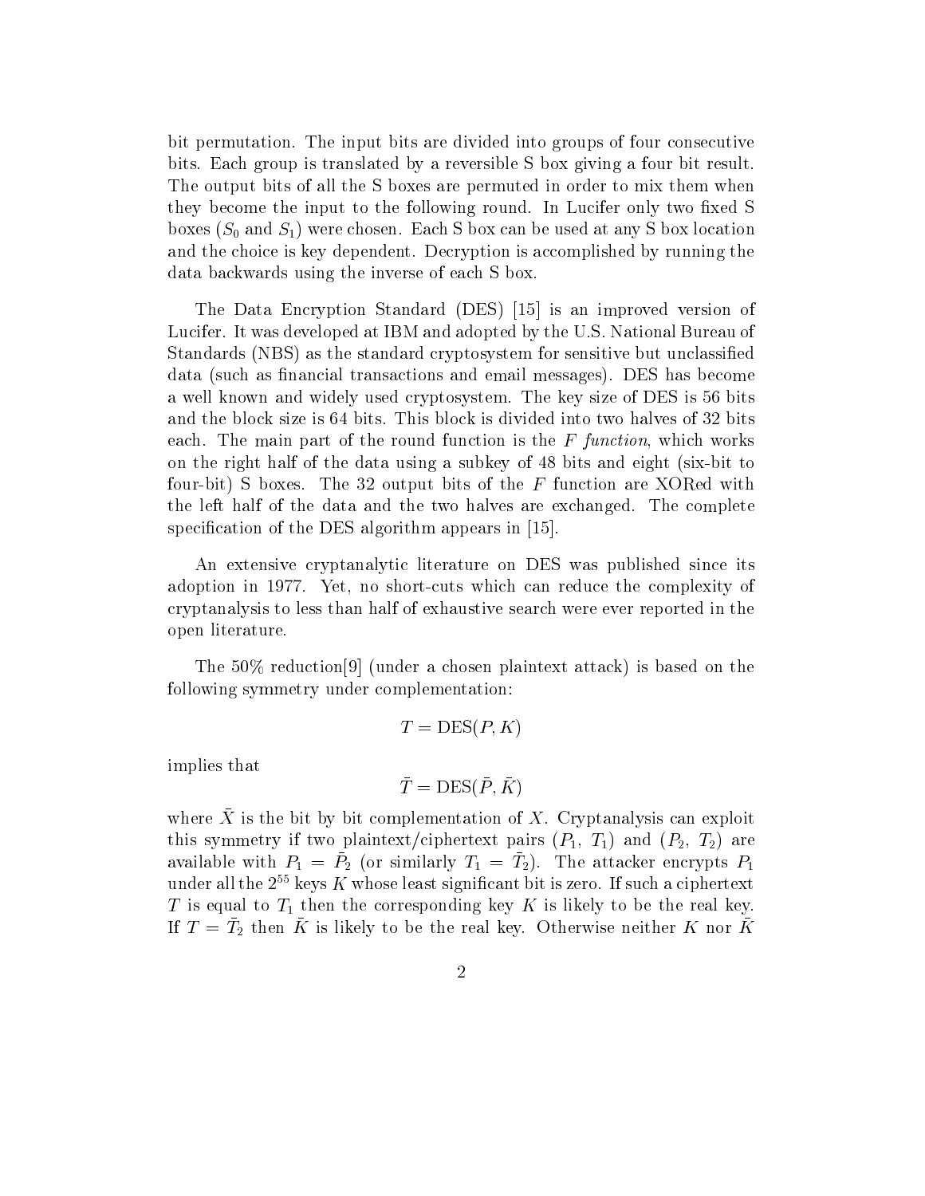bit permutation. The input bits are divided into groups of four consecutive bits. Each group is translated by a reversible S box giving a four bit result. The output bits of all the S boxes are permuted in order to mix them when they become the input to the following round. In Lucifer only two fixed S boxes ($S_0$ and $S_1$) were chosen. Each S box can be used at any S box location and the choice is key dependent. Decryption is accomplished by running the data backwards using the inverse of each S box.

The Data Encryption Standard (DES) [15] is an improved version of Lucifer. It was developed at IBM and adopted by the U.S. National Bureau of Standards (NBS) as the standard cryptosystem for sensitive but unclassified data (such as financial transactions and email messages). DES has become a well known and widely used cryptosystem. The key size of DES is 56 bits and the block size is 64 bits. This block is divided into two halves of 32 bits each. The main part of the round function is the *F function*, which works on the right half of the data using a subkey of 48 bits and eight (six-bit to four-bit) S boxes. The 32 output bits of the $F$ function are XORed with the left half of the data and the two halves are exchanged. The complete specification of the DES algorithm appears in [15].

An extensive cryptanalytic literature on DES was published since its adoption in 1977. Yet, no short-cuts which can reduce the complexity of cryptanalysis to less than half of exhaustive search were ever reported in the open literature.

The 50% reduction[9] (under a chosen plaintext attack) is based on the following symmetry under complementation:

$$T = \text{DES}(P, K)$$

implies that

$$\bar{T} = \text{DES}(\bar{P}, \bar{K})$$

where $\bar{X}$ is the bit by bit complementation of $X$. Cryptanalysis can exploit this symmetry if two plaintext/ciphertext pairs ($P_1$, $T_1$) and ($P_2$, $T_2$) are available with $P_1 = \bar{P}_2$ (or similarly $T_1 = \bar{T}_2$). The attacker encrypts $P_1$ under all the $2^{55}$ keys $K$ whose least significant bit is zero. If such a ciphertext $T$ is equal to $T_1$ then the corresponding key $K$ is likely to be the real key. If $T = \bar{T}_2$ then $\bar{K}$ is likely to be the real key. Otherwise neither $K$ nor $\bar{K}$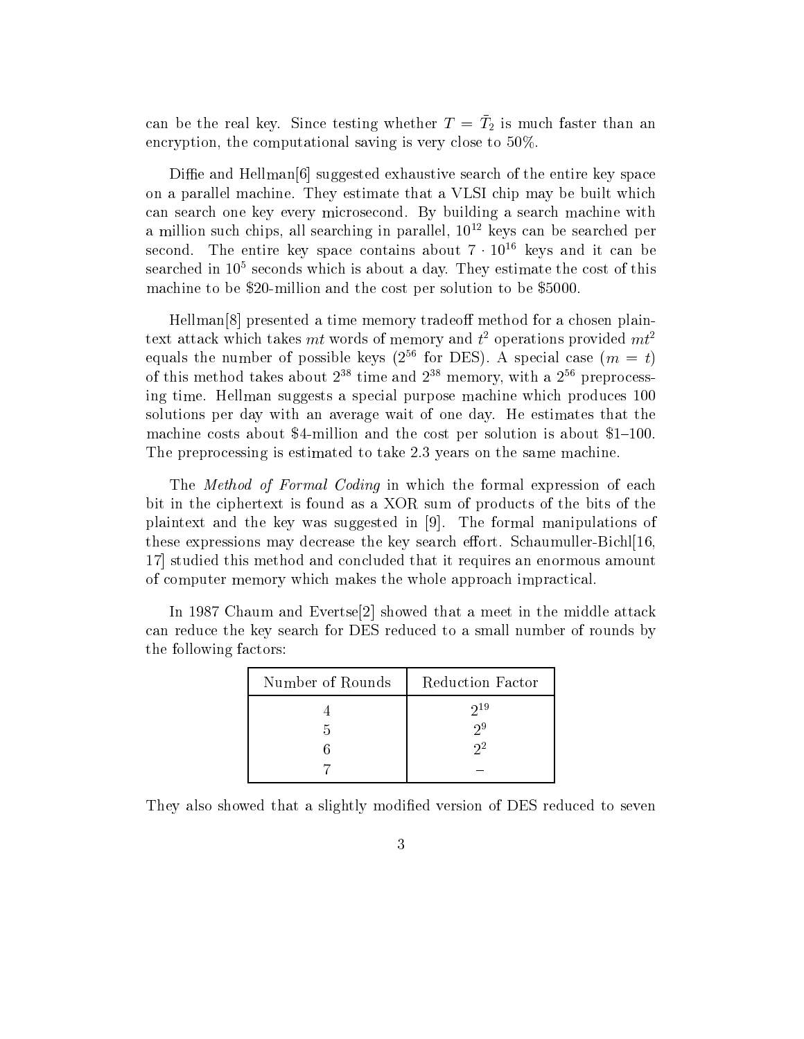can be the real key. Since testing whether $T = \bar{T}_2$ is much faster than an encryption, the computational saving is very close to 50%.

Diffie and Hellman[6] suggested exhaustive search of the entire key space on a parallel machine. They estimate that a VLSI chip may be built which can search one key every microsecond. By building a search machine with a million such chips, all searching in parallel, $10^{12}$ keys can be searched per second. The entire key space contains about $7 \cdot 10^{16}$ keys and it can be searched in $10^5$ seconds which is about a day. They estimate the cost of this machine to be $20-million and the cost per solution to be $5000.

Hellman[8] presented a time memory tradeoff method for a chosen plaintext attack which takes $mt$ words of memory and $t^2$ operations provided $mt^2$ equals the number of possible keys ($2^{56}$ for DES). A special case ($m = t$) of this method takes about $2^{38}$ time and $2^{38}$ memory, with a $2^{56}$ preprocessing time. Hellman suggests a special purpose machine which produces 100 solutions per day with an average wait of one day. He estimates that the machine costs about $4-million and the cost per solution is about $1–100. The preprocessing is estimated to take 2.3 years on the same machine.

The *Method of Formal Coding* in which the formal expression of each bit in the ciphertext is found as a XOR sum of products of the bits of the plaintext and the key was suggested in [9]. The formal manipulations of these expressions may decrease the key search effort. Schaumuller-Bichl[16, 17] studied this method and concluded that it requires an enormous amount of computer memory which makes the whole approach impractical.

In 1987 Chaum and Evertse[2] showed that a meet in the middle attack can reduce the key search for DES reduced to a small number of rounds by the following factors:

| Number of Rounds | Reduction Factor |
|---|---|
| 4 | $2^{19}$ |
| 5 | $2^{9}$ |
| 6 | $2^{2}$ |
| 7 | – |

They also showed that a slightly modified version of DES reduced to seven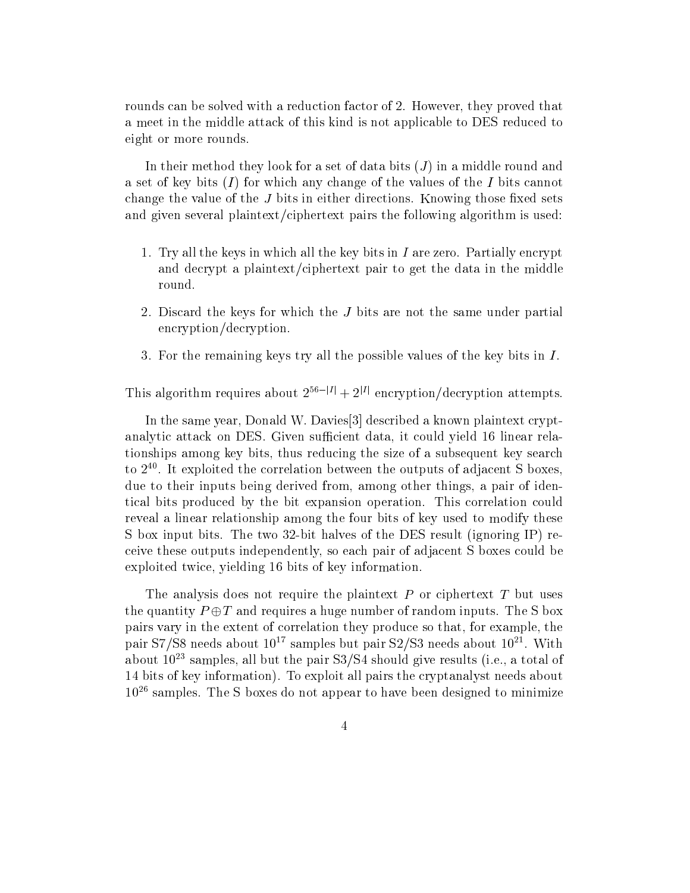rounds can be solved with a reduction factor of 2. However, they proved that a meet in the middle attack of this kind is not applicable to DES reduced to eight or more rounds.

In their method they look for a set of data bits ($J$) in a middle round and a set of key bits ($I$) for which any change of the values of the $I$ bits cannot change the value of the $J$ bits in either directions. Knowing those fixed sets and given several plaintext/ciphertext pairs the following algorithm is used:

1. Try all the keys in which all the key bits in $I$ are zero. Partially encrypt and decrypt a plaintext/ciphertext pair to get the data in the middle round.
2. Discard the keys for which the $J$ bits are not the same under partial encryption/decryption.
3. For the remaining keys try all the possible values of the key bits in $I$.

This algorithm requires about $2^{56-|I|} + 2^{|I|}$ encryption/decryption attempts.

In the same year, Donald W. Davies[3] described a known plaintext cryptanalytic attack on DES. Given sufficient data, it could yield 16 linear relationships among key bits, thus reducing the size of a subsequent key search to $2^{40}$. It exploited the correlation between the outputs of adjacent S boxes, due to their inputs being derived from, among other things, a pair of identical bits produced by the bit expansion operation. This correlation could reveal a linear relationship among the four bits of key used to modify these S box input bits. The two 32-bit halves of the DES result (ignoring IP) receive these outputs independently, so each pair of adjacent S boxes could be exploited twice, yielding 16 bits of key information.

The analysis does not require the plaintext $P$ or ciphertext $T$ but uses the quantity $P \oplus T$ and requires a huge number of random inputs. The S box pairs vary in the extent of correlation they produce so that, for example, the pair S7/S8 needs about $10^{17}$ samples but pair S2/S3 needs about $10^{21}$. With about $10^{23}$ samples, all but the pair S3/S4 should give results (i.e., a total of 14 bits of key information). To exploit all pairs the cryptanalyst needs about $10^{26}$ samples. The S boxes do not appear to have been designed to minimize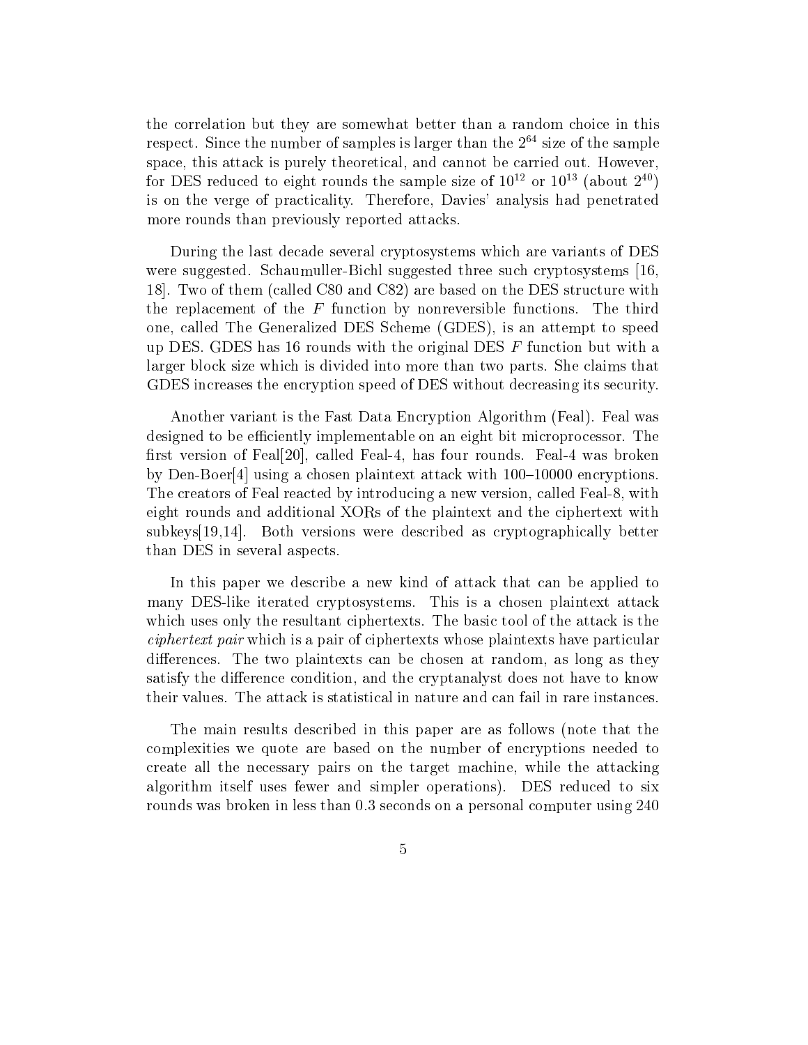the correlation but they are somewhat better than a random choice in this respect. Since the number of samples is larger than the $2^{64}$ size of the sample space, this attack is purely theoretical, and cannot be carried out. However, for DES reduced to eight rounds the sample size of $10^{12}$ or $10^{13}$ (about $2^{40}$) is on the verge of practicality. Therefore, Davies' analysis had penetrated more rounds than previously reported attacks.

During the last decade several cryptosystems which are variants of DES were suggested. Schaumuller-Bichl suggested three such cryptosystems [16, 18]. Two of them (called C80 and C82) are based on the DES structure with the replacement of the $F$ function by nonreversible functions. The third one, called The Generalized DES Scheme (GDES), is an attempt to speed up DES. GDES has 16 rounds with the original DES $F$ function but with a larger block size which is divided into more than two parts. She claims that GDES increases the encryption speed of DES without decreasing its security.

Another variant is the Fast Data Encryption Algorithm (Feal). Feal was designed to be efficiently implementable on an eight bit microprocessor. The first version of Feal[20], called Feal-4, has four rounds. Feal-4 was broken by Den-Boer[4] using a chosen plaintext attack with 100–10000 encryptions. The creators of Feal reacted by introducing a new version, called Feal-8, with eight rounds and additional XORs of the plaintext and the ciphertext with subkeys[19,14]. Both versions were described as cryptographically better than DES in several aspects.

In this paper we describe a new kind of attack that can be applied to many DES-like iterated cryptosystems. This is a chosen plaintext attack which uses only the resultant ciphertexts. The basic tool of the attack is the *ciphertext pair* which is a pair of ciphertexts whose plaintexts have particular differences. The two plaintexts can be chosen at random, as long as they satisfy the difference condition, and the cryptanalyst does not have to know their values. The attack is statistical in nature and can fail in rare instances.

The main results described in this paper are as follows (note that the complexities we quote are based on the number of encryptions needed to create all the necessary pairs on the target machine, while the attacking algorithm itself uses fewer and simpler operations). DES reduced to six rounds was broken in less than 0.3 seconds on a personal computer using 240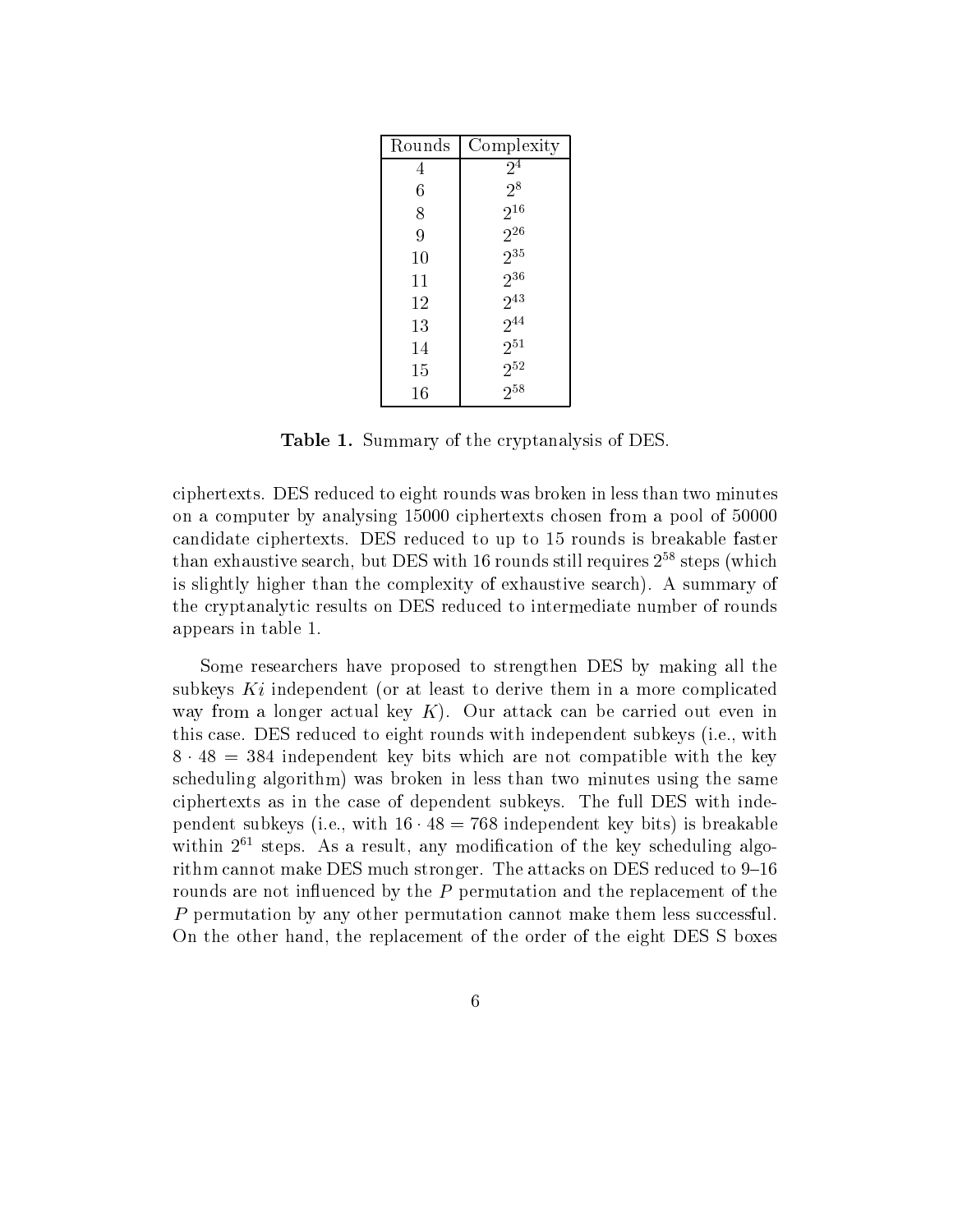| Rounds | Complexity |
|---|---|
| 4 | $2^4$ |
| 6 | $2^8$ |
| 8 | $2^{16}$ |
| 9 | $2^{26}$ |
| 10 | $2^{35}$ |
| 11 | $2^{36}$ |
| 12 | $2^{43}$ |
| 13 | $2^{44}$ |
| 14 | $2^{51}$ |
| 15 | $2^{52}$ |
| 16 | $2^{58}$ |

**Table 1.** Summary of the cryptanalysis of DES.

ciphertexts. DES reduced to eight rounds was broken in less than two minutes on a computer by analysing 15000 ciphertexts chosen from a pool of 50000 candidate ciphertexts. DES reduced to up to 15 rounds is breakable faster than exhaustive search, but DES with 16 rounds still requires $2^{58}$ steps (which is slightly higher than the complexity of exhaustive search). A summary of the cryptanalytic results on DES reduced to intermediate number of rounds appears in table 1.

Some researchers have proposed to strengthen DES by making all the subkeys $Ki$ independent (or at least to derive them in a more complicated way from a longer actual key $K$). Our attack can be carried out even in this case. DES reduced to eight rounds with independent subkeys (i.e., with $8 \cdot 48 = 384$ independent key bits which are not compatible with the key scheduling algorithm) was broken in less than two minutes using the same ciphertexts as in the case of dependent subkeys. The full DES with independent subkeys (i.e., with $16 \cdot 48 = 768$ independent key bits) is breakable within $2^{61}$ steps. As a result, any modification of the key scheduling algorithm cannot make DES much stronger. The attacks on DES reduced to 9–16 rounds are not influenced by the $P$ permutation and the replacement of the $P$ permutation by any other permutation cannot make them less successful. On the other hand, the replacement of the order of the eight DES S boxes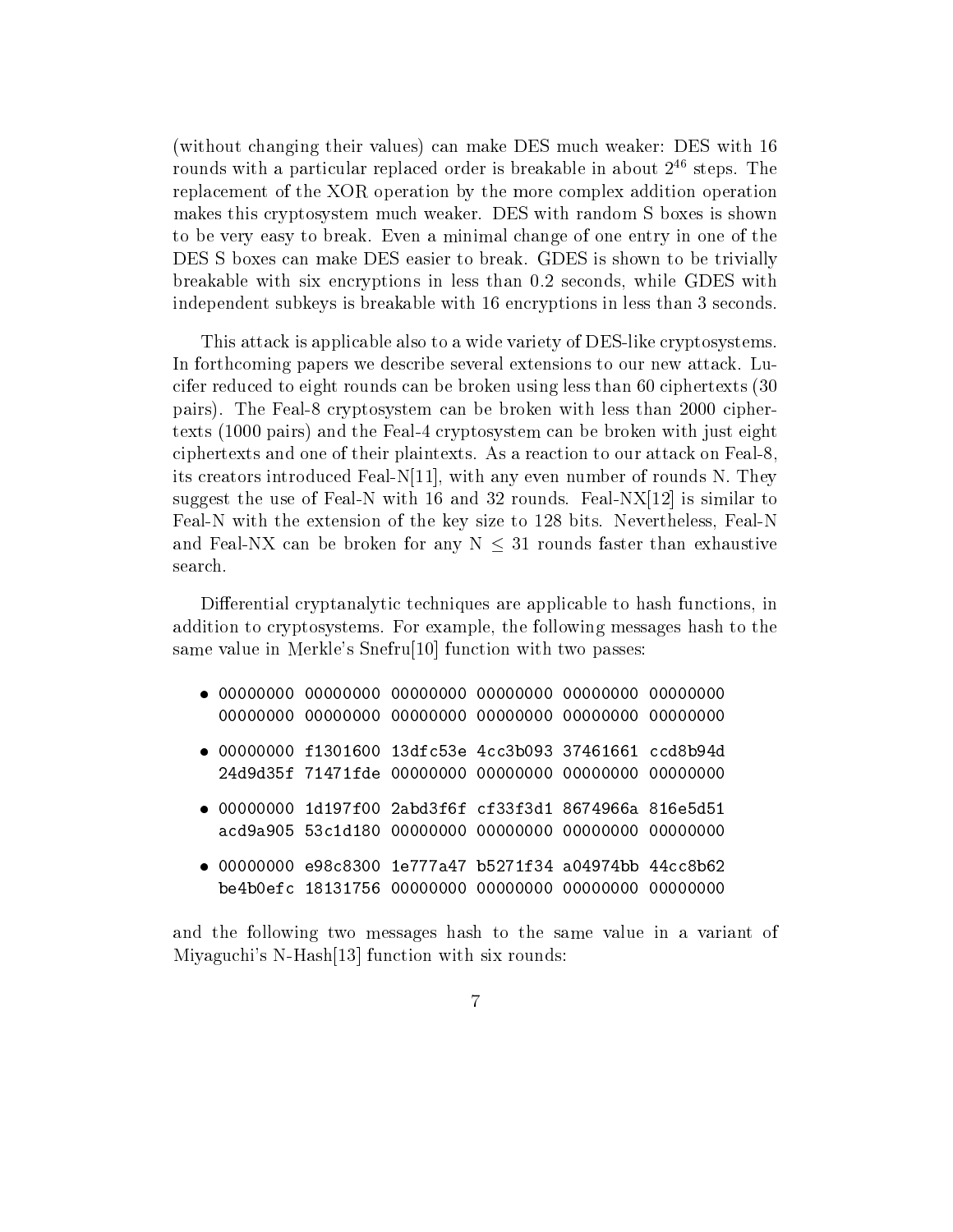(without changing their values) can make DES much weaker: DES with 16 rounds with a particular replaced order is breakable in about $2^{46}$ steps. The replacement of the XOR operation by the more complex addition operation makes this cryptosystem much weaker. DES with random S boxes is shown to be very easy to break. Even a minimal change of one entry in one of the DES S boxes can make DES easier to break. GDES is shown to be trivially breakable with six encryptions in less than 0.2 seconds, while GDES with independent subkeys is breakable with 16 encryptions in less than 3 seconds.

This attack is applicable also to a wide variety of DES-like cryptosystems. In forthcoming papers we describe several extensions to our new attack. Lucifer reduced to eight rounds can be broken using less than 60 ciphertexts (30 pairs). The Feal-8 cryptosystem can be broken with less than 2000 ciphertexts (1000 pairs) and the Feal-4 cryptosystem can be broken with just eight ciphertexts and one of their plaintexts. As a reaction to our attack on Feal-8, its creators introduced Feal-N[11], with any even number of rounds N. They suggest the use of Feal-N with 16 and 32 rounds. Feal-NX[12] is similar to Feal-N with the extension of the key size to 128 bits. Nevertheless, Feal-N and Feal-NX can be broken for any $N \leq 31$ rounds faster than exhaustive search.

Differential cryptanalytic techniques are applicable to hash functions, in addition to cryptosystems. For example, the following messages hash to the same value in Merkle's Snefru[10] function with two passes:

- `00000000 00000000 00000000 00000000 00000000 00000000`
  `00000000 00000000 00000000 00000000 00000000 00000000`
- `00000000 f1301600 13dfc53e 4cc3b093 37461661 ccd8b94d`
  `24d9d35f 71471fde 00000000 00000000 00000000 00000000`
- `00000000 1d197f00 2abd3f6f cf33f3d1 8674966a 816e5d51`
  `acd9a905 53c1d180 00000000 00000000 00000000 00000000`
- `00000000 e98c8300 1e777a47 b5271f34 a04974bb 44cc8b62`
  `be4b0efc 18131756 00000000 00000000 00000000 00000000`

and the following two messages hash to the same value in a variant of Miyaguchi's N-Hash[13] function with six rounds: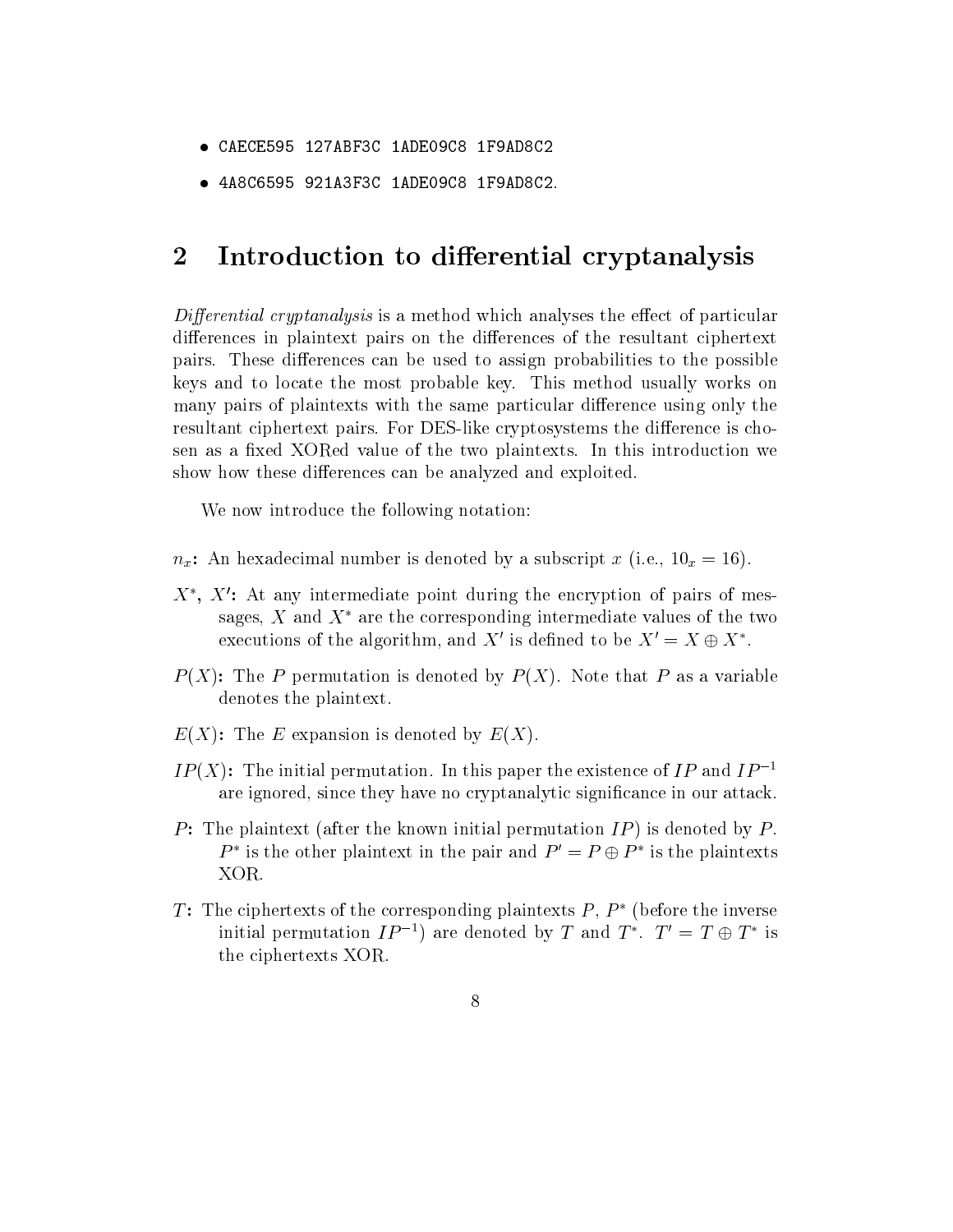- `CAECE595 127ABF3C 1ADE09C8 1F9AD8C2`
- `4A8C6595 921A3F3C 1ADE09C8 1F9AD8C2`.

## 2 Introduction to differential cryptanalysis

*Differential cryptanalysis* is a method which analyses the effect of particular differences in plaintext pairs on the differences of the resultant ciphertext pairs. These differences can be used to assign probabilities to the possible keys and to locate the most probable key. This method usually works on many pairs of plaintexts with the same particular difference using only the resultant ciphertext pairs. For DES-like cryptosystems the difference is chosen as a fixed XORed value of the two plaintexts. In this introduction we show how these differences can be analyzed and exploited.

We now introduce the following notation:

**$n_x$:** An hexadecimal number is denoted by a subscript $x$ (i.e., $10_x = 16$).

**$X^*$, $X'$:** At any intermediate point during the encryption of pairs of messages, $X$ and $X^*$ are the corresponding intermediate values of the two executions of the algorithm, and $X'$ is defined to be $X' = X \oplus X^*$.

**$P(X)$:** The $P$ permutation is denoted by $P(X)$. Note that $P$ as a variable denotes the plaintext.

**$E(X)$:** The $E$ expansion is denoted by $E(X)$.

**$IP(X)$:** The initial permutation. In this paper the existence of $IP$ and $IP^{-1}$ are ignored, since they have no cryptanalytic significance in our attack.

**$P$:** The plaintext (after the known initial permutation $IP$) is denoted by $P$. $P^*$ is the other plaintext in the pair and $P' = P \oplus P^*$ is the plaintexts XOR.

**$T$:** The ciphertexts of the corresponding plaintexts $P$, $P^*$ (before the inverse initial permutation $IP^{-1}$) are denoted by $T$ and $T^*$. $T' = T \oplus T^*$ is the ciphertexts XOR.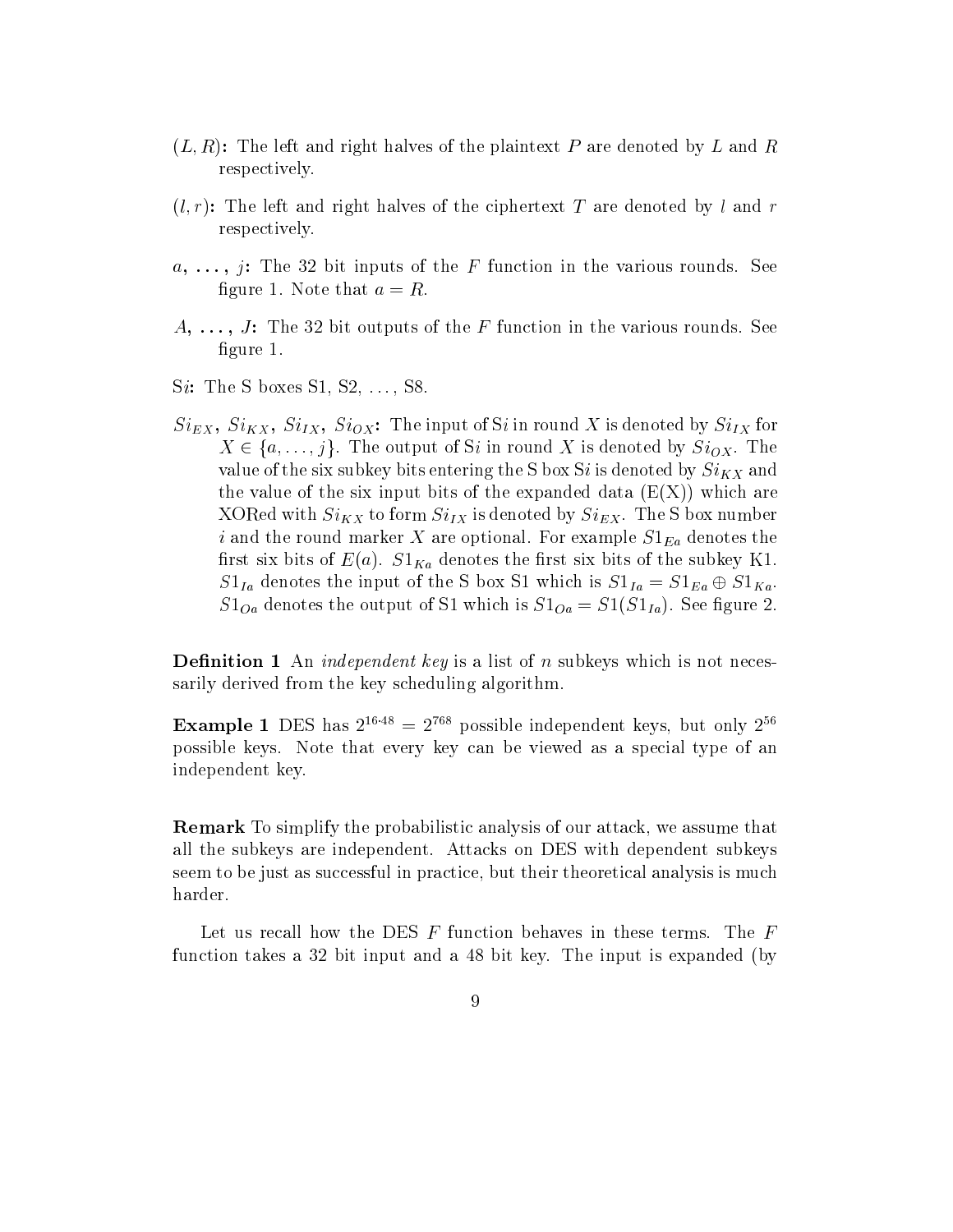**$(L, R)$:** The left and right halves of the plaintext $P$ are denoted by $L$ and $R$ respectively.

**$(l, r)$:** The left and right halves of the ciphertext $T$ are denoted by $l$ and $r$ respectively.

**$a, \ldots, j$:** The 32 bit inputs of the $F$ function in the various rounds. See figure 1. Note that $a = R$.

**$A, \ldots, J$:** The 32 bit outputs of the $F$ function in the various rounds. See figure 1.

**S$i$:** The S boxes S1, S2, ..., S8.

**$Si_{EX}$, $Si_{KX}$, $Si_{IX}$, $Si_{OX}$:** The input of S$i$ in round $X$ is denoted by $Si_{IX}$ for $X \in \{a, \ldots, j\}$. The output of S$i$ in round $X$ is denoted by $Si_{OX}$. The value of the six subkey bits entering the S box S$i$ is denoted by $Si_{KX}$ and the value of the six input bits of the expanded data (E(X)) which are XORed with $Si_{KX}$ to form $Si_{IX}$ is denoted by $Si_{EX}$. The S box number $i$ and the round marker $X$ are optional. For example $S1_{Ea}$ denotes the first six bits of $E(a)$. $S1_{Ka}$ denotes the first six bits of the subkey K1. $S1_{Ia}$ denotes the input of the S box S1 which is $S1_{Ia} = S1_{Ea} \oplus S1_{Ka}$. $S1_{Oa}$ denotes the output of S1 which is $S1_{Oa} = S1(S1_{Ia})$. See figure 2.

**Definition 1** An *independent key* is a list of $n$ subkeys which is not necessarily derived from the key scheduling algorithm.

**Example 1** DES has $2^{16 \cdot 48} = 2^{768}$ possible independent keys, but only $2^{56}$ possible keys. Note that every key can be viewed as a special type of an independent key.

**Remark** To simplify the probabilistic analysis of our attack, we assume that all the subkeys are independent. Attacks on DES with dependent subkeys seem to be just as successful in practice, but their theoretical analysis is much harder.

Let us recall how the DES $F$ function behaves in these terms. The $F$ function takes a 32 bit input and a 48 bit key. The input is expanded (by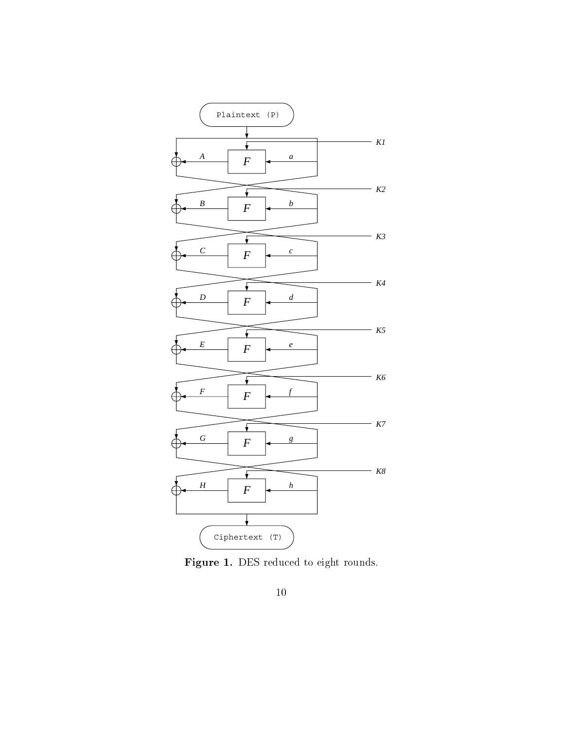Plaintext (P)

K1

A F a

K2

B F b

K3

C F c

K4

D F d

K5

E F e

K6

F F f

K7

G F g

K8

H F h

Ciphertext (T)

**Figure 1.** DES reduced to eight rounds.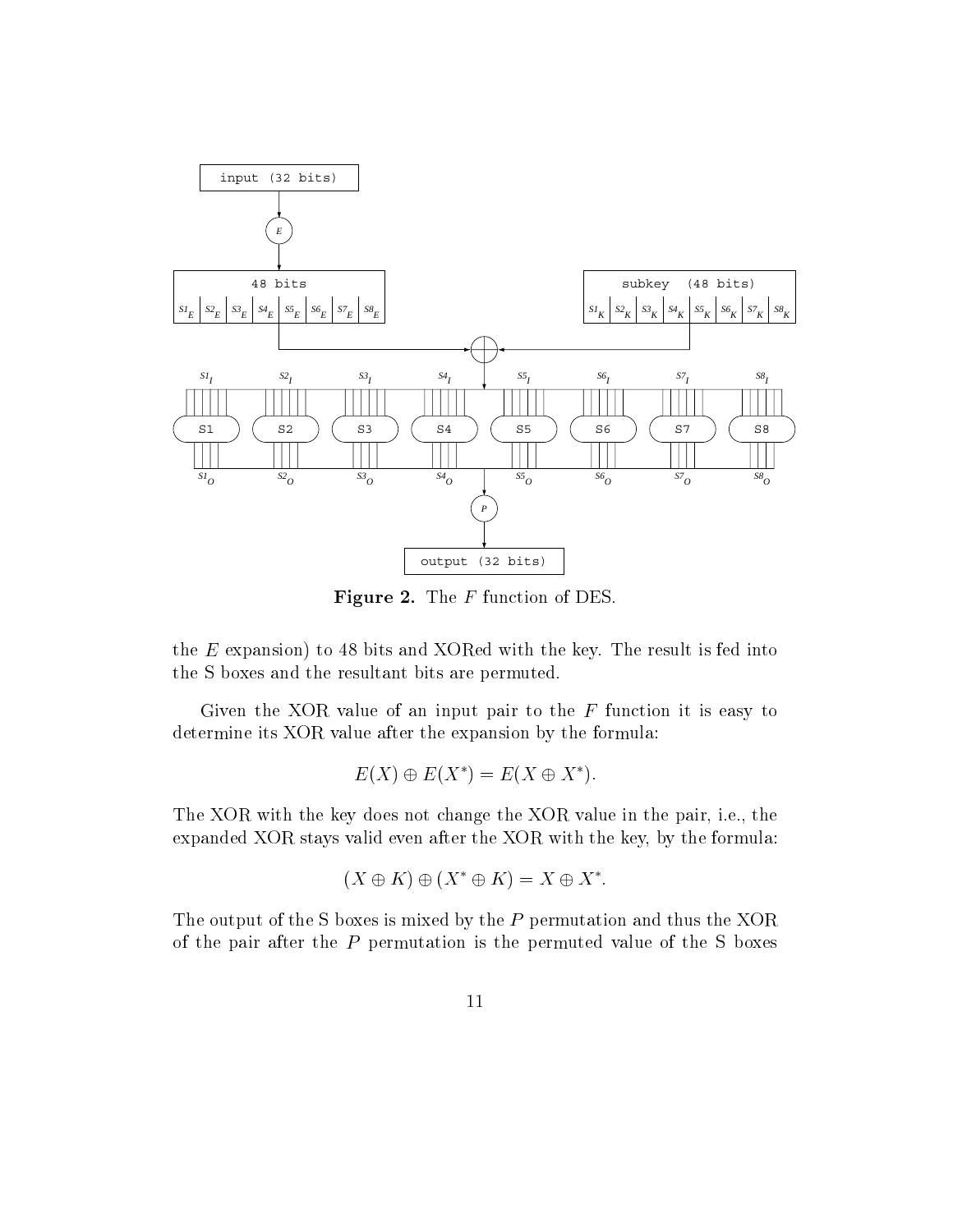**Figure 2.** The $F$ function of DES.

the $E$ expansion) to 48 bits and XORed with the key. The result is fed into the S boxes and the resultant bits are permuted.

Given the XOR value of an input pair to the $F$ function it is easy to determine its XOR value after the expansion by the formula:

$$E(X) \oplus E(X^*) = E(X \oplus X^*).$$

The XOR with the key does not change the XOR value in the pair, i.e., the expanded XOR stays valid even after the XOR with the key, by the formula:

$$(X \oplus K) \oplus (X^* \oplus K) = X \oplus X^*.$$

The output of the S boxes is mixed by the $P$ permutation and thus the XOR of the pair after the $P$ permutation is the permuted value of the S boxes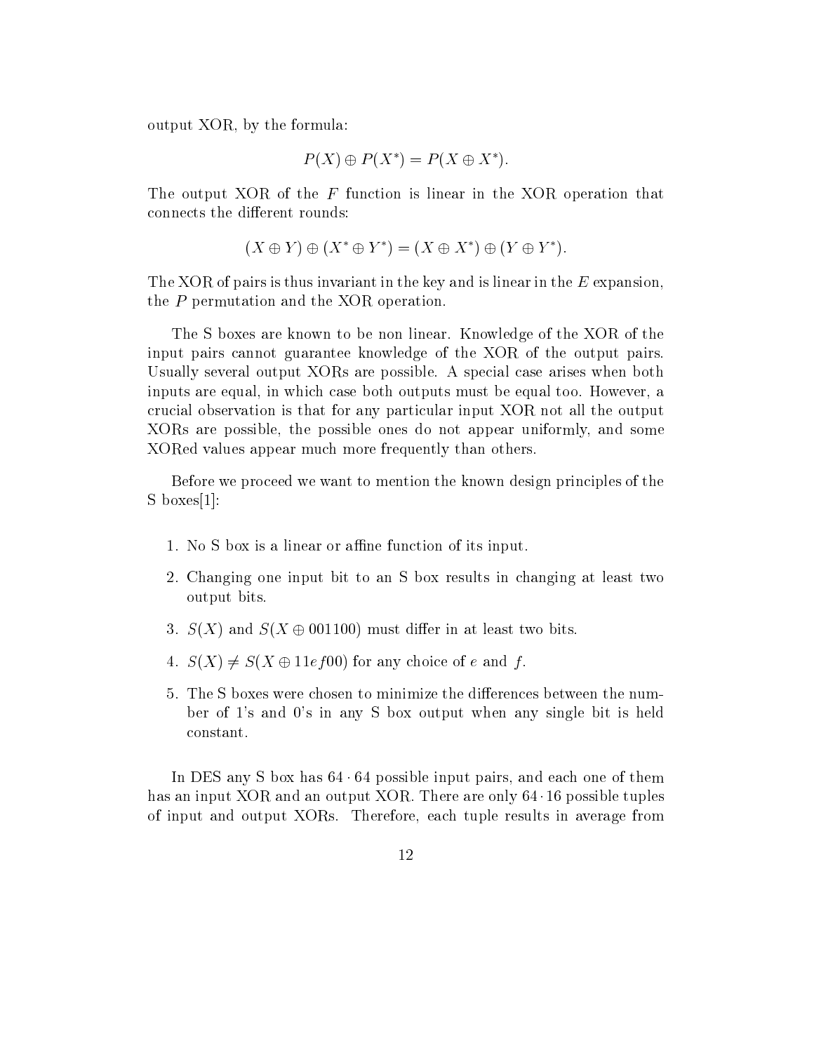output XOR, by the formula:

$$P(X) \oplus P(X^*) = P(X \oplus X^*).$$

The output XOR of the $F$ function is linear in the XOR operation that connects the different rounds:

$$(X \oplus Y) \oplus (X^* \oplus Y^*) = (X \oplus X^*) \oplus (Y \oplus Y^*).$$

The XOR of pairs is thus invariant in the key and is linear in the $E$ expansion, the $P$ permutation and the XOR operation.

The S boxes are known to be non linear. Knowledge of the XOR of the input pairs cannot guarantee knowledge of the XOR of the output pairs. Usually several output XORs are possible. A special case arises when both inputs are equal, in which case both outputs must be equal too. However, a crucial observation is that for any particular input XOR not all the output XORs are possible, the possible ones do not appear uniformly, and some XORed values appear much more frequently than others.

Before we proceed we want to mention the known design principles of the S boxes[1]:

1. No S box is a linear or affine function of its input.
2. Changing one input bit to an S box results in changing at least two output bits.
3. $S(X)$ and $S(X \oplus 001100)$ must differ in at least two bits.
4. $S(X) \neq S(X \oplus 11ef00)$ for any choice of $e$ and $f$.
5. The S boxes were chosen to minimize the differences between the number of 1's and 0's in any S box output when any single bit is held constant.

In DES any S box has $64 \cdot 64$ possible input pairs, and each one of them has an input XOR and an output XOR. There are only $64 \cdot 16$ possible tuples of input and output XORs. Therefore, each tuple results in average from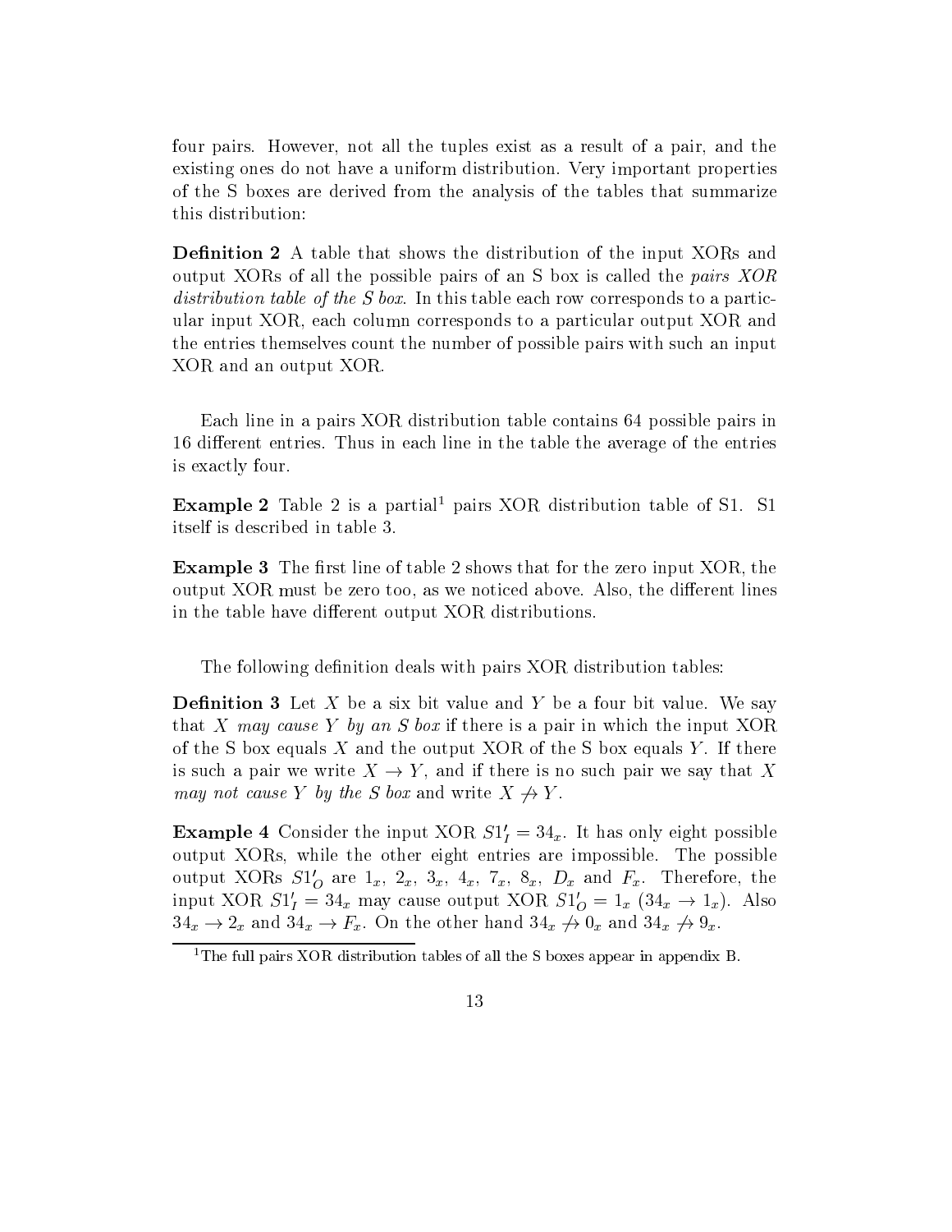four pairs. However, not all the tuples exist as a result of a pair, and the existing ones do not have a uniform distribution. Very important properties of the S boxes are derived from the analysis of the tables that summarize this distribution:

**Definition 2** A table that shows the distribution of the input XORs and output XORs of all the possible pairs of an S box is called the *pairs XOR distribution table of the S box*. In this table each row corresponds to a particular input XOR, each column corresponds to a particular output XOR and the entries themselves count the number of possible pairs with such an input XOR and an output XOR.

Each line in a pairs XOR distribution table contains 64 possible pairs in 16 different entries. Thus in each line in the table the average of the entries is exactly four.

**Example 2** Table 2 is a partial[1] pairs XOR distribution table of S1. S1 itself is described in table 3.

**Example 3** The first line of table 2 shows that for the zero input XOR, the output XOR must be zero too, as we noticed above. Also, the different lines in the table have different output XOR distributions.

The following definition deals with pairs XOR distribution tables:

**Definition 3** Let $X$ be a six bit value and $Y$ be a four bit value. We say that *$X$ may cause $Y$ by an S box* if there is a pair in which the input XOR of the S box equals $X$ and the output XOR of the S box equals $Y$. If there is such a pair we write $X \to Y$, and if there is no such pair we say that *$X$ may not cause $Y$ by the S box* and write $X \not\to Y$.

**Example 4** Consider the input XOR $S1'_I = 34_x$. It has only eight possible output XORs, while the other eight entries are impossible. The possible output XORs $S1'_O$ are $1_x$, $2_x$, $3_x$, $4_x$, $7_x$, $8_x$, $D_x$ and $F_x$. Therefore, the input XOR $S1'_I = 34_x$ may cause output XOR $S1'_O = 1_x$ ($34_x \to 1_x$). Also $34_x \to 2_x$ and $34_x \to F_x$. On the other hand $34_x \not\to 0_x$ and $34_x \not\to 9_x$.

[1] The full pairs XOR distribution tables of all the S boxes appear in appendix B.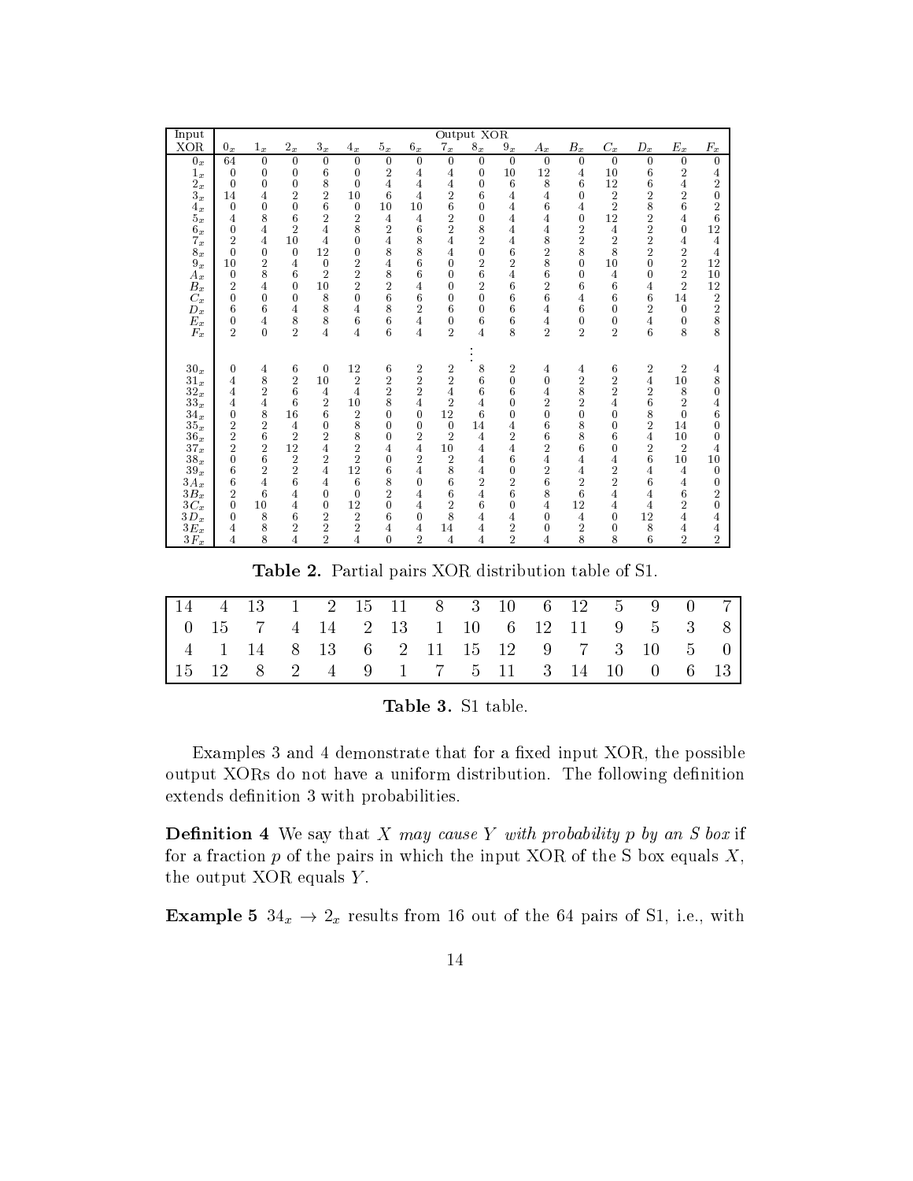| Input XOR | Output XOR | | | | | | | | | | | | | | | |
|---|---|---|---|---|---|---|---|---|---|---|---|---|---|---|---|---|
| | $0_x$ | $1_x$ | $2_x$ | $3_x$ | $4_x$ | $5_x$ | $6_x$ | $7_x$ | $8_x$ | $9_x$ | $A_x$ | $B_x$ | $C_x$ | $D_x$ | $E_x$ | $F_x$ |
| $0_x$ | 64 | 0 | 0 | 0 | 0 | 0 | 0 | 0 | 0 | 0 | 0 | 0 | 0 | 0 | 0 | 0 |
| $1_x$ | 0 | 0 | 0 | 6 | 0 | 2 | 4 | 4 | 0 | 10 | 12 | 4 | 10 | 6 | 2 | 4 |
| $2_x$ | 0 | 0 | 0 | 8 | 0 | 4 | 4 | 4 | 0 | 6 | 8 | 6 | 12 | 6 | 4 | 2 |
| $3_x$ | 14 | 4 | 2 | 2 | 10 | 6 | 4 | 2 | 6 | 4 | 4 | 0 | 2 | 2 | 2 | 0 |
| $4_x$ | 0 | 0 | 0 | 6 | 0 | 10 | 10 | 6 | 0 | 4 | 6 | 4 | 2 | 8 | 6 | 2 |
| $5_x$ | 4 | 8 | 6 | 2 | 2 | 4 | 4 | 2 | 0 | 4 | 4 | 0 | 12 | 2 | 4 | 6 |
| $6_x$ | 0 | 4 | 2 | 4 | 8 | 2 | 6 | 2 | 8 | 4 | 4 | 2 | 4 | 2 | 0 | 12 |
| $7_x$ | 2 | 4 | 10 | 4 | 0 | 4 | 8 | 4 | 2 | 4 | 8 | 2 | 2 | 2 | 4 | 4 |
| $8_x$ | 0 | 0 | 0 | 12 | 0 | 8 | 8 | 4 | 0 | 6 | 2 | 8 | 8 | 2 | 2 | 4 |
| $9_x$ | 10 | 2 | 4 | 0 | 2 | 4 | 6 | 0 | 2 | 2 | 8 | 0 | 10 | 0 | 2 | 12 |
| $A_x$ | 0 | 8 | 6 | 2 | 2 | 8 | 6 | 0 | 6 | 4 | 6 | 0 | 4 | 0 | 2 | 10 |
| $B_x$ | 2 | 4 | 0 | 10 | 2 | 2 | 4 | 0 | 2 | 6 | 2 | 6 | 6 | 4 | 2 | 12 |
| $C_x$ | 0 | 0 | 0 | 8 | 0 | 6 | 6 | 0 | 0 | 6 | 6 | 4 | 6 | 6 | 14 | 2 |
| $D_x$ | 6 | 6 | 4 | 8 | 4 | 8 | 2 | 6 | 0 | 6 | 4 | 6 | 0 | 2 | 0 | 2 |
| $E_x$ | 0 | 4 | 8 | 8 | 6 | 6 | 4 | 0 | 6 | 6 | 4 | 0 | 0 | 4 | 0 | 8 |
| $F_x$ | 2 | 0 | 2 | 4 | 4 | 6 | 4 | 2 | 4 | 8 | 2 | 2 | 2 | 6 | 8 | 8 |
| | | | | | | | | | ⋮ | | | | | | | |
| $30_x$ | 0 | 4 | 6 | 0 | 12 | 6 | 2 | 2 | 8 | 2 | 4 | 4 | 6 | 2 | 2 | 4 |
| $31_x$ | 4 | 8 | 2 | 10 | 2 | 2 | 2 | 2 | 6 | 0 | 0 | 2 | 2 | 4 | 10 | 8 |
| $32_x$ | 4 | 2 | 6 | 4 | 4 | 2 | 2 | 4 | 6 | 6 | 4 | 8 | 2 | 2 | 8 | 0 |
| $33_x$ | 4 | 4 | 6 | 2 | 10 | 8 | 4 | 2 | 4 | 0 | 2 | 2 | 4 | 6 | 2 | 4 |
| $34_x$ | 0 | 8 | 16 | 6 | 2 | 0 | 0 | 12 | 6 | 0 | 0 | 0 | 0 | 8 | 0 | 6 |
| $35_x$ | 2 | 2 | 4 | 0 | 8 | 0 | 0 | 0 | 14 | 4 | 6 | 8 | 0 | 2 | 14 | 0 |
| $36_x$ | 2 | 6 | 2 | 2 | 8 | 0 | 2 | 2 | 4 | 2 | 6 | 8 | 6 | 4 | 10 | 0 |
| $37_x$ | 2 | 2 | 12 | 4 | 2 | 4 | 4 | 10 | 4 | 4 | 2 | 6 | 0 | 2 | 2 | 4 |
| $38_x$ | 0 | 6 | 2 | 2 | 2 | 0 | 2 | 2 | 4 | 6 | 4 | 4 | 4 | 6 | 10 | 10 |
| $39_x$ | 6 | 2 | 2 | 4 | 12 | 6 | 4 | 8 | 4 | 0 | 2 | 4 | 2 | 4 | 4 | 0 |
| $3A_x$ | 6 | 4 | 6 | 4 | 6 | 8 | 0 | 6 | 2 | 2 | 6 | 2 | 2 | 6 | 4 | 0 |
| $3B_x$ | 2 | 6 | 4 | 0 | 0 | 2 | 4 | 6 | 4 | 6 | 8 | 6 | 4 | 4 | 6 | 2 |
| $3C_x$ | 0 | 10 | 4 | 0 | 12 | 0 | 4 | 2 | 6 | 0 | 4 | 12 | 4 | 4 | 2 | 0 |
| $3D_x$ | 0 | 8 | 6 | 2 | 2 | 6 | 0 | 8 | 4 | 4 | 0 | 4 | 0 | 12 | 4 | 4 |
| $3E_x$ | 4 | 8 | 2 | 2 | 2 | 4 | 4 | 14 | 4 | 2 | 0 | 2 | 0 | 8 | 4 | 4 |
| $3F_x$ | 4 | 8 | 4 | 2 | 4 | 0 | 2 | 4 | 4 | 2 | 4 | 8 | 8 | 6 | 2 | 2 |

**Table 2.** Partial pairs XOR distribution table of S1.

| | | | | | | | | | | | | | | | |
|---|---|---|---|---|---|---|---|---|---|---|---|---|---|---|---|
| 14 | 4 | 13 | 1 | 2 | 15 | 11 | 8 | 3 | 10 | 6 | 12 | 5 | 9 | 0 | 7 |
| 0 | 15 | 7 | 4 | 14 | 2 | 13 | 1 | 10 | 6 | 12 | 11 | 9 | 5 | 3 | 8 |
| 4 | 1 | 14 | 8 | 13 | 6 | 2 | 11 | 15 | 12 | 9 | 7 | 3 | 10 | 5 | 0 |
| 15 | 12 | 8 | 2 | 4 | 9 | 1 | 7 | 5 | 11 | 3 | 14 | 10 | 0 | 6 | 13 |

**Table 3.** S1 table.

Examples 3 and 4 demonstrate that for a fixed input XOR, the possible output XORs do not have a uniform distribution. The following definition extends definition 3 with probabilities.

**Definition 4** We say that *X may cause Y with probability p by an S box* if for a fraction *p* of the pairs in which the input XOR of the S box equals *X*, the output XOR equals *Y*.

**Example 5** $34_x \rightarrow 2_x$ results from 16 out of the 64 pairs of S1, i.e., with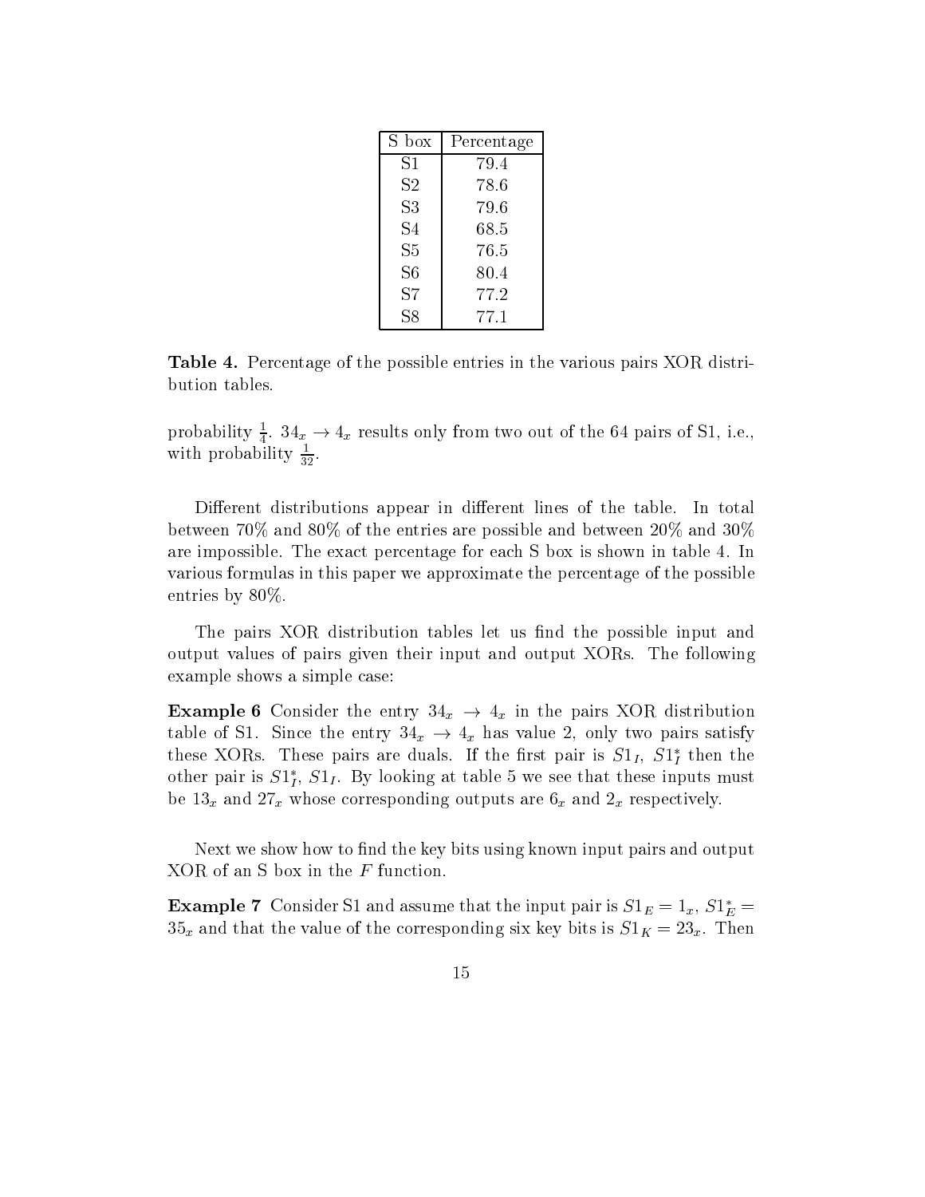| S box | Percentage |
|---|---|
| S1 | 79.4 |
| S2 | 78.6 |
| S3 | 79.6 |
| S4 | 68.5 |
| S5 | 76.5 |
| S6 | 80.4 |
| S7 | 77.2 |
| S8 | 77.1 |

**Table 4.** Percentage of the possible entries in the various pairs XOR distribution tables.

probability $\frac{1}{4}$. $34_x \rightarrow 4_x$ results only from two out of the 64 pairs of S1, i.e., with probability $\frac{1}{32}$.

Different distributions appear in different lines of the table. In total between 70% and 80% of the entries are possible and between 20% and 30% are impossible. The exact percentage for each S box is shown in table 4. In various formulas in this paper we approximate the percentage of the possible entries by 80%.

The pairs XOR distribution tables let us find the possible input and output values of pairs given their input and output XORs. The following example shows a simple case:

**Example 6** Consider the entry $34_x \rightarrow 4_x$ in the pairs XOR distribution table of S1. Since the entry $34_x \rightarrow 4_x$ has value 2, only two pairs satisfy these XORs. These pairs are duals. If the first pair is $S1_I$, $S1_I^*$ then the other pair is $S1_I^*$, $S1_I$. By looking at table 5 we see that these inputs must be $13_x$ and $27_x$ whose corresponding outputs are $6_x$ and $2_x$ respectively.

Next we show how to find the key bits using known input pairs and output XOR of an S box in the $F$ function.

**Example 7** Consider S1 and assume that the input pair is $S1_E = 1_x$, $S1_E^* = 35_x$ and that the value of the corresponding six key bits is $S1_K = 23_x$. Then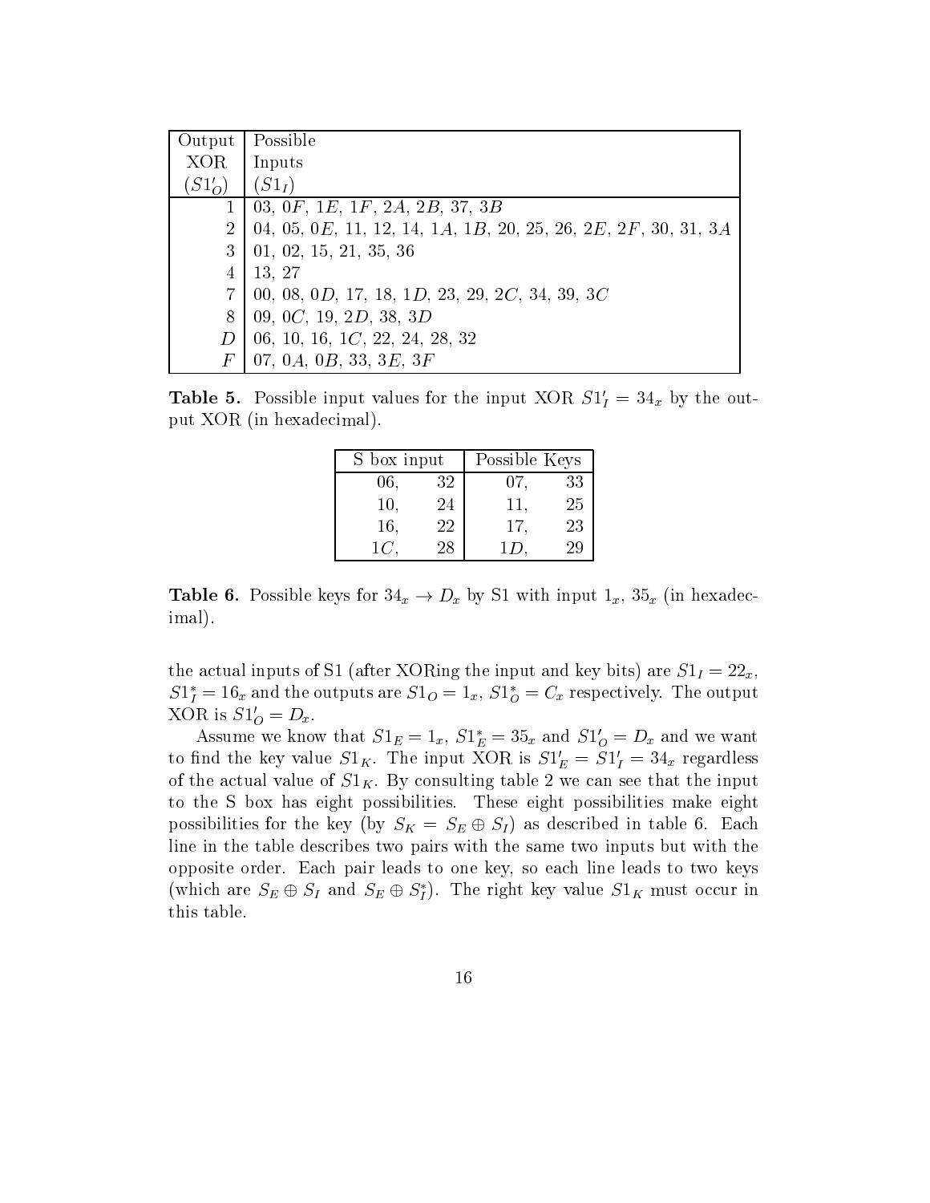| Output XOR ($S1'_O$) | Possible Inputs ($S1_I$) |
|---|---|
| 1 | 03, 0$F$, 1$E$, 1$F$, 2$A$, 2$B$, 37, 3$B$ |
| 2 | 04, 05, 0$E$, 11, 12, 14, 1$A$, 1$B$, 20, 25, 26, 2$E$, 2$F$, 30, 31, 3$A$ |
| 3 | 01, 02, 15, 21, 35, 36 |
| 4 | 13, 27 |
| 7 | 00, 08, 0$D$, 17, 18, 1$D$, 23, 29, 2$C$, 34, 39, 3$C$ |
| 8 | 09, 0$C$, 19, 2$D$, 38, 3$D$ |
| $D$ | 06, 10, 16, 1$C$, 22, 24, 28, 32 |
| $F$ | 07, 0$A$, 0$B$, 33, 3$E$, 3$F$ |

**Table 5.** Possible input values for the input XOR $S1'_I = 34_x$ by the output XOR (in hexadecimal).

| S box input | | Possible Keys | |
|---|---|---|---|
| 06, | 32 | 07, | 33 |
| 10, | 24 | 11, | 25 |
| 16, | 22 | 17, | 23 |
| 1$C$, | 28 | 1$D$, | 29 |

**Table 6.** Possible keys for $34_x \rightarrow D_x$ by S1 with input $1_x$, $35_x$ (in hexadecimal).

the actual inputs of S1 (after XORing the input and key bits) are $S1_I = 22_x$, $S1^*_I = 16_x$ and the outputs are $S1_O = 1_x$, $S1^*_O = C_x$ respectively. The output XOR is $S1'_O = D_x$.

Assume we know that $S1_E = 1_x$, $S1^*_E = 35_x$ and $S1'_O = D_x$ and we want to find the key value $S1_K$. The input XOR is $S1'_E = S1'_I = 34_x$ regardless of the actual value of $S1_K$. By consulting table 2 we can see that the input to the S box has eight possibilities. These eight possibilities make eight possibilities for the key (by $S_K = S_E \oplus S_I$) as described in table 6. Each line in the table describes two pairs with the same two inputs but with the opposite order. Each pair leads to one key, so each line leads to two keys (which are $S_E \oplus S_I$ and $S_E \oplus S^*_I$). The right key value $S1_K$ must occur in this table.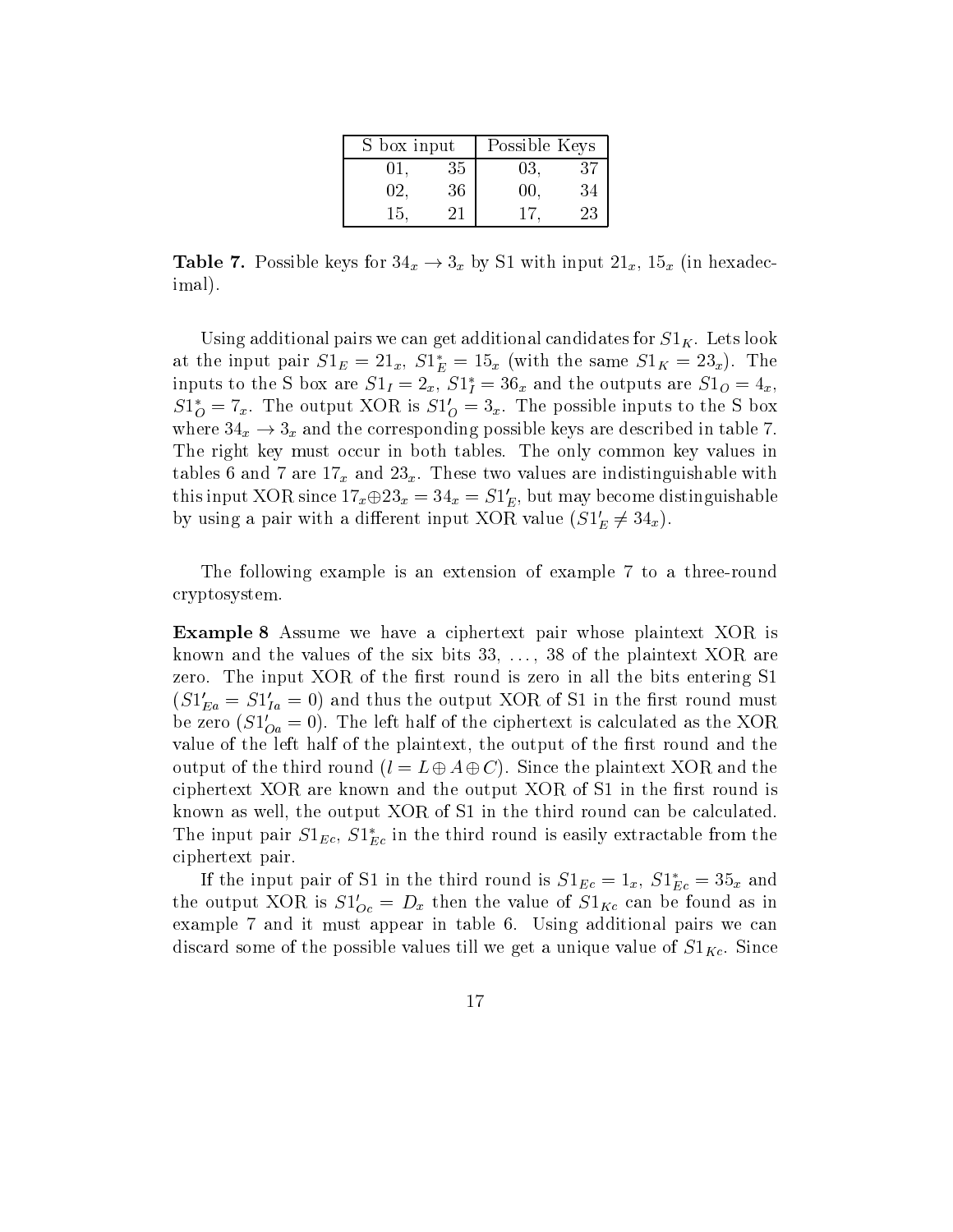| S box input | | Possible Keys | |
|---|---|---|---|
| 01, | 35 | 03, | 37 |
| 02, | 36 | 00, | 34 |
| 15, | 21 | 17, | 23 |

**Table 7.** Possible keys for $34_x \rightarrow 3_x$ by S1 with input $21_x$, $15_x$ (in hexadecimal).

Using additional pairs we can get additional candidates for $S1_K$. Lets look at the input pair $S1_E = 21_x$, $S1^*_E = 15_x$ (with the same $S1_K = 23_x$). The inputs to the S box are $S1_I = 2_x$, $S1^*_I = 36_x$ and the outputs are $S1_O = 4_x$, $S1^*_O = 7_x$. The output XOR is $S1'_O = 3_x$. The possible inputs to the S box where $34_x \rightarrow 3_x$ and the corresponding possible keys are described in table 7. The right key must occur in both tables. The only common key values in tables 6 and 7 are $17_x$ and $23_x$. These two values are indistinguishable with this input XOR since $17_x \oplus 23_x = 34_x = S1'_E$, but may become distinguishable by using a pair with a different input XOR value ($S1'_E \neq 34_x$).

The following example is an extension of example 7 to a three-round cryptosystem.

**Example 8** Assume we have a ciphertext pair whose plaintext XOR is known and the values of the six bits 33, ..., 38 of the plaintext XOR are zero. The input XOR of the first round is zero in all the bits entering S1 ($S1'_{Ea} = S1'_{Ia} = 0$) and thus the output XOR of S1 in the first round must be zero ($S1'_{Oa} = 0$). The left half of the ciphertext is calculated as the XOR value of the left half of the plaintext, the output of the first round and the output of the third round ($l = L \oplus A \oplus C$). Since the plaintext XOR and the ciphertext XOR are known and the output XOR of S1 in the first round is known as well, the output XOR of S1 in the third round can be calculated. The input pair $S1_{Ec}$, $S1^*_{Ec}$ in the third round is easily extractable from the ciphertext pair.

If the input pair of S1 in the third round is $S1_{Ec} = 1_x$, $S1^*_{Ec} = 35_x$ and the output XOR is $S1'_{Oc} = D_x$ then the value of $S1_{Kc}$ can be found as in example 7 and it must appear in table 6. Using additional pairs we can discard some of the possible values till we get a unique value of $S1_{Kc}$. Since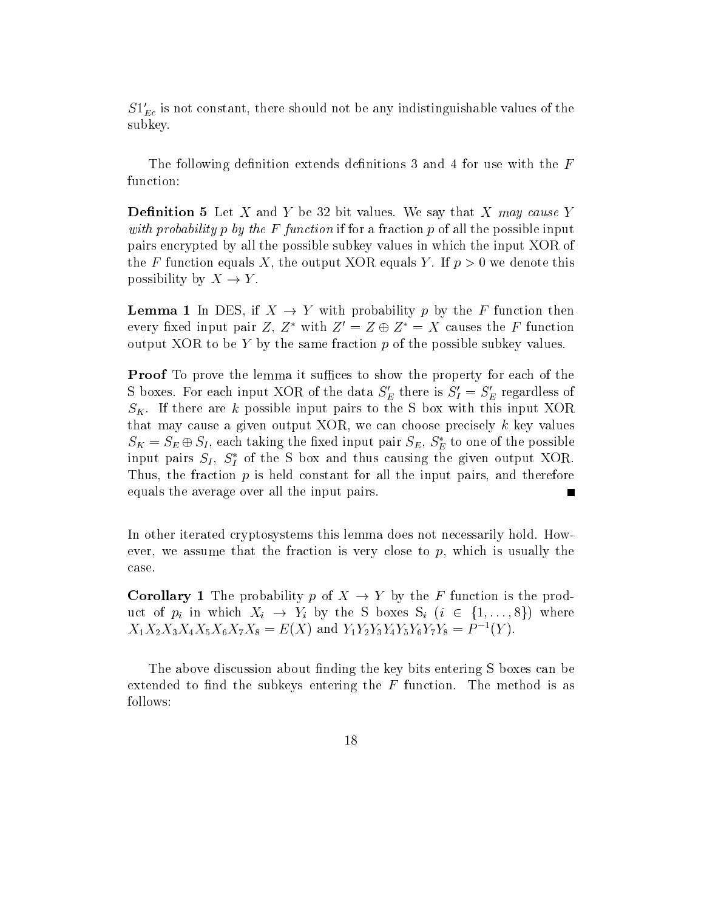$S1'_{Ec}$ is not constant, there should not be any indistinguishable values of the subkey.

The following definition extends definitions 3 and 4 for use with the $F$ function:

**Definition 5** Let $X$ and $Y$ be 32 bit values. We say that $X$ *may cause* $Y$ *with probability* $p$ *by the* $F$ *function* if for a fraction $p$ of all the possible input pairs encrypted by all the possible subkey values in which the input XOR of the $F$ function equals $X$, the output XOR equals $Y$. If $p > 0$ we denote this possibility by $X \rightarrow Y$.

**Lemma 1** In DES, if $X \rightarrow Y$ with probability $p$ by the $F$ function then every fixed input pair $Z$, $Z^*$ with $Z' = Z \oplus Z^* = X$ causes the $F$ function output XOR to be $Y$ by the same fraction $p$ of the possible subkey values.

**Proof** To prove the lemma it suffices to show the property for each of the S boxes. For each input XOR of the data $S'_E$ there is $S'_I = S'_E$ regardless of $S_K$. If there are $k$ possible input pairs to the S box with this input XOR that may cause a given output XOR, we can choose precisely $k$ key values $S_K = S_E \oplus S_I$, each taking the fixed input pair $S_E$, $S^*_E$ to one of the possible input pairs $S_I$, $S^*_I$ of the S box and thus causing the given output XOR. Thus, the fraction $p$ is held constant for all the input pairs, and therefore equals the average over all the input pairs. ∎

In other iterated cryptosystems this lemma does not necessarily hold. However, we assume that the fraction is very close to $p$, which is usually the case.

**Corollary 1** The probability $p$ of $X \rightarrow Y$ by the $F$ function is the product of $p_i$ in which $X_i \rightarrow Y_i$ by the S boxes $S_i$ ($i \in \{1, \ldots, 8\}$) where $X_1X_2X_3X_4X_5X_6X_7X_8 = E(X)$ and $Y_1Y_2Y_3Y_4Y_5Y_6Y_7Y_8 = P^{-1}(Y)$.

The above discussion about finding the key bits entering S boxes can be extended to find the subkeys entering the $F$ function. The method is as follows: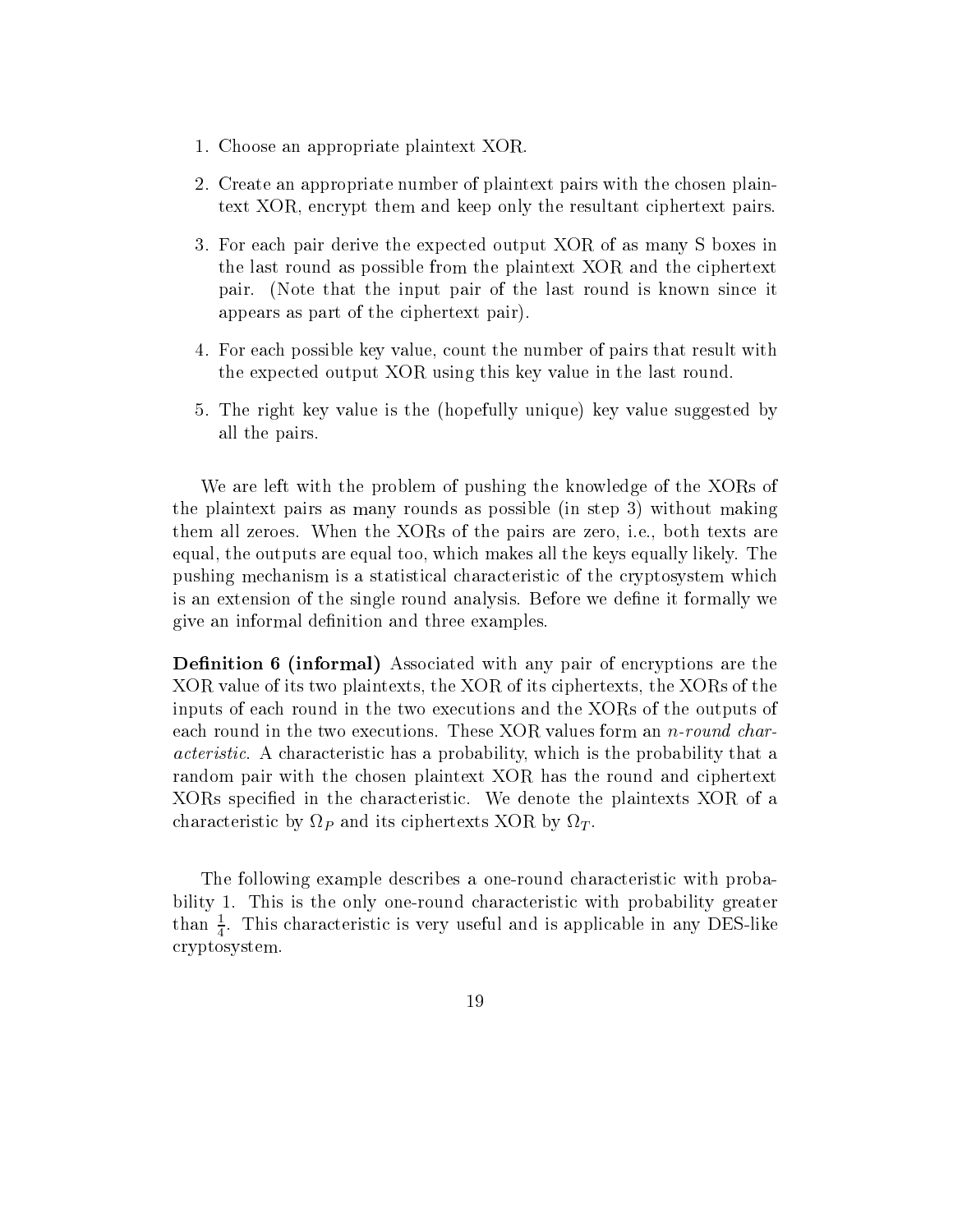1. Choose an appropriate plaintext XOR.
2. Create an appropriate number of plaintext pairs with the chosen plaintext XOR, encrypt them and keep only the resultant ciphertext pairs.
3. For each pair derive the expected output XOR of as many S boxes in the last round as possible from the plaintext XOR and the ciphertext pair. (Note that the input pair of the last round is known since it appears as part of the ciphertext pair).
4. For each possible key value, count the number of pairs that result with the expected output XOR using this key value in the last round.
5. The right key value is the (hopefully unique) key value suggested by all the pairs.

We are left with the problem of pushing the knowledge of the XORs of the plaintext pairs as many rounds as possible (in step 3) without making them all zeroes. When the XORs of the pairs are zero, i.e., both texts are equal, the outputs are equal too, which makes all the keys equally likely. The pushing mechanism is a statistical characteristic of the cryptosystem which is an extension of the single round analysis. Before we define it formally we give an informal definition and three examples.

**Definition 6 (informal)** Associated with any pair of encryptions are the XOR value of its two plaintexts, the XOR of its ciphertexts, the XORs of the inputs of each round in the two executions and the XORs of the outputs of each round in the two executions. These XOR values form an *n-round characteristic*. A characteristic has a probability, which is the probability that a random pair with the chosen plaintext XOR has the round and ciphertext XORs specified in the characteristic. We denote the plaintexts XOR of a characteristic by $\Omega_P$ and its ciphertexts XOR by $\Omega_T$.

The following example describes a one-round characteristic with probability 1. This is the only one-round characteristic with probability greater than $\frac{1}{4}$. This characteristic is very useful and is applicable in any DES-like cryptosystem.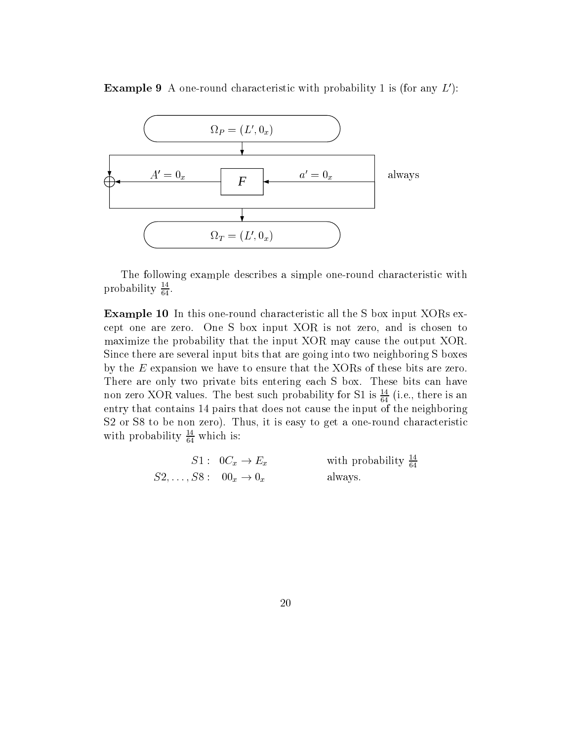**Example 9** A one-round characteristic with probability 1 is (for any $L'$):

$\Omega_P = (L', 0_x)$

$A' = 0_x$ ← $F$ ← $a' = 0_x$ always

$\Omega_T = (L', 0_x)$

The following example describes a simple one-round characteristic with probability $\frac{14}{64}$.

**Example 10** In this one-round characteristic all the S box input XORs except one are zero. One S box input XOR is not zero, and is chosen to maximize the probability that the input XOR may cause the output XOR. Since there are several input bits that are going into two neighboring S boxes by the $E$ expansion we have to ensure that the XORs of these bits are zero. There are only two private bits entering each S box. These bits can have non zero XOR values. The best such probability for S1 is $\frac{14}{64}$ (i.e., there is an entry that contains 14 pairs that does not cause the input of the neighboring S2 or S8 to be non zero). Thus, it is easy to get a one-round characteristic with probability $\frac{14}{64}$ which is:

$$S1: \ 0C_x \rightarrow E_x \qquad \text{with probability } \frac{14}{64}$$

$$S2, \ldots, S8: \ 00_x \rightarrow 0_x \qquad \text{always.}$$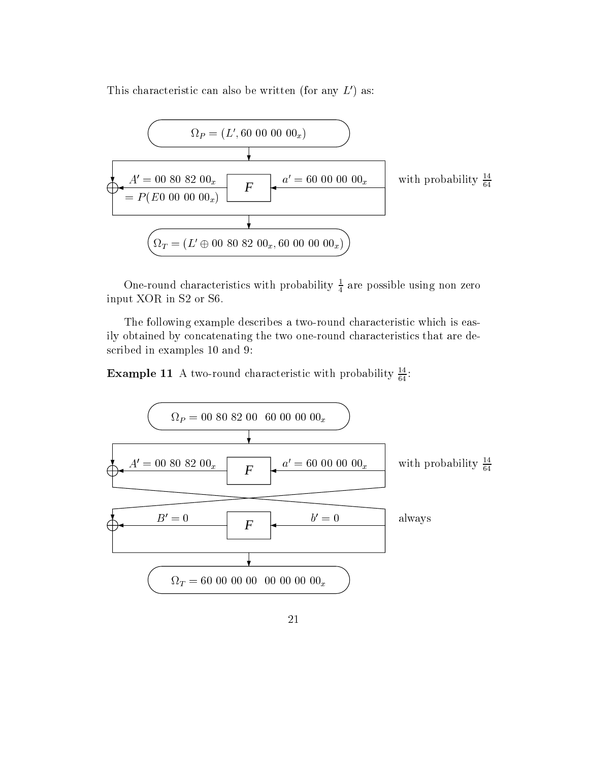This characteristic can also be written (for any $L'$) as:

$$\Omega_P = (L', 60\ 00\ 00\ 00_x)$$

$$A' = 00\ 80\ 82\ 00_x = P(E0\ 00\ 00\ 00_x) \xleftarrow{F} a' = 60\ 00\ 00\ 00_x \quad \text{with probability } \frac{14}{64}$$

$$\Omega_T = (L' \oplus 00\ 80\ 82\ 00_x, 60\ 00\ 00\ 00_x)$$

One-round characteristics with probability $\frac{1}{4}$ are possible using non zero input XOR in S2 or S6.

The following example describes a two-round characteristic which is easily obtained by concatenating the two one-round characteristics that are described in examples 10 and 9:

**Example 11** A two-round characteristic with probability $\frac{14}{64}$:

$$\Omega_P = 00\ 80\ 82\ 00\ \ 60\ 00\ 00\ 00_x$$

$$A' = 00\ 80\ 82\ 00_x \xleftarrow{F} a' = 60\ 00\ 00\ 00_x \quad \text{with probability } \frac{14}{64}$$

$$B' = 0 \xleftarrow{F} b' = 0 \quad \text{always}$$

$$\Omega_T = 60\ 00\ 00\ 00\ \ 00\ 00\ 00\ 00_x$$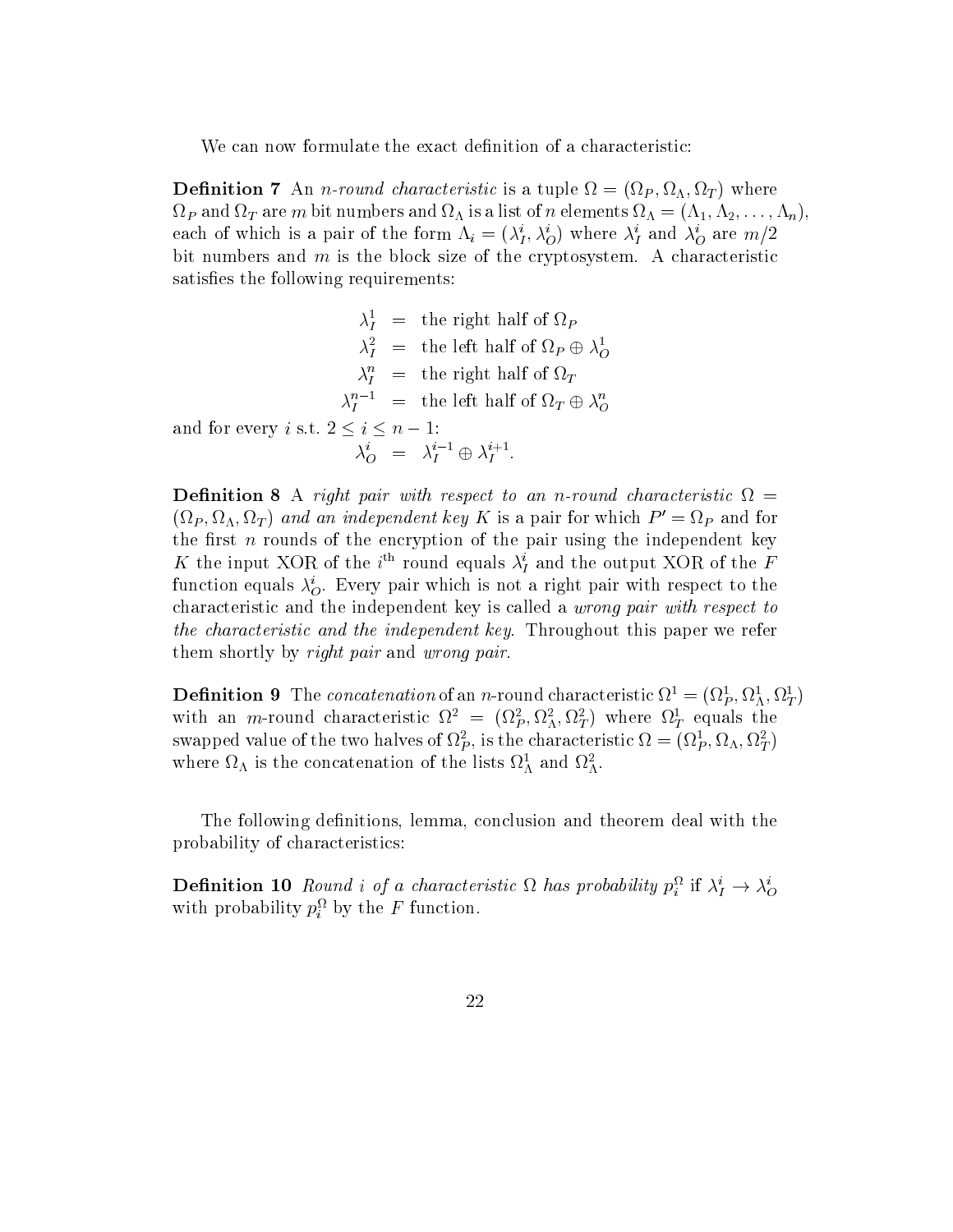We can now formulate the exact definition of a characteristic:

**Definition 7** An *n-round characteristic* is a tuple $\Omega = (\Omega_P, \Omega_\Lambda, \Omega_T)$ where $\Omega_P$ and $\Omega_T$ are $m$ bit numbers and $\Omega_\Lambda$ is a list of $n$ elements $\Omega_\Lambda = (\Lambda_1, \Lambda_2, \ldots, \Lambda_n)$, each of which is a pair of the form $\Lambda_i = (\lambda_I^i, \lambda_O^i)$ where $\lambda_I^i$ and $\lambda_O^i$ are $m/2$ bit numbers and $m$ is the block size of the cryptosystem. A characteristic satisfies the following requirements:

$$
\begin{aligned}
\lambda_I^1 &= \text{the right half of } \Omega_P \\
\lambda_I^2 &= \text{the left half of } \Omega_P \oplus \lambda_O^1 \\
\lambda_I^n &= \text{the right half of } \Omega_T \\
\lambda_I^{n-1} &= \text{the left half of } \Omega_T \oplus \lambda_O^n
\end{aligned}
$$

and for every $i$ s.t. $2 \le i \le n-1$:

$$
\lambda_O^i = \lambda_I^{i-1} \oplus \lambda_I^{i+1}.
$$

**Definition 8** *A right pair with respect to an n-round characteristic* $\Omega = (\Omega_P, \Omega_\Lambda, \Omega_T)$ *and an independent key* $K$ is a pair for which $P' = \Omega_P$ and for the first $n$ rounds of the encryption of the pair using the independent key $K$ the input XOR of the $i^{\text{th}}$ round equals $\lambda_I^i$ and the output XOR of the $F$ function equals $\lambda_O^i$. Every pair which is not a right pair with respect to the characteristic and the independent key is called a *wrong pair with respect to the characteristic and the independent key*. Throughout this paper we refer them shortly by *right pair* and *wrong pair*.

**Definition 9** The *concatenation* of an $n$-round characteristic $\Omega^1 = (\Omega_P^1, \Omega_\Lambda^1, \Omega_T^1)$ with an $m$-round characteristic $\Omega^2 = (\Omega_P^2, \Omega_\Lambda^2, \Omega_T^2)$ where $\Omega_T^1$ equals the swapped value of the two halves of $\Omega_P^2$, is the characteristic $\Omega = (\Omega_P^1, \Omega_\Lambda, \Omega_T^2)$ where $\Omega_\Lambda$ is the concatenation of the lists $\Omega_\Lambda^1$ and $\Omega_\Lambda^2$.

The following definitions, lemma, conclusion and theorem deal with the probability of characteristics:

**Definition 10** *Round* $i$ *of a characteristic* $\Omega$ *has probability* $p_i^\Omega$ if $\lambda_I^i \to \lambda_O^i$ with probability $p_i^\Omega$ by the $F$ function.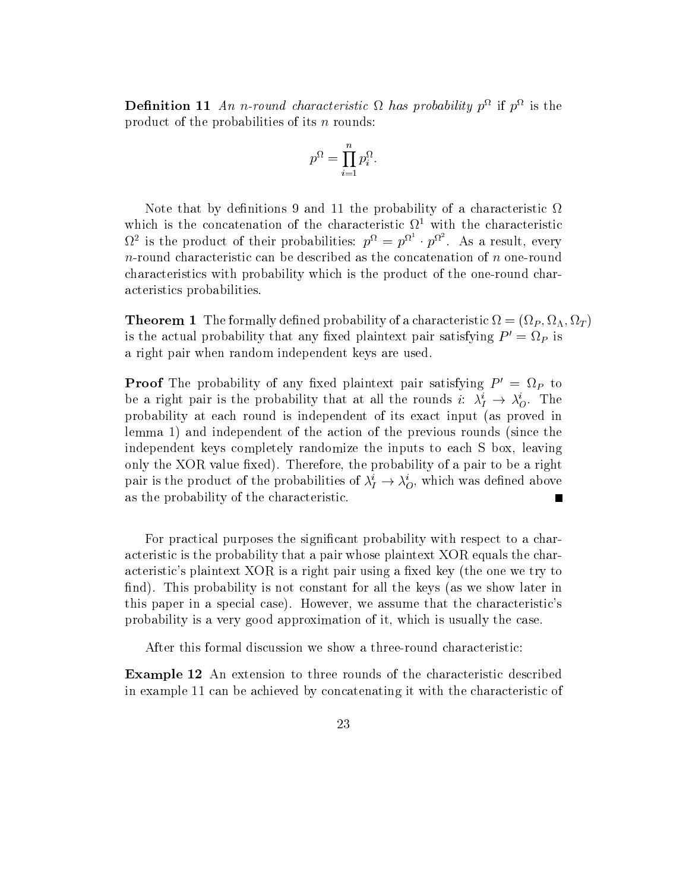**Definition 11** *An $n$-round characteristic $\Omega$ has probability $p^\Omega$* if $p^\Omega$ is the product of the probabilities of its $n$ rounds:

$$p^\Omega = \prod_{i=1}^{n} p_i^\Omega.$$

Note that by definitions 9 and 11 the probability of a characteristic $\Omega$ which is the concatenation of the characteristic $\Omega^1$ with the characteristic $\Omega^2$ is the product of their probabilities: $p^\Omega = p^{\Omega^1} \cdot p^{\Omega^2}$. As a result, every $n$-round characteristic can be described as the concatenation of $n$ one-round characteristics with probability which is the product of the one-round characteristics probabilities.

**Theorem 1** The formally defined probability of a characteristic $\Omega = (\Omega_P, \Omega_\Lambda, \Omega_T)$ is the actual probability that any fixed plaintext pair satisfying $P' = \Omega_P$ is a right pair when random independent keys are used.

**Proof** The probability of any fixed plaintext pair satisfying $P' = \Omega_P$ to be a right pair is the probability that at all the rounds $i$: $\lambda_I^i \to \lambda_O^i$. The probability at each round is independent of its exact input (as proved in lemma 1) and independent of the action of the previous rounds (since the independent keys completely randomize the inputs to each S box, leaving only the XOR value fixed). Therefore, the probability of a pair to be a right pair is the product of the probabilities of $\lambda_I^i \to \lambda_O^i$, which was defined above as the probability of the characteristic. ■

For practical purposes the significant probability with respect to a characteristic is the probability that a pair whose plaintext XOR equals the characteristic's plaintext XOR is a right pair using a fixed key (the one we try to find). This probability is not constant for all the keys (as we show later in this paper in a special case). However, we assume that the characteristic's probability is a very good approximation of it, which is usually the case.

After this formal discussion we show a three-round characteristic:

**Example 12** An extension to three rounds of the characteristic described in example 11 can be achieved by concatenating it with the characteristic of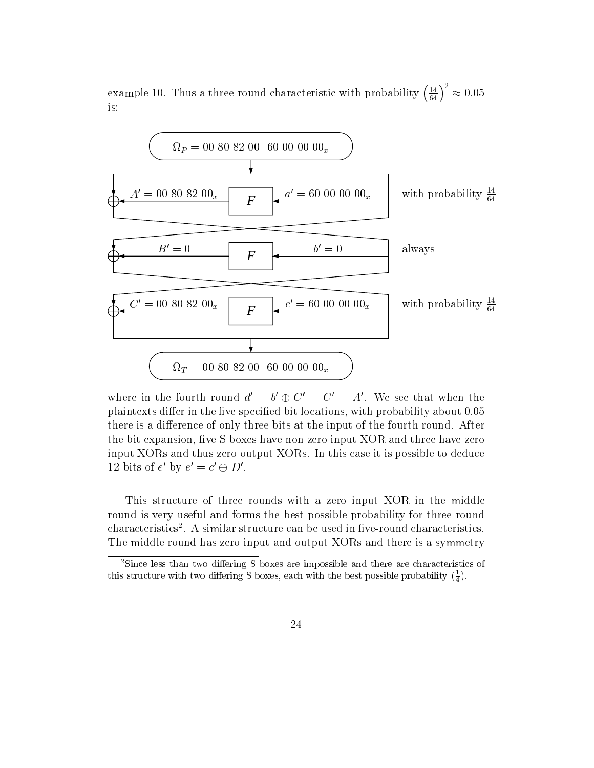example 10. Thus a three-round characteristic with probability $\left(\frac{14}{64}\right)^2 \approx 0.05$ is:

$\Omega_P = 00\ 80\ 82\ 00\ \ 60\ 00\ 00\ 00_x$

| | | | |
|---|---|---|---|
| $A' = 00\ 80\ 82\ 00_x$ | $F$ | $a' = 60\ 00\ 00\ 00_x$ | with probability $\frac{14}{64}$ |
| $B' = 0$ | $F$ | $b' = 0$ | always |
| $C' = 00\ 80\ 82\ 00_x$ | $F$ | $c' = 60\ 00\ 00\ 00_x$ | with probability $\frac{14}{64}$ |

$\Omega_T = 00\ 80\ 82\ 00\ \ 60\ 00\ 00\ 00_x$

where in the fourth round $d' = b' \oplus C' = C' = A'$. We see that when the plaintexts differ in the five specified bit locations, with probability about 0.05 there is a difference of only three bits at the input of the fourth round. After the bit expansion, five S boxes have non zero input XOR and three have zero input XORs and thus zero output XORs. In this case it is possible to deduce 12 bits of $e'$ by $e' = c' \oplus D'$.

This structure of three rounds with a zero input XOR in the middle round is very useful and forms the best possible probability for three-round characteristics[2]. A similar structure can be used in five-round characteristics. The middle round has zero input and output XORs and there is a symmetry

[2]Since less than two differing S boxes are impossible and there are characteristics of this structure with two differing S boxes, each with the best possible probability ($\frac{1}{4}$).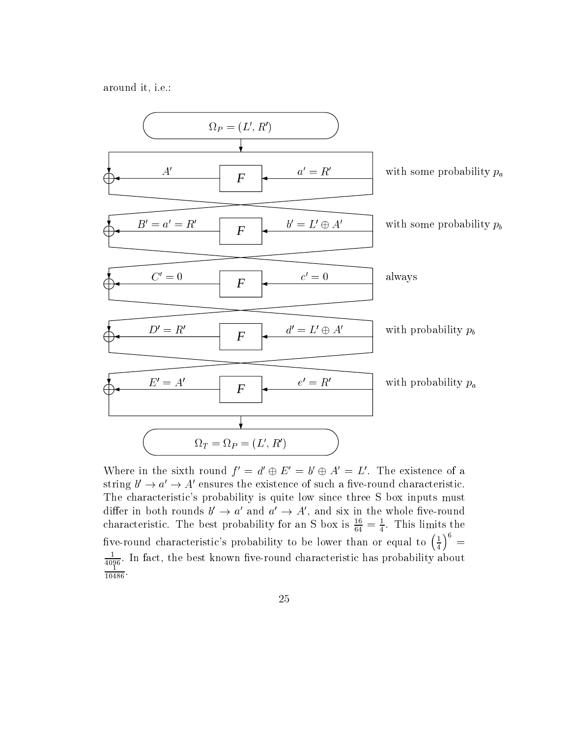around it, i.e.:

$\Omega_P = (L', R')$

| | | |
|---|---|---|
| $A'$ ← F ← $a' = R'$ | | with some probability $p_a$ |
| $B' = a' = R'$ ← F ← $b' = L' \oplus A'$ | | with some probability $p_b$ |
| $C' = 0$ ← F ← $c' = 0$ | | always |
| $D' = R'$ ← F ← $d' = L' \oplus A'$ | | with probability $p_b$ |
| $E' = A'$ ← F ← $e' = R'$ | | with probability $p_a$ |

$\Omega_T = \Omega_P = (L', R')$

Where in the sixth round $f' = d' \oplus E' = b' \oplus A' = L'$. The existence of a string $b' \to a' \to A'$ ensures the existence of such a five-round characteristic. The characteristic's probability is quite low since three S box inputs must differ in both rounds $b' \to a'$ and $a' \to A'$, and six in the whole five-round characteristic. The best probability for an S box is $\frac{16}{64} = \frac{1}{4}$. This limits the five-round characteristic's probability to be lower than or equal to $\left(\frac{1}{4}\right)^6 = \frac{1}{4096}$. In fact, the best known five-round characteristic has probability about $\frac{1}{10486}$.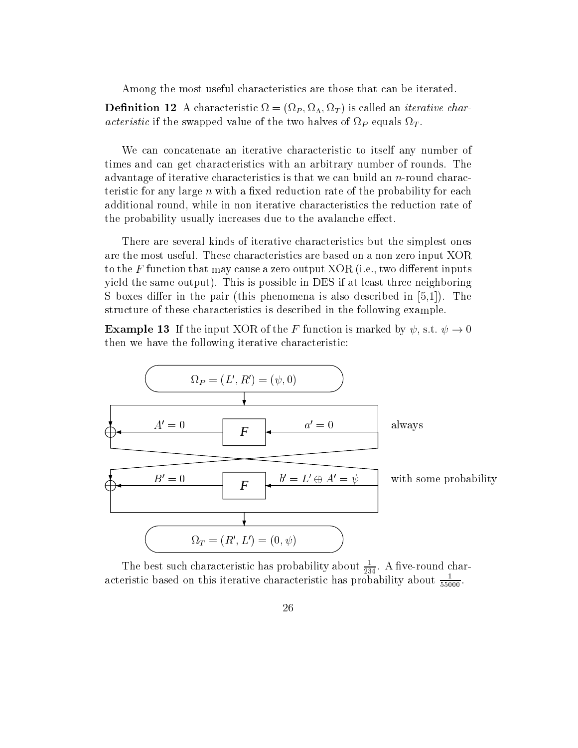Among the most useful characteristics are those that can be iterated.

**Definition 12** A characteristic $\Omega = (\Omega_P, \Omega_\Lambda, \Omega_T)$ is called an *iterative characteristic* if the swapped value of the two halves of $\Omega_P$ equals $\Omega_T$.

We can concatenate an iterative characteristic to itself any number of times and can get characteristics with an arbitrary number of rounds. The advantage of iterative characteristics is that we can build an $n$-round characteristic for any large $n$ with a fixed reduction rate of the probability for each additional round, while in non iterative characteristics the reduction rate of the probability usually increases due to the avalanche effect.

There are several kinds of iterative characteristics but the simplest ones are the most useful. These characteristics are based on a non zero input XOR to the $F$ function that may cause a zero output XOR (i.e., two different inputs yield the same output). This is possible in DES if at least three neighboring S boxes differ in the pair (this phenomena is also described in [5,1]). The structure of these characteristics is described in the following example.

**Example 13** If the input XOR of the $F$ function is marked by $\psi$, s.t. $\psi \rightarrow 0$ then we have the following iterative characteristic:

$\Omega_P = (L', R') = (\psi, 0)$

$A' = 0 \leftarrow F \leftarrow a' = 0$ always

$B' = 0 \leftarrow F \leftarrow b' = L' \oplus A' = \psi$ with some probability

$\Omega_T = (R', L') = (0, \psi)$

The best such characteristic has probability about $\frac{1}{234}$. A five-round characteristic based on this iterative characteristic has probability about $\frac{1}{55000}$.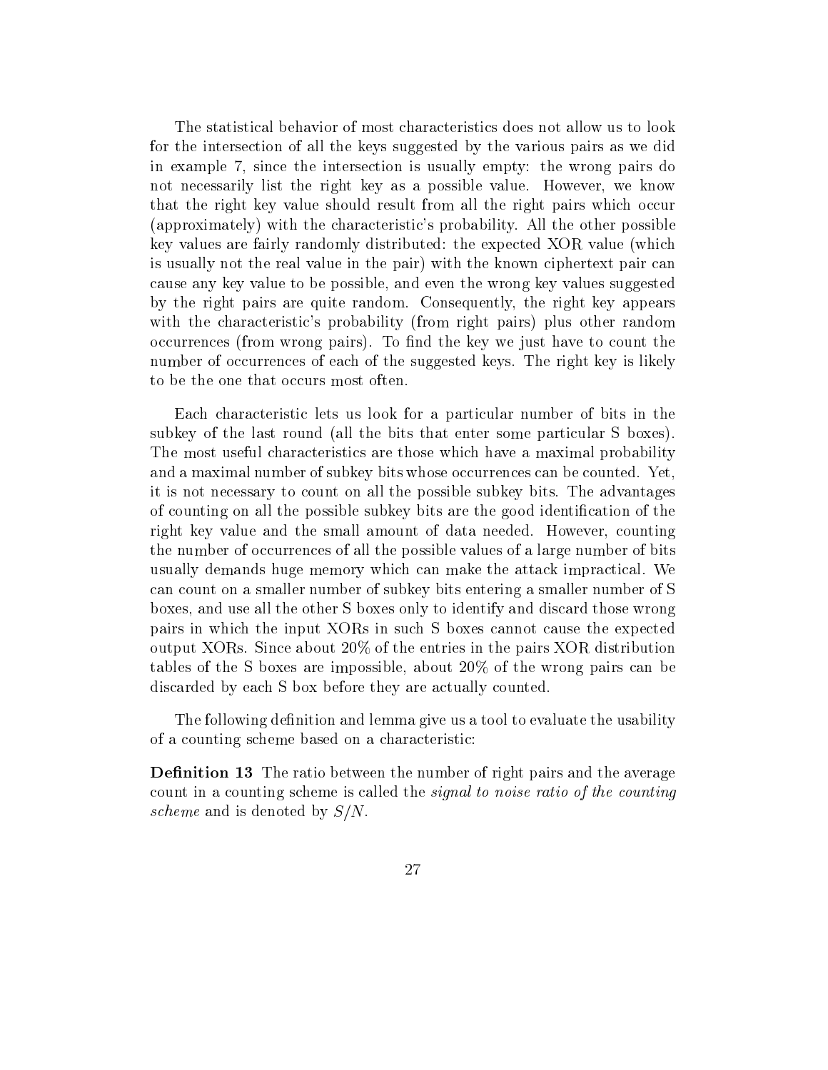The statistical behavior of most characteristics does not allow us to look for the intersection of all the keys suggested by the various pairs as we did in example 7, since the intersection is usually empty: the wrong pairs do not necessarily list the right key as a possible value. However, we know that the right key value should result from all the right pairs which occur (approximately) with the characteristic's probability. All the other possible key values are fairly randomly distributed: the expected XOR value (which is usually not the real value in the pair) with the known ciphertext pair can cause any key value to be possible, and even the wrong key values suggested by the right pairs are quite random. Consequently, the right key appears with the characteristic's probability (from right pairs) plus other random occurrences (from wrong pairs). To find the key we just have to count the number of occurrences of each of the suggested keys. The right key is likely to be the one that occurs most often.

Each characteristic lets us look for a particular number of bits in the subkey of the last round (all the bits that enter some particular S boxes). The most useful characteristics are those which have a maximal probability and a maximal number of subkey bits whose occurrences can be counted. Yet, it is not necessary to count on all the possible subkey bits. The advantages of counting on all the possible subkey bits are the good identification of the right key value and the small amount of data needed. However, counting the number of occurrences of all the possible values of a large number of bits usually demands huge memory which can make the attack impractical. We can count on a smaller number of subkey bits entering a smaller number of S boxes, and use all the other S boxes only to identify and discard those wrong pairs in which the input XORs in such S boxes cannot cause the expected output XORs. Since about 20% of the entries in the pairs XOR distribution tables of the S boxes are impossible, about 20% of the wrong pairs can be discarded by each S box before they are actually counted.

The following definition and lemma give us a tool to evaluate the usability of a counting scheme based on a characteristic:

**Definition 13** The ratio between the number of right pairs and the average count in a counting scheme is called the *signal to noise ratio of the counting scheme* and is denoted by $S/N$.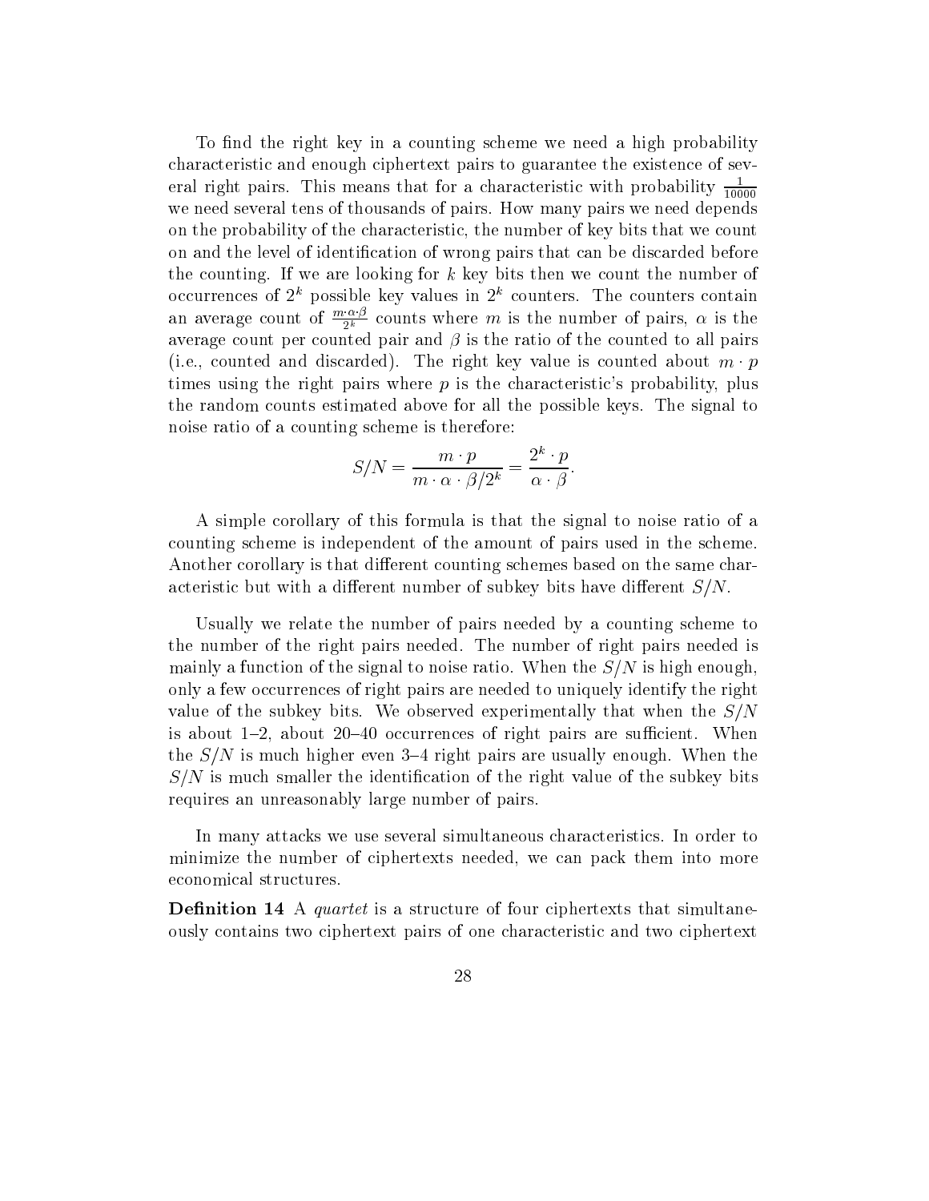To find the right key in a counting scheme we need a high probability characteristic and enough ciphertext pairs to guarantee the existence of several right pairs. This means that for a characteristic with probability $\frac{1}{10000}$ we need several tens of thousands of pairs. How many pairs we need depends on the probability of the characteristic, the number of key bits that we count on and the level of identification of wrong pairs that can be discarded before the counting. If we are looking for $k$ key bits then we count the number of occurrences of $2^k$ possible key values in $2^k$ counters. The counters contain an average count of $\frac{m \cdot \alpha \cdot \beta}{2^k}$ counts where $m$ is the number of pairs, $\alpha$ is the average count per counted pair and $\beta$ is the ratio of the counted to all pairs (i.e., counted and discarded). The right key value is counted about $m \cdot p$ times using the right pairs where $p$ is the characteristic's probability, plus the random counts estimated above for all the possible keys. The signal to noise ratio of a counting scheme is therefore:

$$S/N = \frac{m \cdot p}{m \cdot \alpha \cdot \beta / 2^k} = \frac{2^k \cdot p}{\alpha \cdot \beta}.$$

A simple corollary of this formula is that the signal to noise ratio of a counting scheme is independent of the amount of pairs used in the scheme. Another corollary is that different counting schemes based on the same characteristic but with a different number of subkey bits have different $S/N$.

Usually we relate the number of pairs needed by a counting scheme to the number of the right pairs needed. The number of right pairs needed is mainly a function of the signal to noise ratio. When the $S/N$ is high enough, only a few occurrences of right pairs are needed to uniquely identify the right value of the subkey bits. We observed experimentally that when the $S/N$ is about 1–2, about 20–40 occurrences of right pairs are sufficient. When the $S/N$ is much higher even 3–4 right pairs are usually enough. When the $S/N$ is much smaller the identification of the right value of the subkey bits requires an unreasonably large number of pairs.

In many attacks we use several simultaneous characteristics. In order to minimize the number of ciphertexts needed, we can pack them into more economical structures.

**Definition 14** A *quartet* is a structure of four ciphertexts that simultaneously contains two ciphertext pairs of one characteristic and two ciphertext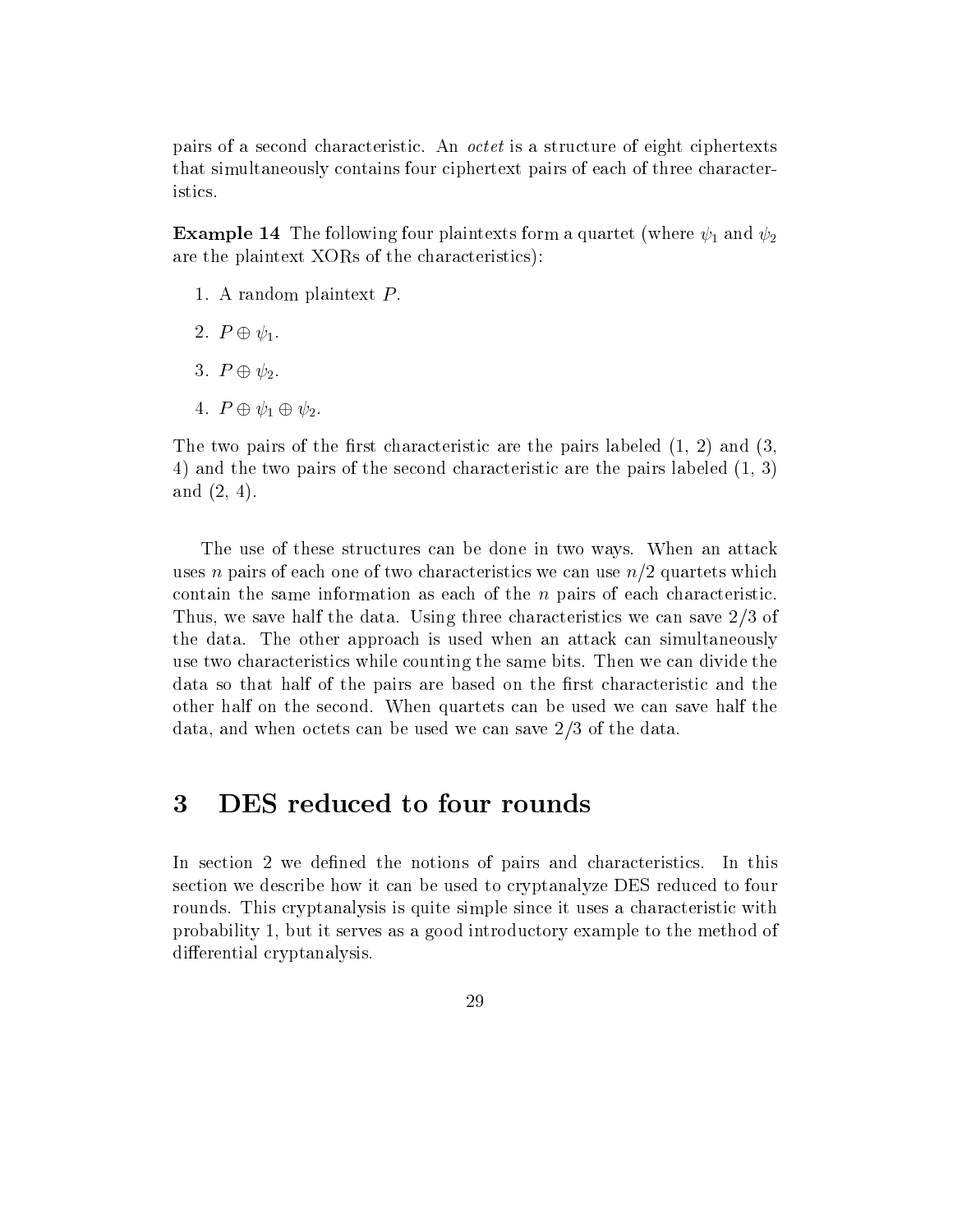pairs of a second characteristic. An *octet* is a structure of eight ciphertexts that simultaneously contains four ciphertext pairs of each of three characteristics.

**Example 14** The following four plaintexts form a quartet (where $\psi_1$ and $\psi_2$ are the plaintext XORs of the characteristics):

1. A random plaintext $P$.
2. $P \oplus \psi_1$.
3. $P \oplus \psi_2$.
4. $P \oplus \psi_1 \oplus \psi_2$.

The two pairs of the first characteristic are the pairs labeled (1, 2) and (3, 4) and the two pairs of the second characteristic are the pairs labeled (1, 3) and (2, 4).

The use of these structures can be done in two ways. When an attack uses $n$ pairs of each one of two characteristics we can use $n/2$ quartets which contain the same information as each of the $n$ pairs of each characteristic. Thus, we save half the data. Using three characteristics we can save 2/3 of the data. The other approach is used when an attack can simultaneously use two characteristics while counting the same bits. Then we can divide the data so that half of the pairs are based on the first characteristic and the other half on the second. When quartets can be used we can save half the data, and when octets can be used we can save 2/3 of the data.

# 3 DES reduced to four rounds

In section 2 we defined the notions of pairs and characteristics. In this section we describe how it can be used to cryptanalyze DES reduced to four rounds. This cryptanalysis is quite simple since it uses a characteristic with probability 1, but it serves as a good introductory example to the method of differential cryptanalysis.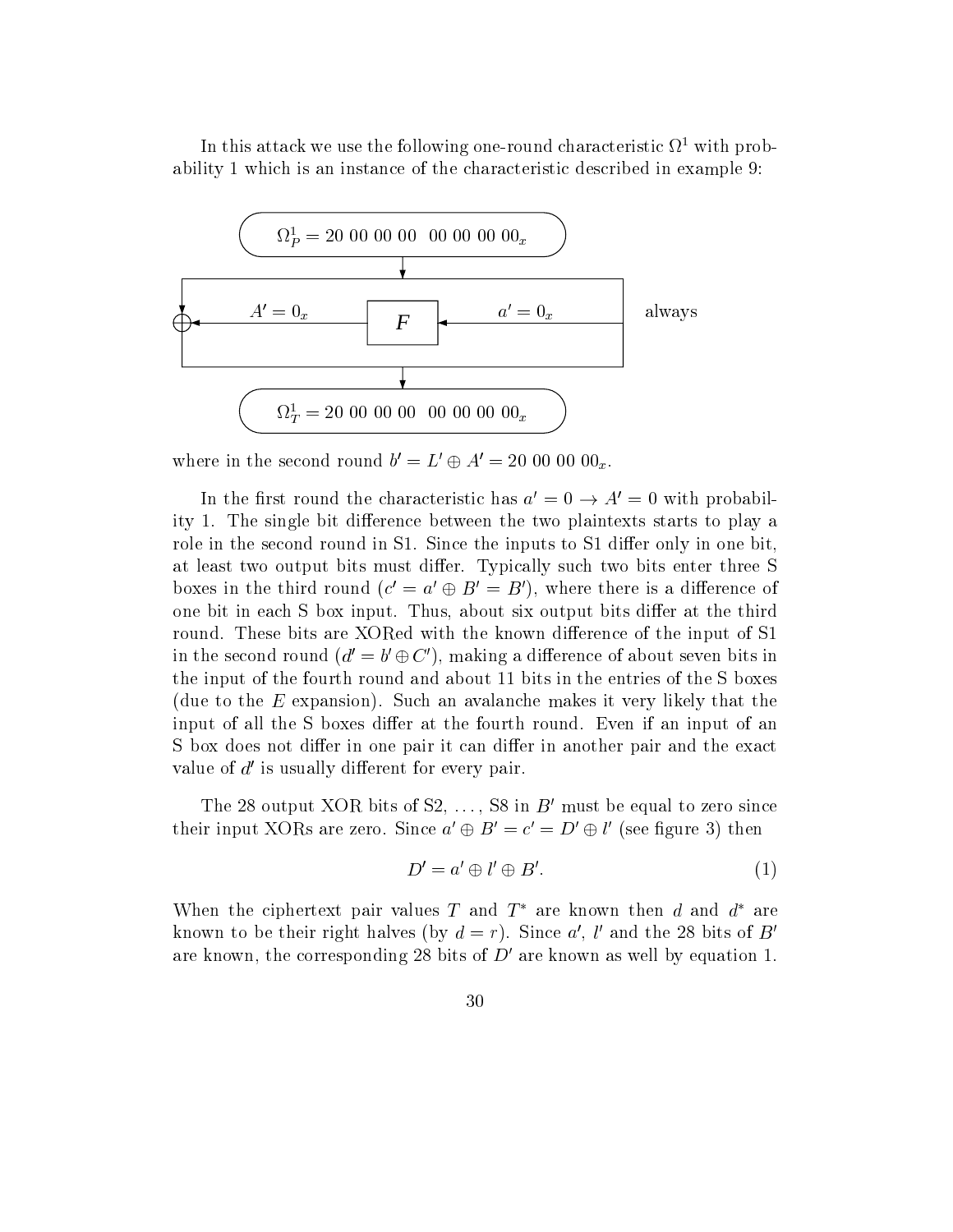In this attack we use the following one-round characteristic $\Omega^1$ with probability 1 which is an instance of the characteristic described in example 9:

$\Omega^1_P = 20\ 00\ 00\ 00\ \ 00\ 00\ 00\ 00_x$

$A' = 0_x$ ← $F$ ← $a' = 0_x$ always

$\Omega^1_T = 20\ 00\ 00\ 00\ \ 00\ 00\ 00\ 00_x$

where in the second round $b' = L' \oplus A' = 20\ 00\ 00\ 00_x$.

In the first round the characteristic has $a' = 0 \rightarrow A' = 0$ with probability 1. The single bit difference between the two plaintexts starts to play a role in the second round in S1. Since the inputs to S1 differ only in one bit, at least two output bits must differ. Typically such two bits enter three S boxes in the third round ($c' = a' \oplus B' = B'$), where there is a difference of one bit in each S box input. Thus, about six output bits differ at the third round. These bits are XORed with the known difference of the input of S1 in the second round ($d' = b' \oplus C'$), making a difference of about seven bits in the input of the fourth round and about 11 bits in the entries of the S boxes (due to the $E$ expansion). Such an avalanche makes it very likely that the input of all the S boxes differ at the fourth round. Even if an input of an S box does not differ in one pair it can differ in another pair and the exact value of $d'$ is usually different for every pair.

The 28 output XOR bits of S2, ..., S8 in $B'$ must be equal to zero since their input XORs are zero. Since $a' \oplus B' = c' = D' \oplus l'$ (see figure 3) then

$$D' = a' \oplus l' \oplus B'. \tag{1}$$

When the ciphertext pair values $T$ and $T^*$ are known then $d$ and $d^*$ are known to be their right halves (by $d = r$). Since $a'$, $l'$ and the 28 bits of $B'$ are known, the corresponding 28 bits of $D'$ are known as well by equation 1.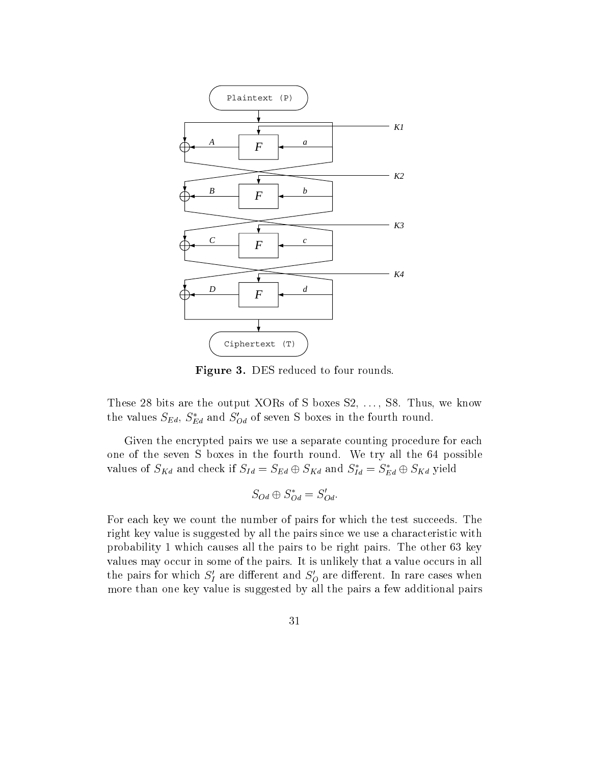**Figure 3.** DES reduced to four rounds.

These 28 bits are the output XORs of S boxes S2, ..., S8. Thus, we know the values $S_{Ed}$, $S^*_{Ed}$ and $S'_{Od}$ of seven S boxes in the fourth round.

Given the encrypted pairs we use a separate counting procedure for each one of the seven S boxes in the fourth round. We try all the 64 possible values of $S_{Kd}$ and check if $S_{Id} = S_{Ed} \oplus S_{Kd}$ and $S^*_{Id} = S^*_{Ed} \oplus S_{Kd}$ yield

$$S_{Od} \oplus S^*_{Od} = S'_{Od}.$$

For each key we count the number of pairs for which the test succeeds. The right key value is suggested by all the pairs since we use a characteristic with probability 1 which causes all the pairs to be right pairs. The other 63 key values may occur in some of the pairs. It is unlikely that a value occurs in all the pairs for which $S'_I$ are different and $S'_O$ are different. In rare cases when more than one key value is suggested by all the pairs a few additional pairs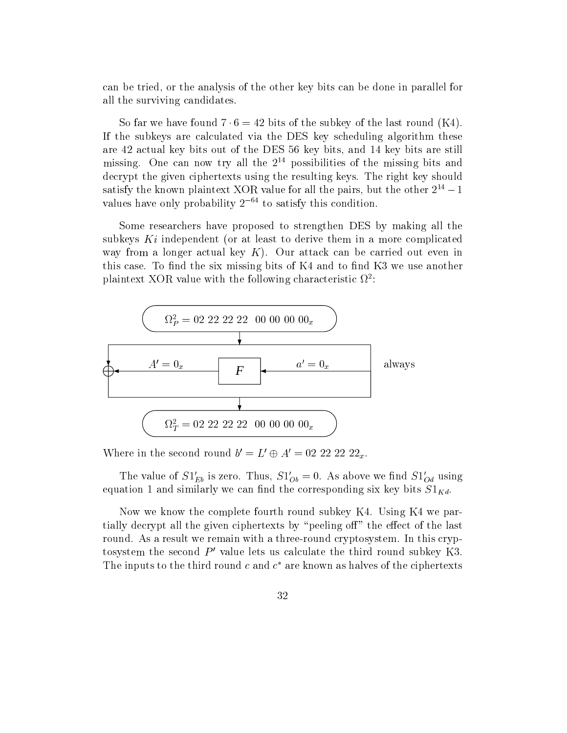can be tried, or the analysis of the other key bits can be done in parallel for all the surviving candidates.

So far we have found $7 \cdot 6 = 42$ bits of the subkey of the last round (K4). If the subkeys are calculated via the DES key scheduling algorithm these are 42 actual key bits out of the DES 56 key bits, and 14 key bits are still missing. One can now try all the $2^{14}$ possibilities of the missing bits and decrypt the given ciphertexts using the resulting keys. The right key should satisfy the known plaintext XOR value for all the pairs, but the other $2^{14} - 1$ values have only probability $2^{-64}$ to satisfy this condition.

Some researchers have proposed to strengthen DES by making all the subkeys $Ki$ independent (or at least to derive them in a more complicated way from a longer actual key $K$). Our attack can be carried out even in this case. To find the six missing bits of K4 and to find K3 we use another plaintext XOR value with the following characteristic $\Omega^2$:

$$\Omega^2_P = 02\ 22\ 22\ 22\ \ 00\ 00\ 00\ 00_x$$

$$A' = 0_x \leftarrow F \leftarrow a' = 0_x \quad \text{always}$$

$$\Omega^2_T = 02\ 22\ 22\ 22\ \ 00\ 00\ 00\ 00_x$$

Where in the second round $b' = L' \oplus A' = 02\ 22\ 22\ 22_x$.

The value of $S1'_{Eb}$ is zero. Thus, $S1'_{Ob} = 0$. As above we find $S1'_{Od}$ using equation 1 and similarly we can find the corresponding six key bits $S1_{Kd}$.

Now we know the complete fourth round subkey K4. Using K4 we partially decrypt all the given ciphertexts by "peeling off" the effect of the last round. As a result we remain with a three-round cryptosystem. In this cryptosystem the second $P'$ value lets us calculate the third round subkey K3. The inputs to the third round $c$ and $c^*$ are known as halves of the ciphertexts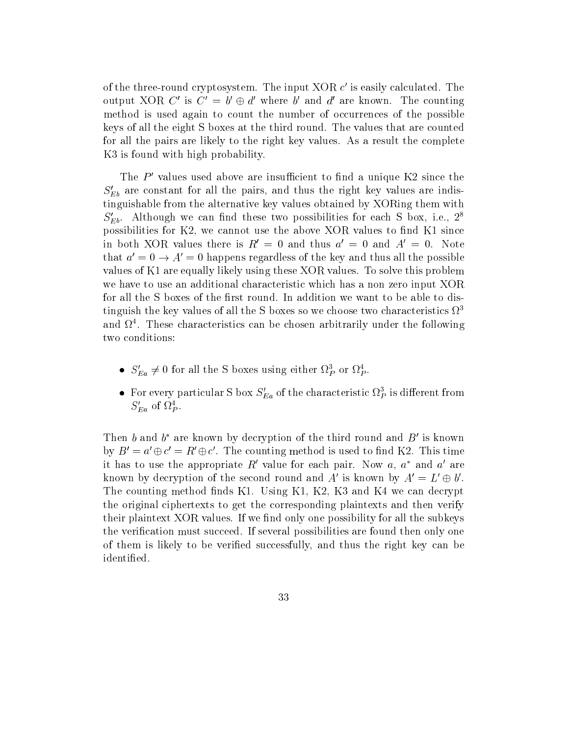of the three-round cryptosystem. The input XOR $c'$ is easily calculated. The output XOR $C'$ is $C' = b' \oplus d'$ where $b'$ and $d'$ are known. The counting method is used again to count the number of occurrences of the possible keys of all the eight S boxes at the third round. The values that are counted for all the pairs are likely to the right key values. As a result the complete K3 is found with high probability.

The $P'$ values used above are insufficient to find a unique K2 since the $S'_{Eb}$ are constant for all the pairs, and thus the right key values are indistinguishable from the alternative key values obtained by XORing them with $S'_{Eb}$. Although we can find these two possibilities for each S box, i.e., $2^8$ possibilities for K2, we cannot use the above XOR values to find K1 since in both XOR values there is $R' = 0$ and thus $a' = 0$ and $A' = 0$. Note that $a' = 0 \rightarrow A' = 0$ happens regardless of the key and thus all the possible values of K1 are equally likely using these XOR values. To solve this problem we have to use an additional characteristic which has a non zero input XOR for all the S boxes of the first round. In addition we want to be able to distinguish the key values of all the S boxes so we choose two characteristics $\Omega^3$ and $\Omega^4$. These characteristics can be chosen arbitrarily under the following two conditions:

- $S'_{Ea} \neq 0$ for all the S boxes using either $\Omega^3_P$ or $\Omega^4_P$.
- For every particular S box $S'_{Ea}$ of the characteristic $\Omega^3_P$ is different from $S'_{Ea}$ of $\Omega^4_P$.

Then $b$ and $b^*$ are known by decryption of the third round and $B'$ is known by $B' = a' \oplus c' = R' \oplus c'$. The counting method is used to find K2. This time it has to use the appropriate $R'$ value for each pair. Now $a$, $a^*$ and $a'$ are known by decryption of the second round and $A'$ is known by $A' = L' \oplus b'$. The counting method finds K1. Using K1, K2, K3 and K4 we can decrypt the original ciphertexts to get the corresponding plaintexts and then verify their plaintext XOR values. If we find only one possibility for all the subkeys the verification must succeed. If several possibilities are found then only one of them is likely to be verified successfully, and thus the right key can be identified.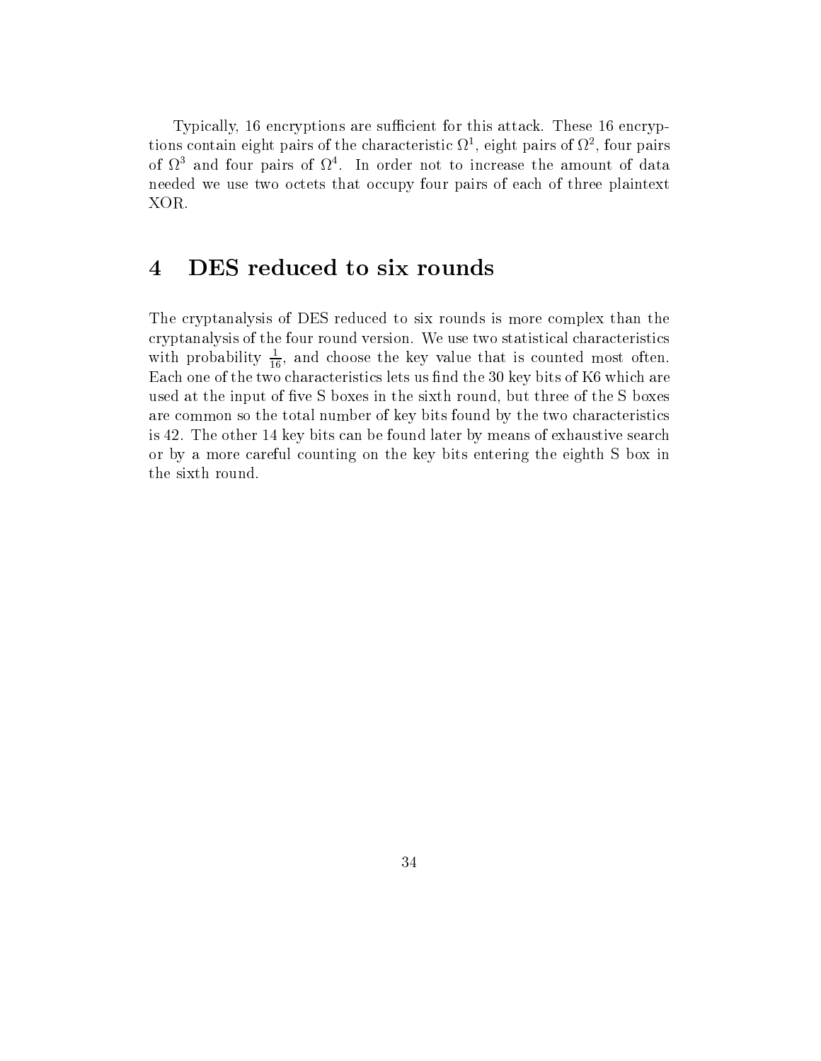Typically, 16 encryptions are sufficient for this attack. These 16 encryptions contain eight pairs of the characteristic $\Omega^1$, eight pairs of $\Omega^2$, four pairs of $\Omega^3$ and four pairs of $\Omega^4$. In order not to increase the amount of data needed we use two octets that occupy four pairs of each of three plaintext XOR.

# 4 DES reduced to six rounds

The cryptanalysis of DES reduced to six rounds is more complex than the cryptanalysis of the four round version. We use two statistical characteristics with probability $\frac{1}{16}$, and choose the key value that is counted most often. Each one of the two characteristics lets us find the 30 key bits of K6 which are used at the input of five S boxes in the sixth round, but three of the S boxes are common so the total number of key bits found by the two characteristics is 42. The other 14 key bits can be found later by means of exhaustive search or by a more careful counting on the key bits entering the eighth S box in the sixth round.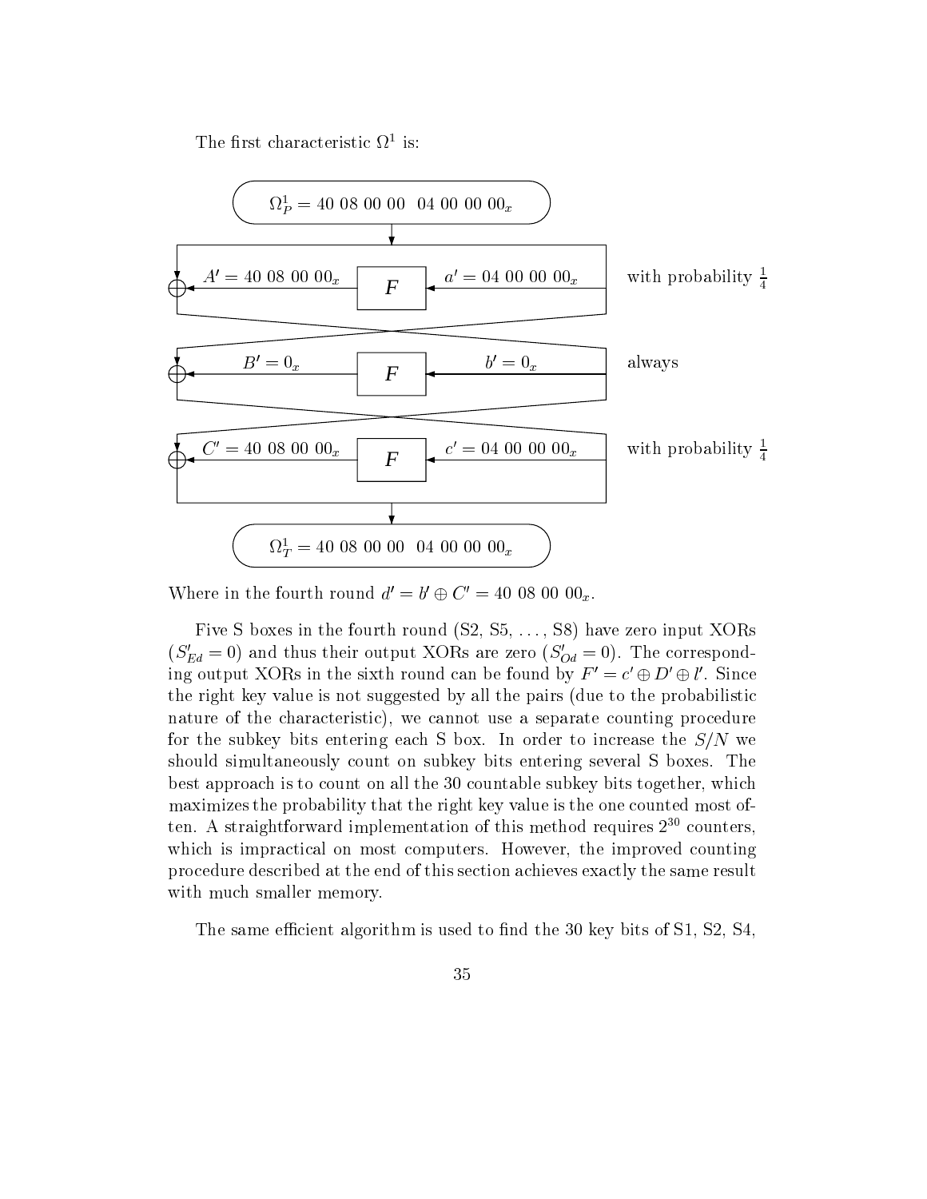The first characteristic $\Omega^1$ is:

$\Omega^1_P = 40\ 08\ 00\ 00\ \ 04\ 00\ 00\ 00_x$

| | | | |
|---|---|---|---|
| $A' = 40\ 08\ 00\ 00_x$ | $F$ | $a' = 04\ 00\ 00\ 00_x$ | with probability $\frac{1}{4}$ |
| $B' = 0_x$ | $F$ | $b' = 0_x$ | always |
| $C' = 40\ 08\ 00\ 00_x$ | $F$ | $c' = 04\ 00\ 00\ 00_x$ | with probability $\frac{1}{4}$ |

$\Omega^1_T = 40\ 08\ 00\ 00\ \ 04\ 00\ 00\ 00_x$

Where in the fourth round $d' = b' \oplus C' = 40\ 08\ 00\ 00_x$.

Five S boxes in the fourth round (S2, S5, ..., S8) have zero input XORs ($S'_{Ed} = 0$) and thus their output XORs are zero ($S'_{Od} = 0$). The corresponding output XORs in the sixth round can be found by $F' = c' \oplus D' \oplus l'$. Since the right key value is not suggested by all the pairs (due to the probabilistic nature of the characteristic), we cannot use a separate counting procedure for the subkey bits entering each S box. In order to increase the $S/N$ we should simultaneously count on subkey bits entering several S boxes. The best approach is to count on all the 30 countable subkey bits together, which maximizes the probability that the right key value is the one counted most often. A straightforward implementation of this method requires $2^{30}$ counters, which is impractical on most computers. However, the improved counting procedure described at the end of this section achieves exactly the same result with much smaller memory.

The same efficient algorithm is used to find the 30 key bits of S1, S2, S4,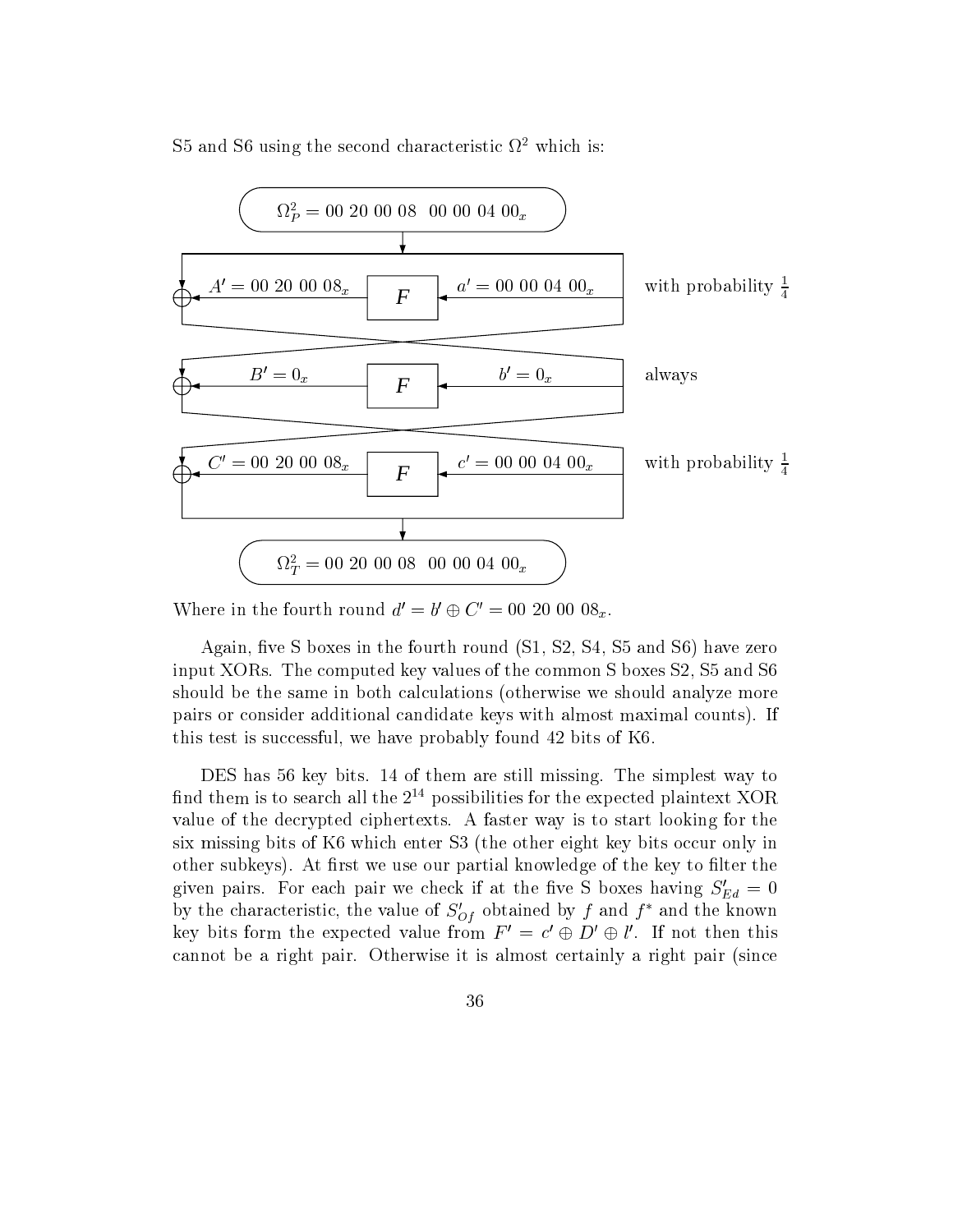S5 and S6 using the second characteristic $\Omega^2$ which is:

$$\Omega_P^2 = 00\ 20\ 00\ 08\ \ 00\ 00\ 04\ 00_x$$

| | | | |
|---|---|---|---|
| $A' = 00\ 20\ 00\ 08_x$ | $F$ | $a' = 00\ 00\ 04\ 00_x$ | with probability $\frac{1}{4}$ |
| $B' = 0_x$ | $F$ | $b' = 0_x$ | always |
| $C' = 00\ 20\ 00\ 08_x$ | $F$ | $c' = 00\ 00\ 04\ 00_x$ | with probability $\frac{1}{4}$ |

$$\Omega_T^2 = 00\ 20\ 00\ 08\ \ 00\ 00\ 04\ 00_x$$

Where in the fourth round $d' = b' \oplus C' = 00\ 20\ 00\ 08_x$.

Again, five S boxes in the fourth round (S1, S2, S4, S5 and S6) have zero input XORs. The computed key values of the common S boxes S2, S5 and S6 should be the same in both calculations (otherwise we should analyze more pairs or consider additional candidate keys with almost maximal counts). If this test is successful, we have probably found 42 bits of K6.

DES has 56 key bits. 14 of them are still missing. The simplest way to find them is to search all the $2^{14}$ possibilities for the expected plaintext XOR value of the decrypted ciphertexts. A faster way is to start looking for the six missing bits of K6 which enter S3 (the other eight key bits occur only in other subkeys). At first we use our partial knowledge of the key to filter the given pairs. For each pair we check if at the five S boxes having $S'_{Ed} = 0$ by the characteristic, the value of $S'_{Of}$ obtained by $f$ and $f^*$ and the known key bits form the expected value from $F' = c' \oplus D' \oplus l'$. If not then this cannot be a right pair. Otherwise it is almost certainly a right pair (since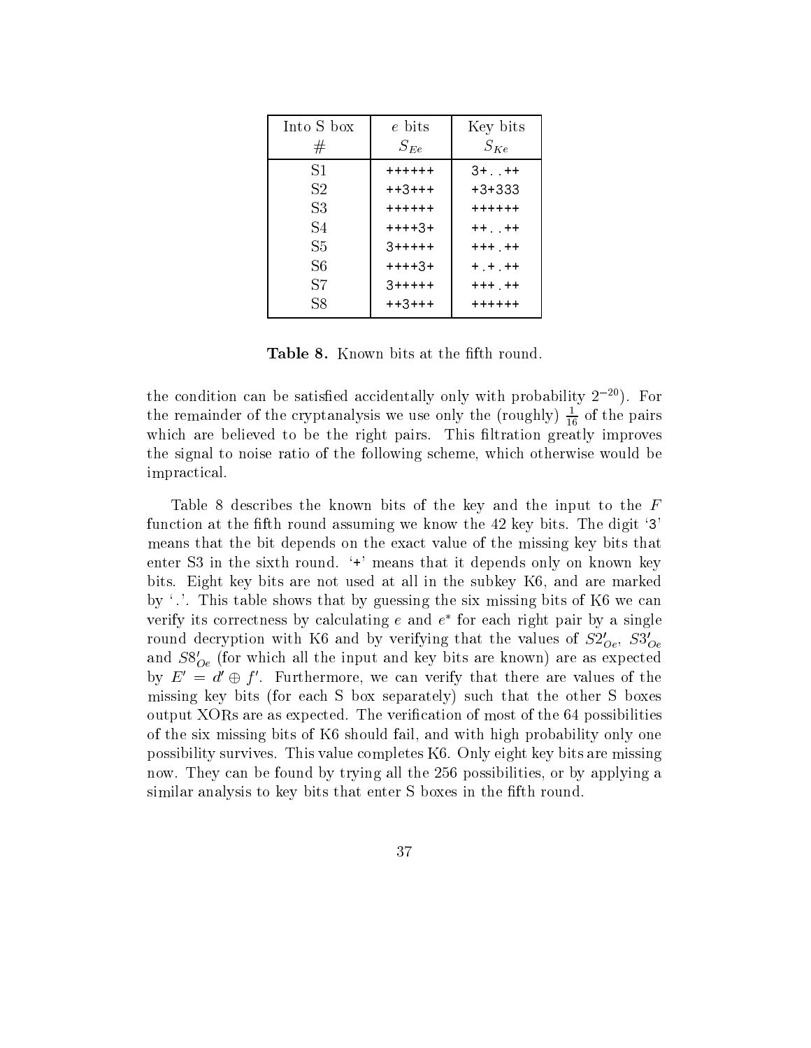| Into S box # | $e$ bits $S_{Ee}$ | Key bits $S_{Ke}$ |
|---|---|---|
| S1 | ++++++ | 3+..++ |
| S2 | ++3+++ | +3+333 |
| S3 | ++++++ | ++++++ |
| S4 | ++++3+ | ++..++ |
| S5 | 3+++++ | +++.++ |
| S6 | ++++3+ | +.+.++ |
| S7 | 3+++++ | +++.++ |
| S8 | ++3+++ | ++++++ |

**Table 8.** Known bits at the fifth round.

the condition can be satisfied accidentally only with probability $2^{-20}$). For the remainder of the cryptanalysis we use only the (roughly) $\frac{1}{16}$ of the pairs which are believed to be the right pairs. This filtration greatly improves the signal to noise ratio of the following scheme, which otherwise would be impractical.

Table 8 describes the known bits of the key and the input to the $F$ function at the fifth round assuming we know the 42 key bits. The digit '3' means that the bit depends on the exact value of the missing key bits that enter S3 in the sixth round. '+' means that it depends only on known key bits. Eight key bits are not used at all in the subkey K6, and are marked by '.'. This table shows that by guessing the six missing bits of K6 we can verify its correctness by calculating $e$ and $e^*$ for each right pair by a single round decryption with K6 and by verifying that the values of $S2'_{Oe}$, $S3'_{Oe}$ and $S8'_{Oe}$ (for which all the input and key bits are known) are as expected by $E' = d' \oplus f'$. Furthermore, we can verify that there are values of the missing key bits (for each S box separately) such that the other S boxes output XORs are as expected. The verification of most of the 64 possibilities of the six missing bits of K6 should fail, and with high probability only one possibility survives. This value completes K6. Only eight key bits are missing now. They can be found by trying all the 256 possibilities, or by applying a similar analysis to key bits that enter S boxes in the fifth round.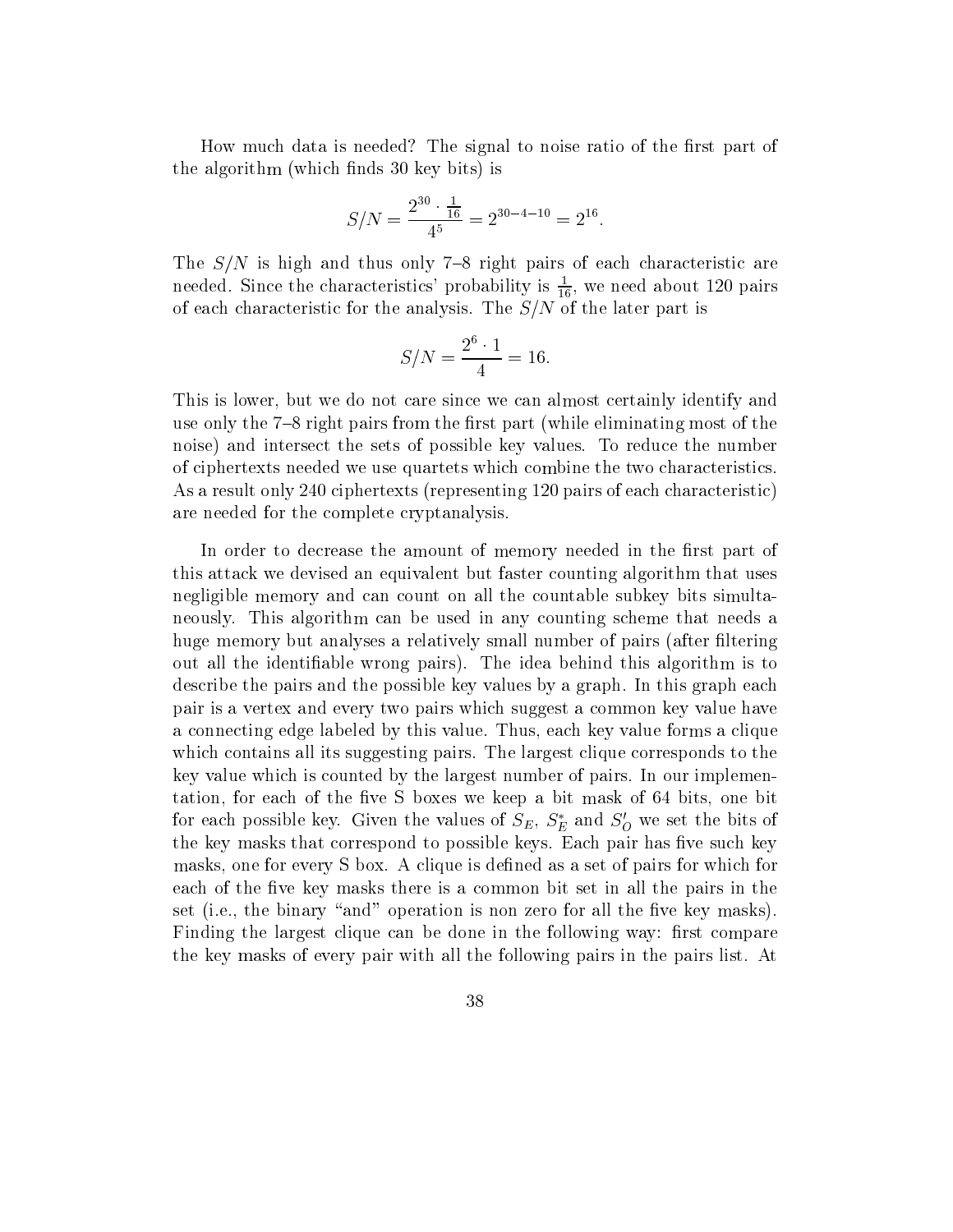How much data is needed? The signal to noise ratio of the first part of the algorithm (which finds 30 key bits) is

$$S/N = \frac{2^{30} \cdot \frac{1}{16}}{4^5} = 2^{30-4-10} = 2^{16}.$$

The $S/N$ is high and thus only 7–8 right pairs of each characteristic are needed. Since the characteristics' probability is $\frac{1}{16}$, we need about 120 pairs of each characteristic for the analysis. The $S/N$ of the later part is

$$S/N = \frac{2^6 \cdot 1}{4} = 16.$$

This is lower, but we do not care since we can almost certainly identify and use only the 7–8 right pairs from the first part (while eliminating most of the noise) and intersect the sets of possible key values. To reduce the number of ciphertexts needed we use quartets which combine the two characteristics. As a result only 240 ciphertexts (representing 120 pairs of each characteristic) are needed for the complete cryptanalysis.

In order to decrease the amount of memory needed in the first part of this attack we devised an equivalent but faster counting algorithm that uses negligible memory and can count on all the countable subkey bits simultaneously. This algorithm can be used in any counting scheme that needs a huge memory but analyses a relatively small number of pairs (after filtering out all the identifiable wrong pairs). The idea behind this algorithm is to describe the pairs and the possible key values by a graph. In this graph each pair is a vertex and every two pairs which suggest a common key value have a connecting edge labeled by this value. Thus, each key value forms a clique which contains all its suggesting pairs. The largest clique corresponds to the key value which is counted by the largest number of pairs. In our implementation, for each of the five S boxes we keep a bit mask of 64 bits, one bit for each possible key. Given the values of $S_E$, $S_E^*$ and $S'_O$ we set the bits of the key masks that correspond to possible keys. Each pair has five such key masks, one for every S box. A clique is defined as a set of pairs for which for each of the five key masks there is a common bit set in all the pairs in the set (i.e., the binary "and" operation is non zero for all the five key masks). Finding the largest clique can be done in the following way: first compare the key masks of every pair with all the following pairs in the pairs list. At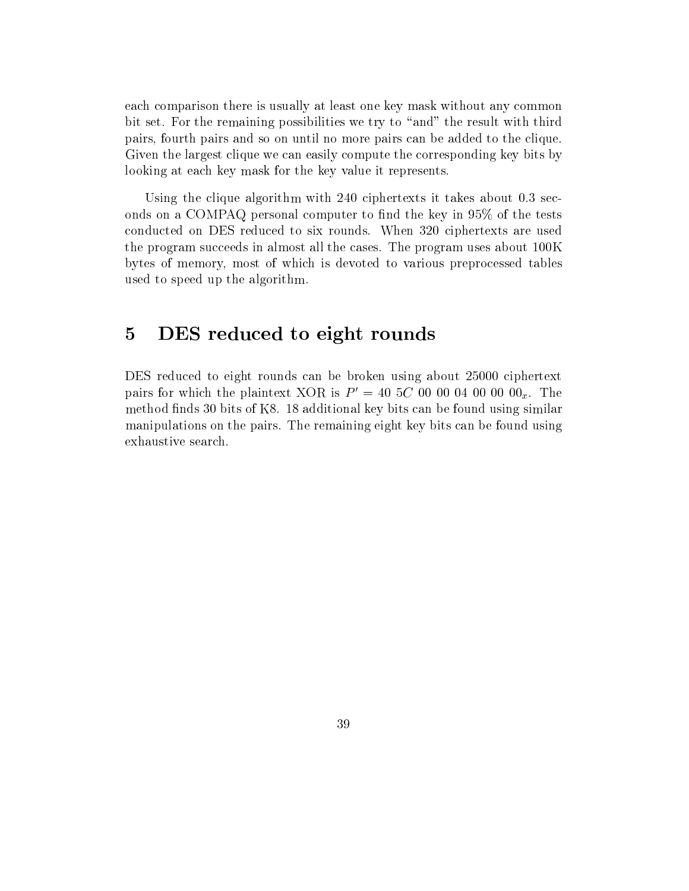each comparison there is usually at least one key mask without any common bit set. For the remaining possibilities we try to "and" the result with third pairs, fourth pairs and so on until no more pairs can be added to the clique. Given the largest clique we can easily compute the corresponding key bits by looking at each key mask for the key value it represents.

Using the clique algorithm with 240 ciphertexts it takes about 0.3 seconds on a COMPAQ personal computer to find the key in 95% of the tests conducted on DES reduced to six rounds. When 320 ciphertexts are used the program succeeds in almost all the cases. The program uses about 100K bytes of memory, most of which is devoted to various preprocessed tables used to speed up the algorithm.

# 5 DES reduced to eight rounds

DES reduced to eight rounds can be broken using about 25000 ciphertext pairs for which the plaintext XOR is $P' = 40\ 5C\ 00\ 00\ 04\ 00\ 00\ 00_x$. The method finds 30 bits of K8. 18 additional key bits can be found using similar manipulations on the pairs. The remaining eight key bits can be found using exhaustive search.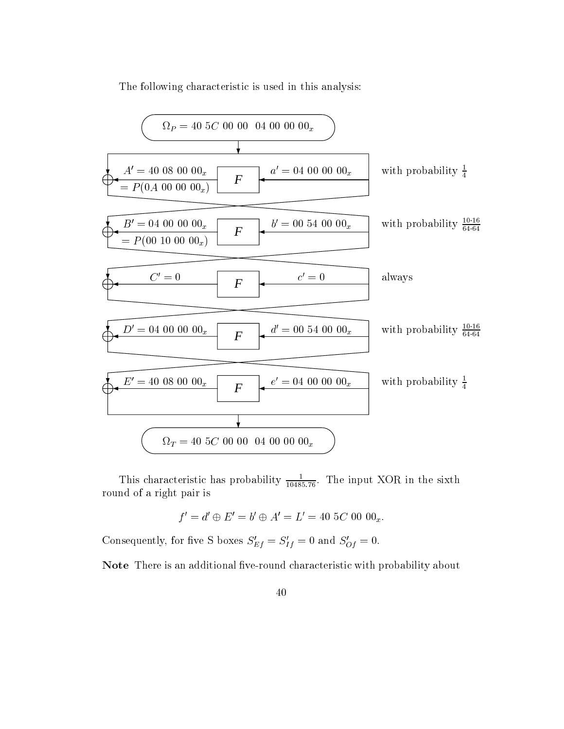The following characteristic is used in this analysis:

$$\Omega_P = 40\ 5C\ 00\ 00\ \ 04\ 00\ 00\ 00_x$$

| | | | |
|---|---|---|---|
| $A' = 40\ 08\ 00\ 00_x = P(0A\ 00\ 00\ 00_x)$ | F | $a' = 04\ 00\ 00\ 00_x$ | with probability $\frac{1}{4}$ |
| $B' = 04\ 00\ 00\ 00_x = P(00\ 10\ 00\ 00_x)$ | F | $b' = 00\ 54\ 00\ 00_x$ | with probability $\frac{10\cdot16}{64\cdot64}$ |
| $C' = 0$ | F | $c' = 0$ | always |
| $D' = 04\ 00\ 00\ 00_x$ | F | $d' = 00\ 54\ 00\ 00_x$ | with probability $\frac{10\cdot16}{64\cdot64}$ |
| $E' = 40\ 08\ 00\ 00_x$ | F | $e' = 04\ 00\ 00\ 00_x$ | with probability $\frac{1}{4}$ |

$$\Omega_T = 40\ 5C\ 00\ 00\ \ 04\ 00\ 00\ 00_x$$

This characteristic has probability $\frac{1}{10485.76}$. The input XOR in the sixth round of a right pair is

$$f' = d' \oplus E' = b' \oplus A' = L' = 40\ 5C\ 00\ 00_x.$$

Consequently, for five S boxes $S'_{Ef} = S'_{If} = 0$ and $S'_{Of} = 0$.

**Note** There is an additional five-round characteristic with probability about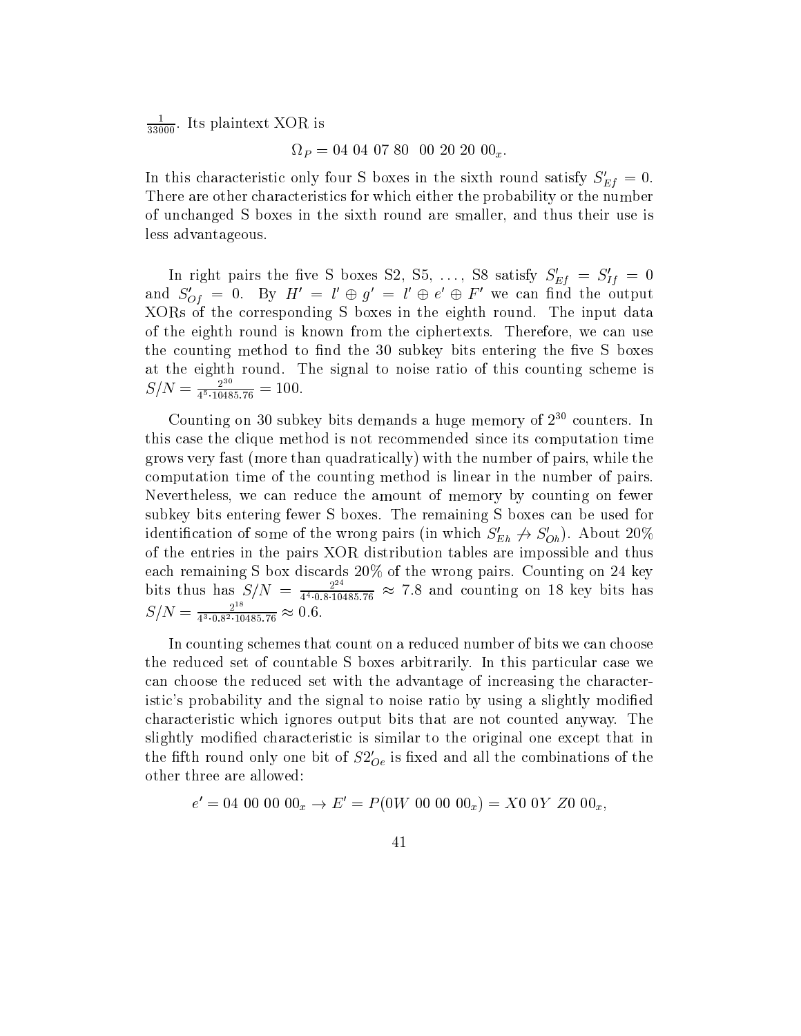$\frac{1}{33000}$. Its plaintext XOR is

$$\Omega_P = 04\ 04\ 07\ 80\ \ 00\ 20\ 20\ 00_x.$$

In this characteristic only four S boxes in the sixth round satisfy $S'_{Ef} = 0$. There are other characteristics for which either the probability or the number of unchanged S boxes in the sixth round are smaller, and thus their use is less advantageous.

In right pairs the five S boxes S2, S5, ..., S8 satisfy $S'_{Ef} = S'_{If} = 0$ and $S'_{Of} = 0$. By $H' = l' \oplus g' = l' \oplus e' \oplus F'$ we can find the output XORs of the corresponding S boxes in the eighth round. The input data of the eighth round is known from the ciphertexts. Therefore, we can use the counting method to find the 30 subkey bits entering the five S boxes at the eighth round. The signal to noise ratio of this counting scheme is $S/N = \frac{2^{30}}{4^5 \cdot 10485.76} = 100$.

Counting on 30 subkey bits demands a huge memory of $2^{30}$ counters. In this case the clique method is not recommended since its computation time grows very fast (more than quadratically) with the number of pairs, while the computation time of the counting method is linear in the number of pairs. Nevertheless, we can reduce the amount of memory by counting on fewer subkey bits entering fewer S boxes. The remaining S boxes can be used for identification of some of the wrong pairs (in which $S'_{Eh} \not\rightarrow S'_{Oh}$). About 20% of the entries in the pairs XOR distribution tables are impossible and thus each remaining S box discards 20% of the wrong pairs. Counting on 24 key bits thus has $S/N = \frac{2^{24}}{4^4 \cdot 0.8 \cdot 10485.76} \approx 7.8$ and counting on 18 key bits has $S/N = \frac{2^{18}}{4^3 \cdot 0.8^2 \cdot 10485.76} \approx 0.6$.

In counting schemes that count on a reduced number of bits we can choose the reduced set of countable S boxes arbitrarily. In this particular case we can choose the reduced set with the advantage of increasing the characteristic's probability and the signal to noise ratio by using a slightly modified characteristic which ignores output bits that are not counted anyway. The slightly modified characteristic is similar to the original one except that in the fifth round only one bit of $S2'_{Oe}$ is fixed and all the combinations of the other three are allowed:

$$e' = 04\ 00\ 00\ 00_x \rightarrow E' = P(0W\ 00\ 00\ 00_x) = X0\ 0Y\ Z0\ 00_x,$$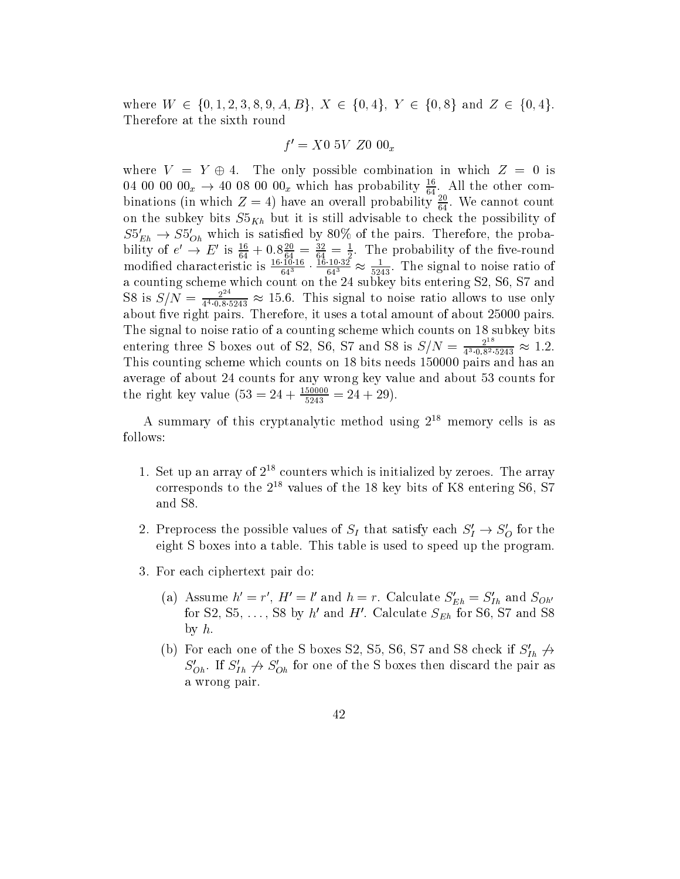where $W \in \{0, 1, 2, 3, 8, 9, A, B\}$, $X \in \{0, 4\}$, $Y \in \{0, 8\}$ and $Z \in \{0, 4\}$. Therefore at the sixth round

$$f' = X0\ 5V\ Z0\ 00_x$$

where $V = Y \oplus 4$. The only possible combination in which $Z = 0$ is $04\ 00\ 00\ 00_x \rightarrow 40\ 08\ 00\ 00_x$ which has probability $\frac{16}{64}$. All the other combinations (in which $Z = 4$) have an overall probability $\frac{20}{64}$. We cannot count on the subkey bits $S5_{Kh}$ but it is still advisable to check the possibility of $S5'_{Eh} \rightarrow S5'_{Oh}$ which is satisfied by 80% of the pairs. Therefore, the probability of $e' \rightarrow E'$ is $\frac{16}{64} + 0.8\frac{20}{64} = \frac{32}{64} = \frac{1}{2}$. The probability of the five-round modified characteristic is $\frac{16 \cdot 10 \cdot 16}{64^3} \cdot \frac{16 \cdot 10 \cdot 32}{64^3} \approx \frac{1}{5243}$. The signal to noise ratio of a counting scheme which count on the 24 subkey bits entering S2, S6, S7 and S8 is $S/N = \frac{2^{24}}{4^4 \cdot 0.8 \cdot 5243} \approx 15.6$. This signal to noise ratio allows to use only about five right pairs. Therefore, it uses a total amount of about 25000 pairs. The signal to noise ratio of a counting scheme which counts on 18 subkey bits entering three S boxes out of S2, S6, S7 and S8 is $S/N = \frac{2^{18}}{4^3 \cdot 0.8^2 \cdot 5243} \approx 1.2$. This counting scheme which counts on 18 bits needs 150000 pairs and has an average of about 24 counts for any wrong key value and about 53 counts for the right key value ($53 = 24 + \frac{150000}{5243} = 24 + 29$).

A summary of this cryptanalytic method using $2^{18}$ memory cells is as follows:

1. Set up an array of $2^{18}$ counters which is initialized by zeroes. The array corresponds to the $2^{18}$ values of the 18 key bits of K8 entering S6, S7 and S8.
2. Preprocess the possible values of $S_I$ that satisfy each $S'_I \rightarrow S'_O$ for the eight S boxes into a table. This table is used to speed up the program.
3. For each ciphertext pair do:
   (a) Assume $h' = r'$, $H' = l'$ and $h = r$. Calculate $S'_{Eh} = S'_{Ih}$ and $S_{Oh'}$ for S2, S5, ..., S8 by $h'$ and $H'$. Calculate $S_{Eh}$ for S6, S7 and S8 by $h$.
   (b) For each one of the S boxes S2, S5, S6, S7 and S8 check if $S'_{Ih} \not\rightarrow S'_{Oh}$. If $S'_{Ih} \not\rightarrow S'_{Oh}$ for one of the S boxes then discard the pair as a wrong pair.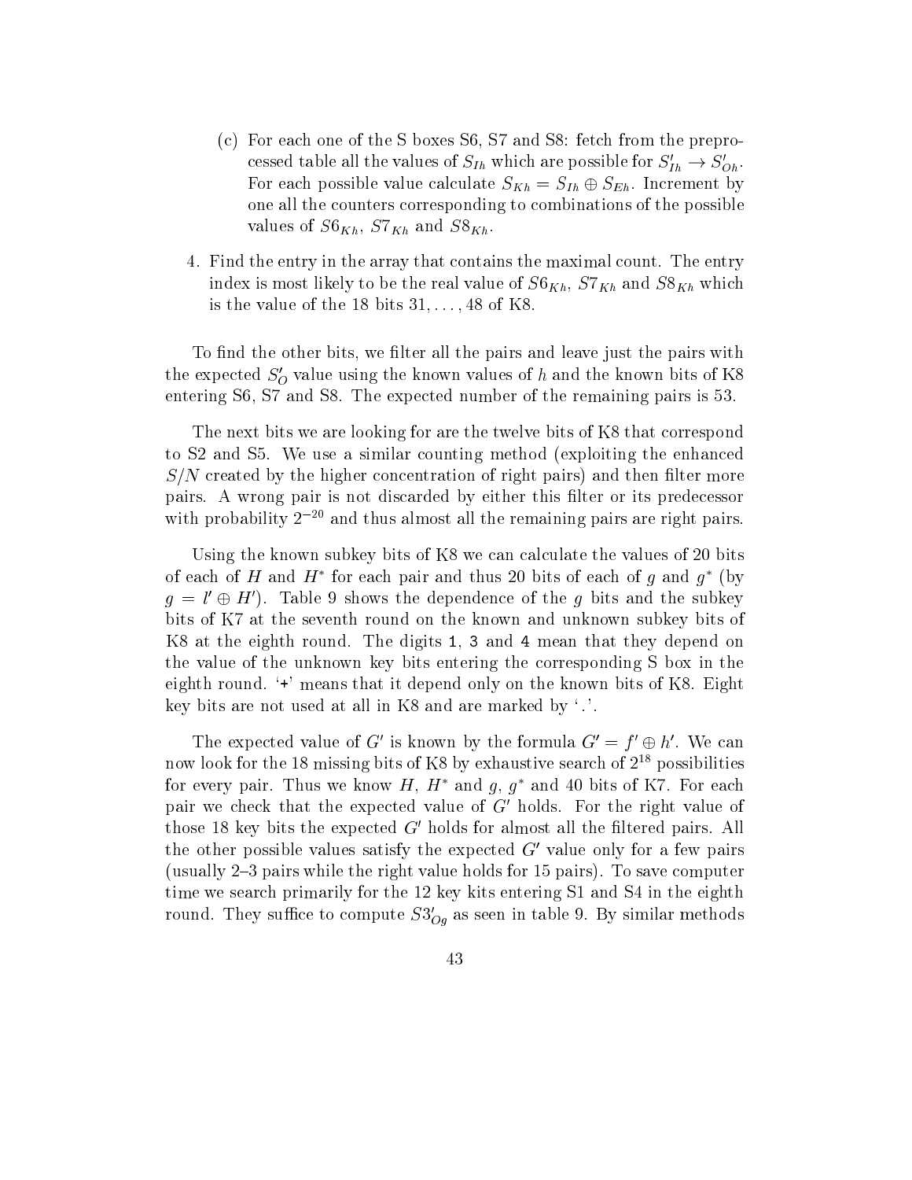(c) For each one of the S boxes S6, S7 and S8: fetch from the preprocessed table all the values of $S_{Ih}$ which are possible for $S'_{Ih} \rightarrow S'_{Oh}$. For each possible value calculate $S_{Kh} = S_{Ih} \oplus S_{Eh}$. Increment by one all the counters corresponding to combinations of the possible values of $S6_{Kh}$, $S7_{Kh}$ and $S8_{Kh}$.

4. Find the entry in the array that contains the maximal count. The entry index is most likely to be the real value of $S6_{Kh}$, $S7_{Kh}$ and $S8_{Kh}$ which is the value of the 18 bits $31, \ldots, 48$ of K8.

To find the other bits, we filter all the pairs and leave just the pairs with the expected $S'_O$ value using the known values of $h$ and the known bits of K8 entering S6, S7 and S8. The expected number of the remaining pairs is 53.

The next bits we are looking for are the twelve bits of K8 that correspond to S2 and S5. We use a similar counting method (exploiting the enhanced $S/N$ created by the higher concentration of right pairs) and then filter more pairs. A wrong pair is not discarded by either this filter or its predecessor with probability $2^{-20}$ and thus almost all the remaining pairs are right pairs.

Using the known subkey bits of K8 we can calculate the values of 20 bits of each of $H$ and $H^*$ for each pair and thus 20 bits of each of $g$ and $g^*$ (by $g = l' \oplus H'$). Table 9 shows the dependence of the $g$ bits and the subkey bits of K7 at the seventh round on the known and unknown subkey bits of K8 at the eighth round. The digits `1`, `3` and `4` mean that they depend on the value of the unknown key bits entering the corresponding S box in the eighth round. '`+`' means that it depend only on the known bits of K8. Eight key bits are not used at all in K8 and are marked by '`.`'.

The expected value of $G'$ is known by the formula $G' = f' \oplus h'$. We can now look for the 18 missing bits of K8 by exhaustive search of $2^{18}$ possibilities for every pair. Thus we know $H$, $H^*$ and $g$, $g^*$ and 40 bits of K7. For each pair we check that the expected value of $G'$ holds. For the right value of those 18 key bits the expected $G'$ holds for almost all the filtered pairs. All the other possible values satisfy the expected $G'$ value only for a few pairs (usually 2–3 pairs while the right value holds for 15 pairs). To save computer time we search primarily for the 12 key kits entering S1 and S4 in the eighth round. They suffice to compute $S3'_{Og}$ as seen in table 9. By similar methods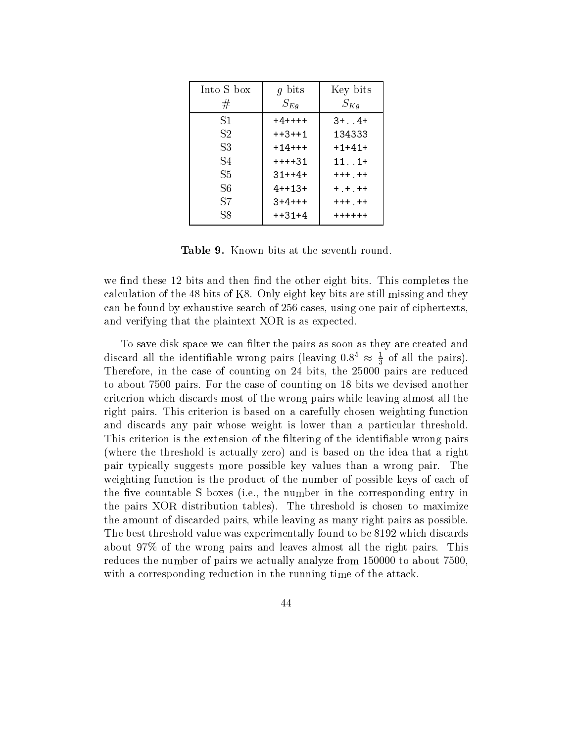| Into S box # | $g$ bits $S_{Eg}$ | Key bits $S_{Kg}$ |
|---|---|---|
| S1 | `+4++++` | `3+..4+` |
| S2 | `++3++1` | `134333` |
| S3 | `+14+++` | `+1+41+` |
| S4 | `++++31` | `11..1+` |
| S5 | `31++4+` | `+++.++` |
| S6 | `4++13+` | `+.+.++` |
| S7 | `3+4+++` | `+++.++` |
| S8 | `++31+4` | `++++++` |

**Table 9.** Known bits at the seventh round.

we find these 12 bits and then find the other eight bits. This completes the calculation of the 48 bits of K8. Only eight key bits are still missing and they can be found by exhaustive search of 256 cases, using one pair of ciphertexts, and verifying that the plaintext XOR is as expected.

To save disk space we can filter the pairs as soon as they are created and discard all the identifiable wrong pairs (leaving $0.8^5 \approx \frac{1}{3}$ of all the pairs). Therefore, in the case of counting on 24 bits, the 25000 pairs are reduced to about 7500 pairs. For the case of counting on 18 bits we devised another criterion which discards most of the wrong pairs while leaving almost all the right pairs. This criterion is based on a carefully chosen weighting function and discards any pair whose weight is lower than a particular threshold. This criterion is the extension of the filtering of the identifiable wrong pairs (where the threshold is actually zero) and is based on the idea that a right pair typically suggests more possible key values than a wrong pair. The weighting function is the product of the number of possible keys of each of the five countable S boxes (i.e., the number in the corresponding entry in the pairs XOR distribution tables). The threshold is chosen to maximize the amount of discarded pairs, while leaving as many right pairs as possible. The best threshold value was experimentally found to be 8192 which discards about 97% of the wrong pairs and leaves almost all the right pairs. This reduces the number of pairs we actually analyze from 150000 to about 7500, with a corresponding reduction in the running time of the attack.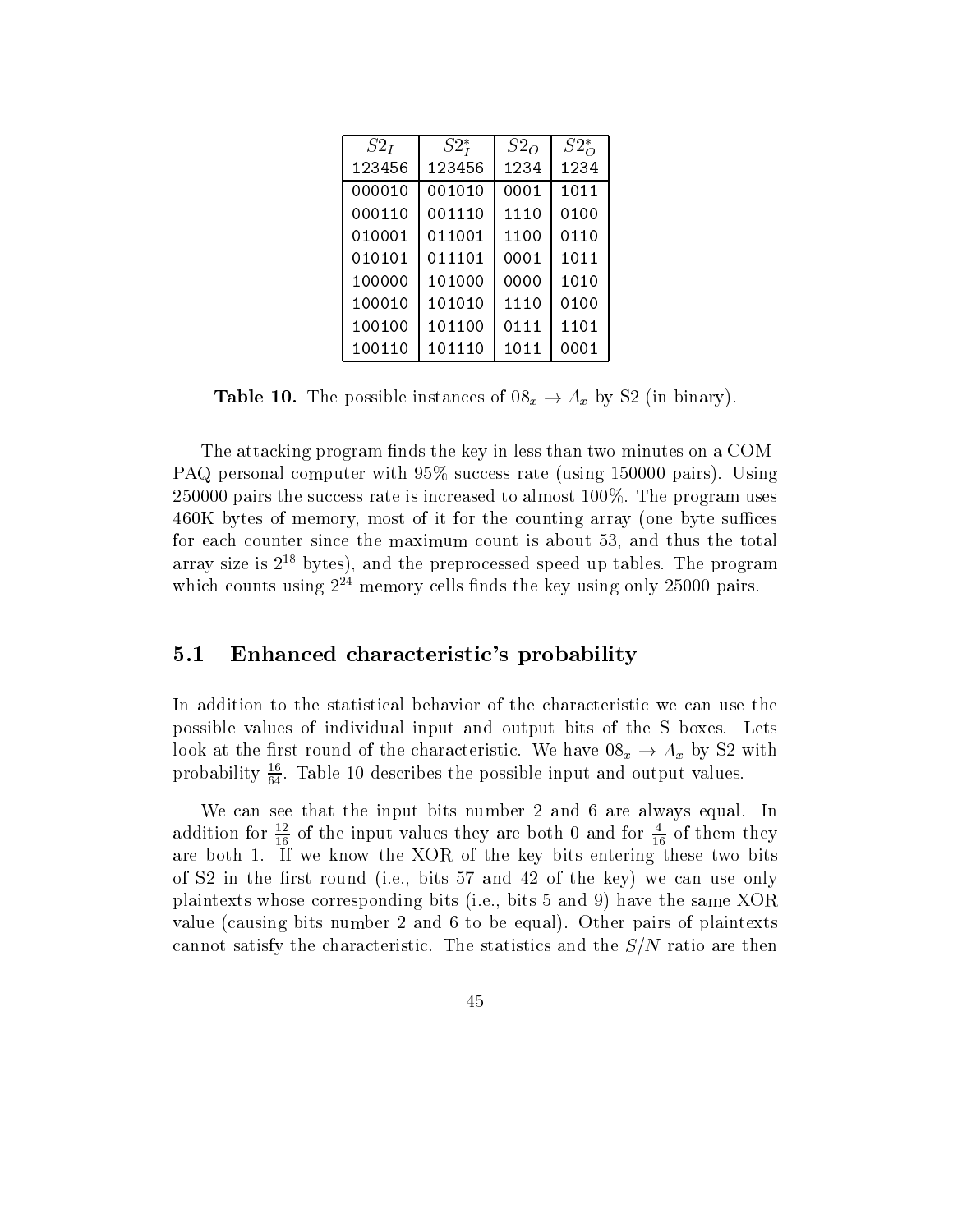| $S2_I$ | $S2_I^*$ | $S2_O$ | $S2_O^*$ |
|---|---|---|---|
| 123456 | 123456 | 1234 | 1234 |
| 000010 | 001010 | 0001 | 1011 |
| 000110 | 001110 | 1110 | 0100 |
| 010001 | 011001 | 1100 | 0110 |
| 010101 | 011101 | 0001 | 1011 |
| 100000 | 101000 | 0000 | 1010 |
| 100010 | 101010 | 1110 | 0100 |
| 100100 | 101100 | 0111 | 1101 |
| 100110 | 101110 | 1011 | 0001 |

**Table 10.** The possible instances of $08_x \rightarrow A_x$ by S2 (in binary).

The attacking program finds the key in less than two minutes on a COMPAQ personal computer with 95% success rate (using 150000 pairs). Using 250000 pairs the success rate is increased to almost 100%. The program uses 460K bytes of memory, most of it for the counting array (one byte suffices for each counter since the maximum count is about 53, and thus the total array size is $2^{18}$ bytes), and the preprocessed speed up tables. The program which counts using $2^{24}$ memory cells finds the key using only 25000 pairs.

## 5.1 Enhanced characteristic's probability

In addition to the statistical behavior of the characteristic we can use the possible values of individual input and output bits of the S boxes. Lets look at the first round of the characteristic. We have $08_x \rightarrow A_x$ by S2 with probability $\frac{16}{64}$. Table 10 describes the possible input and output values.

We can see that the input bits number 2 and 6 are always equal. In addition for $\frac{12}{16}$ of the input values they are both 0 and for $\frac{4}{16}$ of them they are both 1. If we know the XOR of the key bits entering these two bits of S2 in the first round (i.e., bits 57 and 42 of the key) we can use only plaintexts whose corresponding bits (i.e., bits 5 and 9) have the same XOR value (causing bits number 2 and 6 to be equal). Other pairs of plaintexts cannot satisfy the characteristic. The statistics and the $S/N$ ratio are then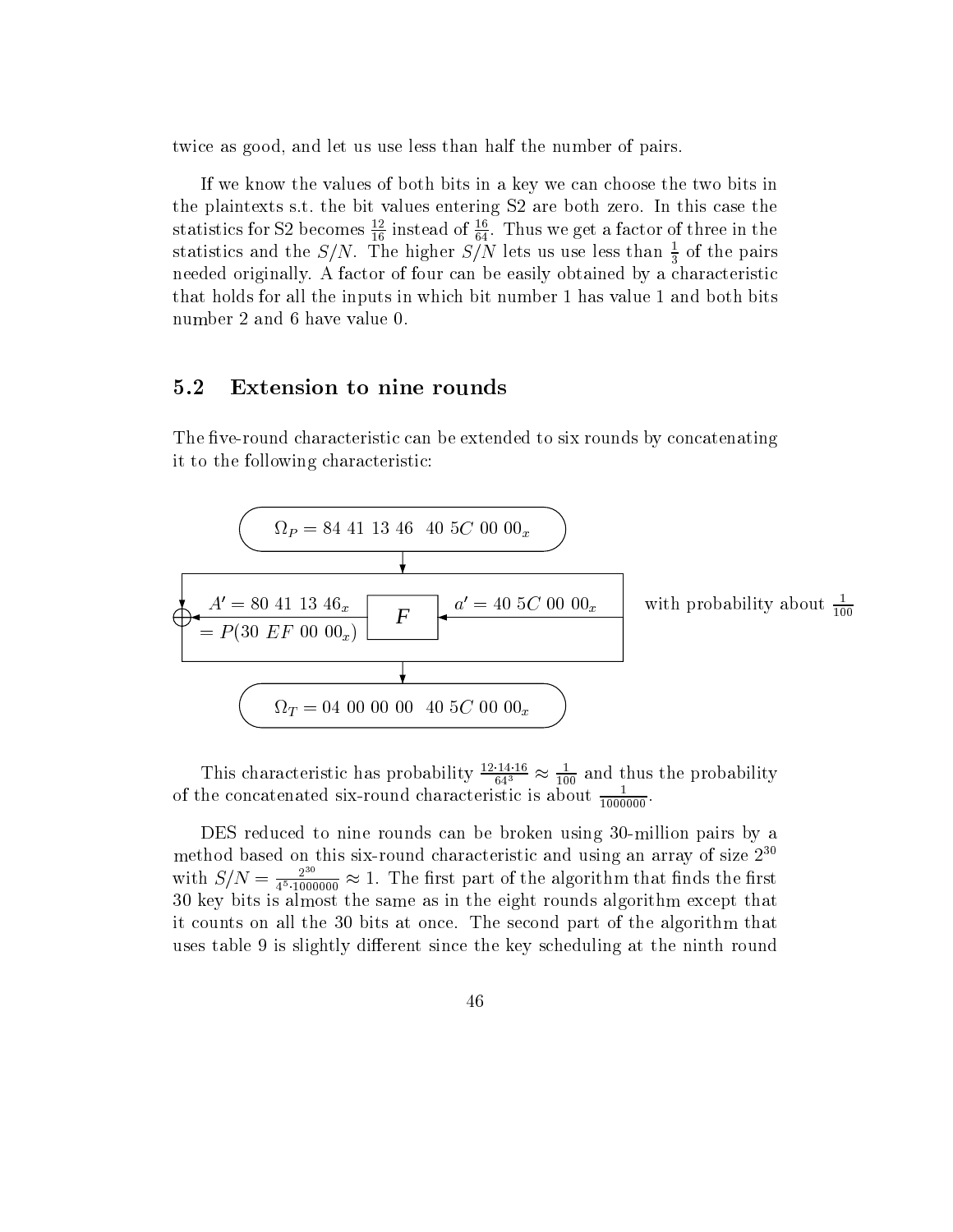twice as good, and let us use less than half the number of pairs.

If we know the values of both bits in a key we can choose the two bits in the plaintexts s.t. the bit values entering S2 are both zero. In this case the statistics for S2 becomes $\frac{12}{16}$ instead of $\frac{16}{64}$. Thus we get a factor of three in the statistics and the $S/N$. The higher $S/N$ lets us use less than $\frac{1}{3}$ of the pairs needed originally. A factor of four can be easily obtained by a characteristic that holds for all the inputs in which bit number 1 has value 1 and both bits number 2 and 6 have value 0.

## 5.2 Extension to nine rounds

The five-round characteristic can be extended to six rounds by concatenating it to the following characteristic:

$\Omega_P = 84\ 41\ 13\ 46\ \ 40\ 5C\ 00\ 00_x$

$A' = 80\ 41\ 13\ 46_x = P(30\ EF\ 00\ 00_x)$ ← $F$ ← $a' = 40\ 5C\ 00\ 00_x$ — with probability about $\frac{1}{100}$

$\Omega_T = 04\ 00\ 00\ 00\ \ 40\ 5C\ 00\ 00_x$

This characteristic has probability $\frac{12 \cdot 14 \cdot 16}{64^3} \approx \frac{1}{100}$ and thus the probability of the concatenated six-round characteristic is about $\frac{1}{1000000}$.

DES reduced to nine rounds can be broken using 30-million pairs by a method based on this six-round characteristic and using an array of size $2^{30}$ with $S/N = \frac{2^{30}}{4^5 \cdot 1000000} \approx 1$. The first part of the algorithm that finds the first 30 key bits is almost the same as in the eight rounds algorithm except that it counts on all the 30 bits at once. The second part of the algorithm that uses table 9 is slightly different since the key scheduling at the ninth round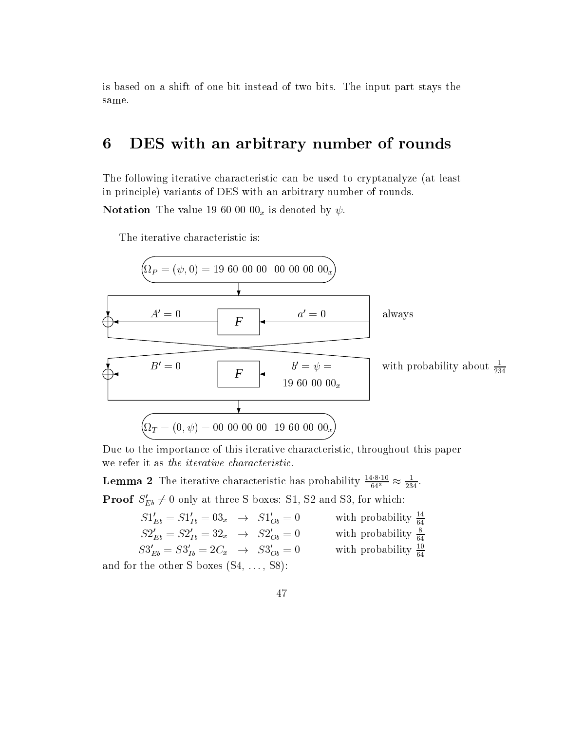is based on a shift of one bit instead of two bits. The input part stays the same.

# 6 DES with an arbitrary number of rounds

The following iterative characteristic can be used to cryptanalyze (at least in principle) variants of DES with an arbitrary number of rounds.

**Notation** The value 19 60 00 $00_x$ is denoted by $\psi$.

The iterative characteristic is:

$$\Omega_P = (\psi, 0) = 19\ 60\ 00\ 00\ \ 00\ 00\ 00\ 00_x$$

$A' = 0 \leftarrow F \leftarrow a' = 0$ always

$B' = 0 \leftarrow F \leftarrow b' = \psi = 19\ 60\ 00\ 00_x$ with probability about $\frac{1}{234}$

$$\Omega_T = (0, \psi) = 00\ 00\ 00\ 00\ \ 19\ 60\ 00\ 00_x$$

Due to the importance of this iterative characteristic, throughout this paper we refer it as *the iterative characteristic*.

**Lemma 2** The iterative characteristic has probability $\frac{14 \cdot 8 \cdot 10}{64^3} \approx \frac{1}{234}$.

**Proof** $S'_{Eb} \neq 0$ only at three S boxes: S1, S2 and S3, for which:

$$S1'_{Eb} = S1'_{Ib} = 03_x \quad \rightarrow \quad S1'_{Ob} = 0 \qquad \text{with probability } \tfrac{14}{64}$$

$$S2'_{Eb} = S2'_{Ib} = 32_x \quad \rightarrow \quad S2'_{Ob} = 0 \qquad \text{with probability } \tfrac{8}{64}$$

$$S3'_{Eb} = S3'_{Ib} = 2C_x \quad \rightarrow \quad S3'_{Ob} = 0 \qquad \text{with probability } \tfrac{10}{64}$$

and for the other S boxes (S4, ..., S8):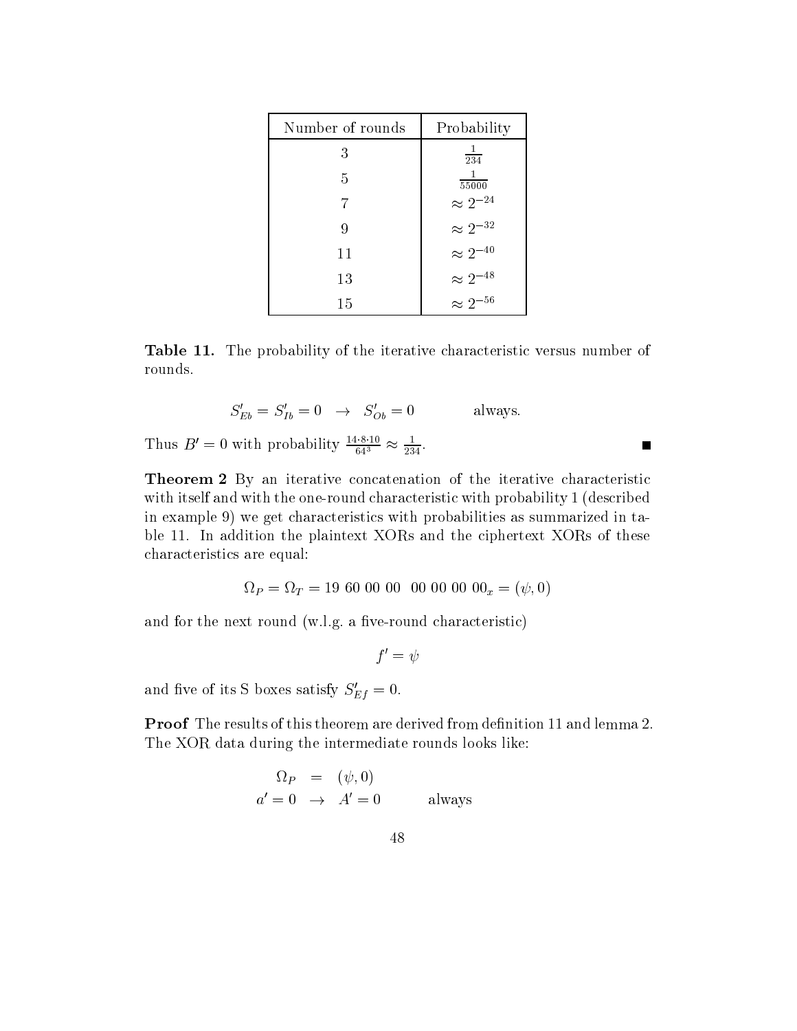| Number of rounds | Probability |
|---|---|
| 3 | $\frac{1}{234}$ |
| 5 | $\frac{1}{55000}$ |
| 7 | $\approx 2^{-24}$ |
| 9 | $\approx 2^{-32}$ |
| 11 | $\approx 2^{-40}$ |
| 13 | $\approx 2^{-48}$ |
| 15 | $\approx 2^{-56}$ |

**Table 11.** The probability of the iterative characteristic versus number of rounds.

$$S'_{Eb} = S'_{Ib} = 0 \quad \rightarrow \quad S'_{Ob} = 0 \qquad\qquad \text{always.}$$

Thus $B' = 0$ with probability $\frac{14 \cdot 8 \cdot 10}{64^3} \approx \frac{1}{234}$. ∎

**Theorem 2** By an iterative concatenation of the iterative characteristic with itself and with the one-round characteristic with probability 1 (described in example 9) we get characteristics with probabilities as summarized in table 11. In addition the plaintext XORs and the ciphertext XORs of these characteristics are equal:

$$\Omega_P = \Omega_T = 19\ 60\ 00\ 00\ \ 00\ 00\ 00\ 00_x = (\psi, 0)$$

and for the next round (w.l.g. a five-round characteristic)

$$f' = \psi$$

and five of its S boxes satisfy $S'_{Ef} = 0$.

**Proof** The results of this theorem are derived from definition 11 and lemma 2. The XOR data during the intermediate rounds looks like:

$$\Omega_P \;=\; (\psi, 0)$$

$$a' = 0 \;\rightarrow\; A' = 0 \qquad\qquad \text{always}$$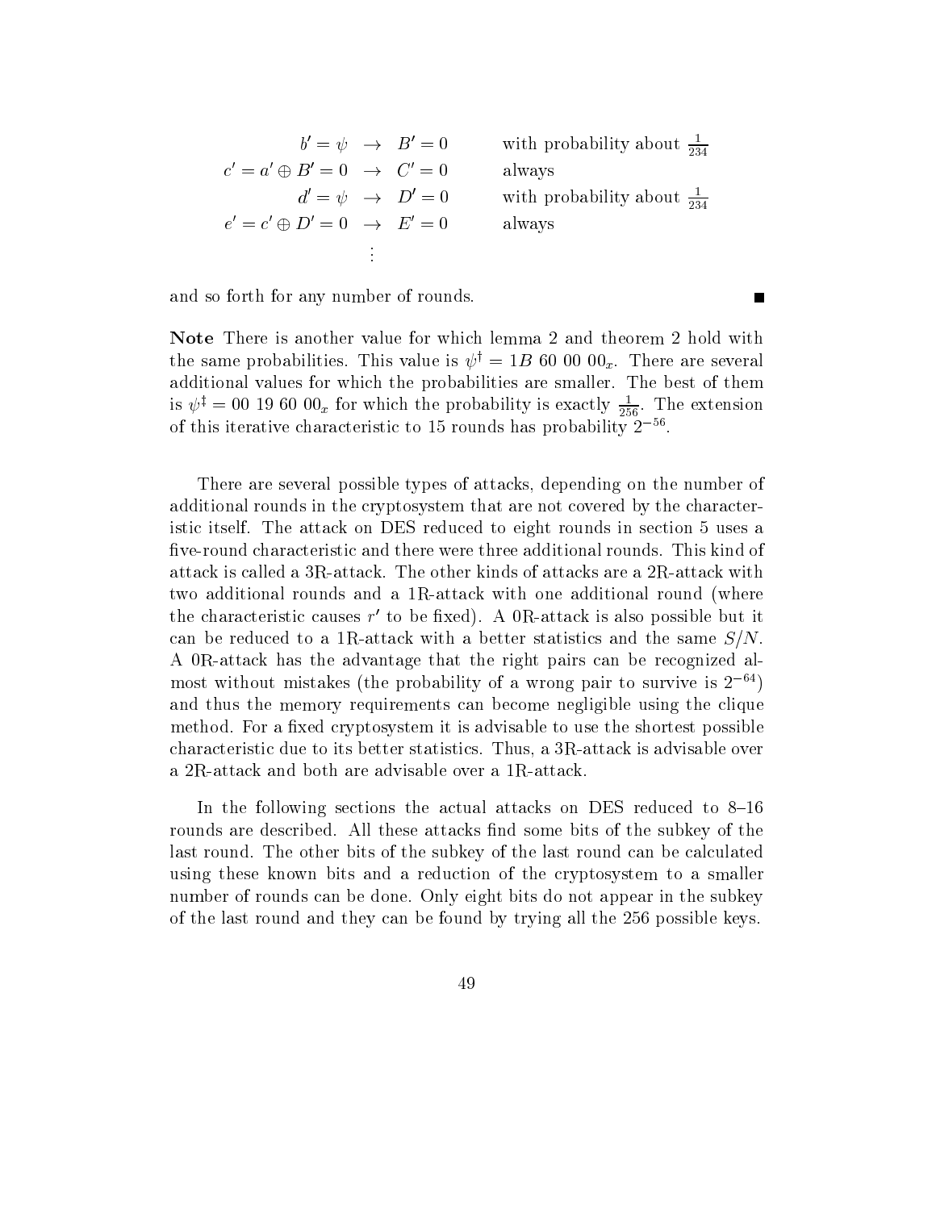$$
\begin{array}{rcll}
b' = \psi & \rightarrow & B' = 0 & \text{with probability about } \frac{1}{234} \\
c' = a' \oplus B' = 0 & \rightarrow & C' = 0 & \text{always} \\
d' = \psi & \rightarrow & D' = 0 & \text{with probability about } \frac{1}{234} \\
e' = c' \oplus D' = 0 & \rightarrow & E' = 0 & \text{always} \\
& \vdots & &
\end{array}
$$

and so forth for any number of rounds. ■

**Note** There is another value for which lemma 2 and theorem 2 hold with the same probabilities. This value is $\psi^{\dagger} = 1B\ 60\ 00\ 00_x$. There are several additional values for which the probabilities are smaller. The best of them is $\psi^{\ddagger} = 00\ 19\ 60\ 00_x$ for which the probability is exactly $\frac{1}{256}$. The extension of this iterative characteristic to 15 rounds has probability $2^{-56}$.

There are several possible types of attacks, depending on the number of additional rounds in the cryptosystem that are not covered by the characteristic itself. The attack on DES reduced to eight rounds in section 5 uses a five-round characteristic and there were three additional rounds. This kind of attack is called a 3R-attack. The other kinds of attacks are a 2R-attack with two additional rounds and a 1R-attack with one additional round (where the characteristic causes $r'$ to be fixed). A 0R-attack is also possible but it can be reduced to a 1R-attack with a better statistics and the same $S/N$. A 0R-attack has the advantage that the right pairs can be recognized almost without mistakes (the probability of a wrong pair to survive is $2^{-64}$) and thus the memory requirements can become negligible using the clique method. For a fixed cryptosystem it is advisable to use the shortest possible characteristic due to its better statistics. Thus, a 3R-attack is advisable over a 2R-attack and both are advisable over a 1R-attack.

In the following sections the actual attacks on DES reduced to 8–16 rounds are described. All these attacks find some bits of the subkey of the last round. The other bits of the subkey of the last round can be calculated using these known bits and a reduction of the cryptosystem to a smaller number of rounds can be done. Only eight bits do not appear in the subkey of the last round and they can be found by trying all the 256 possible keys.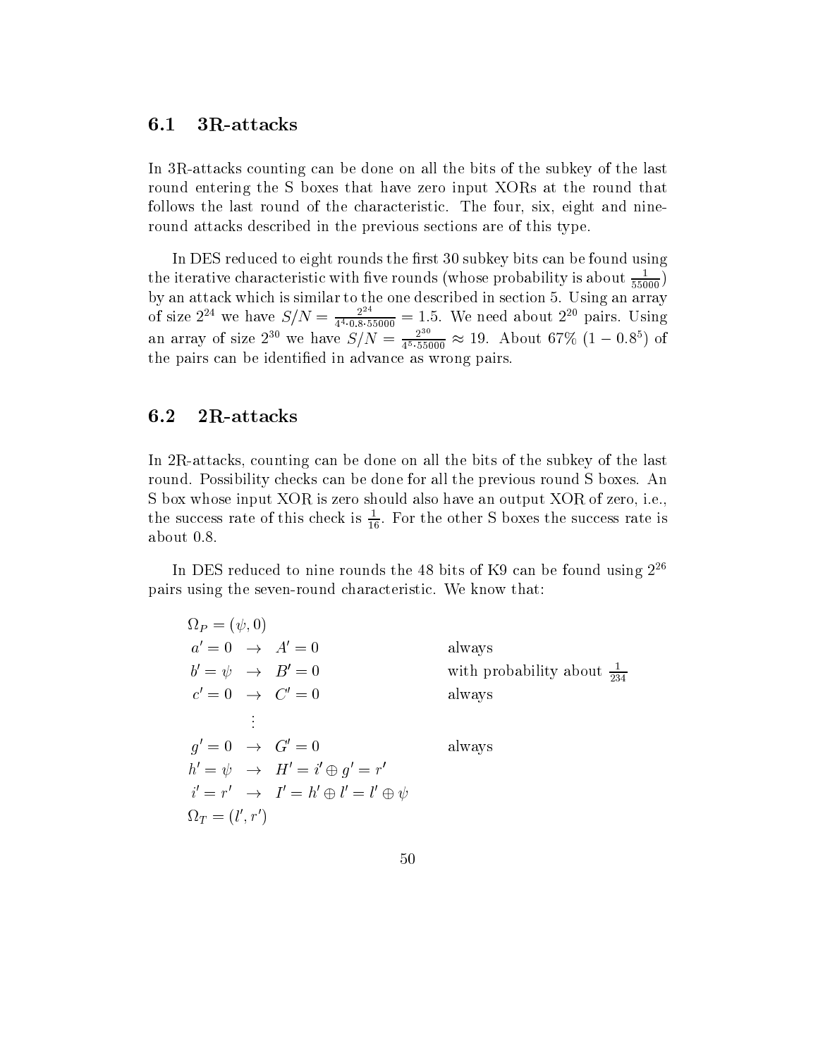### 6.1 3R-attacks

In 3R-attacks counting can be done on all the bits of the subkey of the last round entering the S boxes that have zero input XORs at the round that follows the last round of the characteristic. The four, six, eight and nine-round attacks described in the previous sections are of this type.

In DES reduced to eight rounds the first 30 subkey bits can be found using the iterative characteristic with five rounds (whose probability is about $\frac{1}{55000}$) by an attack which is similar to the one described in section 5. Using an array of size $2^{24}$ we have $S/N = \frac{2^{24}}{4^4 \cdot 0.8 \cdot 55000} = 1.5$. We need about $2^{20}$ pairs. Using an array of size $2^{30}$ we have $S/N = \frac{2^{30}}{4^5 \cdot 55000} \approx 19$. About 67% $(1 - 0.8^5)$ of the pairs can be identified in advance as wrong pairs.

### 6.2 2R-attacks

In 2R-attacks, counting can be done on all the bits of the subkey of the last round. Possibility checks can be done for all the previous round S boxes. An S box whose input XOR is zero should also have an output XOR of zero, i.e., the success rate of this check is $\frac{1}{16}$. For the other S boxes the success rate is about 0.8.

In DES reduced to nine rounds the 48 bits of K9 can be found using $2^{26}$ pairs using the seven-round characteristic. We know that:

$$
\begin{array}{lll}
\Omega_P = (\psi, 0) & & \\
a' = 0 & \rightarrow \quad A' = 0 & \text{always} \\
b' = \psi & \rightarrow \quad B' = 0 & \text{with probability about } \frac{1}{234} \\
c' = 0 & \rightarrow \quad C' = 0 & \text{always} \\
\quad \vdots & & \\
g' = 0 & \rightarrow \quad G' = 0 & \text{always} \\
h' = \psi & \rightarrow \quad H' = i' \oplus g' = r' & \\
i' = r' & \rightarrow \quad I' = h' \oplus l' = l' \oplus \psi & \\
\Omega_T = (l', r') & &
\end{array}
$$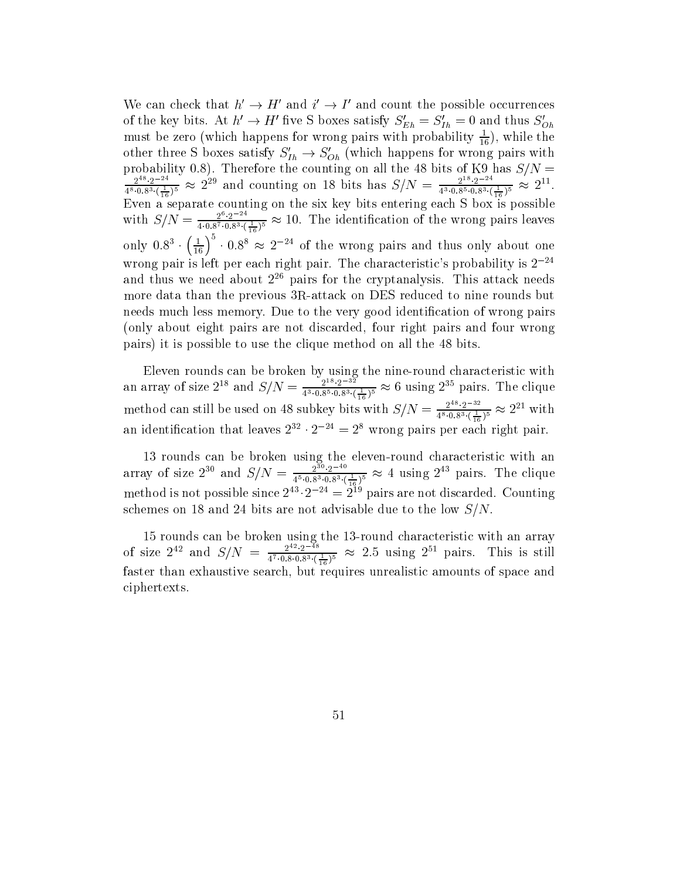We can check that $h' \rightarrow H'$ and $i' \rightarrow I'$ and count the possible occurrences of the key bits. At $h' \rightarrow H'$ five S boxes satisfy $S'_{Eh} = S'_{Ih} = 0$ and thus $S'_{Oh}$ must be zero (which happens for wrong pairs with probability $\frac{1}{16}$), while the other three S boxes satisfy $S'_{Ih} \rightarrow S'_{Oh}$ (which happens for wrong pairs with probability 0.8). Therefore the counting on all the 48 bits of K9 has $S/N = \frac{2^{48} \cdot 2^{-24}}{4^8 \cdot 0.8^3 \cdot (\frac{1}{16})^5} \approx 2^{29}$ and counting on 18 bits has $S/N = \frac{2^{18} \cdot 2^{-24}}{4^3 \cdot 0.8^5 \cdot 0.8^3 \cdot (\frac{1}{16})^5} \approx 2^{11}$. Even a separate counting on the six key bits entering each S box is possible with $S/N = \frac{2^6 \cdot 2^{-24}}{4 \cdot 0.8^7 \cdot 0.8^3 \cdot (\frac{1}{16})^5} \approx 10$. The identification of the wrong pairs leaves only $0.8^3 \cdot \left(\frac{1}{16}\right)^5 \cdot 0.8^8 \approx 2^{-24}$ of the wrong pairs and thus only about one wrong pair is left per each right pair. The characteristic's probability is $2^{-24}$ and thus we need about $2^{26}$ pairs for the cryptanalysis. This attack needs more data than the previous 3R-attack on DES reduced to nine rounds but needs much less memory. Due to the very good identification of wrong pairs (only about eight pairs are not discarded, four right pairs and four wrong pairs) it is possible to use the clique method on all the 48 bits.

Eleven rounds can be broken by using the nine-round characteristic with an array of size $2^{18}$ and $S/N = \frac{2^{18} \cdot 2^{-32}}{4^3 \cdot 0.8^5 \cdot 0.8^3 \cdot (\frac{1}{16})^5} \approx 6$ using $2^{35}$ pairs. The clique method can still be used on 48 subkey bits with $S/N = \frac{2^{48} \cdot 2^{-32}}{4^8 \cdot 0.8^3 \cdot (\frac{1}{16})^5} \approx 2^{21}$ with an identification that leaves $2^{32} \cdot 2^{-24} = 2^8$ wrong pairs per each right pair.

13 rounds can be broken using the eleven-round characteristic with an array of size $2^{30}$ and $S/N = \frac{2^{30} \cdot 2^{-40}}{4^5 \cdot 0.8^3 \cdot 0.8^3 \cdot (\frac{1}{16})^5} \approx 4$ using $2^{43}$ pairs. The clique method is not possible since $2^{43} \cdot 2^{-24} = 2^{19}$ pairs are not discarded. Counting schemes on 18 and 24 bits are not advisable due to the low $S/N$.

15 rounds can be broken using the 13-round characteristic with an array of size $2^{42}$ and $S/N = \frac{2^{42} \cdot 2^{-48}}{4^7 \cdot 0.8 \cdot 0.8^3 \cdot (\frac{1}{16})^5} \approx 2.5$ using $2^{51}$ pairs. This is still faster than exhaustive search, but requires unrealistic amounts of space and ciphertexts.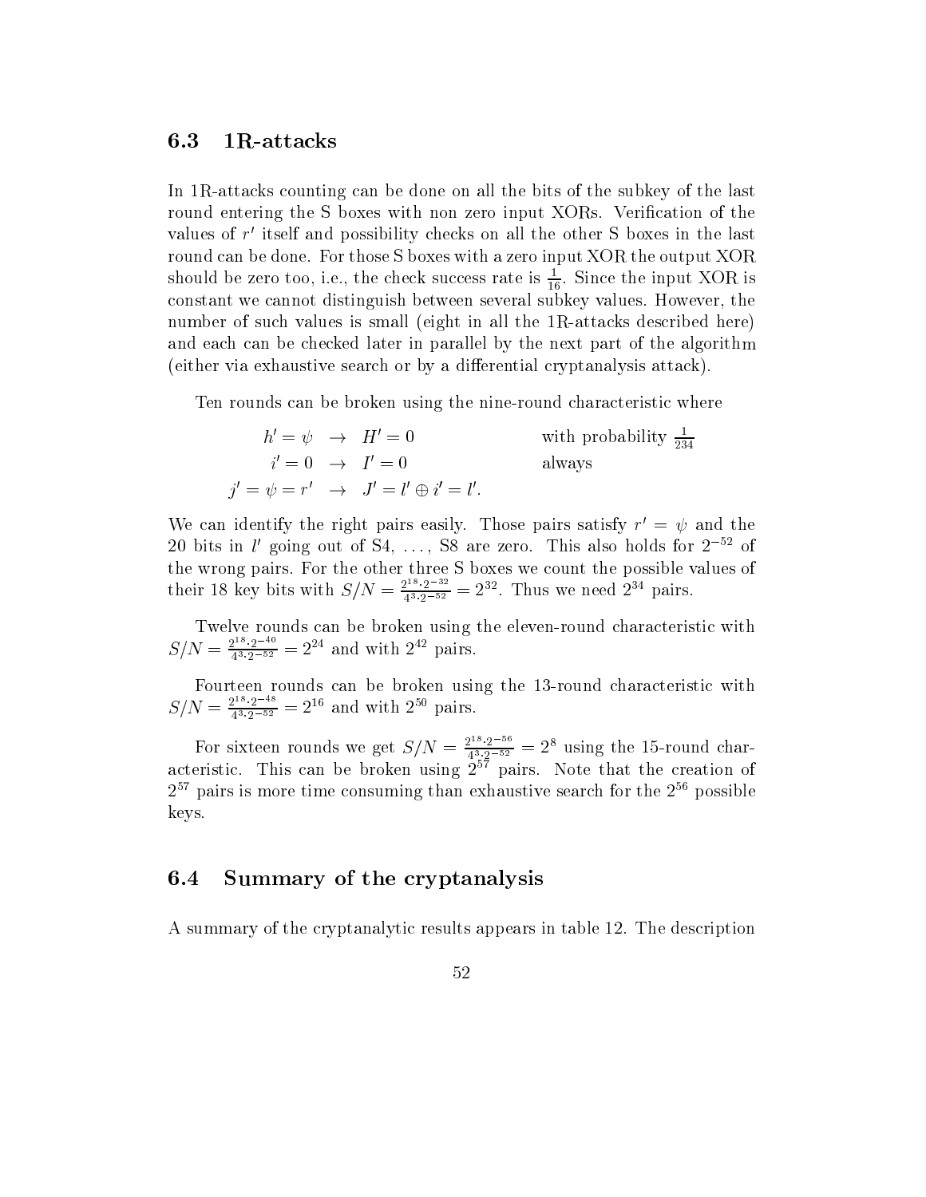### 6.3 1R-attacks

In 1R-attacks counting can be done on all the bits of the subkey of the last round entering the S boxes with non zero input XORs. Verification of the values of $r'$ itself and possibility checks on all the other S boxes in the last round can be done. For those S boxes with a zero input XOR the output XOR should be zero too, i.e., the check success rate is $\frac{1}{16}$. Since the input XOR is constant we cannot distinguish between several subkey values. However, the number of such values is small (eight in all the 1R-attacks described here) and each can be checked later in parallel by the next part of the algorithm (either via exhaustive search or by a differential cryptanalysis attack).

Ten rounds can be broken using the nine-round characteristic where

$$
\begin{array}{rcll}
h' = \psi & \rightarrow & H' = 0 & \text{with probability } \frac{1}{234} \\
i' = 0 & \rightarrow & I' = 0 & \text{always} \\
j' = \psi = r' & \rightarrow & J' = l' \oplus i' = l'. &
\end{array}
$$

We can identify the right pairs easily. Those pairs satisfy $r' = \psi$ and the 20 bits in $l'$ going out of S4, ..., S8 are zero. This also holds for $2^{-52}$ of the wrong pairs. For the other three S boxes we count the possible values of their 18 key bits with $S/N = \frac{2^{18} \cdot 2^{-32}}{4^3 \cdot 2^{-52}} = 2^{32}$. Thus we need $2^{34}$ pairs.

Twelve rounds can be broken using the eleven-round characteristic with $S/N = \frac{2^{18} \cdot 2^{-40}}{4^3 \cdot 2^{-52}} = 2^{24}$ and with $2^{42}$ pairs.

Fourteen rounds can be broken using the 13-round characteristic with $S/N = \frac{2^{18} \cdot 2^{-48}}{4^3 \cdot 2^{-52}} = 2^{16}$ and with $2^{50}$ pairs.

For sixteen rounds we get $S/N = \frac{2^{18} \cdot 2^{-56}}{4^3 \cdot 2^{-52}} = 2^8$ using the 15-round characteristic. This can be broken using $2^{57}$ pairs. Note that the creation of $2^{57}$ pairs is more time consuming than exhaustive search for the $2^{56}$ possible keys.

### 6.4 Summary of the cryptanalysis

A summary of the cryptanalytic results appears in table 12. The description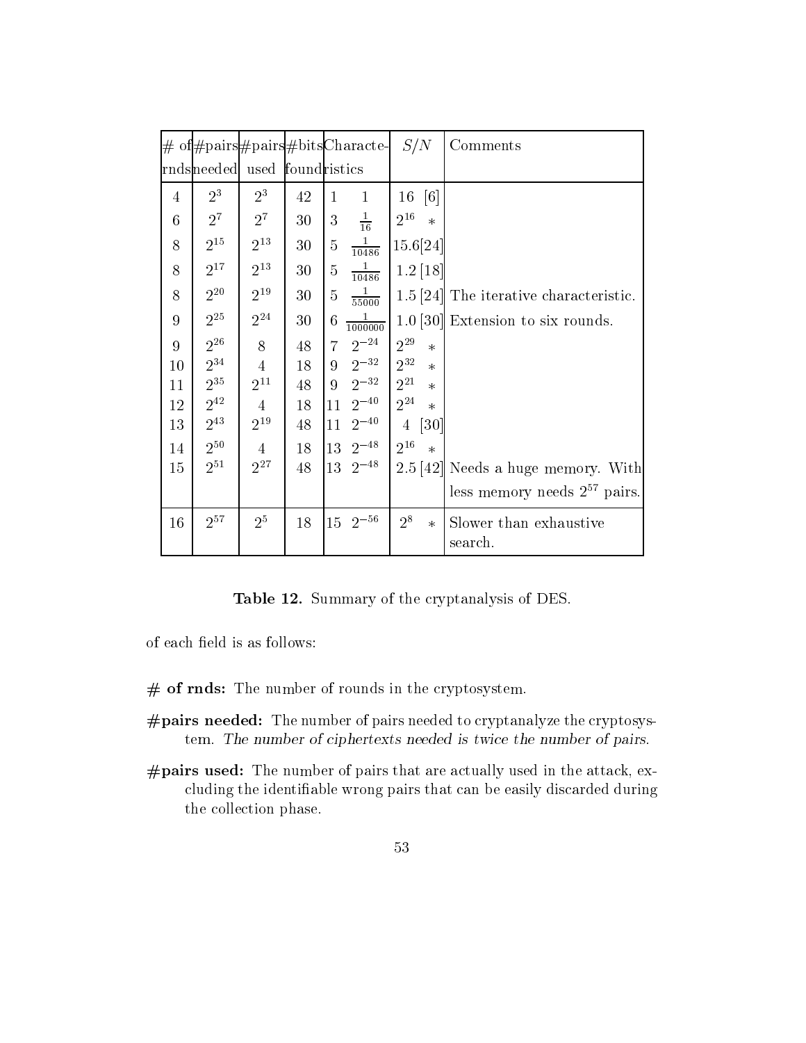| # of rnds | #pairs needed | #pairs used | #bits found | Characteristics | | S/N | Comments |
|---|---|---|---|---|---|---|---|
| 4 | $2^3$ | $2^3$ | 42 | 1 | 1 | 16 [6] | |
| 6 | $2^7$ | $2^7$ | 30 | 3 | $\frac{1}{16}$ | $2^{16}$ * | |
| 8 | $2^{15}$ | $2^{13}$ | 30 | 5 | $\frac{1}{10486}$ | 15.6[24] | |
| 8 | $2^{17}$ | $2^{13}$ | 30 | 5 | $\frac{1}{10486}$ | 1.2 [18] | |
| 8 | $2^{20}$ | $2^{19}$ | 30 | 5 | $\frac{1}{55000}$ | 1.5 [24] | The iterative characteristic. |
| 9 | $2^{25}$ | $2^{24}$ | 30 | 6 | $\frac{1}{1000000}$ | 1.0 [30] | Extension to six rounds. |
| 9 | $2^{26}$ | 8 | 48 | 7 | $2^{-24}$ | $2^{29}$ * | |
| 10 | $2^{34}$ | 4 | 18 | 9 | $2^{-32}$ | $2^{32}$ * | |
| 11 | $2^{35}$ | $2^{11}$ | 48 | 9 | $2^{-32}$ | $2^{21}$ * | |
| 12 | $2^{42}$ | 4 | 18 | 11 | $2^{-40}$ | $2^{24}$ * | |
| 13 | $2^{43}$ | $2^{19}$ | 48 | 11 | $2^{-40}$ | 4 [30] | |
| 14 | $2^{50}$ | 4 | 18 | 13 | $2^{-48}$ | $2^{16}$ * | |
| 15 | $2^{51}$ | $2^{27}$ | 48 | 13 | $2^{-48}$ | 2.5 [42] | Needs a huge memory. With less memory needs $2^{57}$ pairs. |
| 16 | $2^{57}$ | $2^5$ | 18 | 15 | $2^{-56}$ | $2^8$ * | Slower than exhaustive search. |

**Table 12.** Summary of the cryptanalysis of DES.

of each field is as follows:

**# of rnds:** The number of rounds in the cryptosystem.

**#pairs needed:** The number of pairs needed to cryptanalyze the cryptosystem. *The number of ciphertexts needed is twice the number of pairs.*

**#pairs used:** The number of pairs that are actually used in the attack, excluding the identifiable wrong pairs that can be easily discarded during the collection phase.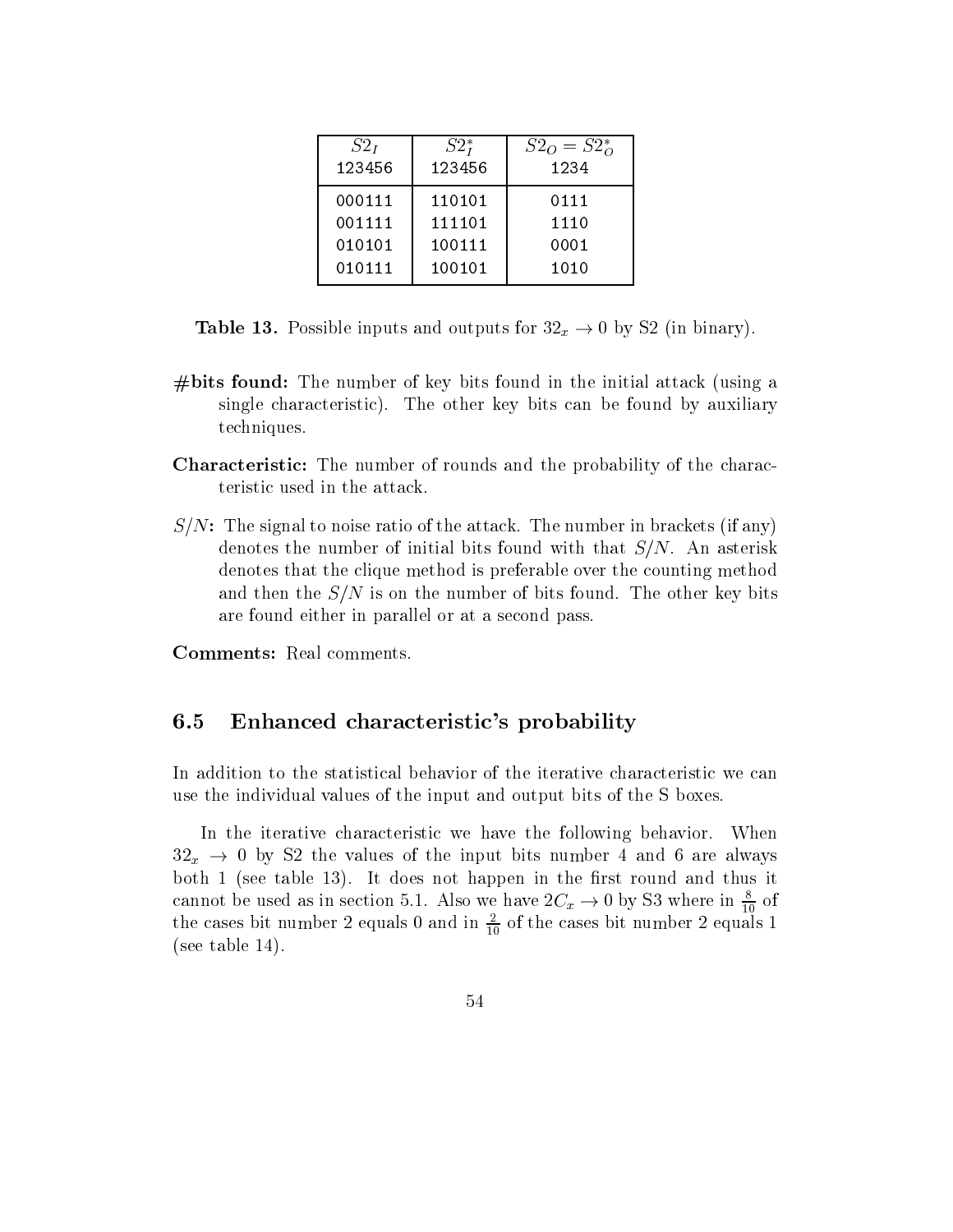| $S2_I$ 123456 | $S2^*_I$ 123456 | $S2_O = S2^*_O$ 1234 |
|---|---|---|
| 000111 | 110101 | 0111 |
| 001111 | 111101 | 1110 |
| 010101 | 100111 | 0001 |
| 010111 | 100101 | 1010 |

**Table 13.** Possible inputs and outputs for $32_x \rightarrow 0$ by S2 (in binary).

**#bits found:** The number of key bits found in the initial attack (using a single characteristic). The other key bits can be found by auxiliary techniques.

**Characteristic:** The number of rounds and the probability of the characteristic used in the attack.

**$S/N$:** The signal to noise ratio of the attack. The number in brackets (if any) denotes the number of initial bits found with that $S/N$. An asterisk denotes that the clique method is preferable over the counting method and then the $S/N$ is on the number of bits found. The other key bits are found either in parallel or at a second pass.

**Comments:** Real comments.

## 6.5 Enhanced characteristic's probability

In addition to the statistical behavior of the iterative characteristic we can use the individual values of the input and output bits of the S boxes.

In the iterative characteristic we have the following behavior. When $32_x \rightarrow 0$ by S2 the values of the input bits number 4 and 6 are always both 1 (see table 13). It does not happen in the first round and thus it cannot be used as in section 5.1. Also we have $2C_x \rightarrow 0$ by S3 where in $\frac{8}{10}$ of the cases bit number 2 equals 0 and in $\frac{2}{10}$ of the cases bit number 2 equals 1 (see table 14).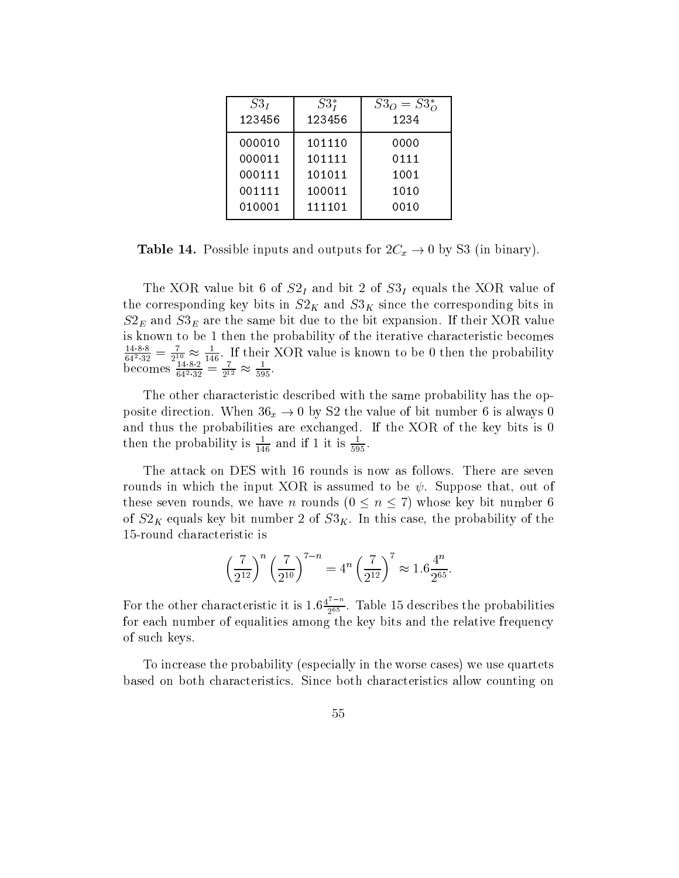| $S3_I$ 123456 | $S3_I^*$ 123456 | $S3_O = S3_O^*$ 1234 |
|---|---|---|
| 000010 | 101110 | 0000 |
| 000011 | 101111 | 0111 |
| 000111 | 101011 | 1001 |
| 001111 | 100011 | 1010 |
| 010001 | 111101 | 0010 |

**Table 14.** Possible inputs and outputs for $2C_x \to 0$ by S3 (in binary).

The XOR value bit 6 of $S2_I$ and bit 2 of $S3_I$ equals the XOR value of the corresponding key bits in $S2_K$ and $S3_K$ since the corresponding bits in $S2_E$ and $S3_E$ are the same bit due to the bit expansion. If their XOR value is known to be 1 then the probability of the iterative characteristic becomes $\frac{14 \cdot 8 \cdot 8}{64^2 \cdot 32} = \frac{7}{2^{10}} \approx \frac{1}{146}$. If their XOR value is known to be 0 then the probability becomes $\frac{14 \cdot 8 \cdot 2}{64^2 \cdot 32} = \frac{7}{2^{12}} \approx \frac{1}{595}$.

The other characteristic described with the same probability has the opposite direction. When $36_x \to 0$ by S2 the value of bit number 6 is always 0 and thus the probabilities are exchanged. If the XOR of the key bits is 0 then the probability is $\frac{1}{146}$ and if 1 it is $\frac{1}{595}$.

The attack on DES with 16 rounds is now as follows. There are seven rounds in which the input XOR is assumed to be $\psi$. Suppose that, out of these seven rounds, we have $n$ rounds ($0 \le n \le 7$) whose key bit number 6 of $S2_K$ equals key bit number 2 of $S3_K$. In this case, the probability of the 15-round characteristic is

$$\left(\frac{7}{2^{12}}\right)^n \left(\frac{7}{2^{10}}\right)^{7-n} = 4^n \left(\frac{7}{2^{12}}\right)^7 \approx 1.6\frac{4^n}{2^{65}}.$$

For the other characteristic it is $1.6\frac{4^{7-n}}{2^{65}}$. Table 15 describes the probabilities for each number of equalities among the key bits and the relative frequency of such keys.

To increase the probability (especially in the worse cases) we use quartets based on both characteristics. Since both characteristics allow counting on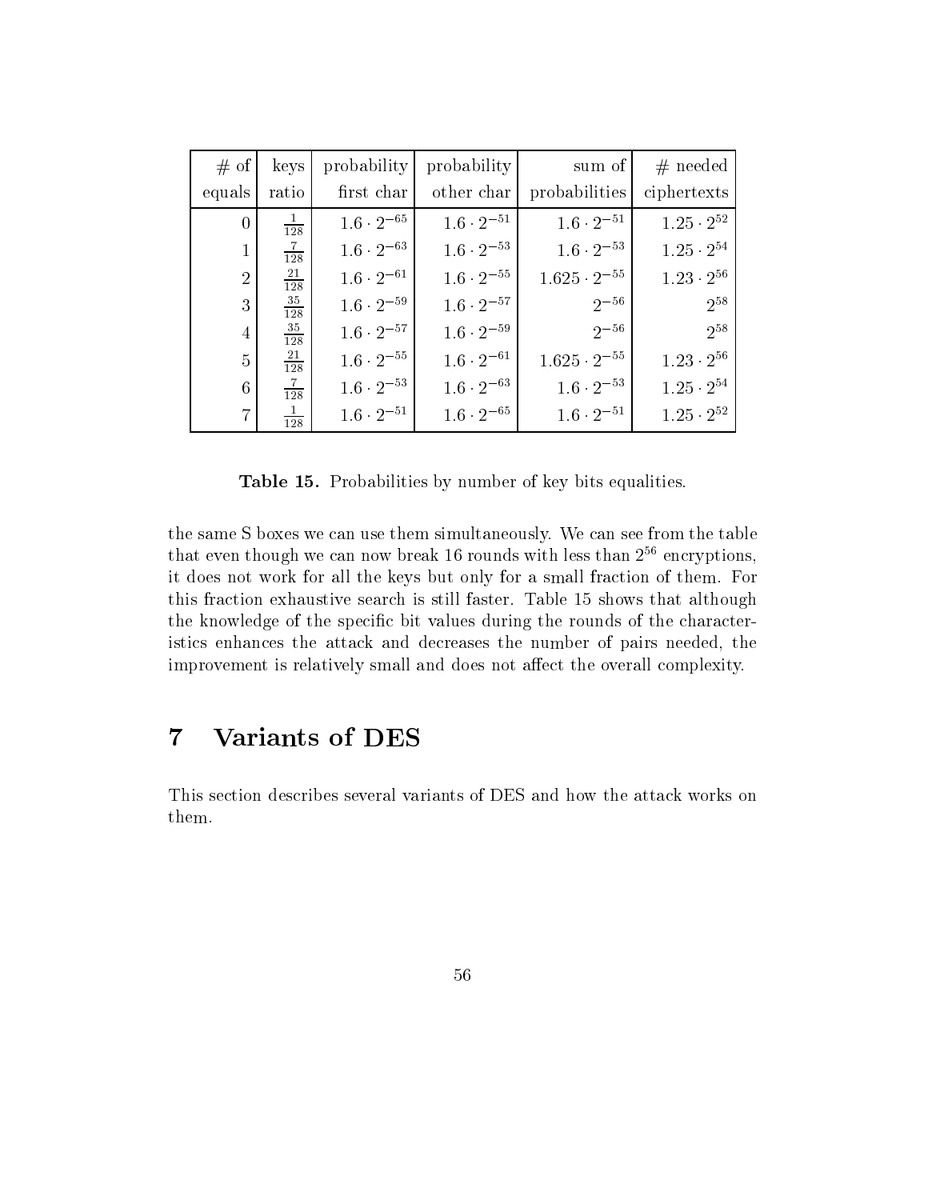| # of equals | keys ratio | probability first char | probability other char | sum of probabilities | # needed ciphertexts |
|---|---|---|---|---|---|
| 0 | $\frac{1}{128}$ | $1.6 \cdot 2^{-65}$ | $1.6 \cdot 2^{-51}$ | $1.6 \cdot 2^{-51}$ | $1.25 \cdot 2^{52}$ |
| 1 | $\frac{7}{128}$ | $1.6 \cdot 2^{-63}$ | $1.6 \cdot 2^{-53}$ | $1.6 \cdot 2^{-53}$ | $1.25 \cdot 2^{54}$ |
| 2 | $\frac{21}{128}$ | $1.6 \cdot 2^{-61}$ | $1.6 \cdot 2^{-55}$ | $1.625 \cdot 2^{-55}$ | $1.23 \cdot 2^{56}$ |
| 3 | $\frac{35}{128}$ | $1.6 \cdot 2^{-59}$ | $1.6 \cdot 2^{-57}$ | $2^{-56}$ | $2^{58}$ |
| 4 | $\frac{35}{128}$ | $1.6 \cdot 2^{-57}$ | $1.6 \cdot 2^{-59}$ | $2^{-56}$ | $2^{58}$ |
| 5 | $\frac{21}{128}$ | $1.6 \cdot 2^{-55}$ | $1.6 \cdot 2^{-61}$ | $1.625 \cdot 2^{-55}$ | $1.23 \cdot 2^{56}$ |
| 6 | $\frac{7}{128}$ | $1.6 \cdot 2^{-53}$ | $1.6 \cdot 2^{-63}$ | $1.6 \cdot 2^{-53}$ | $1.25 \cdot 2^{54}$ |
| 7 | $\frac{1}{128}$ | $1.6 \cdot 2^{-51}$ | $1.6 \cdot 2^{-65}$ | $1.6 \cdot 2^{-51}$ | $1.25 \cdot 2^{52}$ |

**Table 15.** Probabilities by number of key bits equalities.

the same S boxes we can use them simultaneously. We can see from the table that even though we can now break 16 rounds with less than $2^{56}$ encryptions, it does not work for all the keys but only for a small fraction of them. For this fraction exhaustive search is still faster. Table 15 shows that although the knowledge of the specific bit values during the rounds of the characteristics enhances the attack and decreases the number of pairs needed, the improvement is relatively small and does not affect the overall complexity.

# 7 Variants of DES

This section describes several variants of DES and how the attack works on them.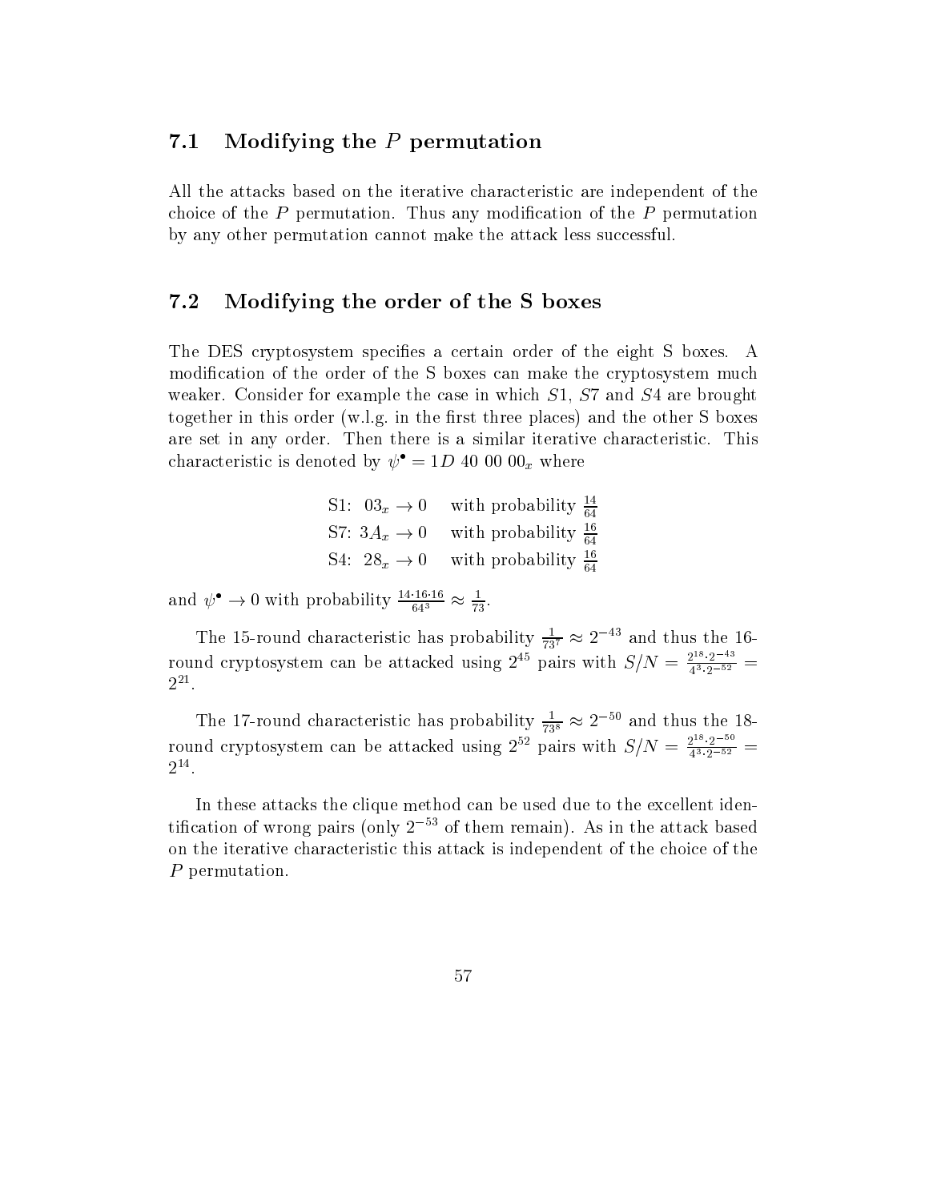## 7.1 Modifying the $P$ permutation

All the attacks based on the iterative characteristic are independent of the choice of the $P$ permutation. Thus any modification of the $P$ permutation by any other permutation cannot make the attack less successful.

## 7.2 Modifying the order of the S boxes

The DES cryptosystem specifies a certain order of the eight S boxes. A modification of the order of the S boxes can make the cryptosystem much weaker. Consider for example the case in which $S1$, $S7$ and $S4$ are brought together in this order (w.l.g. in the first three places) and the other S boxes are set in any order. Then there is a similar iterative characteristic. This characteristic is denoted by $\psi^{\bullet} = 1D\ 40\ 00\ 00_x$ where

$$
\begin{array}{ll}
\text{S1: } 03_x \rightarrow 0 & \text{with probability } \frac{14}{64} \\
\text{S7: } 3A_x \rightarrow 0 & \text{with probability } \frac{16}{64} \\
\text{S4: } 28_x \rightarrow 0 & \text{with probability } \frac{16}{64}
\end{array}
$$

and $\psi^{\bullet} \rightarrow 0$ with probability $\frac{14 \cdot 16 \cdot 16}{64^3} \approx \frac{1}{73}$.

The 15-round characteristic has probability $\frac{1}{73^7} \approx 2^{-43}$ and thus the 16-round cryptosystem can be attacked using $2^{45}$ pairs with $S/N = \frac{2^{18} \cdot 2^{-43}}{4^3 \cdot 2^{-52}} = 2^{21}$.

The 17-round characteristic has probability $\frac{1}{73^8} \approx 2^{-50}$ and thus the 18-round cryptosystem can be attacked using $2^{52}$ pairs with $S/N = \frac{2^{18} \cdot 2^{-50}}{4^3 \cdot 2^{-52}} = 2^{14}$.

In these attacks the clique method can be used due to the excellent identification of wrong pairs (only $2^{-53}$ of them remain). As in the attack based on the iterative characteristic this attack is independent of the choice of the $P$ permutation.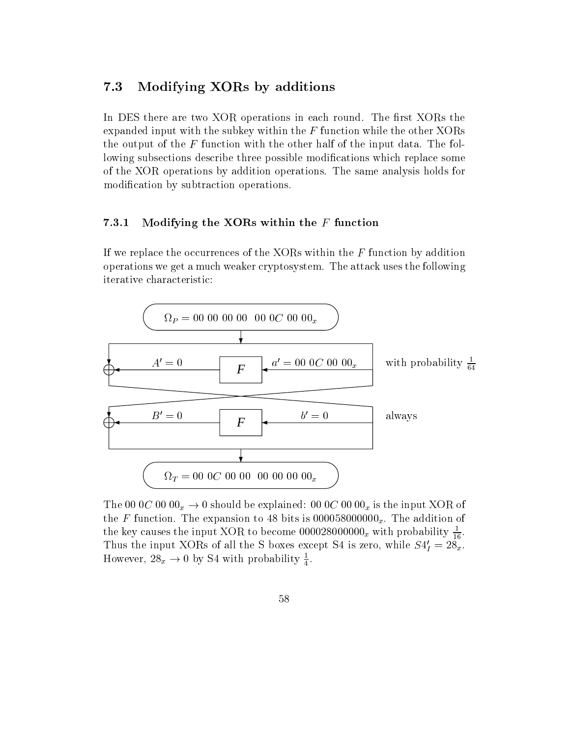### 7.3 Modifying XORs by additions

In DES there are two XOR operations in each round. The first XORs the expanded input with the subkey within the $F$ function while the other XORs the output of the $F$ function with the other half of the input data. The following subsections describe three possible modifications which replace some of the XOR operations by addition operations. The same analysis holds for modification by subtraction operations.

#### 7.3.1 Modifying the XORs within the $F$ function

If we replace the occurrences of the XORs within the $F$ function by addition operations we get a much weaker cryptosystem. The attack uses the following iterative characteristic:

$\Omega_P = 00\ 00\ 00\ 00\ \ 00\ 0C\ 00\ 00_x$

$A' = 0 \leftarrow F \leftarrow a' = 00\ 0C\ 00\ 00_x$ with probability $\frac{1}{64}$

$B' = 0 \leftarrow F \leftarrow b' = 0$ always

$\Omega_T = 00\ 0C\ 00\ 00\ \ 00\ 00\ 00\ 00_x$

The $00\ 0C\ 00\ 00_x \rightarrow 0$ should be explained: $00\ 0C\ 00\ 00_x$ is the input XOR of the $F$ function. The expansion to 48 bits is $000058000000_x$. The addition of the key causes the input XOR to become $000028000000_x$ with probability $\frac{1}{16}$. Thus the input XORs of all the S boxes except S4 is zero, while $S4'_I = 28_x$. However, $28_x \rightarrow 0$ by S4 with probability $\frac{1}{4}$.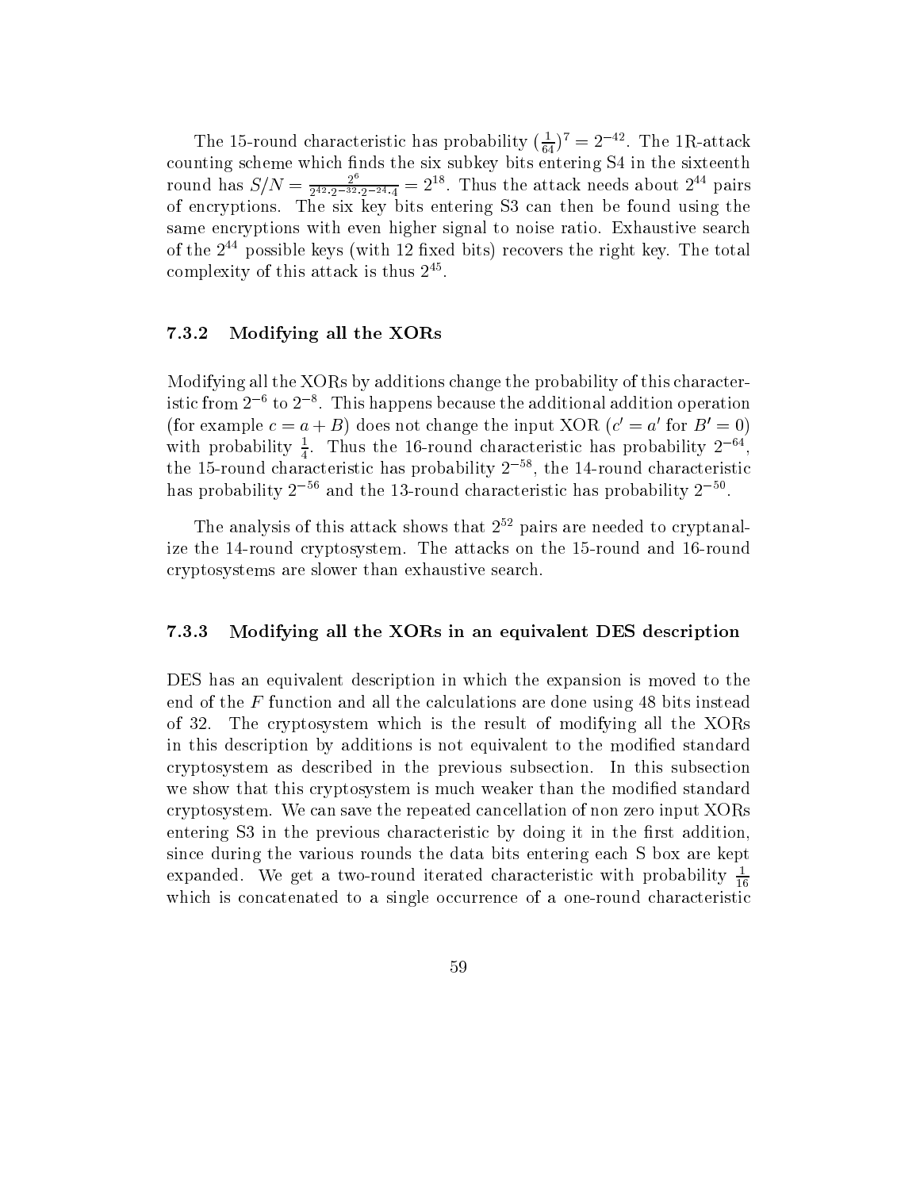The 15-round characteristic has probability $(\frac{1}{64})^7 = 2^{-42}$. The 1R-attack counting scheme which finds the six subkey bits entering S4 in the sixteenth round has $S/N = \frac{2^6}{2^{42} \cdot 2^{-32} \cdot 2^{-24} \cdot 4} = 2^{18}$. Thus the attack needs about $2^{44}$ pairs of encryptions. The six key bits entering S3 can then be found using the same encryptions with even higher signal to noise ratio. Exhaustive search of the $2^{44}$ possible keys (with 12 fixed bits) recovers the right key. The total complexity of this attack is thus $2^{45}$.

### 7.3.2 Modifying all the XORs

Modifying all the XORs by additions change the probability of this characteristic from $2^{-6}$ to $2^{-8}$. This happens because the additional addition operation (for example $c = a + B$) does not change the input XOR ($c' = a'$ for $B' = 0$) with probability $\frac{1}{4}$. Thus the 16-round characteristic has probability $2^{-64}$, the 15-round characteristic has probability $2^{-58}$, the 14-round characteristic has probability $2^{-56}$ and the 13-round characteristic has probability $2^{-50}$.

The analysis of this attack shows that $2^{52}$ pairs are needed to cryptanalize the 14-round cryptosystem. The attacks on the 15-round and 16-round cryptosystems are slower than exhaustive search.

### 7.3.3 Modifying all the XORs in an equivalent DES description

DES has an equivalent description in which the expansion is moved to the end of the $F$ function and all the calculations are done using 48 bits instead of 32. The cryptosystem which is the result of modifying all the XORs in this description by additions is not equivalent to the modified standard cryptosystem as described in the previous subsection. In this subsection we show that this cryptosystem is much weaker than the modified standard cryptosystem. We can save the repeated cancellation of non zero input XORs entering S3 in the previous characteristic by doing it in the first addition, since during the various rounds the data bits entering each S box are kept expanded. We get a two-round iterated characteristic with probability $\frac{1}{16}$ which is concatenated to a single occurrence of a one-round characteristic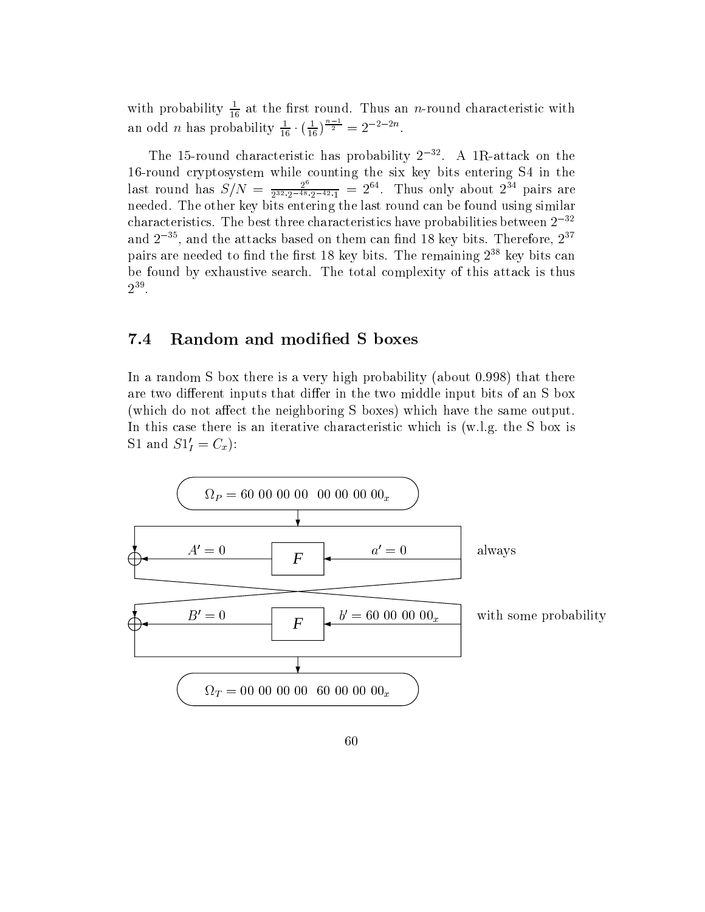with probability $\frac{1}{16}$ at the first round. Thus an $n$-round characteristic with an odd $n$ has probability $\frac{1}{16} \cdot (\frac{1}{16})^{\frac{n-1}{2}} = 2^{-2-2n}$.

The 15-round characteristic has probability $2^{-32}$. A 1R-attack on the 16-round cryptosystem while counting the six key bits entering S4 in the last round has $S/N = \frac{2^6}{2^{32} \cdot 2^{-48} \cdot 2^{-42} \cdot 1} = 2^{64}$. Thus only about $2^{34}$ pairs are needed. The other key bits entering the last round can be found using similar characteristics. The best three characteristics have probabilities between $2^{-32}$ and $2^{-35}$, and the attacks based on them can find 18 key bits. Therefore, $2^{37}$ pairs are needed to find the first 18 key bits. The remaining $2^{38}$ key bits can be found by exhaustive search. The total complexity of this attack is thus $2^{39}$.

## 7.4 Random and modified S boxes

In a random S box there is a very high probability (about 0.998) that there are two different inputs that differ in the two middle input bits of an S box (which do not affect the neighboring S boxes) which have the same output. In this case there is an iterative characteristic which is (w.l.g. the S box is S1 and $S1'_I = C_x$):

$\Omega_P = 60\ 00\ 00\ 00\ \ 00\ 00\ 00\ 00_x$

$A' = 0$ ← $F$ ← $a' = 0$ &nbsp;&nbsp;&nbsp; always

$B' = 0$ ← $F$ ← $b' = 60\ 00\ 00\ 00_x$ &nbsp;&nbsp;&nbsp; with some probability

$\Omega_T = 00\ 00\ 00\ 00\ \ 60\ 00\ 00\ 00_x$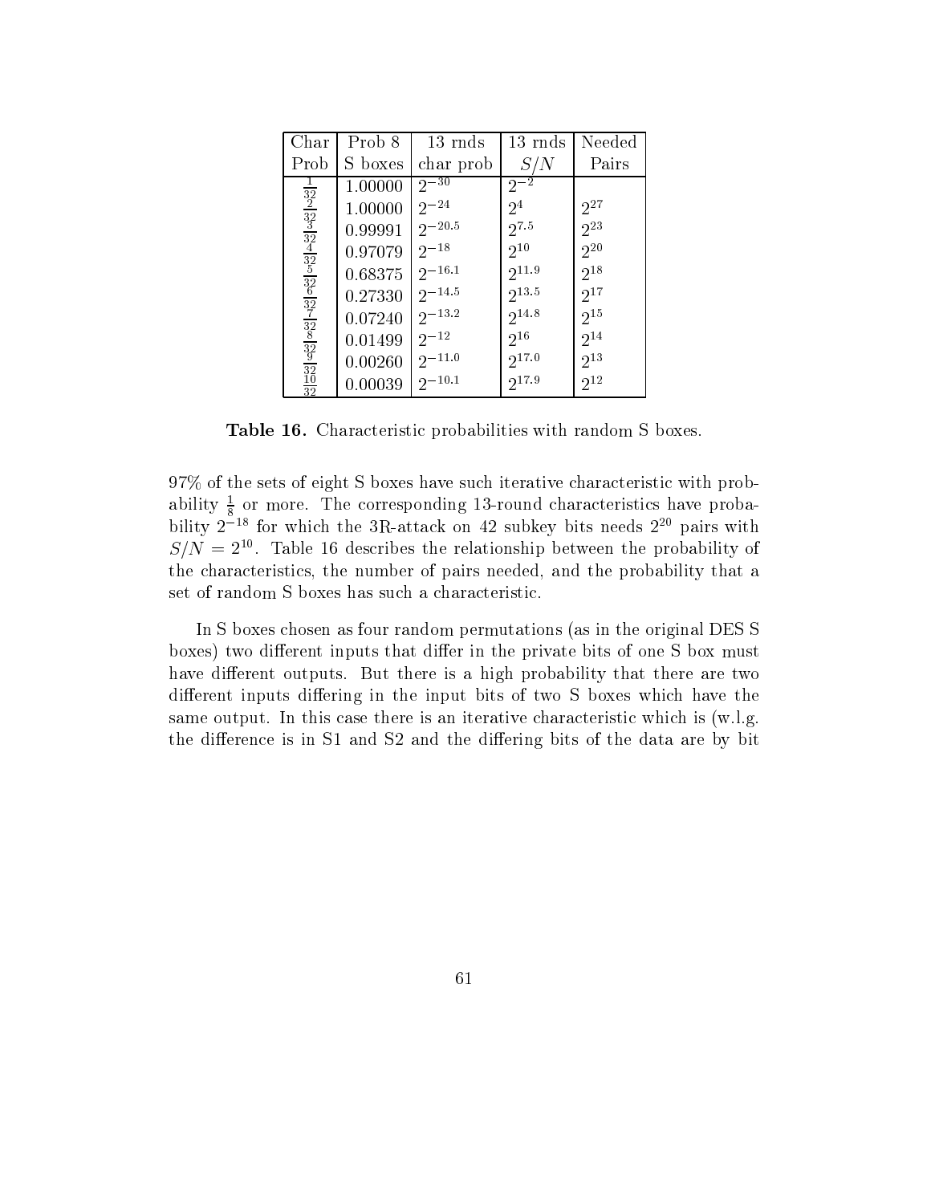| Char Prob | Prob 8 S boxes | 13 rnds char prob | 13 rnds $S/N$ | Needed Pairs |
|---|---|---|---|---|
| $\frac{1}{32}$ | 1.00000 | $2^{-30}$ | $2^{-2}$ | |
| $\frac{2}{32}$ | 1.00000 | $2^{-24}$ | $2^{4}$ | $2^{27}$ |
| $\frac{3}{32}$ | 0.99991 | $2^{-20.5}$ | $2^{7.5}$ | $2^{23}$ |
| $\frac{4}{32}$ | 0.97079 | $2^{-18}$ | $2^{10}$ | $2^{20}$ |
| $\frac{5}{32}$ | 0.68375 | $2^{-16.1}$ | $2^{11.9}$ | $2^{18}$ |
| $\frac{6}{32}$ | 0.27330 | $2^{-14.5}$ | $2^{13.5}$ | $2^{17}$ |
| $\frac{7}{32}$ | 0.07240 | $2^{-13.2}$ | $2^{14.8}$ | $2^{15}$ |
| $\frac{8}{32}$ | 0.01499 | $2^{-12}$ | $2^{16}$ | $2^{14}$ |
| $\frac{9}{32}$ | 0.00260 | $2^{-11.0}$ | $2^{17.0}$ | $2^{13}$ |
| $\frac{10}{32}$ | 0.00039 | $2^{-10.1}$ | $2^{17.9}$ | $2^{12}$ |

**Table 16.** Characteristic probabilities with random S boxes.

97% of the sets of eight S boxes have such iterative characteristic with probability $\frac{1}{8}$ or more. The corresponding 13-round characteristics have probability $2^{-18}$ for which the 3R-attack on 42 subkey bits needs $2^{20}$ pairs with $S/N = 2^{10}$. Table 16 describes the relationship between the probability of the characteristics, the number of pairs needed, and the probability that a set of random S boxes has such a characteristic.

In S boxes chosen as four random permutations (as in the original DES S boxes) two different inputs that differ in the private bits of one S box must have different outputs. But there is a high probability that there are two different inputs differing in the input bits of two S boxes which have the same output. In this case there is an iterative characteristic which is (w.l.g. the difference is in S1 and S2 and the differing bits of the data are by bit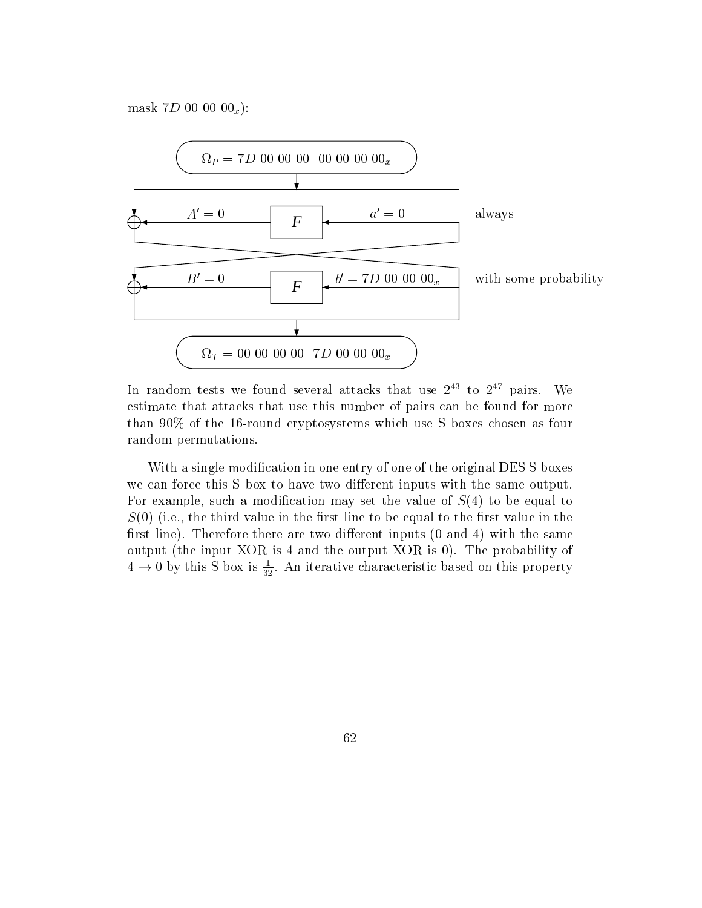mask $7D\ 00\ 00\ 00_x$):

$\Omega_P = 7D\ 00\ 00\ 00\ \ 00\ 00\ 00\ 00_x$

$A' = 0$ ← F ← $a' = 0$ always

$B' = 0$ ← F ← $b' = 7D\ 00\ 00\ 00_x$ with some probability

$\Omega_T = 00\ 00\ 00\ 00\ \ 7D\ 00\ 00\ 00_x$

In random tests we found several attacks that use $2^{43}$ to $2^{47}$ pairs. We estimate that attacks that use this number of pairs can be found for more than 90% of the 16-round cryptosystems which use S boxes chosen as four random permutations.

With a single modification in one entry of one of the original DES S boxes we can force this S box to have two different inputs with the same output. For example, such a modification may set the value of $S(4)$ to be equal to $S(0)$ (i.e., the third value in the first line to be equal to the first value in the first line). Therefore there are two different inputs (0 and 4) with the same output (the input XOR is 4 and the output XOR is 0). The probability of $4 \rightarrow 0$ by this S box is $\frac{1}{32}$. An iterative characteristic based on this property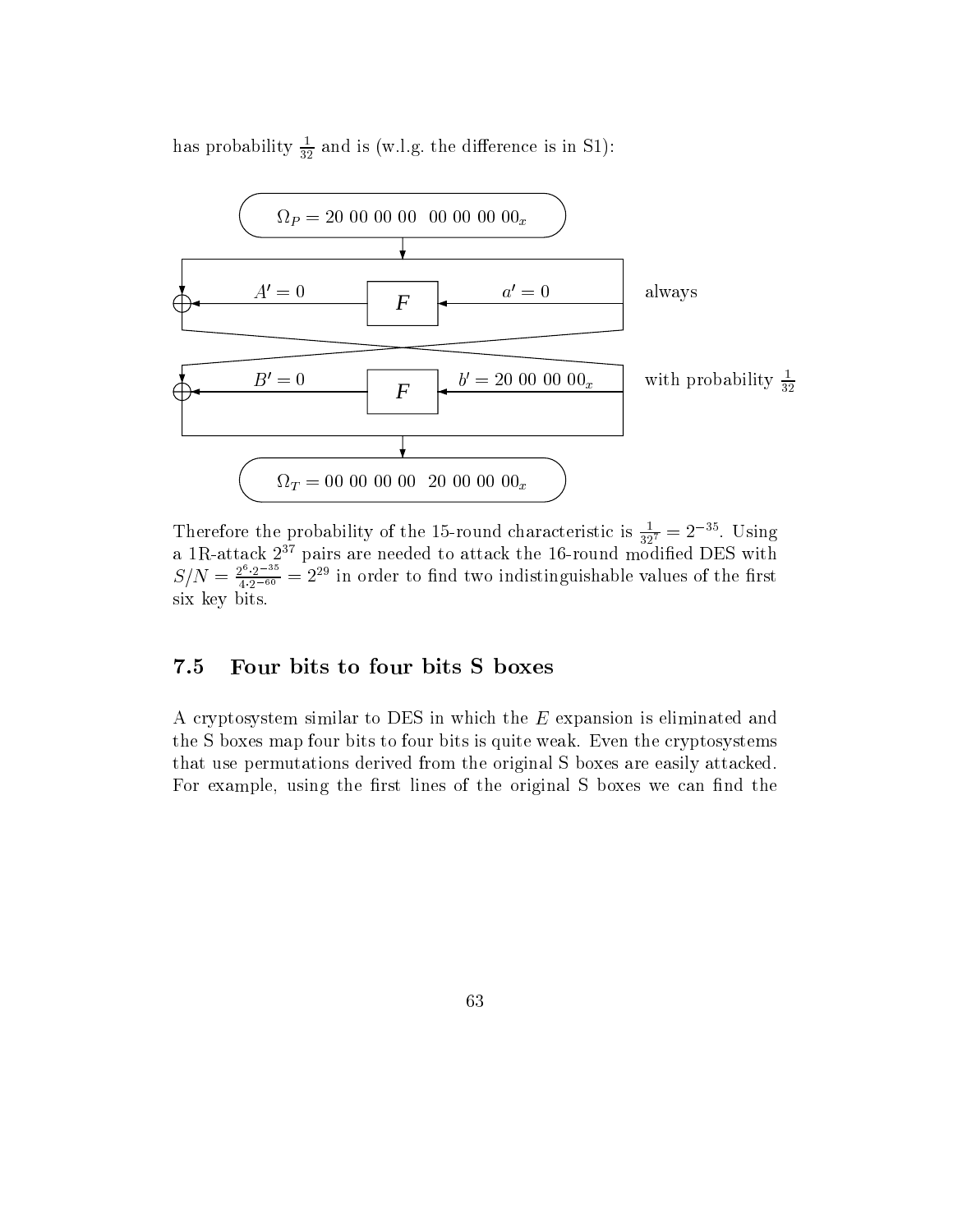has probability $\frac{1}{32}$ and is (w.l.g. the difference is in S1):

$$\Omega_P = 20\ 00\ 00\ 00\ \ 00\ 00\ 00\ 00_x$$

$A' = 0$ ← F ← $a' = 0$ always

$B' = 0$ ← F ← $b' = 20\ 00\ 00\ 00_x$ with probability $\frac{1}{32}$

$$\Omega_T = 00\ 00\ 00\ 00\ \ 20\ 00\ 00\ 00_x$$

Therefore the probability of the 15-round characteristic is $\frac{1}{32^7} = 2^{-35}$. Using a 1R-attack $2^{37}$ pairs are needed to attack the 16-round modified DES with $S/N = \frac{2^6 \cdot 2^{-35}}{4 \cdot 2^{-60}} = 2^{29}$ in order to find two indistinguishable values of the first six key bits.

## 7.5 Four bits to four bits S boxes

A cryptosystem similar to DES in which the $E$ expansion is eliminated and the S boxes map four bits to four bits is quite weak. Even the cryptosystems that use permutations derived from the original S boxes are easily attacked. For example, using the first lines of the original S boxes we can find the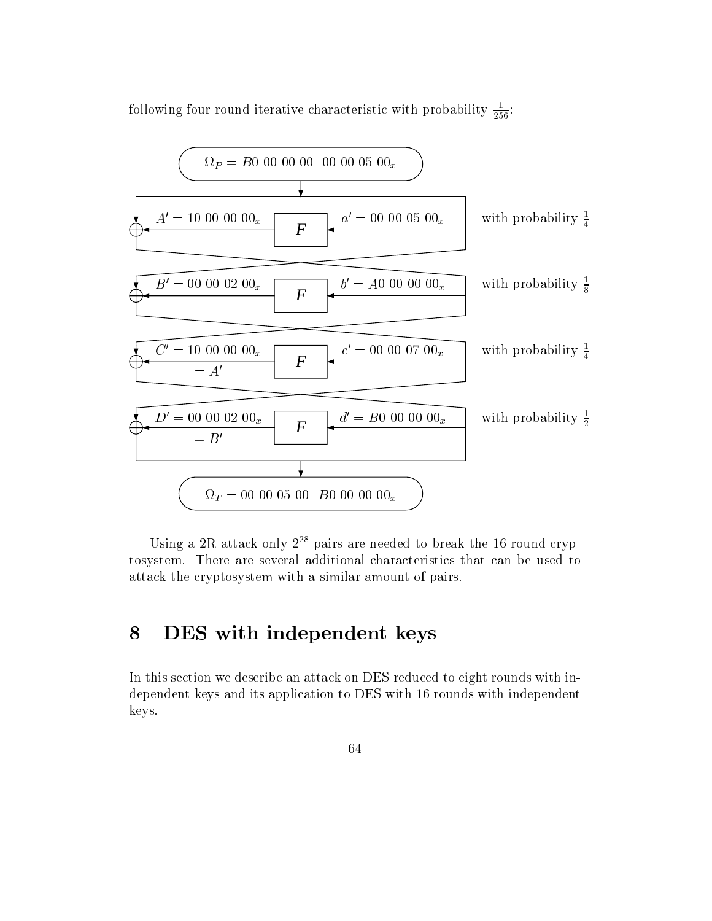following four-round iterative characteristic with probability $\frac{1}{256}$:

$$\Omega_P = B0\ 00\ 00\ 00\ \ 00\ 00\ 05\ 00_x$$

| | | |
|---|---|---|
| $A' = 10\ 00\ 00\ 00_x$ | $a' = 00\ 00\ 05\ 00_x$ | with probability $\frac{1}{4}$ |
| $B' = 00\ 00\ 02\ 00_x$ | $b' = A0\ 00\ 00\ 00_x$ | with probability $\frac{1}{8}$ |
| $C' = 10\ 00\ 00\ 00_x = A'$ | $c' = 00\ 00\ 07\ 00_x$ | with probability $\frac{1}{4}$ |
| $D' = 00\ 00\ 02\ 00_x = B'$ | $d' = B0\ 00\ 00\ 00_x$ | with probability $\frac{1}{2}$ |

$$\Omega_T = 00\ 00\ 05\ 00\ \ B0\ 00\ 00\ 00_x$$

Using a 2R-attack only $2^{28}$ pairs are needed to break the 16-round cryptosystem. There are several additional characteristics that can be used to attack the cryptosystem with a similar amount of pairs.

# 8 DES with independent keys

In this section we describe an attack on DES reduced to eight rounds with independent keys and its application to DES with 16 rounds with independent keys.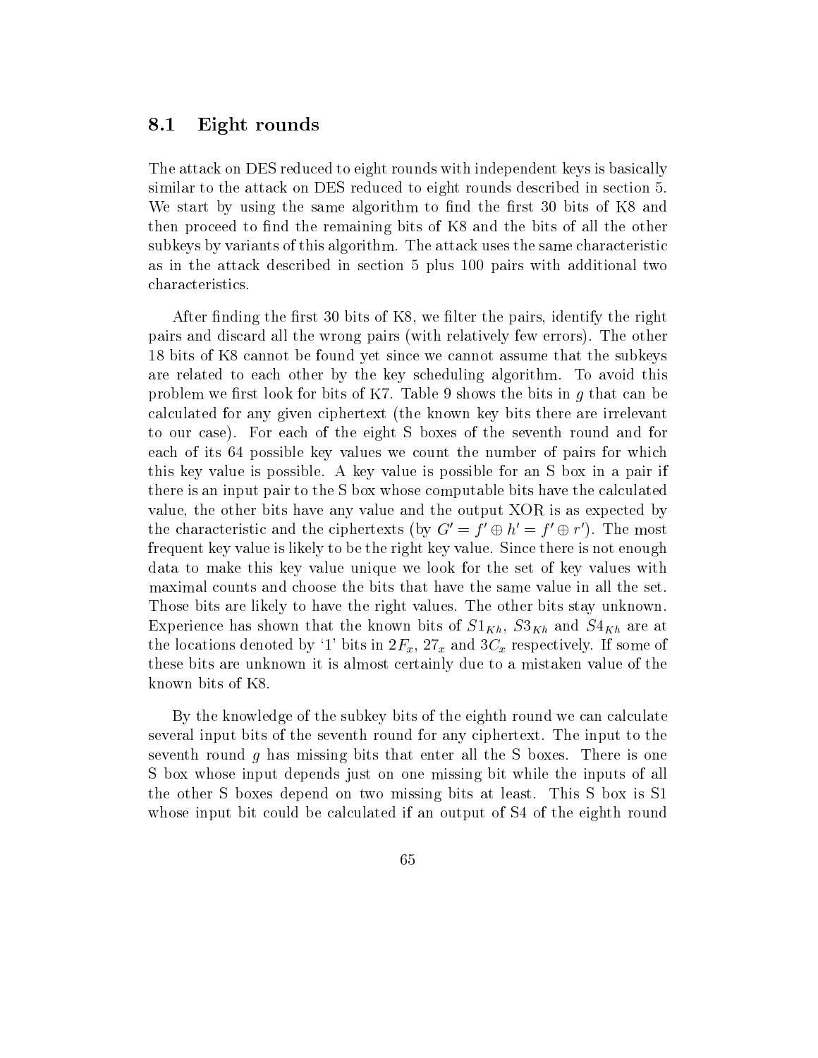## 8.1 Eight rounds

The attack on DES reduced to eight rounds with independent keys is basically similar to the attack on DES reduced to eight rounds described in section 5. We start by using the same algorithm to find the first 30 bits of K8 and then proceed to find the remaining bits of K8 and the bits of all the other subkeys by variants of this algorithm. The attack uses the same characteristic as in the attack described in section 5 plus 100 pairs with additional two characteristics.

After finding the first 30 bits of K8, we filter the pairs, identify the right pairs and discard all the wrong pairs (with relatively few errors). The other 18 bits of K8 cannot be found yet since we cannot assume that the subkeys are related to each other by the key scheduling algorithm. To avoid this problem we first look for bits of K7. Table 9 shows the bits in $g$ that can be calculated for any given ciphertext (the known key bits there are irrelevant to our case). For each of the eight S boxes of the seventh round and for each of its 64 possible key values we count the number of pairs for which this key value is possible. A key value is possible for an S box in a pair if there is an input pair to the S box whose computable bits have the calculated value, the other bits have any value and the output XOR is as expected by the characteristic and the ciphertexts (by $G' = f' \oplus h' = f' \oplus r'$). The most frequent key value is likely to be the right key value. Since there is not enough data to make this key value unique we look for the set of key values with maximal counts and choose the bits that have the same value in all the set. Those bits are likely to have the right values. The other bits stay unknown. Experience has shown that the known bits of $S1_{Kh}$, $S3_{Kh}$ and $S4_{Kh}$ are at the locations denoted by '1' bits in $2F_x$, $27_x$ and $3C_x$ respectively. If some of these bits are unknown it is almost certainly due to a mistaken value of the known bits of K8.

By the knowledge of the subkey bits of the eighth round we can calculate several input bits of the seventh round for any ciphertext. The input to the seventh round $g$ has missing bits that enter all the S boxes. There is one S box whose input depends just on one missing bit while the inputs of all the other S boxes depend on two missing bits at least. This S box is S1 whose input bit could be calculated if an output of S4 of the eighth round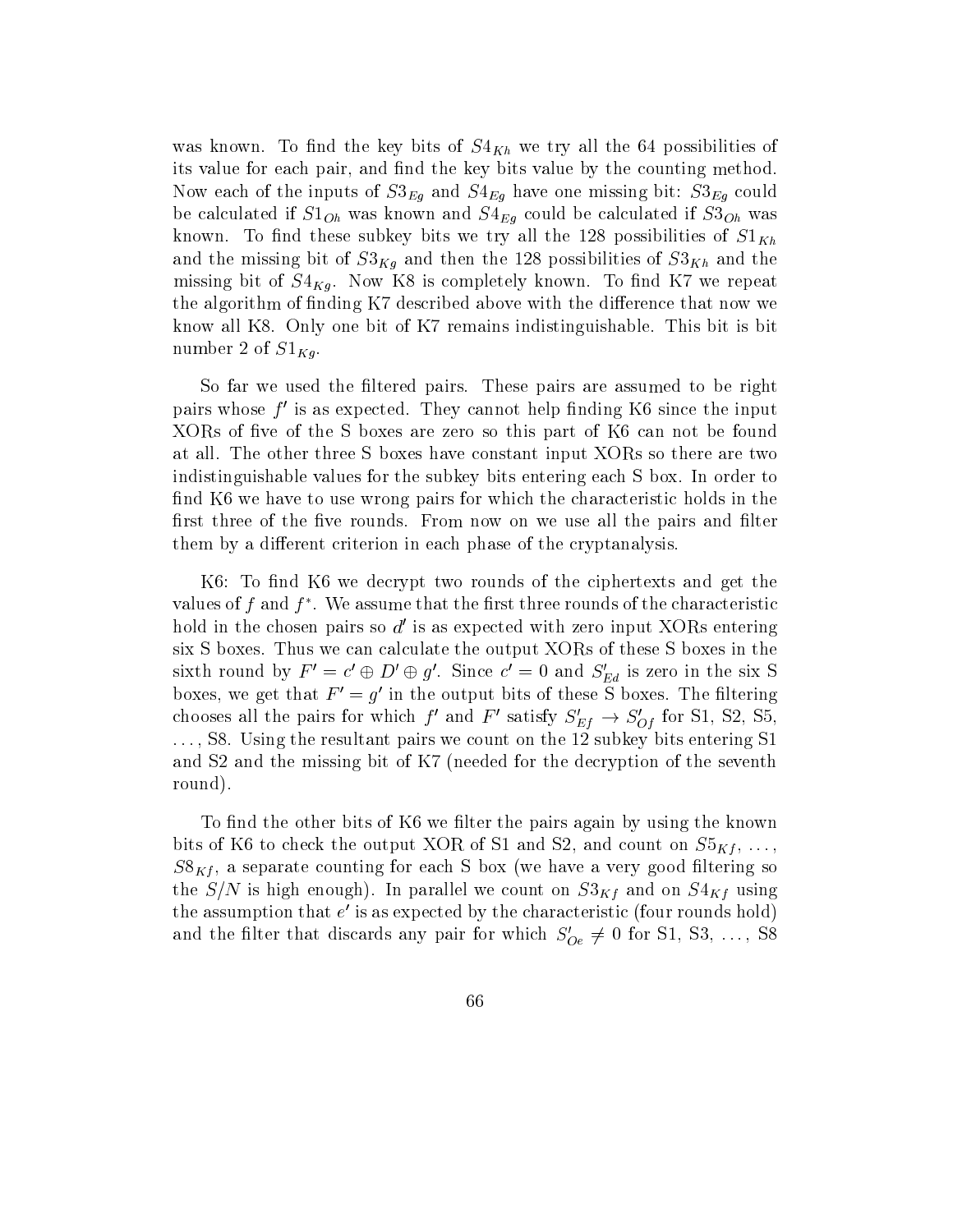was known. To find the key bits of $S4_{Kh}$ we try all the 64 possibilities of its value for each pair, and find the key bits value by the counting method. Now each of the inputs of $S3_{Eg}$ and $S4_{Eg}$ have one missing bit: $S3_{Eg}$ could be calculated if $S1_{Oh}$ was known and $S4_{Eg}$ could be calculated if $S3_{Oh}$ was known. To find these subkey bits we try all the 128 possibilities of $S1_{Kh}$ and the missing bit of $S3_{Kg}$ and then the 128 possibilities of $S3_{Kh}$ and the missing bit of $S4_{Kg}$. Now K8 is completely known. To find K7 we repeat the algorithm of finding K7 described above with the difference that now we know all K8. Only one bit of K7 remains indistinguishable. This bit is bit number 2 of $S1_{Kg}$.

So far we used the filtered pairs. These pairs are assumed to be right pairs whose $f'$ is as expected. They cannot help finding K6 since the input XORs of five of the S boxes are zero so this part of K6 can not be found at all. The other three S boxes have constant input XORs so there are two indistinguishable values for the subkey bits entering each S box. In order to find K6 we have to use wrong pairs for which the characteristic holds in the first three of the five rounds. From now on we use all the pairs and filter them by a different criterion in each phase of the cryptanalysis.

K6: To find K6 we decrypt two rounds of the ciphertexts and get the values of $f$ and $f^*$. We assume that the first three rounds of the characteristic hold in the chosen pairs so $d'$ is as expected with zero input XORs entering six S boxes. Thus we can calculate the output XORs of these S boxes in the sixth round by $F' = c' \oplus D' \oplus g'$. Since $c' = 0$ and $S'_{Ed}$ is zero in the six S boxes, we get that $F' = g'$ in the output bits of these S boxes. The filtering chooses all the pairs for which $f'$ and $F'$ satisfy $S'_{Ef} \rightarrow S'_{Of}$ for S1, S2, S5, ..., S8. Using the resultant pairs we count on the 12 subkey bits entering S1 and S2 and the missing bit of K7 (needed for the decryption of the seventh round).

To find the other bits of K6 we filter the pairs again by using the known bits of K6 to check the output XOR of S1 and S2, and count on $S5_{Kf}$, ..., $S8_{Kf}$, a separate counting for each S box (we have a very good filtering so the $S/N$ is high enough). In parallel we count on $S3_{Kf}$ and on $S4_{Kf}$ using the assumption that $e'$ is as expected by the characteristic (four rounds hold) and the filter that discards any pair for which $S'_{Oe} \neq 0$ for S1, S3, ..., S8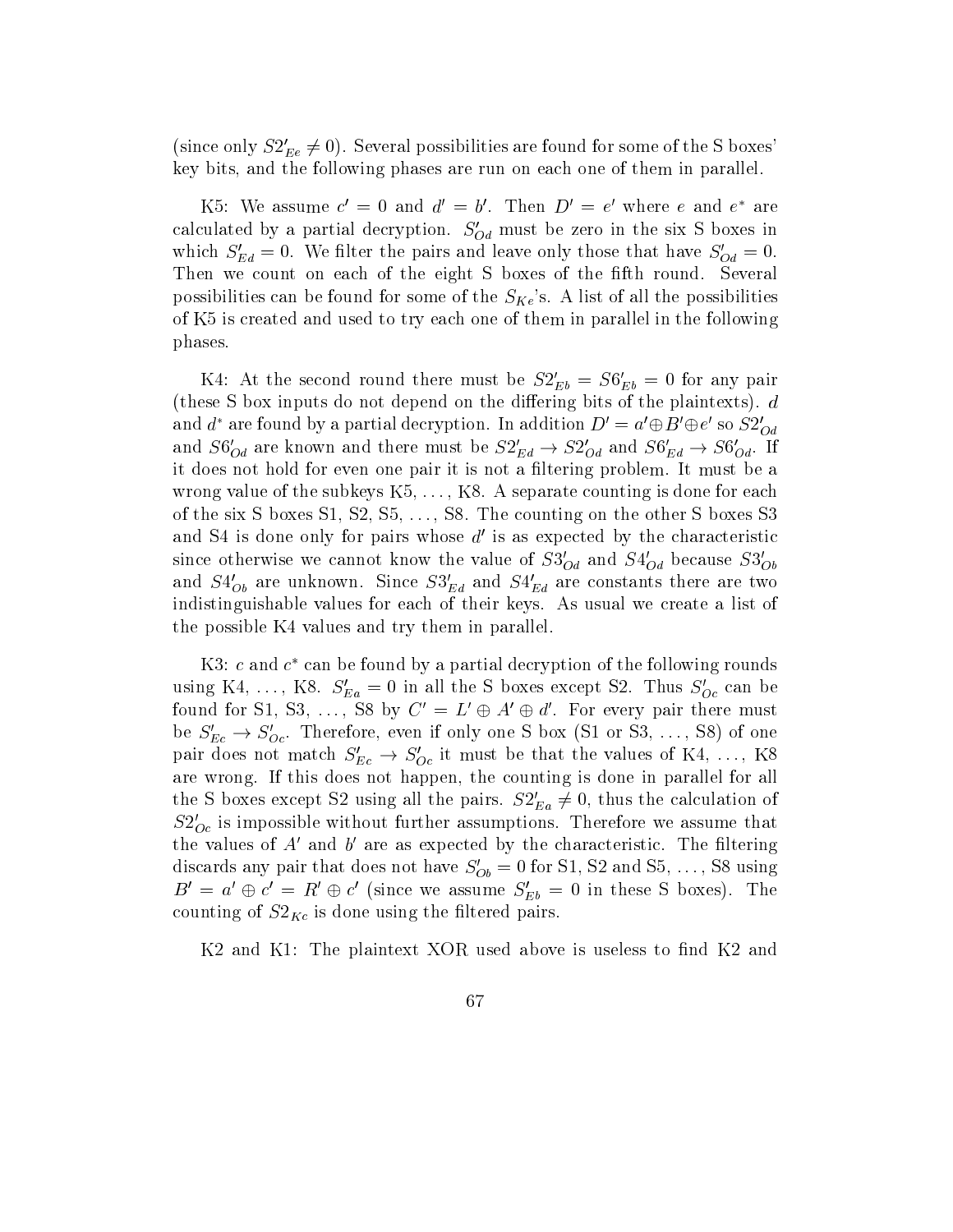(since only $S2'_{Ee} \neq 0$). Several possibilities are found for some of the S boxes' key bits, and the following phases are run on each one of them in parallel.

K5: We assume $c' = 0$ and $d' = b'$. Then $D' = e'$ where $e$ and $e^*$ are calculated by a partial decryption. $S'_{Od}$ must be zero in the six S boxes in which $S'_{Ed} = 0$. We filter the pairs and leave only those that have $S'_{Od} = 0$. Then we count on each of the eight S boxes of the fifth round. Several possibilities can be found for some of the $S_{Ke}$'s. A list of all the possibilities of K5 is created and used to try each one of them in parallel in the following phases.

K4: At the second round there must be $S2'_{Eb} = S6'_{Eb} = 0$ for any pair (these S box inputs do not depend on the differing bits of the plaintexts). $d$ and $d^*$ are found by a partial decryption. In addition $D' = a' \oplus B' \oplus e'$ so $S2'_{Od}$ and $S6'_{Od}$ are known and there must be $S2'_{Ed} \rightarrow S2'_{Od}$ and $S6'_{Ed} \rightarrow S6'_{Od}$. If it does not hold for even one pair it is not a filtering problem. It must be a wrong value of the subkeys K5, ..., K8. A separate counting is done for each of the six S boxes S1, S2, S5, ..., S8. The counting on the other S boxes S3 and S4 is done only for pairs whose $d'$ is as expected by the characteristic since otherwise we cannot know the value of $S3'_{Od}$ and $S4'_{Od}$ because $S3'_{Ob}$ and $S4'_{Ob}$ are unknown. Since $S3'_{Ed}$ and $S4'_{Ed}$ are constants there are two indistinguishable values for each of their keys. As usual we create a list of the possible K4 values and try them in parallel.

K3: $c$ and $c^*$ can be found by a partial decryption of the following rounds using K4, ..., K8. $S'_{Ea} = 0$ in all the S boxes except S2. Thus $S'_{Oc}$ can be found for S1, S3, ..., S8 by $C' = L' \oplus A' \oplus d'$. For every pair there must be $S'_{Ec} \rightarrow S'_{Oc}$. Therefore, even if only one S box (S1 or S3, ..., S8) of one pair does not match $S'_{Ec} \rightarrow S'_{Oc}$ it must be that the values of K4, ..., K8 are wrong. If this does not happen, the counting is done in parallel for all the S boxes except S2 using all the pairs. $S2'_{Ea} \neq 0$, thus the calculation of $S2'_{Oc}$ is impossible without further assumptions. Therefore we assume that the values of $A'$ and $b'$ are as expected by the characteristic. The filtering discards any pair that does not have $S'_{Ob} = 0$ for S1, S2 and S5, ..., S8 using $B' = a' \oplus c' = R' \oplus c'$ (since we assume $S'_{Eb} = 0$ in these S boxes). The counting of $S2_{Kc}$ is done using the filtered pairs.

K2 and K1: The plaintext XOR used above is useless to find K2 and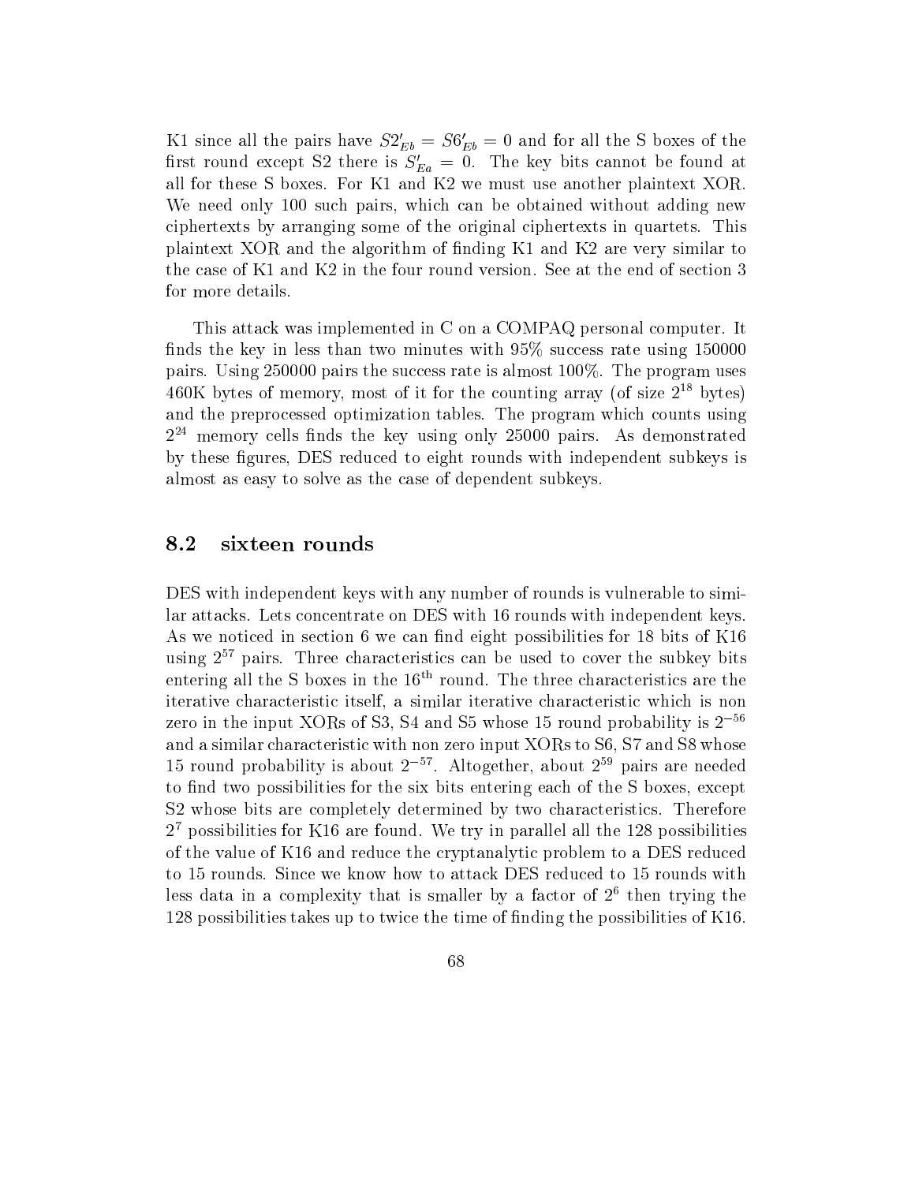K1 since all the pairs have $S2'_{Eb} = S6'_{Eb} = 0$ and for all the S boxes of the first round except S2 there is $S'_{Ea} = 0$. The key bits cannot be found at all for these S boxes. For K1 and K2 we must use another plaintext XOR. We need only 100 such pairs, which can be obtained without adding new ciphertexts by arranging some of the original ciphertexts in quartets. This plaintext XOR and the algorithm of finding K1 and K2 are very similar to the case of K1 and K2 in the four round version. See at the end of section 3 for more details.

This attack was implemented in C on a COMPAQ personal computer. It finds the key in less than two minutes with 95% success rate using 150000 pairs. Using 250000 pairs the success rate is almost 100%. The program uses 460K bytes of memory, most of it for the counting array (of size $2^{18}$ bytes) and the preprocessed optimization tables. The program which counts using $2^{24}$ memory cells finds the key using only 25000 pairs. As demonstrated by these figures, DES reduced to eight rounds with independent subkeys is almost as easy to solve as the case of dependent subkeys.

## 8.2 sixteen rounds

DES with independent keys with any number of rounds is vulnerable to similar attacks. Lets concentrate on DES with 16 rounds with independent keys. As we noticed in section 6 we can find eight possibilities for 18 bits of K16 using $2^{57}$ pairs. Three characteristics can be used to cover the subkey bits entering all the S boxes in the $16^{\text{th}}$ round. The three characteristics are the iterative characteristic itself, a similar iterative characteristic which is non zero in the input XORs of S3, S4 and S5 whose 15 round probability is $2^{-56}$ and a similar characteristic with non zero input XORs to S6, S7 and S8 whose 15 round probability is about $2^{-57}$. Altogether, about $2^{59}$ pairs are needed to find two possibilities for the six bits entering each of the S boxes, except S2 whose bits are completely determined by two characteristics. Therefore $2^7$ possibilities for K16 are found. We try in parallel all the 128 possibilities of the value of K16 and reduce the cryptanalytic problem to a DES reduced to 15 rounds. Since we know how to attack DES reduced to 15 rounds with less data in a complexity that is smaller by a factor of $2^6$ then trying the 128 possibilities takes up to twice the time of finding the possibilities of K16.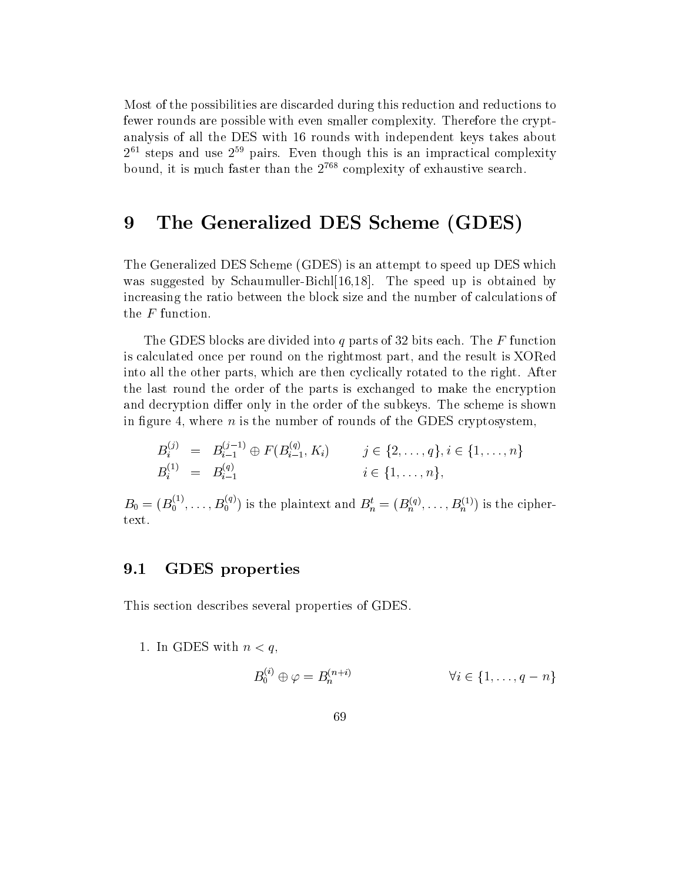Most of the possibilities are discarded during this reduction and reductions to fewer rounds are possible with even smaller complexity. Therefore the cryptanalysis of all the DES with 16 rounds with independent keys takes about $2^{61}$ steps and use $2^{59}$ pairs. Even though this is an impractical complexity bound, it is much faster than the $2^{768}$ complexity of exhaustive search.

# 9 The Generalized DES Scheme (GDES)

The Generalized DES Scheme (GDES) is an attempt to speed up DES which was suggested by Schaumuller-Bichl[16,18]. The speed up is obtained by increasing the ratio between the block size and the number of calculations of the $F$ function.

The GDES blocks are divided into $q$ parts of 32 bits each. The $F$ function is calculated once per round on the rightmost part, and the result is XORed into all the other parts, which are then cyclically rotated to the right. After the last round the order of the parts is exchanged to make the encryption and decryption differ only in the order of the subkeys. The scheme is shown in figure 4, where $n$ is the number of rounds of the GDES cryptosystem,

$$
\begin{aligned}
B_i^{(j)} &= B_{i-1}^{(j-1)} \oplus F(B_{i-1}^{(q)}, K_i) && j \in \{2, \ldots, q\}, i \in \{1, \ldots, n\} \\
B_i^{(1)} &= B_{i-1}^{(q)} && i \in \{1, \ldots, n\},
\end{aligned}
$$

$B_0 = (B_0^{(1)}, \ldots, B_0^{(q)})$ is the plaintext and $B_n^t = (B_n^{(q)}, \ldots, B_n^{(1)})$ is the ciphertext.

## 9.1 GDES properties

This section describes several properties of GDES.

1. In GDES with $n < q$,

$$
B_0^{(i)} \oplus \varphi = B_n^{(n+i)} \qquad \forall i \in \{1, \ldots, q-n\}
$$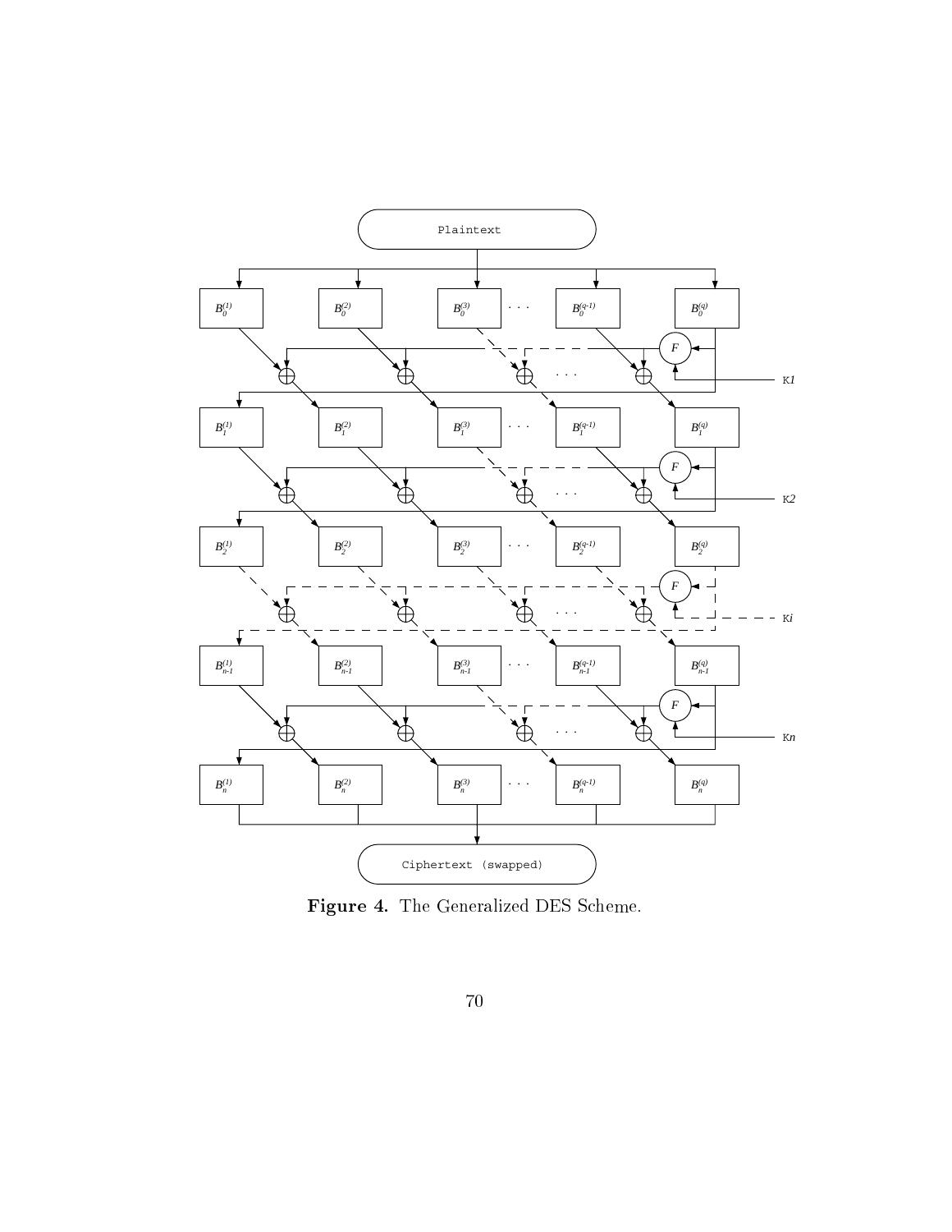Figure 4. The Generalized DES Scheme.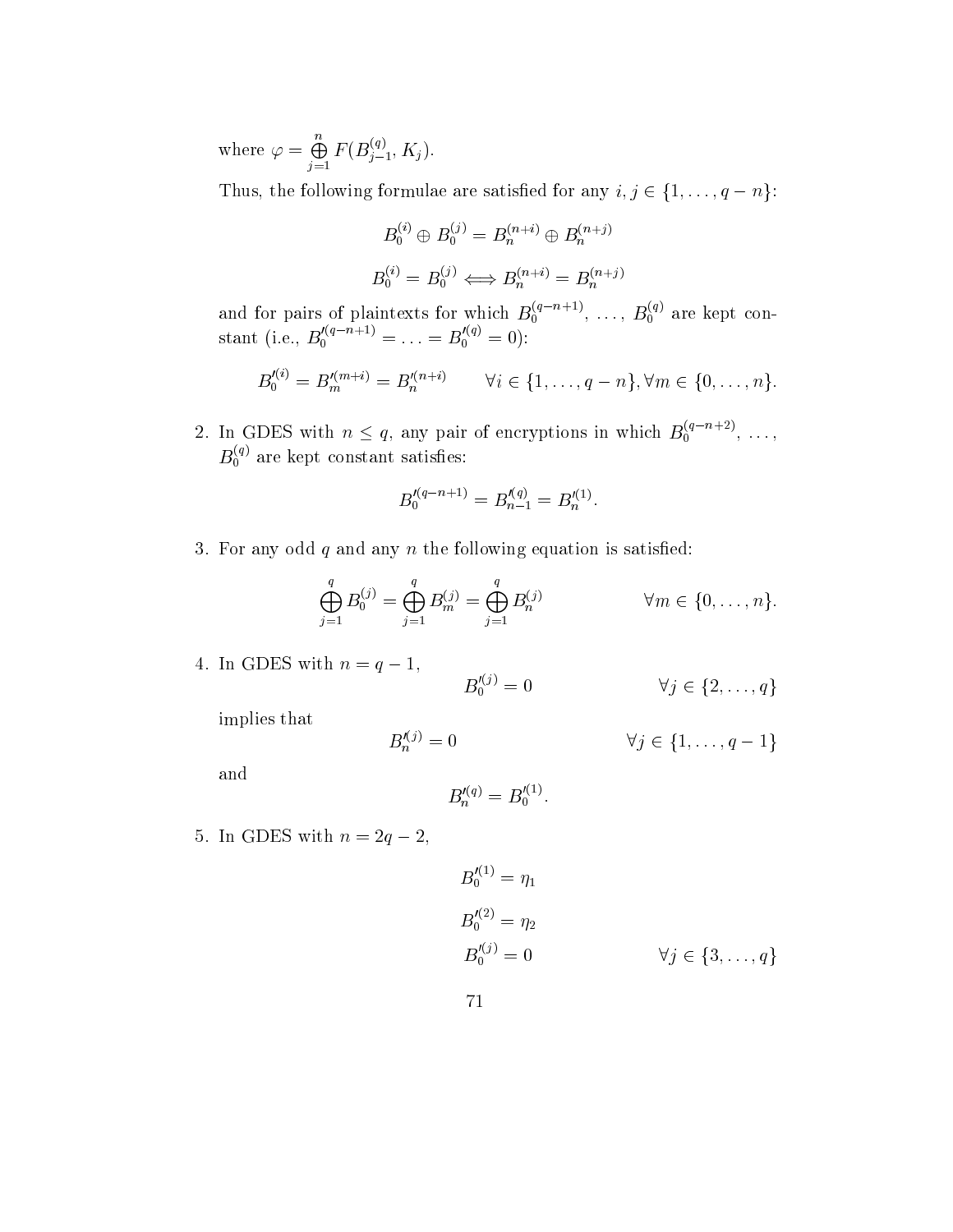where $\varphi = \bigoplus_{j=1}^{n} F(B_{j-1}^{(q)}, K_j)$.

Thus, the following formulae are satisfied for any $i, j \in \{1, \ldots, q-n\}$:

$$B_0^{(i)} \oplus B_0^{(j)} = B_n^{(n+i)} \oplus B_n^{(n+j)}$$

$$B_0^{(i)} = B_0^{(j)} \Longleftrightarrow B_n^{(n+i)} = B_n^{(n+j)}$$

and for pairs of plaintexts for which $B_0^{(q-n+1)}, \ldots, B_0^{(q)}$ are kept constant (i.e., $B_0'^{(q-n+1)} = \ldots = B_0'^{(q)} = 0$):

$$B_0'^{(i)} = B_m'^{(m+i)} = B_n'^{(n+i)} \qquad \forall i \in \{1, \ldots, q-n\}, \forall m \in \{0, \ldots, n\}.$$

2. In GDES with $n \leq q$, any pair of encryptions in which $B_0^{(q-n+2)}, \ldots, B_0^{(q)}$ are kept constant satisfies:

$$B_0'^{(q-n+1)} = B_{n-1}'^{(q)} = B_n'^{(1)}.$$

3. For any odd $q$ and any $n$ the following equation is satisfied:

$$\bigoplus_{j=1}^{q} B_0^{(j)} = \bigoplus_{j=1}^{q} B_m^{(j)} = \bigoplus_{j=1}^{q} B_n^{(j)} \qquad \forall m \in \{0, \ldots, n\}.$$

4. In GDES with $n = q-1$,

$$B_0'^{(j)} = 0 \qquad \forall j \in \{2, \ldots, q\}$$

implies that

$$B_n'^{(j)} = 0 \qquad \forall j \in \{1, \ldots, q-1\}$$

and

$$B_n'^{(q)} = B_0'^{(1)}.$$

5. In GDES with $n = 2q-2$,

$$B_0'^{(1)} = \eta_1$$

$$B_0'^{(2)} = \eta_2$$

$$B_0'^{(j)} = 0 \qquad \forall j \in \{3, \ldots, q\}$$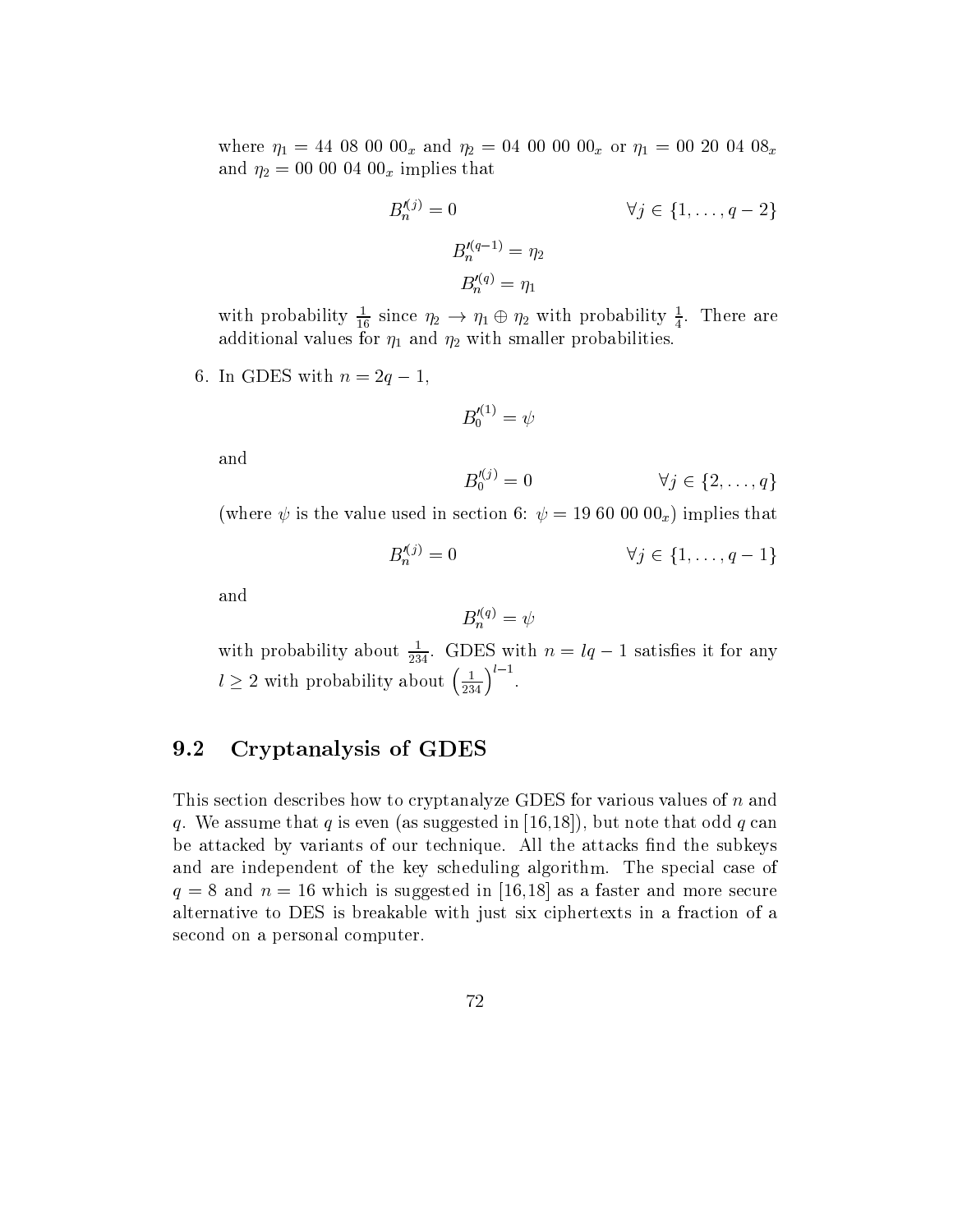where $\eta_1 = 44\ 08\ 00\ 00_x$ and $\eta_2 = 04\ 00\ 00\ 00_x$ or $\eta_1 = 00\ 20\ 04\ 08_x$ and $\eta_2 = 00\ 00\ 04\ 00_x$ implies that

$$B_n^{\prime(j)} = 0 \qquad\qquad \forall j \in \{1, \ldots, q-2\}$$

$$B_n^{\prime(q-1)} = \eta_2$$

$$B_n^{\prime(q)} = \eta_1$$

with probability $\frac{1}{16}$ since $\eta_2 \to \eta_1 \oplus \eta_2$ with probability $\frac{1}{4}$. There are additional values for $\eta_1$ and $\eta_2$ with smaller probabilities.

6. In GDES with $n = 2q - 1$,

$$B_0^{\prime(1)} = \psi$$

and

$$B_0^{\prime(j)} = 0 \qquad\qquad \forall j \in \{2, \ldots, q\}$$

(where $\psi$ is the value used in section 6: $\psi = 19\ 60\ 00\ 00_x$) implies that

$$B_n^{\prime(j)} = 0 \qquad\qquad \forall j \in \{1, \ldots, q-1\}$$

and

$$B_n^{\prime(q)} = \psi$$

with probability about $\frac{1}{234}$. GDES with $n = lq - 1$ satisfies it for any $l \geq 2$ with probability about $\left(\frac{1}{234}\right)^{l-1}$.

## 9.2 Cryptanalysis of GDES

This section describes how to cryptanalyze GDES for various values of $n$ and $q$. We assume that $q$ is even (as suggested in [16,18]), but note that odd $q$ can be attacked by variants of our technique. All the attacks find the subkeys and are independent of the key scheduling algorithm. The special case of $q = 8$ and $n = 16$ which is suggested in [16,18] as a faster and more secure alternative to DES is breakable with just six ciphertexts in a fraction of a second on a personal computer.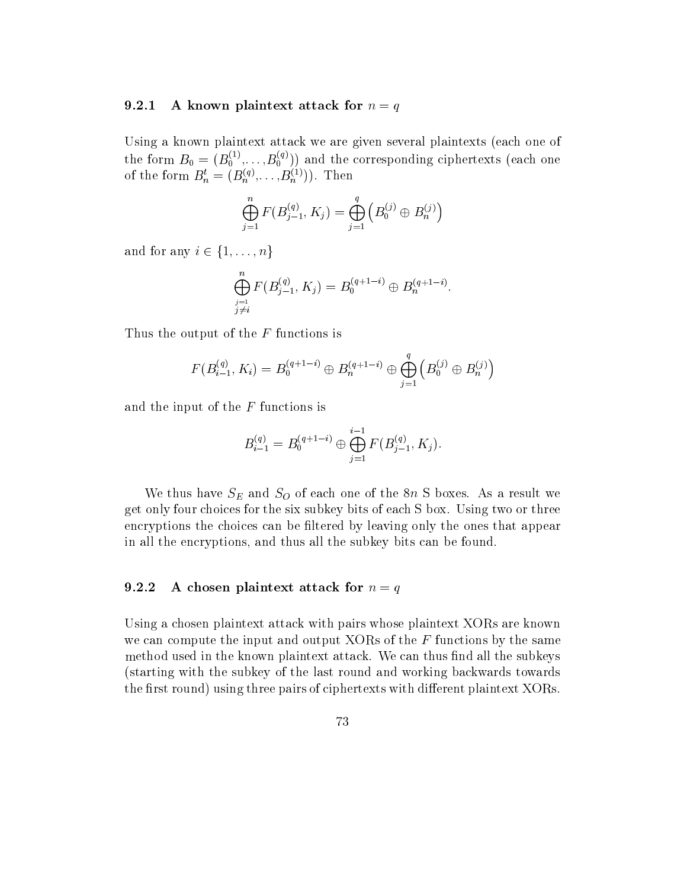### 9.2.1 A known plaintext attack for $n = q$

Using a known plaintext attack we are given several plaintexts (each one of the form $B_0 = (B_0^{(1)}, \ldots, B_0^{(q)})$) and the corresponding ciphertexts (each one of the form $B_n^t = (B_n^{(q)}, \ldots, B_n^{(1)})$). Then

$$\bigoplus_{j=1}^{n} F(B_{j-1}^{(q)}, K_j) = \bigoplus_{j=1}^{q} \left( B_0^{(j)} \oplus B_n^{(j)} \right)$$

and for any $i \in \{1, \ldots, n\}$

$$\bigoplus_{\substack{j=1 \\ j \neq i}}^{n} F(B_{j-1}^{(q)}, K_j) = B_0^{(q+1-i)} \oplus B_n^{(q+1-i)}.$$

Thus the output of the $F$ functions is

$$F(B_{i-1}^{(q)}, K_i) = B_0^{(q+1-i)} \oplus B_n^{(q+1-i)} \oplus \bigoplus_{j=1}^{q} \left( B_0^{(j)} \oplus B_n^{(j)} \right)$$

and the input of the $F$ functions is

$$B_{i-1}^{(q)} = B_0^{(q+1-i)} \oplus \bigoplus_{j=1}^{i-1} F(B_{j-1}^{(q)}, K_j).$$

We thus have $S_E$ and $S_O$ of each one of the $8n$ S boxes. As a result we get only four choices for the six subkey bits of each S box. Using two or three encryptions the choices can be filtered by leaving only the ones that appear in all the encryptions, and thus all the subkey bits can be found.

### 9.2.2 A chosen plaintext attack for $n = q$

Using a chosen plaintext attack with pairs whose plaintext XORs are known we can compute the input and output XORs of the $F$ functions by the same method used in the known plaintext attack. We can thus find all the subkeys (starting with the subkey of the last round and working backwards towards the first round) using three pairs of ciphertexts with different plaintext XORs.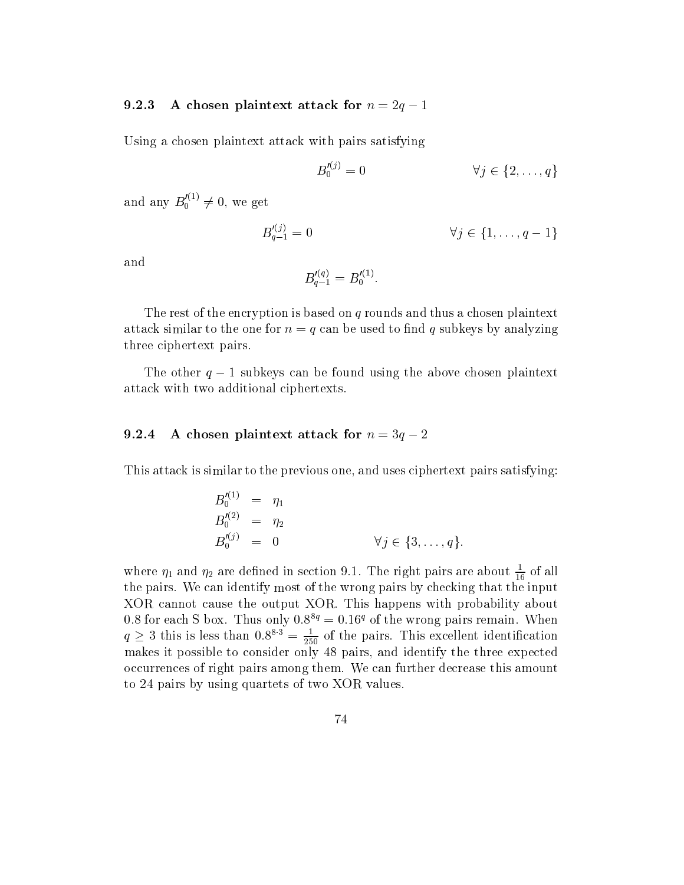### 9.2.3 A chosen plaintext attack for $n = 2q - 1$

Using a chosen plaintext attack with pairs satisfying

$$B_0'^{(j)} = 0 \qquad \forall j \in \{2, \ldots, q\}$$

and any $B_0'^{(1)} \neq 0$, we get

$$B_{q-1}'^{(j)} = 0 \qquad \forall j \in \{1, \ldots, q-1\}$$

and

$$B_{q-1}'^{(q)} = B_0'^{(1)}.$$

The rest of the encryption is based on $q$ rounds and thus a chosen plaintext attack similar to the one for $n = q$ can be used to find $q$ subkeys by analyzing three ciphertext pairs.

The other $q - 1$ subkeys can be found using the above chosen plaintext attack with two additional ciphertexts.

### 9.2.4 A chosen plaintext attack for $n = 3q - 2$

This attack is similar to the previous one, and uses ciphertext pairs satisfying:

$$\begin{aligned} B_0'^{(1)} &= \eta_1 \\ B_0'^{(2)} &= \eta_2 \\ B_0'^{(j)} &= 0 \qquad \forall j \in \{3, \ldots, q\}. \end{aligned}$$

where $\eta_1$ and $\eta_2$ are defined in section 9.1. The right pairs are about $\frac{1}{16}$ of all the pairs. We can identify most of the wrong pairs by checking that the input XOR cannot cause the output XOR. This happens with probability about 0.8 for each S box. Thus only $0.8^{8q} = 0.16^q$ of the wrong pairs remain. When $q \geq 3$ this is less than $0.8^{8 \cdot 3} = \frac{1}{250}$ of the pairs. This excellent identification makes it possible to consider only 48 pairs, and identify the three expected occurrences of right pairs among them. We can further decrease this amount to 24 pairs by using quartets of two XOR values.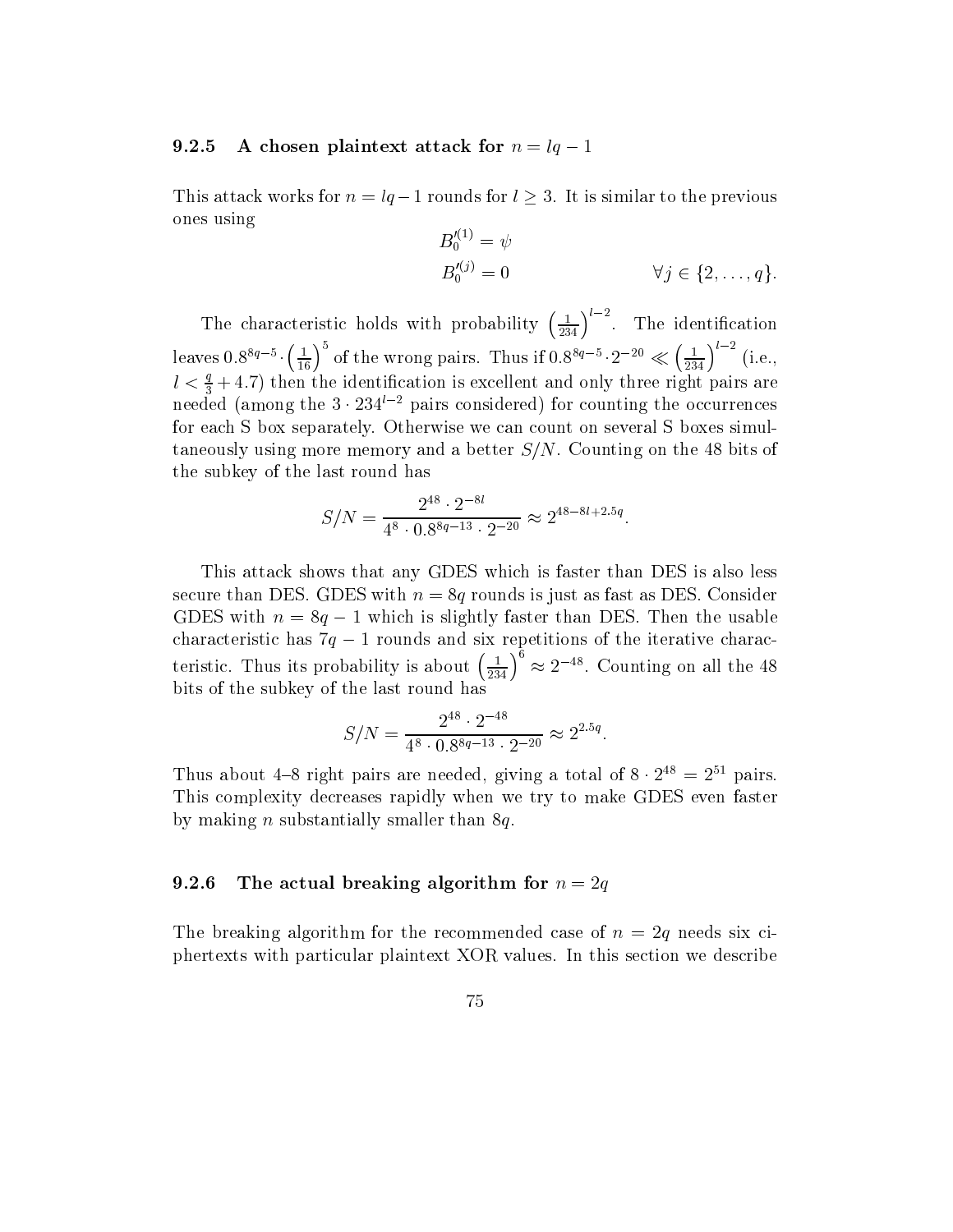### 9.2.5 A chosen plaintext attack for $n = lq - 1$

This attack works for $n = lq-1$ rounds for $l \geq 3$. It is similar to the previous ones using

$$B_0'^{(1)} = \psi$$
$$B_0'^{(j)} = 0 \qquad\qquad \forall j \in \{2, \ldots, q\}.$$

The characteristic holds with probability $\left(\frac{1}{234}\right)^{l-2}$. The identification leaves $0.8^{8q-5} \cdot \left(\frac{1}{16}\right)^5$ of the wrong pairs. Thus if $0.8^{8q-5} \cdot 2^{-20} \ll \left(\frac{1}{234}\right)^{l-2}$ (i.e., $l < \frac{q}{3} + 4.7$) then the identification is excellent and only three right pairs are needed (among the $3 \cdot 234^{l-2}$ pairs considered) for counting the occurrences for each S box separately. Otherwise we can count on several S boxes simultaneously using more memory and a better $S/N$. Counting on the 48 bits of the subkey of the last round has

$$S/N = \frac{2^{48} \cdot 2^{-8l}}{4^8 \cdot 0.8^{8q-13} \cdot 2^{-20}} \approx 2^{48-8l+2.5q}.$$

This attack shows that any GDES which is faster than DES is also less secure than DES. GDES with $n = 8q$ rounds is just as fast as DES. Consider GDES with $n = 8q - 1$ which is slightly faster than DES. Then the usable characteristic has $7q - 1$ rounds and six repetitions of the iterative characteristic. Thus its probability is about $\left(\frac{1}{234}\right)^6 \approx 2^{-48}$. Counting on all the 48 bits of the subkey of the last round has

$$S/N = \frac{2^{48} \cdot 2^{-48}}{4^8 \cdot 0.8^{8q-13} \cdot 2^{-20}} \approx 2^{2.5q}.$$

Thus about 4–8 right pairs are needed, giving a total of $8 \cdot 2^{48} = 2^{51}$ pairs. This complexity decreases rapidly when we try to make GDES even faster by making $n$ substantially smaller than $8q$.

### 9.2.6 The actual breaking algorithm for $n = 2q$

The breaking algorithm for the recommended case of $n = 2q$ needs six ciphertexts with particular plaintext XOR values. In this section we describe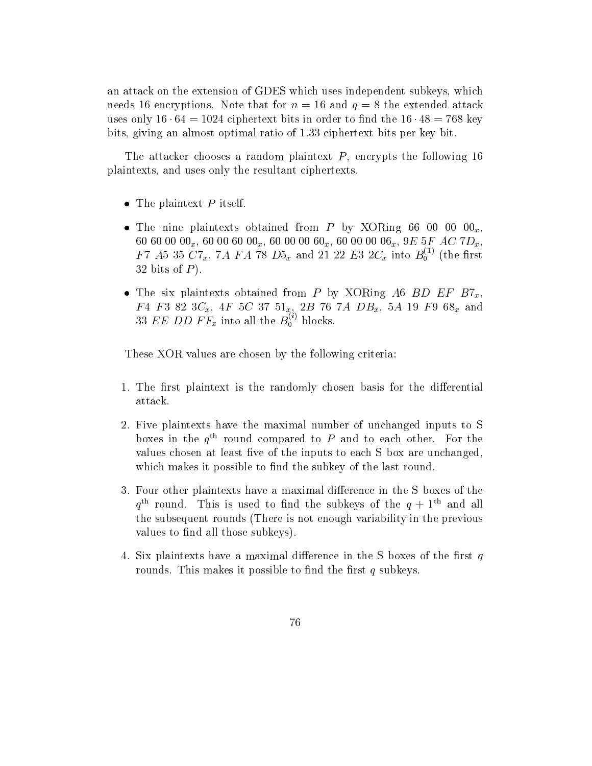an attack on the extension of GDES which uses independent subkeys, which needs 16 encryptions. Note that for $n = 16$ and $q = 8$ the extended attack uses only $16 \cdot 64 = 1024$ ciphertext bits in order to find the $16 \cdot 48 = 768$ key bits, giving an almost optimal ratio of 1.33 ciphertext bits per key bit.

The attacker chooses a random plaintext $P$, encrypts the following 16 plaintexts, and uses only the resultant ciphertexts.

- The plaintext $P$ itself.
- The nine plaintexts obtained from $P$ by XORing $66\ 00\ 00\ 00_x$, $60\ 60\ 00\ 00_x$, $60\ 00\ 60\ 00_x$, $60\ 00\ 00\ 60_x$, $60\ 00\ 00\ 06_x$, $9E\ 5F\ AC\ 7D_x$, $F7\ A5\ 35\ C7_x$, $7A\ FA\ 78\ D5_x$ and $21\ 22\ E3\ 2C_x$ into $B_0^{(1)}$ (the first 32 bits of $P$).
- The six plaintexts obtained from $P$ by XORing $A6\ BD\ EF\ B7_x$, $F4\ F3\ 82\ 3C_x$, $4F\ 5C\ 37\ 51_x$, $2B\ 76\ 7A\ DB_x$, $5A\ 19\ F9\ 68_x$ and $33\ EE\ DD\ FF_x$ into all the $B_0^{(i)}$ blocks.

These XOR values are chosen by the following criteria:

1. The first plaintext is the randomly chosen basis for the differential attack.
2. Five plaintexts have the maximal number of unchanged inputs to S boxes in the $q^{\text{th}}$ round compared to $P$ and to each other. For the values chosen at least five of the inputs to each S box are unchanged, which makes it possible to find the subkey of the last round.
3. Four other plaintexts have a maximal difference in the S boxes of the $q^{\text{th}}$ round. This is used to find the subkeys of the $q + 1^{\text{th}}$ and all the subsequent rounds (There is not enough variability in the previous values to find all those subkeys).
4. Six plaintexts have a maximal difference in the S boxes of the first $q$ rounds. This makes it possible to find the first $q$ subkeys.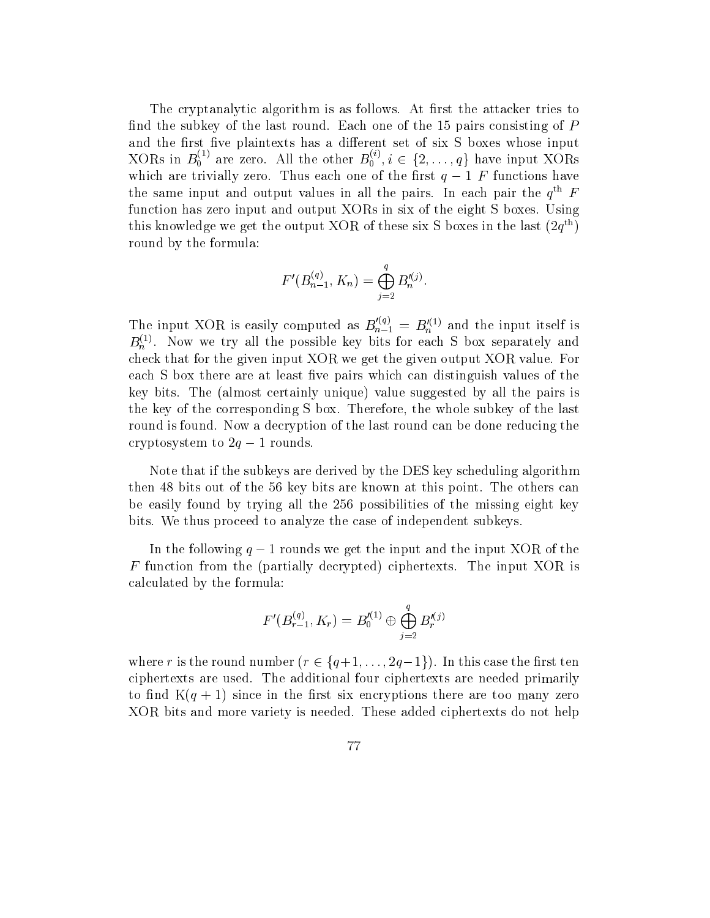The cryptanalytic algorithm is as follows. At first the attacker tries to find the subkey of the last round. Each one of the 15 pairs consisting of $P$ and the first five plaintexts has a different set of six S boxes whose input XORs in $B_0^{(1)}$ are zero. All the other $B_0^{(i)}, i \in \{2, \ldots, q\}$ have input XORs which are trivially zero. Thus each one of the first $q-1$ $F$ functions have the same input and output values in all the pairs. In each pair the $q^{\text{th}}$ $F$ function has zero input and output XORs in six of the eight S boxes. Using this knowledge we get the output XOR of these six S boxes in the last ($2q^{\text{th}}$) round by the formula:

$$F'(B_{n-1}^{(q)}, K_n) = \bigoplus_{j=2}^{q} B_n'^{(j)}.$$

The input XOR is easily computed as $B_{n-1}'^{(q)} = B_n'^{(1)}$ and the input itself is $B_n^{(1)}$. Now we try all the possible key bits for each S box separately and check that for the given input XOR we get the given output XOR value. For each S box there are at least five pairs which can distinguish values of the key bits. The (almost certainly unique) value suggested by all the pairs is the key of the corresponding S box. Therefore, the whole subkey of the last round is found. Now a decryption of the last round can be done reducing the cryptosystem to $2q-1$ rounds.

Note that if the subkeys are derived by the DES key scheduling algorithm then 48 bits out of the 56 key bits are known at this point. The others can be easily found by trying all the 256 possibilities of the missing eight key bits. We thus proceed to analyze the case of independent subkeys.

In the following $q-1$ rounds we get the input and the input XOR of the $F$ function from the (partially decrypted) ciphertexts. The input XOR is calculated by the formula:

$$F'(B_{r-1}^{(q)}, K_r) = B_0'^{(1)} \oplus \bigoplus_{j=2}^{q} B_r'^{(j)}$$

where $r$ is the round number ($r \in \{q+1, \ldots, 2q-1\}$). In this case the first ten ciphertexts are used. The additional four ciphertexts are needed primarily to find K($q+1$) since in the first six encryptions there are too many zero XOR bits and more variety is needed. These added ciphertexts do not help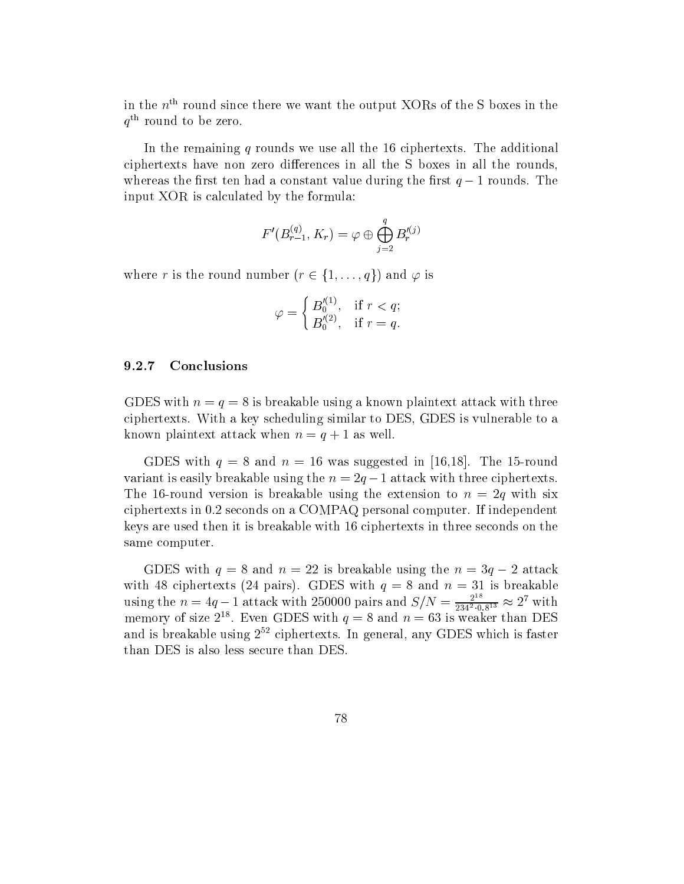in the $n^{\text{th}}$ round since there we want the output XORs of the S boxes in the $q^{\text{th}}$ round to be zero.

In the remaining $q$ rounds we use all the 16 ciphertexts. The additional ciphertexts have non zero differences in all the S boxes in all the rounds, whereas the first ten had a constant value during the first $q-1$ rounds. The input XOR is calculated by the formula:

$$F'(B_{r-1}^{(q)}, K_r) = \varphi \oplus \bigoplus_{j=2}^{q} B_r'^{(j)}$$

where $r$ is the round number ($r \in \{1, \ldots, q\}$) and $\varphi$ is

$$\varphi = \begin{cases} B_0'^{(1)}, & \text{if } r < q; \\ B_0'^{(2)}, & \text{if } r = q. \end{cases}$$

### 9.2.7 Conclusions

GDES with $n = q = 8$ is breakable using a known plaintext attack with three ciphertexts. With a key scheduling similar to DES, GDES is vulnerable to a known plaintext attack when $n = q + 1$ as well.

GDES with $q = 8$ and $n = 16$ was suggested in [16,18]. The 15-round variant is easily breakable using the $n = 2q - 1$ attack with three ciphertexts. The 16-round version is breakable using the extension to $n = 2q$ with six ciphertexts in 0.2 seconds on a COMPAQ personal computer. If independent keys are used then it is breakable with 16 ciphertexts in three seconds on the same computer.

GDES with $q = 8$ and $n = 22$ is breakable using the $n = 3q - 2$ attack with 48 ciphertexts (24 pairs). GDES with $q = 8$ and $n = 31$ is breakable using the $n = 4q - 1$ attack with 250000 pairs and $S/N = \frac{2^{18}}{234^2 \cdot 0.8^{13}} \approx 2^7$ with memory of size $2^{18}$. Even GDES with $q = 8$ and $n = 63$ is weaker than DES and is breakable using $2^{52}$ ciphertexts. In general, any GDES which is faster than DES is also less secure than DES.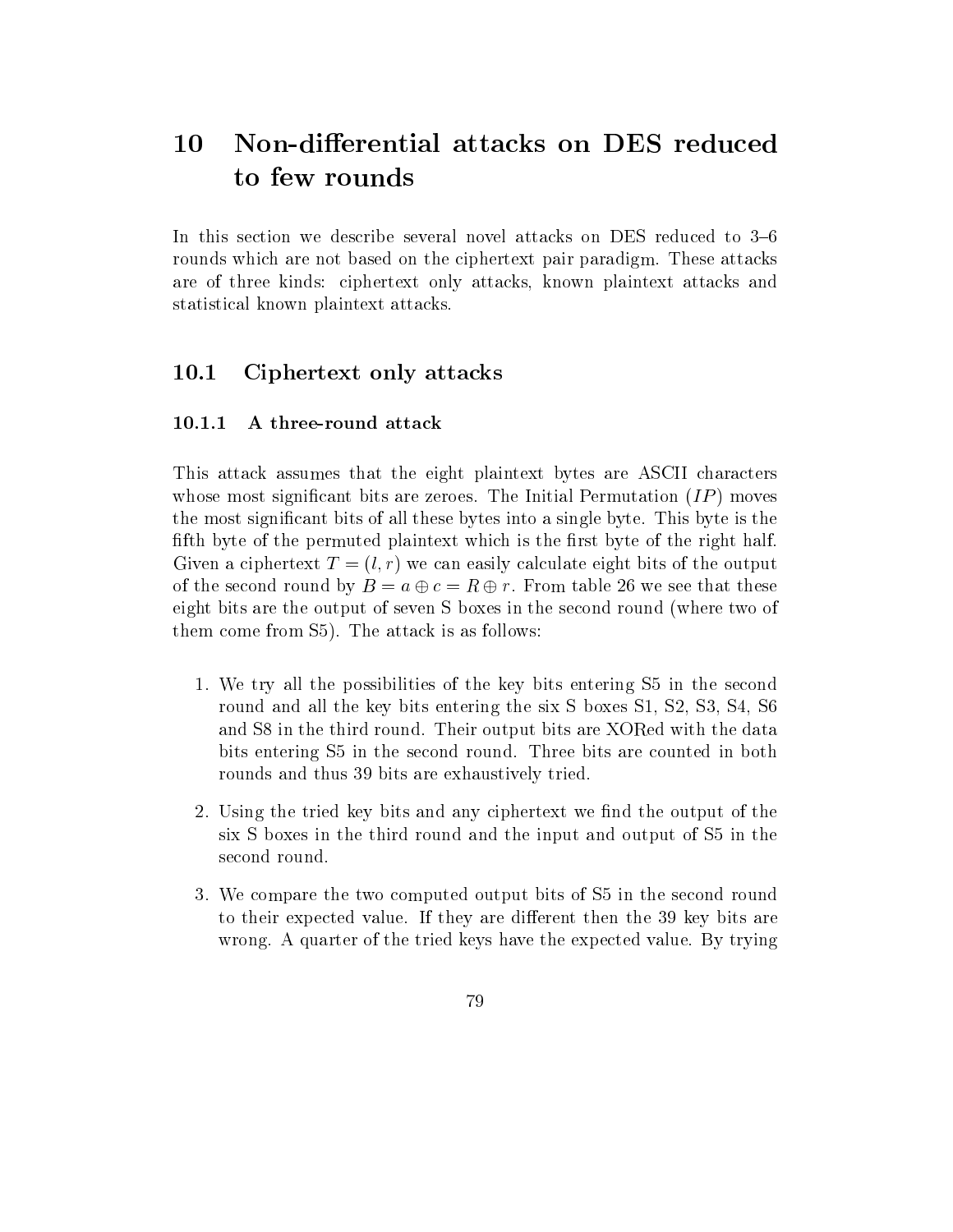# 10 Non-differential attacks on DES reduced to few rounds

In this section we describe several novel attacks on DES reduced to 3–6 rounds which are not based on the ciphertext pair paradigm. These attacks are of three kinds: ciphertext only attacks, known plaintext attacks and statistical known plaintext attacks.

## 10.1 Ciphertext only attacks

### 10.1.1 A three-round attack

This attack assumes that the eight plaintext bytes are ASCII characters whose most significant bits are zeroes. The Initial Permutation ($IP$) moves the most significant bits of all these bytes into a single byte. This byte is the fifth byte of the permuted plaintext which is the first byte of the right half. Given a ciphertext $T = (l, r)$ we can easily calculate eight bits of the output of the second round by $B = a \oplus c = R \oplus r$. From table 26 we see that these eight bits are the output of seven S boxes in the second round (where two of them come from S5). The attack is as follows:

1. We try all the possibilities of the key bits entering S5 in the second round and all the key bits entering the six S boxes S1, S2, S3, S4, S6 and S8 in the third round. Their output bits are XORed with the data bits entering S5 in the second round. Three bits are counted in both rounds and thus 39 bits are exhaustively tried.
2. Using the tried key bits and any ciphertext we find the output of the six S boxes in the third round and the input and output of S5 in the second round.
3. We compare the two computed output bits of S5 in the second round to their expected value. If they are different then the 39 key bits are wrong. A quarter of the tried keys have the expected value. By trying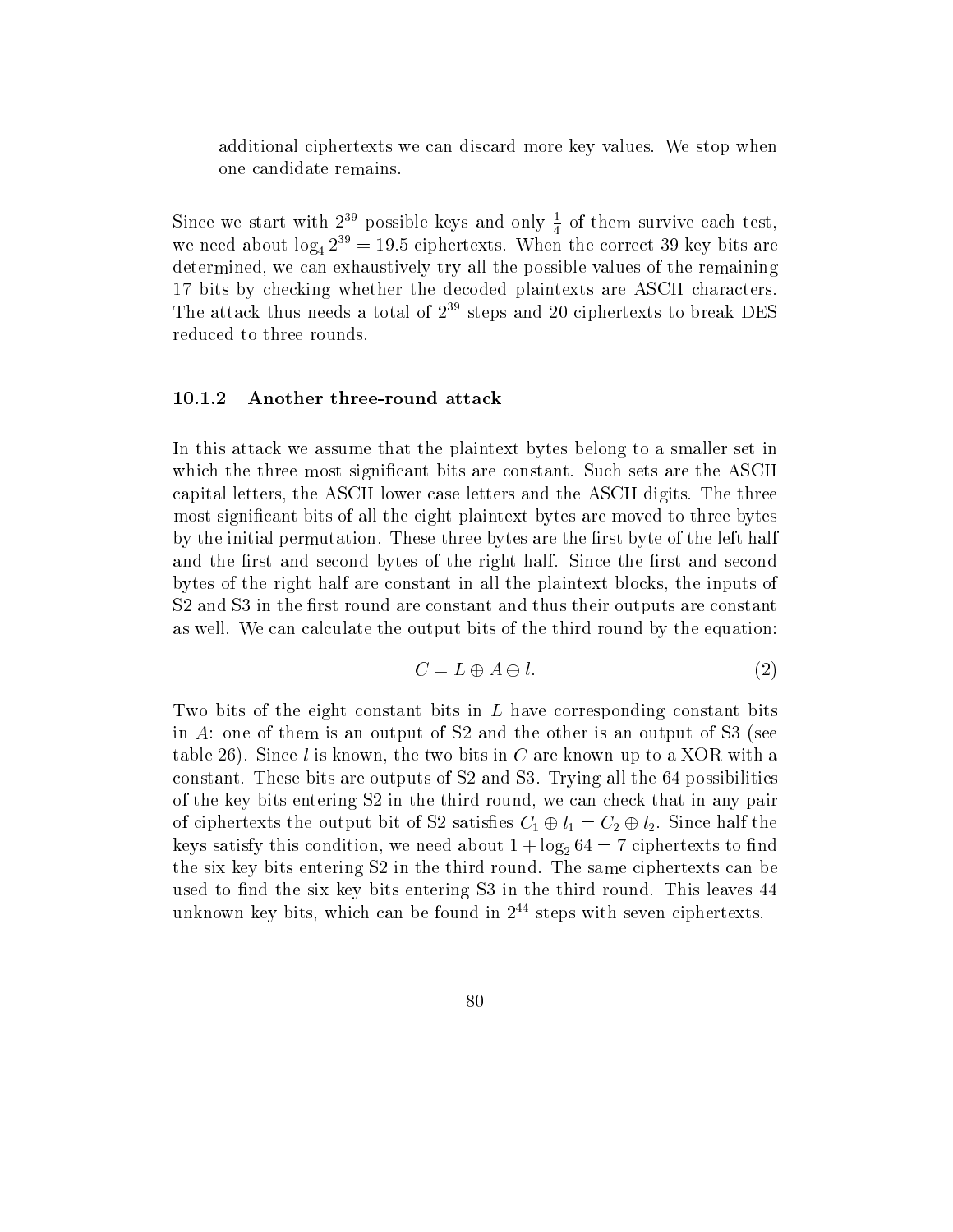additional ciphertexts we can discard more key values. We stop when one candidate remains.

Since we start with $2^{39}$ possible keys and only $\frac{1}{4}$ of them survive each test, we need about $\log_4 2^{39} = 19.5$ ciphertexts. When the correct 39 key bits are determined, we can exhaustively try all the possible values of the remaining 17 bits by checking whether the decoded plaintexts are ASCII characters. The attack thus needs a total of $2^{39}$ steps and 20 ciphertexts to break DES reduced to three rounds.

### 10.1.2 Another three-round attack

In this attack we assume that the plaintext bytes belong to a smaller set in which the three most significant bits are constant. Such sets are the ASCII capital letters, the ASCII lower case letters and the ASCII digits. The three most significant bits of all the eight plaintext bytes are moved to three bytes by the initial permutation. These three bytes are the first byte of the left half and the first and second bytes of the right half. Since the first and second bytes of the right half are constant in all the plaintext blocks, the inputs of S2 and S3 in the first round are constant and thus their outputs are constant as well. We can calculate the output bits of the third round by the equation:

$$C = L \oplus A \oplus l. \tag{2}$$

Two bits of the eight constant bits in $L$ have corresponding constant bits in $A$: one of them is an output of S2 and the other is an output of S3 (see table 26). Since $l$ is known, the two bits in $C$ are known up to a XOR with a constant. These bits are outputs of S2 and S3. Trying all the 64 possibilities of the key bits entering S2 in the third round, we can check that in any pair of ciphertexts the output bit of S2 satisfies $C_1 \oplus l_1 = C_2 \oplus l_2$. Since half the keys satisfy this condition, we need about $1 + \log_2 64 = 7$ ciphertexts to find the six key bits entering S2 in the third round. The same ciphertexts can be used to find the six key bits entering S3 in the third round. This leaves 44 unknown key bits, which can be found in $2^{44}$ steps with seven ciphertexts.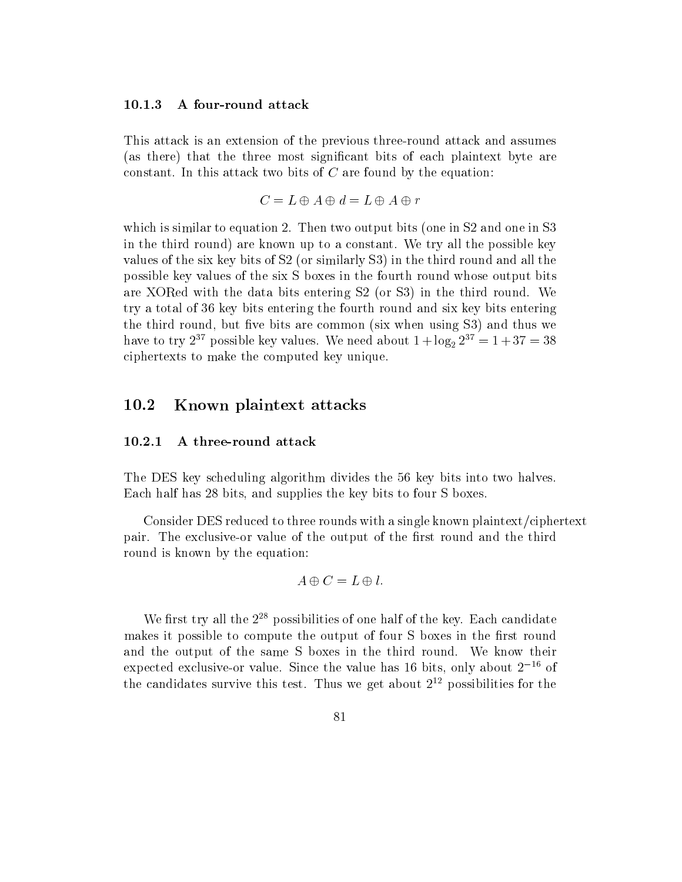### 10.1.3 A four-round attack

This attack is an extension of the previous three-round attack and assumes (as there) that the three most significant bits of each plaintext byte are constant. In this attack two bits of $C$ are found by the equation:

$$C = L \oplus A \oplus d = L \oplus A \oplus r$$

which is similar to equation 2. Then two output bits (one in S2 and one in S3 in the third round) are known up to a constant. We try all the possible key values of the six key bits of S2 (or similarly S3) in the third round and all the possible key values of the six S boxes in the fourth round whose output bits are XORed with the data bits entering S2 (or S3) in the third round. We try a total of 36 key bits entering the fourth round and six key bits entering the third round, but five bits are common (six when using S3) and thus we have to try $2^{37}$ possible key values. We need about $1 + \log_2 2^{37} = 1 + 37 = 38$ ciphertexts to make the computed key unique.

## 10.2 Known plaintext attacks

### 10.2.1 A three-round attack

The DES key scheduling algorithm divides the 56 key bits into two halves. Each half has 28 bits, and supplies the key bits to four S boxes.

Consider DES reduced to three rounds with a single known plaintext/ciphertext pair. The exclusive-or value of the output of the first round and the third round is known by the equation:

$$A \oplus C = L \oplus l.$$

We first try all the $2^{28}$ possibilities of one half of the key. Each candidate makes it possible to compute the output of four S boxes in the first round and the output of the same S boxes in the third round. We know their expected exclusive-or value. Since the value has 16 bits, only about $2^{-16}$ of the candidates survive this test. Thus we get about $2^{12}$ possibilities for the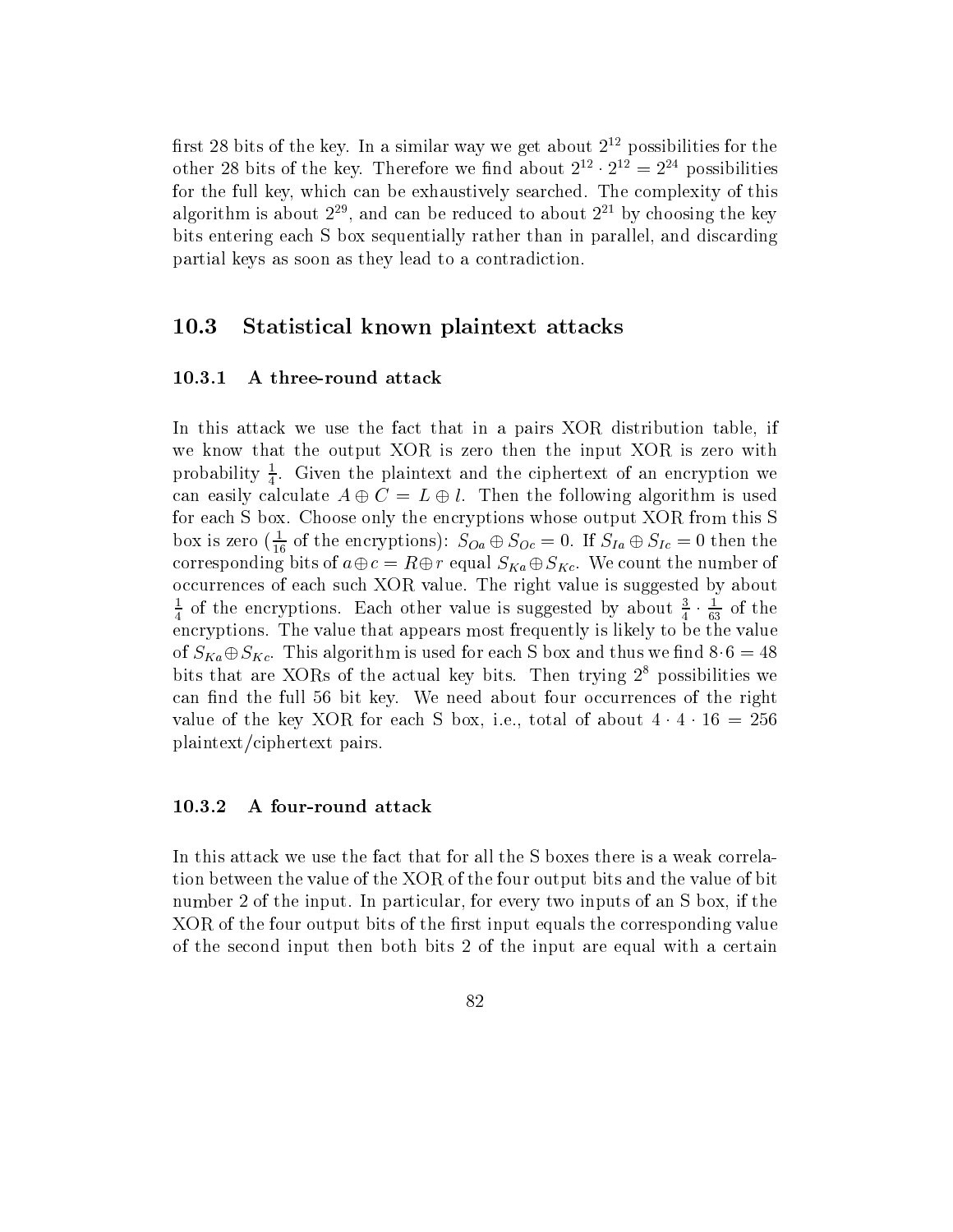first 28 bits of the key. In a similar way we get about $2^{12}$ possibilities for the other 28 bits of the key. Therefore we find about $2^{12} \cdot 2^{12} = 2^{24}$ possibilities for the full key, which can be exhaustively searched. The complexity of this algorithm is about $2^{29}$, and can be reduced to about $2^{21}$ by choosing the key bits entering each S box sequentially rather than in parallel, and discarding partial keys as soon as they lead to a contradiction.

## 10.3 Statistical known plaintext attacks

### 10.3.1 A three-round attack

In this attack we use the fact that in a pairs XOR distribution table, if we know that the output XOR is zero then the input XOR is zero with probability $\frac{1}{4}$. Given the plaintext and the ciphertext of an encryption we can easily calculate $A \oplus C = L \oplus l$. Then the following algorithm is used for each S box. Choose only the encryptions whose output XOR from this S box is zero ($\frac{1}{16}$ of the encryptions): $S_{Oa} \oplus S_{Oc} = 0$. If $S_{Ia} \oplus S_{Ic} = 0$ then the corresponding bits of $a \oplus c = R \oplus r$ equal $S_{Ka} \oplus S_{Kc}$. We count the number of occurrences of each such XOR value. The right value is suggested by about $\frac{1}{4}$ of the encryptions. Each other value is suggested by about $\frac{3}{4} \cdot \frac{1}{63}$ of the encryptions. The value that appears most frequently is likely to be the value of $S_{Ka} \oplus S_{Kc}$. This algorithm is used for each S box and thus we find $8 \cdot 6 = 48$ bits that are XORs of the actual key bits. Then trying $2^8$ possibilities we can find the full 56 bit key. We need about four occurrences of the right value of the key XOR for each S box, i.e., total of about $4 \cdot 4 \cdot 16 = 256$ plaintext/ciphertext pairs.

### 10.3.2 A four-round attack

In this attack we use the fact that for all the S boxes there is a weak correlation between the value of the XOR of the four output bits and the value of bit number 2 of the input. In particular, for every two inputs of an S box, if the XOR of the four output bits of the first input equals the corresponding value of the second input then both bits 2 of the input are equal with a certain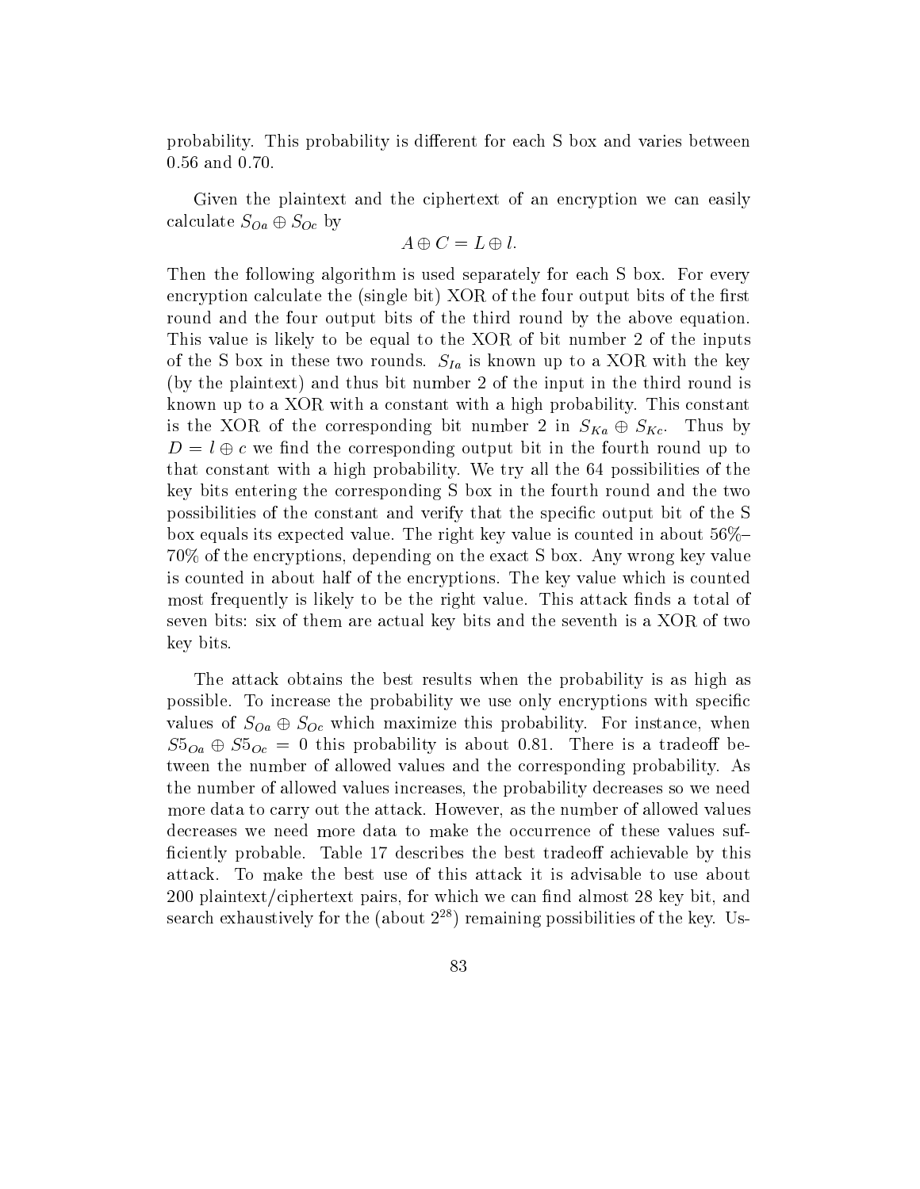probability. This probability is different for each S box and varies between 0.56 and 0.70.

Given the plaintext and the ciphertext of an encryption we can easily calculate $S_{Oa} \oplus S_{Oc}$ by

$$A \oplus C = L \oplus l.$$

Then the following algorithm is used separately for each S box. For every encryption calculate the (single bit) XOR of the four output bits of the first round and the four output bits of the third round by the above equation. This value is likely to be equal to the XOR of bit number 2 of the inputs of the S box in these two rounds. $S_{Ia}$ is known up to a XOR with the key (by the plaintext) and thus bit number 2 of the input in the third round is known up to a XOR with a constant with a high probability. This constant is the XOR of the corresponding bit number 2 in $S_{Ka} \oplus S_{Kc}$. Thus by $D = l \oplus c$ we find the corresponding output bit in the fourth round up to that constant with a high probability. We try all the 64 possibilities of the key bits entering the corresponding S box in the fourth round and the two possibilities of the constant and verify that the specific output bit of the S box equals its expected value. The right key value is counted in about 56%–70% of the encryptions, depending on the exact S box. Any wrong key value is counted in about half of the encryptions. The key value which is counted most frequently is likely to be the right value. This attack finds a total of seven bits: six of them are actual key bits and the seventh is a XOR of two key bits.

The attack obtains the best results when the probability is as high as possible. To increase the probability we use only encryptions with specific values of $S_{Oa} \oplus S_{Oc}$ which maximize this probability. For instance, when $S5_{Oa} \oplus S5_{Oc} = 0$ this probability is about 0.81. There is a tradeoff between the number of allowed values and the corresponding probability. As the number of allowed values increases, the probability decreases so we need more data to carry out the attack. However, as the number of allowed values decreases we need more data to make the occurrence of these values sufficiently probable. Table 17 describes the best tradeoff achievable by this attack. To make the best use of this attack it is advisable to use about 200 plaintext/ciphertext pairs, for which we can find almost 28 key bit, and search exhaustively for the (about $2^{28}$) remaining possibilities of the key. Us-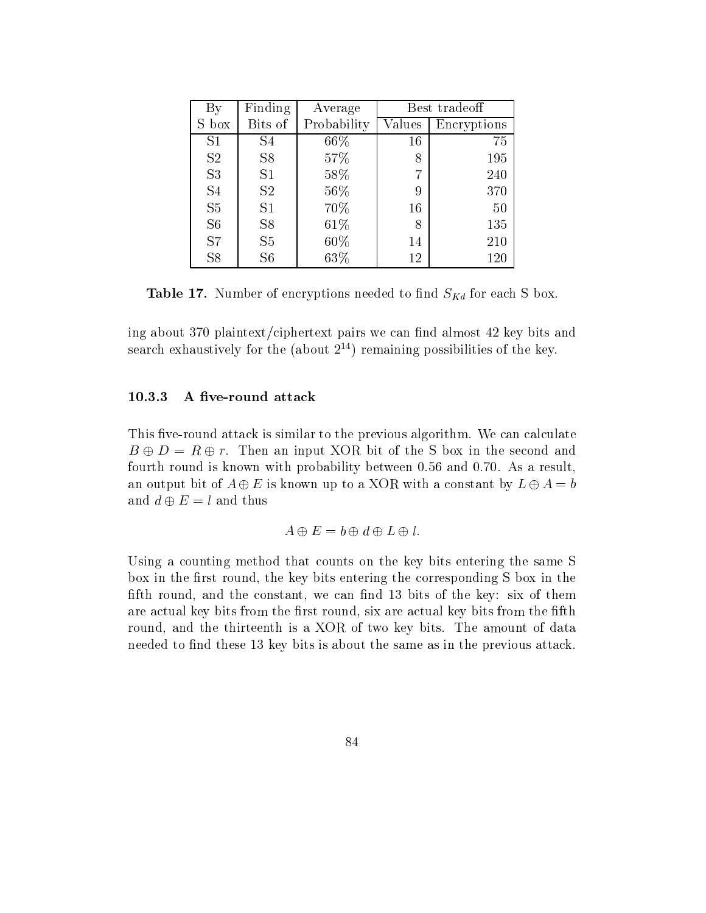| By | Finding | Average | Best tradeoff | |
|---|---|---|---|---|
| S box | Bits of | Probability | Values | Encryptions |
| S1 | S4 | 66% | 16 | 75 |
| S2 | S8 | 57% | 8 | 195 |
| S3 | S1 | 58% | 7 | 240 |
| S4 | S2 | 56% | 9 | 370 |
| S5 | S1 | 70% | 16 | 50 |
| S6 | S8 | 61% | 8 | 135 |
| S7 | S5 | 60% | 14 | 210 |
| S8 | S6 | 63% | 12 | 120 |

**Table 17.** Number of encryptions needed to find $S_{Kd}$ for each S box.

ing about 370 plaintext/ciphertext pairs we can find almost 42 key bits and search exhaustively for the (about $2^{14}$) remaining possibilities of the key.

#### 10.3.3 A five-round attack

This five-round attack is similar to the previous algorithm. We can calculate $B \oplus D = R \oplus r$. Then an input XOR bit of the S box in the second and fourth round is known with probability between 0.56 and 0.70. As a result, an output bit of $A \oplus E$ is known up to a XOR with a constant by $L \oplus A = b$ and $d \oplus E = l$ and thus

$$A \oplus E = b \oplus d \oplus L \oplus l.$$

Using a counting method that counts on the key bits entering the same S box in the first round, the key bits entering the corresponding S box in the fifth round, and the constant, we can find 13 bits of the key: six of them are actual key bits from the first round, six are actual key bits from the fifth round, and the thirteenth is a XOR of two key bits. The amount of data needed to find these 13 key bits is about the same as in the previous attack.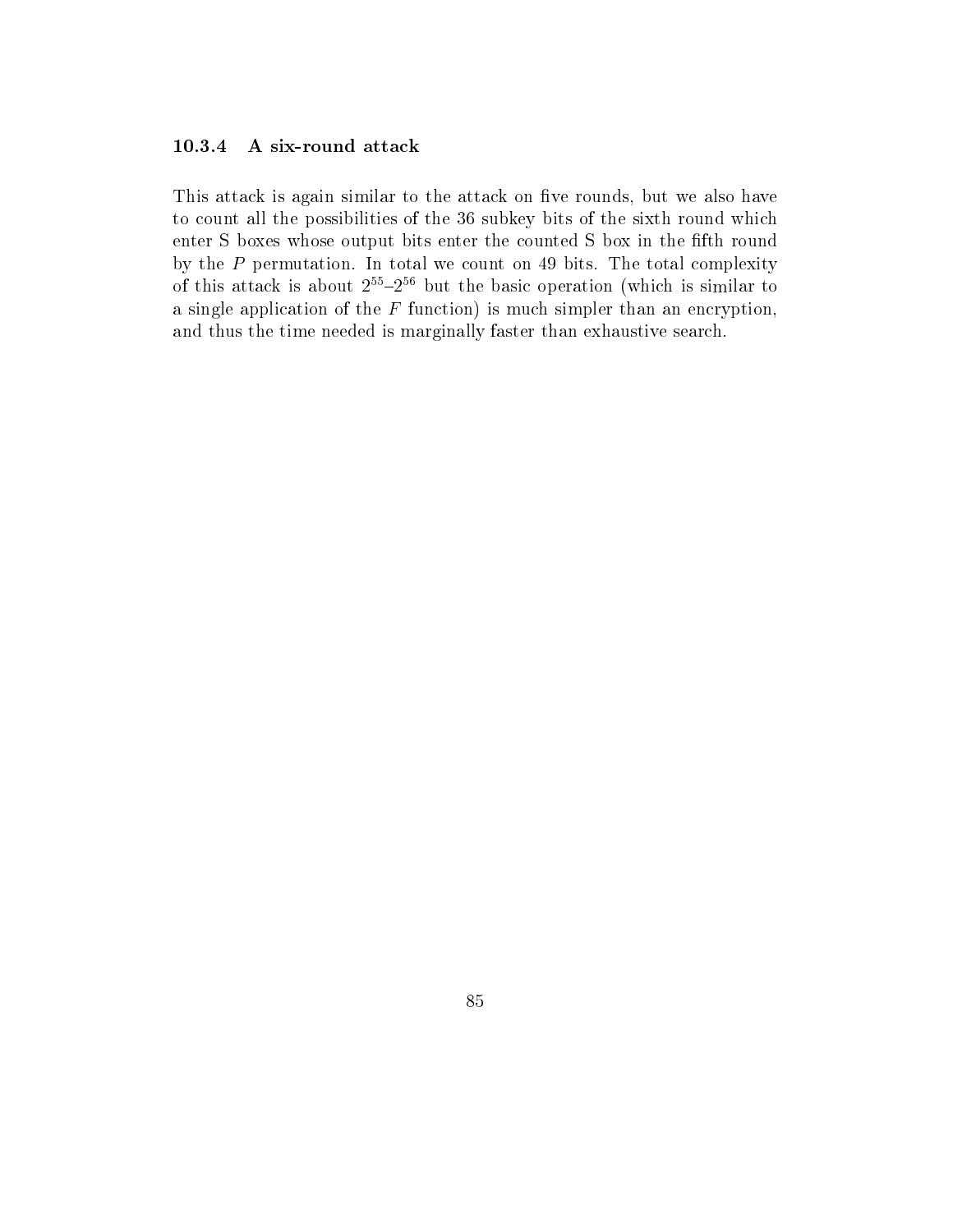### 10.3.4 A six-round attack

This attack is again similar to the attack on five rounds, but we also have to count all the possibilities of the 36 subkey bits of the sixth round which enter S boxes whose output bits enter the counted S box in the fifth round by the $P$ permutation. In total we count on 49 bits. The total complexity of this attack is about $2^{55}$–$2^{56}$ but the basic operation (which is similar to a single application of the $F$ function) is much simpler than an encryption, and thus the time needed is marginally faster than exhaustive search.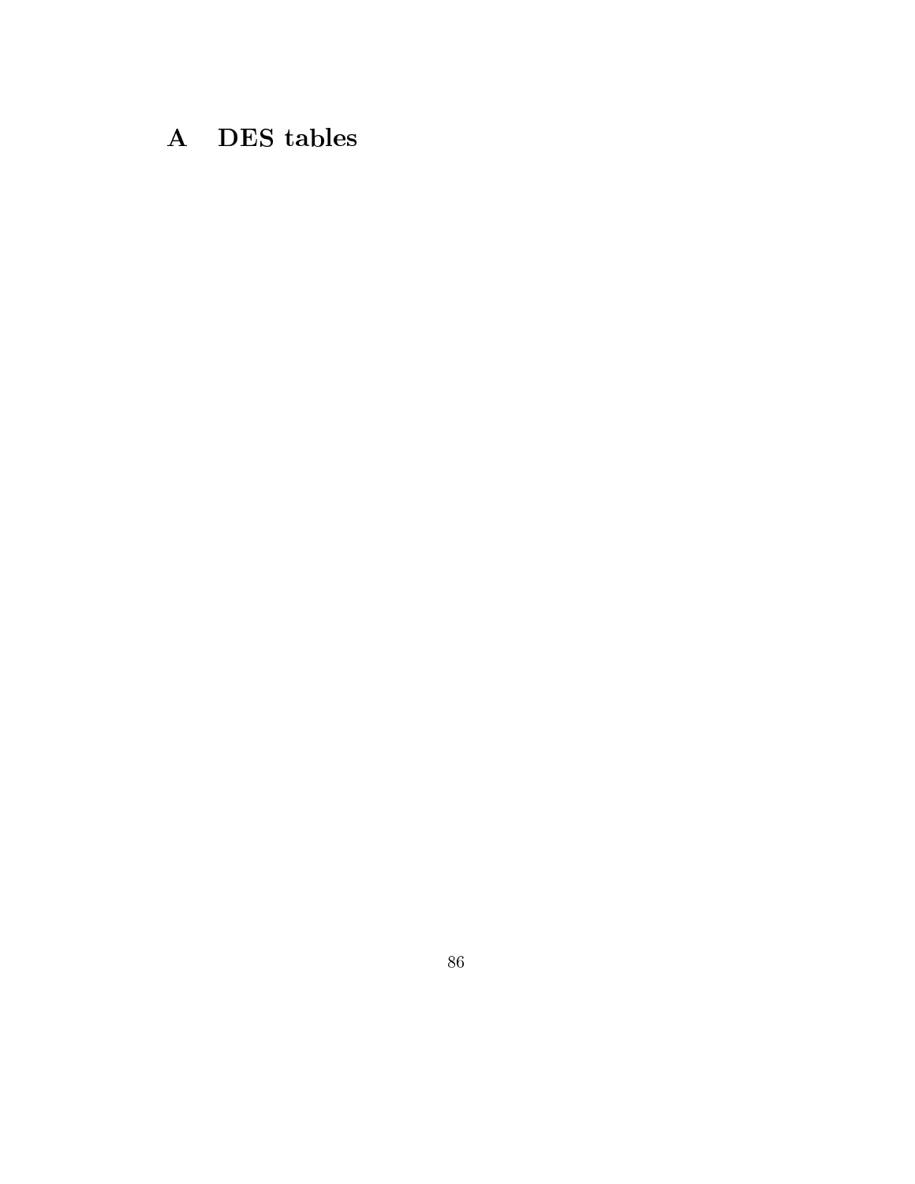# A DES tables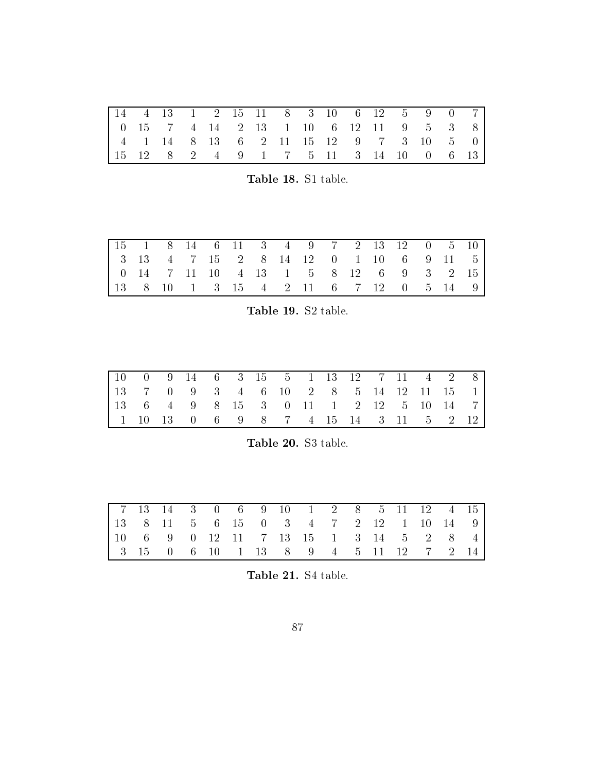| | | | | | | | | | | | | | | | |
|---|---|---|---|---|---|---|---|---|---|---|---|---|---|---|---|
| 14 | 4 | 13 | 1 | 2 | 15 | 11 | 8 | 3 | 10 | 6 | 12 | 5 | 9 | 0 | 7 |
| 0 | 15 | 7 | 4 | 14 | 2 | 13 | 1 | 10 | 6 | 12 | 11 | 9 | 5 | 3 | 8 |
| 4 | 1 | 14 | 8 | 13 | 6 | 2 | 11 | 15 | 12 | 9 | 7 | 3 | 10 | 5 | 0 |
| 15 | 12 | 8 | 2 | 4 | 9 | 1 | 7 | 5 | 11 | 3 | 14 | 10 | 0 | 6 | 13 |

**Table 18.** S1 table.

| | | | | | | | | | | | | | | | |
|---|---|---|---|---|---|---|---|---|---|---|---|---|---|---|---|
| 15 | 1 | 8 | 14 | 6 | 11 | 3 | 4 | 9 | 7 | 2 | 13 | 12 | 0 | 5 | 10 |
| 3 | 13 | 4 | 7 | 15 | 2 | 8 | 14 | 12 | 0 | 1 | 10 | 6 | 9 | 11 | 5 |
| 0 | 14 | 7 | 11 | 10 | 4 | 13 | 1 | 5 | 8 | 12 | 6 | 9 | 3 | 2 | 15 |
| 13 | 8 | 10 | 1 | 3 | 15 | 4 | 2 | 11 | 6 | 7 | 12 | 0 | 5 | 14 | 9 |

**Table 19.** S2 table.

| | | | | | | | | | | | | | | | |
|---|---|---|---|---|---|---|---|---|---|---|---|---|---|---|---|
| 10 | 0 | 9 | 14 | 6 | 3 | 15 | 5 | 1 | 13 | 12 | 7 | 11 | 4 | 2 | 8 |
| 13 | 7 | 0 | 9 | 3 | 4 | 6 | 10 | 2 | 8 | 5 | 14 | 12 | 11 | 15 | 1 |
| 13 | 6 | 4 | 9 | 8 | 15 | 3 | 0 | 11 | 1 | 2 | 12 | 5 | 10 | 14 | 7 |
| 1 | 10 | 13 | 0 | 6 | 9 | 8 | 7 | 4 | 15 | 14 | 3 | 11 | 5 | 2 | 12 |

**Table 20.** S3 table.

| | | | | | | | | | | | | | | | |
|---|---|---|---|---|---|---|---|---|---|---|---|---|---|---|---|
| 7 | 13 | 14 | 3 | 0 | 6 | 9 | 10 | 1 | 2 | 8 | 5 | 11 | 12 | 4 | 15 |
| 13 | 8 | 11 | 5 | 6 | 15 | 0 | 3 | 4 | 7 | 2 | 12 | 1 | 10 | 14 | 9 |
| 10 | 6 | 9 | 0 | 12 | 11 | 7 | 13 | 15 | 1 | 3 | 14 | 5 | 2 | 8 | 4 |
| 3 | 15 | 0 | 6 | 10 | 1 | 13 | 8 | 9 | 4 | 5 | 11 | 12 | 7 | 2 | 14 |

**Table 21.** S4 table.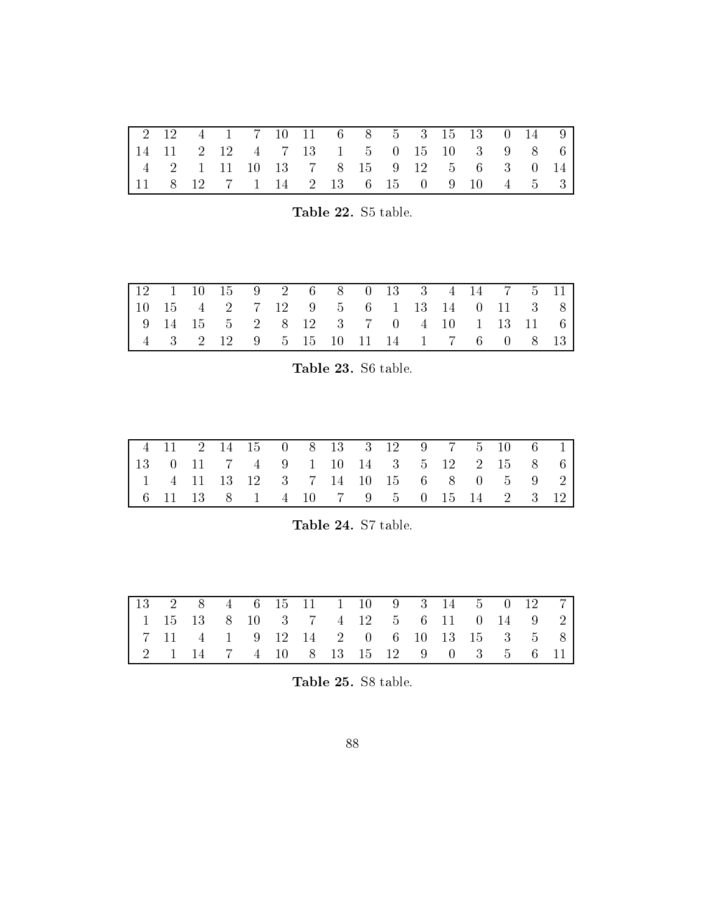| | | | | | | | | | | | | | | | |
|---|---|---|---|---|---|---|---|---|---|---|---|---|---|---|---|
| 2 | 12 | 4 | 1 | 7 | 10 | 11 | 6 | 8 | 5 | 3 | 15 | 13 | 0 | 14 | 9 |
| 14 | 11 | 2 | 12 | 4 | 7 | 13 | 1 | 5 | 0 | 15 | 10 | 3 | 9 | 8 | 6 |
| 4 | 2 | 1 | 11 | 10 | 13 | 7 | 8 | 15 | 9 | 12 | 5 | 6 | 3 | 0 | 14 |
| 11 | 8 | 12 | 7 | 1 | 14 | 2 | 13 | 6 | 15 | 0 | 9 | 10 | 4 | 5 | 3 |

**Table 22.** S5 table.

| | | | | | | | | | | | | | | | |
|---|---|---|---|---|---|---|---|---|---|---|---|---|---|---|---|
| 12 | 1 | 10 | 15 | 9 | 2 | 6 | 8 | 0 | 13 | 3 | 4 | 14 | 7 | 5 | 11 |
| 10 | 15 | 4 | 2 | 7 | 12 | 9 | 5 | 6 | 1 | 13 | 14 | 0 | 11 | 3 | 8 |
| 9 | 14 | 15 | 5 | 2 | 8 | 12 | 3 | 7 | 0 | 4 | 10 | 1 | 13 | 11 | 6 |
| 4 | 3 | 2 | 12 | 9 | 5 | 15 | 10 | 11 | 14 | 1 | 7 | 6 | 0 | 8 | 13 |

**Table 23.** S6 table.

| | | | | | | | | | | | | | | | |
|---|---|---|---|---|---|---|---|---|---|---|---|---|---|---|---|
| 4 | 11 | 2 | 14 | 15 | 0 | 8 | 13 | 3 | 12 | 9 | 7 | 5 | 10 | 6 | 1 |
| 13 | 0 | 11 | 7 | 4 | 9 | 1 | 10 | 14 | 3 | 5 | 12 | 2 | 15 | 8 | 6 |
| 1 | 4 | 11 | 13 | 12 | 3 | 7 | 14 | 10 | 15 | 6 | 8 | 0 | 5 | 9 | 2 |
| 6 | 11 | 13 | 8 | 1 | 4 | 10 | 7 | 9 | 5 | 0 | 15 | 14 | 2 | 3 | 12 |

**Table 24.** S7 table.

| | | | | | | | | | | | | | | | |
|---|---|---|---|---|---|---|---|---|---|---|---|---|---|---|---|
| 13 | 2 | 8 | 4 | 6 | 15 | 11 | 1 | 10 | 9 | 3 | 14 | 5 | 0 | 12 | 7 |
| 1 | 15 | 13 | 8 | 10 | 3 | 7 | 4 | 12 | 5 | 6 | 11 | 0 | 14 | 9 | 2 |
| 7 | 11 | 4 | 1 | 9 | 12 | 14 | 2 | 0 | 6 | 10 | 13 | 15 | 3 | 5 | 8 |
| 2 | 1 | 14 | 7 | 4 | 10 | 8 | 13 | 15 | 12 | 9 | 0 | 3 | 5 | 6 | 11 |

**Table 25.** S8 table.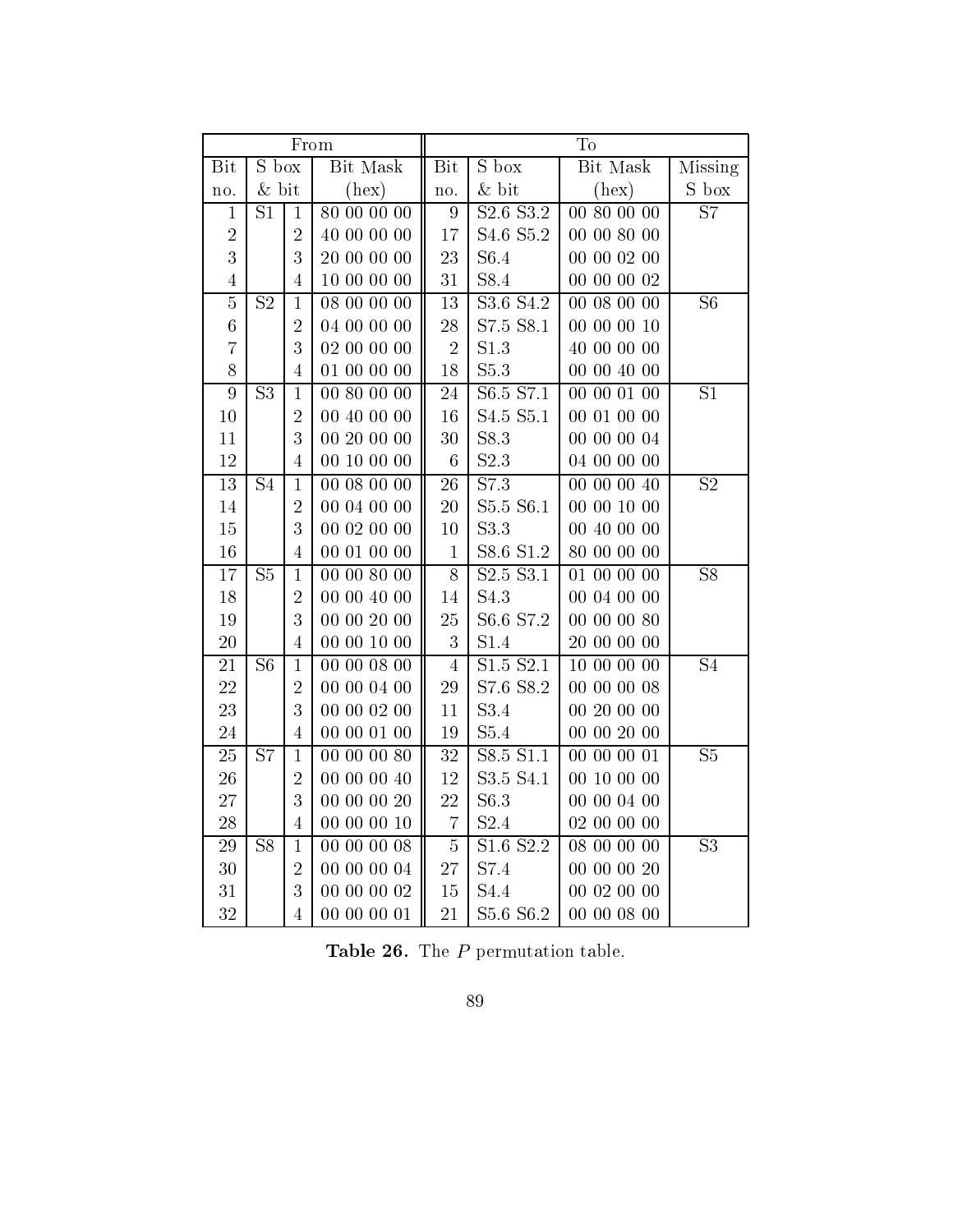| From | | | | To | | | |
| --- | --- | --- | --- | --- | --- | --- | --- |
| Bit no. | S box & bit | | Bit Mask (hex) | Bit no. | S box & bit | Bit Mask (hex) | Missing S box |
| 1 | S1 | 1 | 80 00 00 00 | 9 | S2.6 S3.2 | 00 80 00 00 | S7 |
| 2 | | 2 | 40 00 00 00 | 17 | S4.6 S5.2 | 00 00 80 00 | |
| 3 | | 3 | 20 00 00 00 | 23 | S6.4 | 00 00 02 00 | |
| 4 | | 4 | 10 00 00 00 | 31 | S8.4 | 00 00 00 02 | |
| 5 | S2 | 1 | 08 00 00 00 | 13 | S3.6 S4.2 | 00 08 00 00 | S6 |
| 6 | | 2 | 04 00 00 00 | 28 | S7.5 S8.1 | 00 00 00 10 | |
| 7 | | 3 | 02 00 00 00 | 2 | S1.3 | 40 00 00 00 | |
| 8 | | 4 | 01 00 00 00 | 18 | S5.3 | 00 00 40 00 | |
| 9 | S3 | 1 | 00 80 00 00 | 24 | S6.5 S7.1 | 00 00 01 00 | S1 |
| 10 | | 2 | 00 40 00 00 | 16 | S4.5 S5.1 | 00 01 00 00 | |
| 11 | | 3 | 00 20 00 00 | 30 | S8.3 | 00 00 00 04 | |
| 12 | | 4 | 00 10 00 00 | 6 | S2.3 | 04 00 00 00 | |
| 13 | S4 | 1 | 00 08 00 00 | 26 | S7.3 | 00 00 00 40 | S2 |
| 14 | | 2 | 00 04 00 00 | 20 | S5.5 S6.1 | 00 00 10 00 | |
| 15 | | 3 | 00 02 00 00 | 10 | S3.3 | 00 40 00 00 | |
| 16 | | 4 | 00 01 00 00 | 1 | S8.6 S1.2 | 80 00 00 00 | |
| 17 | S5 | 1 | 00 00 80 00 | 8 | S2.5 S3.1 | 01 00 00 00 | S8 |
| 18 | | 2 | 00 00 40 00 | 14 | S4.3 | 00 04 00 00 | |
| 19 | | 3 | 00 00 20 00 | 25 | S6.6 S7.2 | 00 00 00 80 | |
| 20 | | 4 | 00 00 10 00 | 3 | S1.4 | 20 00 00 00 | |
| 21 | S6 | 1 | 00 00 08 00 | 4 | S1.5 S2.1 | 10 00 00 00 | S4 |
| 22 | | 2 | 00 00 04 00 | 29 | S7.6 S8.2 | 00 00 00 08 | |
| 23 | | 3 | 00 00 02 00 | 11 | S3.4 | 00 20 00 00 | |
| 24 | | 4 | 00 00 01 00 | 19 | S5.4 | 00 00 20 00 | |
| 25 | S7 | 1 | 00 00 00 80 | 32 | S8.5 S1.1 | 00 00 00 01 | S5 |
| 26 | | 2 | 00 00 00 40 | 12 | S3.5 S4.1 | 00 10 00 00 | |
| 27 | | 3 | 00 00 00 20 | 22 | S6.3 | 00 00 04 00 | |
| 28 | | 4 | 00 00 00 10 | 7 | S2.4 | 02 00 00 00 | |
| 29 | S8 | 1 | 00 00 00 08 | 5 | S1.6 S2.2 | 08 00 00 00 | S3 |
| 30 | | 2 | 00 00 00 04 | 27 | S7.4 | 00 00 00 20 | |
| 31 | | 3 | 00 00 00 02 | 15 | S4.4 | 00 02 00 00 | |
| 32 | | 4 | 00 00 00 01 | 21 | S5.6 S6.2 | 00 00 08 00 | |

**Table 26.** The $P$ permutation table.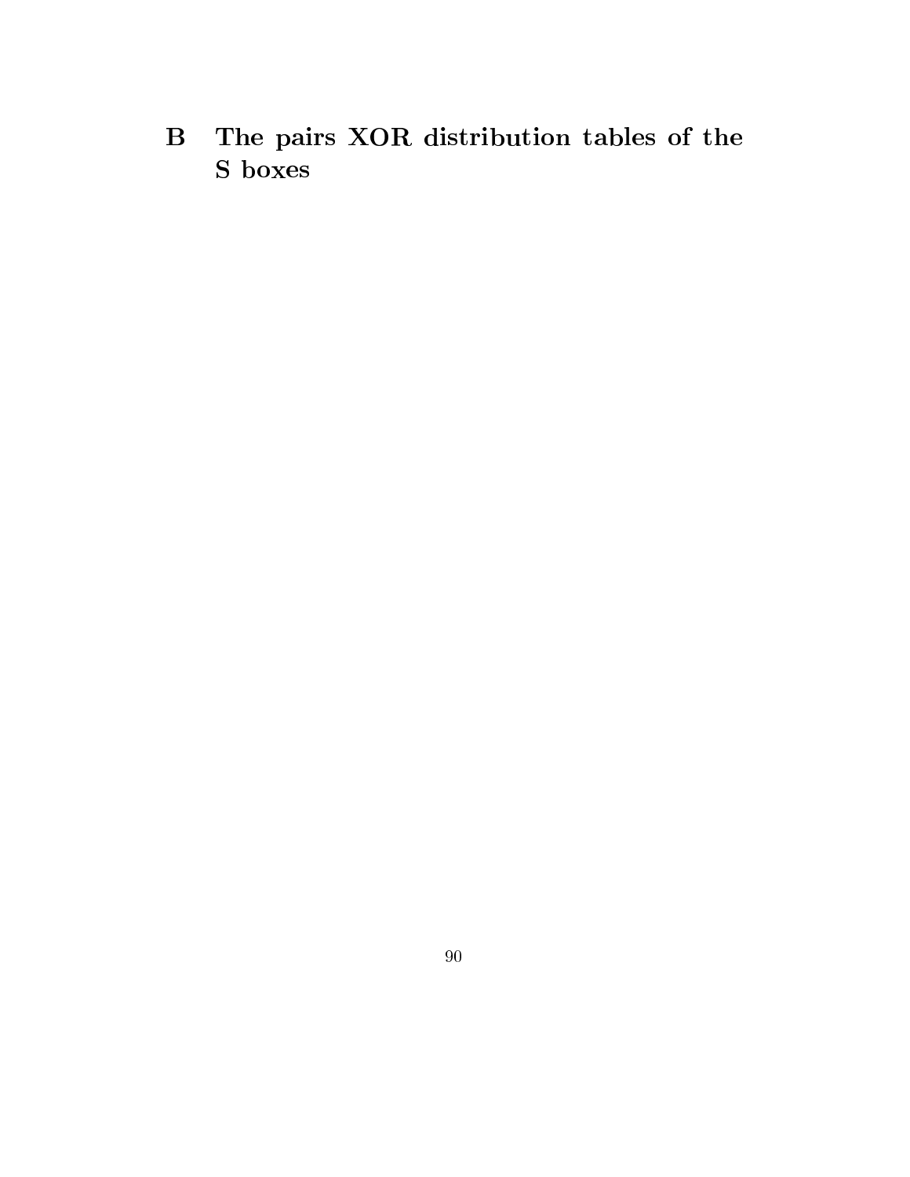# B The pairs XOR distribution tables of the S boxes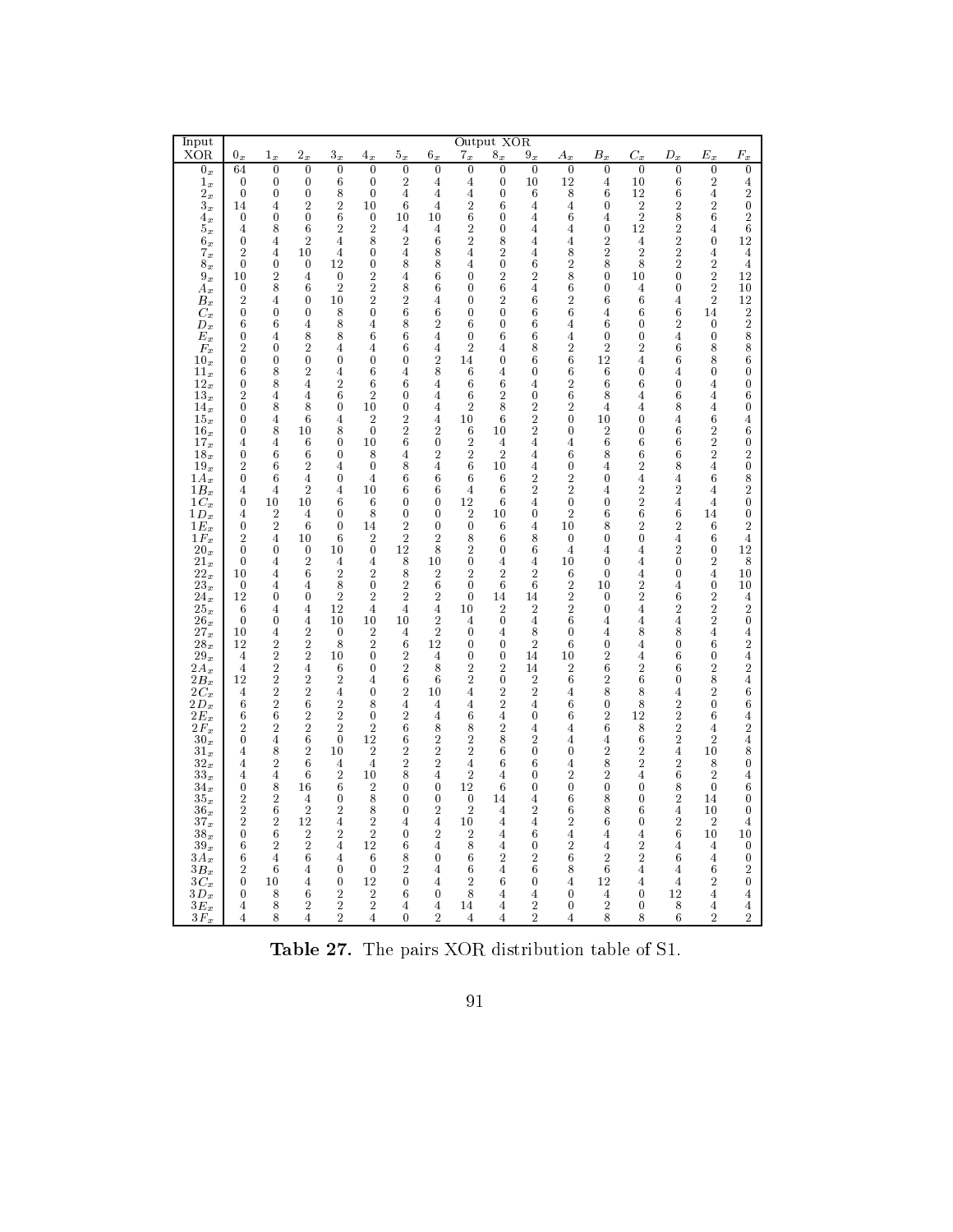| Input XOR | Output XOR | | | | | | | | | | | | | | | |
|---|---|---|---|---|---|---|---|---|---|---|---|---|---|---|---|---|
| | $0_x$ | $1_x$ | $2_x$ | $3_x$ | $4_x$ | $5_x$ | $6_x$ | $7_x$ | $8_x$ | $9_x$ | $A_x$ | $B_x$ | $C_x$ | $D_x$ | $E_x$ | $F_x$ |
| $0_x$ | 64 | 0 | 0 | 0 | 0 | 0 | 0 | 0 | 0 | 0 | 0 | 0 | 0 | 0 | 0 | 0 |
| $1_x$ | 0 | 0 | 0 | 6 | 0 | 2 | 4 | 4 | 0 | 10 | 12 | 4 | 10 | 6 | 2 | 4 |
| $2_x$ | 0 | 0 | 0 | 8 | 0 | 4 | 4 | 4 | 0 | 6 | 8 | 6 | 12 | 6 | 4 | 2 |
| $3_x$ | 14 | 4 | 2 | 2 | 10 | 6 | 4 | 2 | 6 | 4 | 4 | 0 | 2 | 2 | 2 | 0 |
| $4_x$ | 0 | 0 | 0 | 6 | 0 | 10 | 10 | 6 | 0 | 4 | 6 | 4 | 2 | 8 | 6 | 2 |
| $5_x$ | 4 | 8 | 6 | 2 | 2 | 4 | 4 | 2 | 0 | 4 | 4 | 0 | 12 | 2 | 4 | 6 |
| $6_x$ | 0 | 4 | 2 | 4 | 8 | 2 | 6 | 2 | 8 | 4 | 4 | 2 | 4 | 2 | 0 | 12 |
| $7_x$ | 2 | 4 | 10 | 4 | 0 | 4 | 8 | 4 | 2 | 4 | 8 | 2 | 2 | 2 | 4 | 4 |
| $8_x$ | 0 | 0 | 0 | 12 | 0 | 8 | 8 | 4 | 0 | 6 | 2 | 8 | 8 | 2 | 2 | 4 |
| $9_x$ | 10 | 2 | 4 | 0 | 2 | 4 | 6 | 0 | 2 | 2 | 8 | 0 | 10 | 0 | 2 | 12 |
| $A_x$ | 0 | 8 | 6 | 2 | 2 | 8 | 6 | 0 | 6 | 4 | 6 | 0 | 4 | 0 | 2 | 10 |
| $B_x$ | 2 | 4 | 0 | 10 | 2 | 2 | 4 | 0 | 2 | 6 | 2 | 6 | 6 | 4 | 2 | 12 |
| $C_x$ | 0 | 0 | 0 | 8 | 0 | 6 | 6 | 0 | 0 | 6 | 6 | 4 | 6 | 6 | 14 | 2 |
| $D_x$ | 6 | 6 | 4 | 8 | 4 | 8 | 2 | 6 | 0 | 6 | 4 | 6 | 0 | 2 | 0 | 2 |
| $E_x$ | 0 | 4 | 8 | 8 | 6 | 6 | 4 | 0 | 6 | 6 | 4 | 0 | 0 | 4 | 0 | 8 |
| $F_x$ | 2 | 0 | 2 | 4 | 4 | 6 | 4 | 2 | 4 | 8 | 2 | 2 | 2 | 6 | 8 | 8 |
| $10_x$ | 0 | 0 | 0 | 0 | 0 | 0 | 2 | 14 | 0 | 6 | 6 | 12 | 4 | 6 | 8 | 6 |
| $11_x$ | 6 | 8 | 2 | 4 | 6 | 4 | 8 | 6 | 4 | 0 | 6 | 6 | 0 | 4 | 0 | 0 |
| $12_x$ | 0 | 8 | 4 | 2 | 6 | 6 | 4 | 6 | 6 | 4 | 2 | 6 | 6 | 0 | 4 | 0 |
| $13_x$ | 2 | 4 | 4 | 6 | 2 | 0 | 4 | 6 | 2 | 0 | 6 | 8 | 4 | 6 | 4 | 6 |
| $14_x$ | 0 | 8 | 8 | 0 | 10 | 0 | 4 | 2 | 8 | 2 | 2 | 4 | 4 | 8 | 4 | 0 |
| $15_x$ | 0 | 4 | 6 | 4 | 2 | 2 | 4 | 10 | 6 | 2 | 0 | 10 | 0 | 4 | 6 | 4 |
| $16_x$ | 0 | 8 | 10 | 8 | 0 | 2 | 2 | 6 | 10 | 2 | 0 | 2 | 0 | 6 | 2 | 6 |
| $17_x$ | 4 | 4 | 6 | 0 | 10 | 6 | 0 | 2 | 4 | 4 | 4 | 6 | 6 | 6 | 2 | 0 |
| $18_x$ | 0 | 6 | 6 | 0 | 8 | 4 | 2 | 2 | 2 | 4 | 6 | 8 | 6 | 6 | 2 | 2 |
| $19_x$ | 2 | 6 | 2 | 4 | 0 | 8 | 4 | 6 | 10 | 4 | 0 | 4 | 2 | 8 | 4 | 0 |
| $1A_x$ | 0 | 6 | 4 | 0 | 4 | 6 | 6 | 6 | 6 | 2 | 2 | 0 | 4 | 4 | 6 | 8 |
| $1B_x$ | 4 | 4 | 2 | 4 | 10 | 6 | 6 | 4 | 6 | 2 | 2 | 4 | 2 | 2 | 4 | 2 |
| $1C_x$ | 0 | 10 | 10 | 6 | 6 | 0 | 0 | 12 | 6 | 4 | 0 | 0 | 2 | 4 | 4 | 0 |
| $1D_x$ | 4 | 2 | 4 | 0 | 8 | 0 | 0 | 2 | 10 | 0 | 2 | 6 | 6 | 6 | 14 | 0 |
| $1E_x$ | 0 | 2 | 6 | 0 | 14 | 2 | 0 | 0 | 6 | 4 | 10 | 8 | 2 | 2 | 6 | 2 |
| $1F_x$ | 2 | 4 | 10 | 6 | 2 | 2 | 2 | 8 | 6 | 8 | 0 | 0 | 0 | 4 | 6 | 4 |
| $20_x$ | 0 | 0 | 0 | 10 | 0 | 12 | 8 | 2 | 0 | 6 | 4 | 4 | 4 | 2 | 0 | 12 |
| $21_x$ | 0 | 4 | 2 | 4 | 4 | 8 | 10 | 0 | 4 | 4 | 10 | 0 | 4 | 0 | 2 | 8 |
| $22_x$ | 10 | 4 | 6 | 2 | 2 | 8 | 2 | 2 | 2 | 2 | 6 | 0 | 4 | 0 | 4 | 10 |
| $23_x$ | 0 | 4 | 4 | 8 | 0 | 2 | 6 | 0 | 6 | 6 | 2 | 10 | 2 | 4 | 0 | 10 |
| $24_x$ | 12 | 0 | 0 | 2 | 2 | 2 | 2 | 0 | 14 | 14 | 2 | 0 | 2 | 6 | 2 | 4 |
| $25_x$ | 6 | 4 | 4 | 12 | 4 | 4 | 4 | 10 | 2 | 2 | 2 | 0 | 4 | 2 | 2 | 2 |
| $26_x$ | 0 | 0 | 4 | 10 | 10 | 10 | 2 | 4 | 0 | 4 | 6 | 4 | 4 | 4 | 2 | 0 |
| $27_x$ | 10 | 4 | 2 | 0 | 2 | 4 | 2 | 0 | 4 | 8 | 0 | 4 | 8 | 8 | 4 | 4 |
| $28_x$ | 12 | 2 | 2 | 8 | 2 | 6 | 12 | 0 | 0 | 2 | 6 | 0 | 4 | 0 | 6 | 2 |
| $29_x$ | 4 | 2 | 2 | 10 | 0 | 2 | 4 | 0 | 0 | 14 | 10 | 2 | 4 | 6 | 0 | 4 |
| $2A_x$ | 4 | 2 | 4 | 6 | 0 | 2 | 8 | 2 | 2 | 14 | 2 | 6 | 2 | 6 | 2 | 2 |
| $2B_x$ | 12 | 2 | 2 | 2 | 4 | 6 | 6 | 2 | 0 | 2 | 6 | 2 | 6 | 0 | 8 | 4 |
| $2C_x$ | 4 | 2 | 2 | 4 | 0 | 2 | 10 | 4 | 2 | 2 | 4 | 8 | 8 | 4 | 2 | 6 |
| $2D_x$ | 6 | 2 | 6 | 2 | 8 | 4 | 4 | 4 | 2 | 4 | 6 | 0 | 8 | 2 | 0 | 6 |
| $2E_x$ | 6 | 6 | 2 | 2 | 0 | 2 | 4 | 6 | 4 | 0 | 6 | 2 | 12 | 2 | 6 | 4 |
| $2F_x$ | 2 | 2 | 2 | 2 | 2 | 6 | 8 | 8 | 2 | 4 | 4 | 6 | 8 | 2 | 4 | 2 |
| $30_x$ | 0 | 4 | 6 | 0 | 12 | 6 | 2 | 2 | 8 | 2 | 4 | 4 | 6 | 2 | 2 | 4 |
| $31_x$ | 4 | 8 | 2 | 10 | 2 | 2 | 2 | 2 | 6 | 0 | 0 | 2 | 2 | 4 | 10 | 8 |
| $32_x$ | 4 | 2 | 6 | 4 | 4 | 2 | 2 | 4 | 6 | 6 | 4 | 8 | 2 | 2 | 8 | 0 |
| $33_x$ | 4 | 4 | 6 | 2 | 10 | 8 | 4 | 2 | 4 | 0 | 2 | 2 | 4 | 6 | 2 | 4 |
| $34_x$ | 0 | 8 | 16 | 6 | 2 | 0 | 0 | 12 | 6 | 0 | 0 | 0 | 0 | 8 | 0 | 6 |
| $35_x$ | 2 | 2 | 4 | 0 | 8 | 0 | 0 | 0 | 14 | 4 | 6 | 8 | 0 | 2 | 14 | 0 |
| $36_x$ | 2 | 6 | 2 | 2 | 8 | 0 | 2 | 2 | 4 | 2 | 6 | 8 | 6 | 4 | 10 | 0 |
| $37_x$ | 2 | 2 | 12 | 4 | 2 | 4 | 4 | 10 | 4 | 4 | 2 | 6 | 0 | 2 | 2 | 4 |
| $38_x$ | 0 | 6 | 2 | 2 | 2 | 0 | 2 | 2 | 4 | 6 | 4 | 4 | 4 | 6 | 10 | 10 |
| $39_x$ | 6 | 2 | 2 | 4 | 12 | 6 | 4 | 8 | 4 | 0 | 2 | 4 | 2 | 4 | 4 | 0 |
| $3A_x$ | 6 | 4 | 6 | 4 | 6 | 8 | 0 | 6 | 2 | 2 | 6 | 2 | 2 | 6 | 4 | 0 |
| $3B_x$ | 2 | 6 | 4 | 0 | 0 | 2 | 4 | 6 | 4 | 6 | 8 | 6 | 4 | 4 | 6 | 2 |
| $3C_x$ | 0 | 10 | 4 | 0 | 12 | 0 | 4 | 2 | 6 | 0 | 4 | 12 | 4 | 4 | 2 | 0 |
| $3D_x$ | 0 | 8 | 6 | 2 | 2 | 6 | 0 | 8 | 4 | 4 | 0 | 4 | 0 | 12 | 4 | 4 |
| $3E_x$ | 4 | 8 | 2 | 2 | 2 | 4 | 4 | 14 | 4 | 2 | 0 | 2 | 0 | 8 | 4 | 4 |
| $3F_x$ | 4 | 8 | 4 | 2 | 4 | 0 | 2 | 4 | 4 | 2 | 4 | 8 | 8 | 6 | 2 | 2 |

**Table 27.** The pairs XOR distribution table of S1.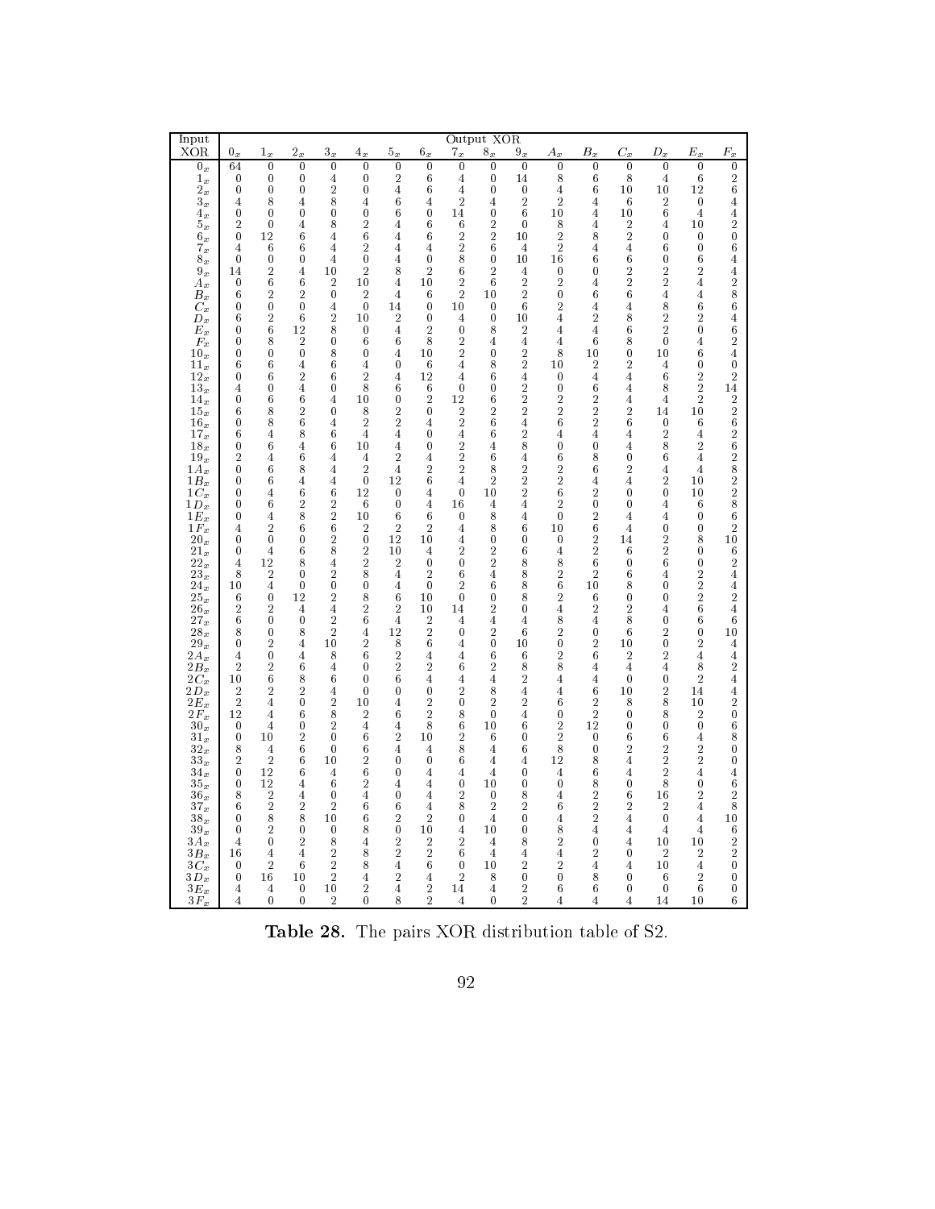| Input XOR | Output XOR | | | | | | | | | | | | | | | |
|---|---|---|---|---|---|---|---|---|---|---|---|---|---|---|---|---|
| | $0_x$ | $1_x$ | $2_x$ | $3_x$ | $4_x$ | $5_x$ | $6_x$ | $7_x$ | $8_x$ | $9_x$ | $A_x$ | $B_x$ | $C_x$ | $D_x$ | $E_x$ | $F_x$ |
| $0_x$ | 64 | 0 | 0 | 0 | 0 | 0 | 0 | 0 | 0 | 0 | 0 | 0 | 0 | 0 | 0 | 0 |
| $1_x$ | 0 | 0 | 0 | 4 | 0 | 2 | 6 | 4 | 0 | 14 | 8 | 6 | 8 | 4 | 6 | 2 |
| $2_x$ | 0 | 0 | 0 | 2 | 0 | 4 | 6 | 4 | 0 | 0 | 4 | 6 | 10 | 10 | 12 | 6 |
| $3_x$ | 4 | 8 | 4 | 8 | 4 | 6 | 4 | 2 | 4 | 2 | 2 | 4 | 6 | 2 | 0 | 4 |
| $4_x$ | 0 | 0 | 0 | 0 | 0 | 6 | 0 | 14 | 0 | 6 | 10 | 4 | 10 | 6 | 4 | 4 |
| $5_x$ | 2 | 0 | 4 | 8 | 2 | 4 | 6 | 6 | 2 | 0 | 8 | 4 | 2 | 4 | 10 | 2 |
| $6_x$ | 0 | 12 | 6 | 4 | 6 | 4 | 6 | 2 | 2 | 10 | 2 | 8 | 2 | 0 | 0 | 0 |
| $7_x$ | 4 | 6 | 6 | 4 | 2 | 4 | 4 | 2 | 6 | 4 | 2 | 4 | 4 | 6 | 0 | 6 |
| $8_x$ | 0 | 0 | 0 | 4 | 0 | 4 | 0 | 8 | 0 | 10 | 16 | 6 | 6 | 0 | 6 | 4 |
| $9_x$ | 14 | 2 | 4 | 10 | 2 | 8 | 2 | 6 | 2 | 4 | 0 | 0 | 2 | 2 | 2 | 4 |
| $A_x$ | 0 | 6 | 6 | 2 | 10 | 4 | 10 | 2 | 6 | 2 | 2 | 4 | 2 | 2 | 4 | 2 |
| $B_x$ | 6 | 2 | 2 | 0 | 2 | 4 | 6 | 2 | 10 | 2 | 0 | 6 | 6 | 4 | 4 | 8 |
| $C_x$ | 0 | 0 | 0 | 4 | 0 | 14 | 0 | 10 | 0 | 6 | 2 | 4 | 4 | 8 | 6 | 6 |
| $D_x$ | 6 | 2 | 6 | 2 | 10 | 2 | 0 | 4 | 0 | 10 | 4 | 2 | 8 | 2 | 2 | 4 |
| $E_x$ | 0 | 6 | 12 | 8 | 0 | 4 | 2 | 0 | 8 | 2 | 4 | 4 | 6 | 2 | 0 | 6 |
| $F_x$ | 0 | 8 | 2 | 0 | 6 | 6 | 8 | 2 | 4 | 4 | 4 | 6 | 8 | 0 | 4 | 2 |
| $10_x$ | 0 | 0 | 0 | 8 | 0 | 4 | 10 | 2 | 0 | 2 | 8 | 10 | 0 | 10 | 6 | 4 |
| $11_x$ | 6 | 6 | 4 | 6 | 4 | 0 | 6 | 4 | 8 | 2 | 10 | 2 | 2 | 4 | 0 | 0 |
| $12_x$ | 0 | 6 | 2 | 6 | 2 | 4 | 12 | 4 | 6 | 4 | 0 | 4 | 4 | 6 | 2 | 2 |
| $13_x$ | 4 | 0 | 4 | 0 | 8 | 6 | 6 | 0 | 0 | 2 | 0 | 6 | 4 | 8 | 2 | 14 |
| $14_x$ | 0 | 6 | 6 | 4 | 10 | 0 | 2 | 12 | 6 | 2 | 2 | 2 | 4 | 4 | 2 | 2 |
| $15_x$ | 6 | 8 | 2 | 0 | 8 | 2 | 0 | 2 | 2 | 2 | 2 | 2 | 2 | 14 | 10 | 2 |
| $16_x$ | 0 | 8 | 6 | 4 | 2 | 2 | 4 | 2 | 6 | 4 | 6 | 2 | 6 | 0 | 6 | 6 |
| $17_x$ | 6 | 4 | 8 | 6 | 4 | 4 | 0 | 4 | 6 | 2 | 4 | 4 | 4 | 2 | 4 | 2 |
| $18_x$ | 0 | 6 | 4 | 6 | 10 | 4 | 0 | 2 | 4 | 8 | 0 | 0 | 4 | 8 | 2 | 6 |
| $19_x$ | 2 | 4 | 6 | 4 | 4 | 2 | 4 | 2 | 6 | 4 | 6 | 8 | 0 | 6 | 4 | 2 |
| $1A_x$ | 0 | 6 | 8 | 4 | 2 | 4 | 2 | 2 | 8 | 2 | 2 | 6 | 2 | 4 | 4 | 8 |
| $1B_x$ | 0 | 6 | 4 | 4 | 0 | 12 | 6 | 4 | 2 | 2 | 2 | 4 | 4 | 2 | 10 | 2 |
| $1C_x$ | 0 | 4 | 6 | 6 | 12 | 0 | 4 | 0 | 10 | 2 | 6 | 2 | 0 | 0 | 10 | 2 |
| $1D_x$ | 0 | 6 | 2 | 2 | 6 | 0 | 4 | 16 | 4 | 4 | 2 | 0 | 0 | 4 | 6 | 8 |
| $1E_x$ | 0 | 4 | 8 | 2 | 10 | 6 | 6 | 0 | 8 | 4 | 0 | 2 | 4 | 4 | 0 | 6 |
| $1F_x$ | 4 | 2 | 6 | 6 | 2 | 2 | 2 | 4 | 8 | 6 | 10 | 6 | 4 | 0 | 0 | 2 |
| $20_x$ | 0 | 0 | 0 | 2 | 0 | 12 | 10 | 4 | 0 | 0 | 0 | 2 | 14 | 2 | 8 | 10 |
| $21_x$ | 0 | 4 | 6 | 8 | 2 | 10 | 4 | 2 | 2 | 6 | 4 | 2 | 6 | 2 | 0 | 6 |
| $22_x$ | 4 | 12 | 8 | 4 | 2 | 2 | 0 | 0 | 2 | 8 | 8 | 6 | 0 | 6 | 0 | 2 |
| $23_x$ | 8 | 2 | 0 | 2 | 8 | 4 | 2 | 6 | 4 | 8 | 2 | 2 | 6 | 4 | 2 | 4 |
| $24_x$ | 10 | 4 | 0 | 0 | 0 | 4 | 0 | 2 | 6 | 8 | 6 | 10 | 8 | 0 | 2 | 4 |
| $25_x$ | 6 | 0 | 12 | 2 | 8 | 6 | 10 | 0 | 0 | 8 | 2 | 6 | 0 | 0 | 2 | 2 |
| $26_x$ | 2 | 2 | 4 | 4 | 2 | 2 | 10 | 14 | 2 | 0 | 4 | 2 | 2 | 4 | 6 | 4 |
| $27_x$ | 6 | 0 | 0 | 2 | 6 | 4 | 2 | 4 | 4 | 4 | 8 | 4 | 8 | 0 | 6 | 6 |
| $28_x$ | 8 | 0 | 8 | 2 | 4 | 12 | 2 | 0 | 2 | 6 | 2 | 0 | 6 | 2 | 0 | 10 |
| $29_x$ | 0 | 2 | 4 | 10 | 2 | 8 | 6 | 4 | 0 | 10 | 0 | 2 | 10 | 0 | 2 | 4 |
| $2A_x$ | 4 | 0 | 4 | 8 | 6 | 2 | 4 | 4 | 6 | 6 | 2 | 6 | 2 | 2 | 4 | 4 |
| $2B_x$ | 2 | 2 | 6 | 4 | 0 | 2 | 2 | 6 | 2 | 8 | 8 | 4 | 4 | 4 | 8 | 2 |
| $2C_x$ | 10 | 6 | 8 | 6 | 0 | 6 | 4 | 4 | 4 | 2 | 4 | 4 | 0 | 0 | 2 | 4 |
| $2D_x$ | 2 | 2 | 2 | 4 | 0 | 0 | 0 | 2 | 8 | 4 | 4 | 6 | 10 | 2 | 14 | 4 |
| $2E_x$ | 2 | 4 | 0 | 2 | 10 | 4 | 2 | 0 | 2 | 2 | 6 | 2 | 8 | 8 | 10 | 2 |
| $2F_x$ | 12 | 4 | 6 | 8 | 2 | 6 | 2 | 8 | 0 | 4 | 0 | 2 | 0 | 8 | 2 | 0 |
| $30_x$ | 0 | 4 | 0 | 2 | 4 | 4 | 8 | 6 | 10 | 6 | 2 | 12 | 0 | 0 | 0 | 6 |
| $31_x$ | 0 | 10 | 2 | 0 | 6 | 2 | 10 | 2 | 6 | 0 | 2 | 0 | 6 | 6 | 4 | 8 |
| $32_x$ | 8 | 4 | 6 | 0 | 6 | 4 | 4 | 8 | 4 | 6 | 8 | 0 | 2 | 2 | 2 | 0 |
| $33_x$ | 2 | 2 | 6 | 10 | 2 | 0 | 0 | 6 | 4 | 4 | 12 | 8 | 4 | 2 | 2 | 0 |
| $34_x$ | 0 | 12 | 6 | 4 | 6 | 0 | 4 | 4 | 4 | 0 | 4 | 6 | 4 | 2 | 4 | 4 |
| $35_x$ | 0 | 12 | 4 | 6 | 2 | 4 | 4 | 0 | 10 | 0 | 0 | 8 | 0 | 8 | 0 | 6 |
| $36_x$ | 8 | 2 | 4 | 0 | 4 | 0 | 4 | 2 | 0 | 8 | 4 | 2 | 6 | 16 | 2 | 2 |
| $37_x$ | 6 | 2 | 2 | 2 | 6 | 6 | 4 | 8 | 2 | 2 | 6 | 2 | 2 | 2 | 4 | 8 |
| $38_x$ | 0 | 8 | 8 | 10 | 6 | 2 | 2 | 0 | 4 | 0 | 4 | 2 | 4 | 0 | 4 | 10 |
| $39_x$ | 0 | 2 | 0 | 0 | 8 | 0 | 10 | 4 | 10 | 0 | 8 | 4 | 4 | 4 | 4 | 6 |
| $3A_x$ | 4 | 0 | 2 | 8 | 4 | 2 | 2 | 2 | 4 | 8 | 2 | 0 | 4 | 10 | 10 | 2 |
| $3B_x$ | 16 | 4 | 4 | 2 | 8 | 2 | 2 | 6 | 4 | 4 | 4 | 2 | 0 | 2 | 2 | 2 |
| $3C_x$ | 0 | 2 | 6 | 2 | 8 | 4 | 6 | 0 | 10 | 2 | 2 | 4 | 4 | 10 | 4 | 0 |
| $3D_x$ | 0 | 16 | 10 | 2 | 4 | 2 | 4 | 2 | 8 | 0 | 0 | 8 | 0 | 6 | 2 | 0 |
| $3E_x$ | 4 | 4 | 0 | 10 | 2 | 4 | 2 | 14 | 4 | 2 | 6 | 6 | 0 | 0 | 6 | 0 |
| $3F_x$ | 4 | 0 | 0 | 2 | 0 | 8 | 2 | 4 | 0 | 2 | 4 | 4 | 4 | 14 | 10 | 6 |

**Table 28.** The pairs XOR distribution table of S2.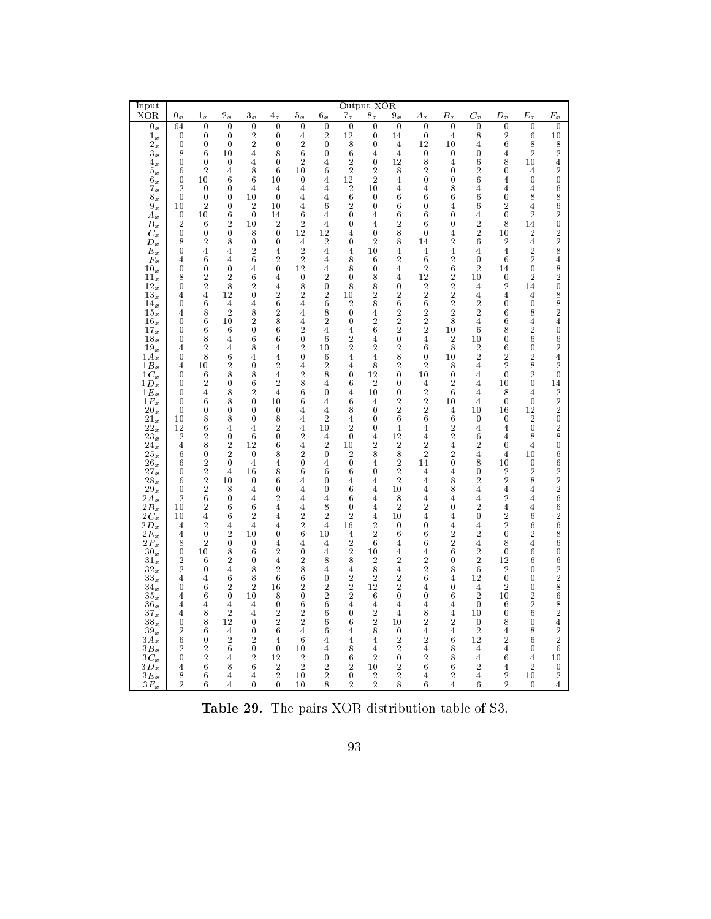| Input XOR | Output XOR | | | | | | | | | | | | | | | |
|---|---|---|---|---|---|---|---|---|---|---|---|---|---|---|---|---|
| | $0_x$ | $1_x$ | $2_x$ | $3_x$ | $4_x$ | $5_x$ | $6_x$ | $7_x$ | $8_x$ | $9_x$ | $A_x$ | $B_x$ | $C_x$ | $D_x$ | $E_x$ | $F_x$ |
| $0_x$ | 64 | 0 | 0 | 0 | 0 | 0 | 0 | 0 | 0 | 0 | 0 | 0 | 0 | 0 | 0 | 0 |
| $1_x$ | 0 | 0 | 0 | 2 | 0 | 4 | 2 | 12 | 0 | 14 | 0 | 4 | 8 | 2 | 6 | 10 |
| $2_x$ | 0 | 0 | 0 | 2 | 0 | 2 | 0 | 8 | 0 | 4 | 12 | 10 | 4 | 6 | 8 | 8 |
| $3_x$ | 8 | 6 | 10 | 4 | 8 | 6 | 0 | 6 | 4 | 4 | 0 | 0 | 0 | 4 | 2 | 2 |
| $4_x$ | 0 | 0 | 0 | 4 | 0 | 2 | 4 | 2 | 0 | 12 | 8 | 4 | 6 | 8 | 10 | 4 |
| $5_x$ | 6 | 2 | 4 | 8 | 6 | 10 | 6 | 2 | 2 | 8 | 2 | 0 | 2 | 0 | 4 | 2 |
| $6_x$ | 0 | 10 | 6 | 6 | 10 | 0 | 4 | 12 | 2 | 4 | 0 | 0 | 6 | 4 | 0 | 0 |
| $7_x$ | 2 | 0 | 0 | 4 | 4 | 4 | 4 | 2 | 10 | 4 | 4 | 8 | 4 | 4 | 4 | 6 |
| $8_x$ | 0 | 0 | 0 | 10 | 0 | 4 | 4 | 6 | 0 | 6 | 6 | 6 | 6 | 0 | 8 | 8 |
| $9_x$ | 10 | 2 | 0 | 2 | 10 | 4 | 6 | 2 | 0 | 6 | 0 | 4 | 6 | 2 | 4 | 6 |
| $A_x$ | 0 | 10 | 6 | 0 | 14 | 6 | 4 | 0 | 4 | 6 | 6 | 0 | 4 | 0 | 2 | 2 |
| $B_x$ | 2 | 6 | 2 | 10 | 2 | 2 | 4 | 0 | 4 | 2 | 6 | 0 | 2 | 8 | 14 | 0 |
| $C_x$ | 0 | 0 | 0 | 8 | 0 | 12 | 12 | 4 | 0 | 8 | 0 | 4 | 2 | 10 | 2 | 2 |
| $D_x$ | 8 | 2 | 8 | 0 | 0 | 4 | 2 | 0 | 2 | 8 | 14 | 2 | 6 | 2 | 4 | 2 |
| $E_x$ | 0 | 4 | 4 | 2 | 4 | 2 | 4 | 4 | 10 | 4 | 4 | 4 | 4 | 4 | 2 | 8 |
| $F_x$ | 4 | 6 | 4 | 6 | 2 | 2 | 4 | 8 | 6 | 2 | 6 | 2 | 0 | 6 | 2 | 4 |
| $10_x$ | 0 | 0 | 0 | 4 | 0 | 12 | 4 | 8 | 0 | 4 | 2 | 6 | 2 | 14 | 0 | 8 |
| $11_x$ | 8 | 2 | 2 | 6 | 4 | 0 | 2 | 0 | 8 | 4 | 12 | 2 | 10 | 0 | 2 | 2 |
| $12_x$ | 0 | 2 | 8 | 2 | 4 | 8 | 0 | 8 | 8 | 0 | 2 | 2 | 4 | 2 | 14 | 0 |
| $13_x$ | 4 | 4 | 12 | 0 | 2 | 2 | 2 | 10 | 2 | 2 | 2 | 2 | 4 | 4 | 4 | 8 |
| $14_x$ | 0 | 6 | 4 | 4 | 6 | 4 | 6 | 2 | 8 | 6 | 6 | 2 | 2 | 0 | 0 | 8 |
| $15_x$ | 4 | 8 | 2 | 8 | 2 | 4 | 8 | 0 | 4 | 2 | 2 | 2 | 2 | 6 | 8 | 2 |
| $16_x$ | 0 | 6 | 10 | 2 | 8 | 4 | 2 | 0 | 2 | 2 | 2 | 8 | 4 | 6 | 4 | 4 |
| $17_x$ | 0 | 6 | 6 | 0 | 6 | 2 | 4 | 4 | 6 | 2 | 2 | 10 | 6 | 8 | 2 | 0 |
| $18_x$ | 0 | 8 | 4 | 6 | 6 | 0 | 6 | 2 | 4 | 0 | 4 | 2 | 10 | 0 | 6 | 6 |
| $19_x$ | 4 | 2 | 4 | 8 | 4 | 2 | 10 | 2 | 2 | 2 | 6 | 8 | 2 | 6 | 0 | 2 |
| $1A_x$ | 0 | 8 | 6 | 4 | 4 | 0 | 6 | 4 | 4 | 8 | 0 | 10 | 2 | 2 | 2 | 4 |
| $1B_x$ | 4 | 10 | 2 | 0 | 2 | 4 | 2 | 4 | 8 | 2 | 2 | 8 | 4 | 2 | 8 | 2 |
| $1C_x$ | 0 | 6 | 8 | 8 | 4 | 2 | 8 | 0 | 12 | 0 | 10 | 0 | 4 | 0 | 2 | 0 |
| $1D_x$ | 0 | 2 | 0 | 6 | 2 | 8 | 4 | 6 | 2 | 0 | 4 | 2 | 4 | 10 | 0 | 14 |
| $1E_x$ | 0 | 4 | 8 | 2 | 4 | 6 | 0 | 4 | 10 | 0 | 2 | 6 | 4 | 8 | 4 | 2 |
| $1F_x$ | 0 | 6 | 8 | 0 | 10 | 6 | 4 | 6 | 4 | 2 | 2 | 10 | 4 | 0 | 0 | 2 |
| $20_x$ | 0 | 0 | 0 | 0 | 0 | 4 | 4 | 8 | 0 | 2 | 2 | 4 | 10 | 16 | 12 | 2 |
| $21_x$ | 10 | 8 | 8 | 0 | 8 | 4 | 2 | 4 | 0 | 6 | 6 | 6 | 0 | 0 | 2 | 0 |
| $22_x$ | 12 | 6 | 4 | 4 | 2 | 4 | 10 | 2 | 0 | 4 | 4 | 2 | 4 | 4 | 0 | 2 |
| $23_x$ | 2 | 2 | 0 | 6 | 0 | 2 | 4 | 0 | 4 | 12 | 4 | 2 | 6 | 4 | 8 | 8 |
| $24_x$ | 4 | 8 | 2 | 12 | 6 | 4 | 2 | 10 | 2 | 2 | 2 | 4 | 2 | 0 | 4 | 0 |
| $25_x$ | 6 | 0 | 2 | 0 | 8 | 2 | 0 | 2 | 8 | 8 | 2 | 2 | 4 | 4 | 10 | 6 |
| $26_x$ | 6 | 2 | 0 | 4 | 4 | 0 | 4 | 0 | 4 | 2 | 14 | 0 | 8 | 10 | 0 | 6 |
| $27_x$ | 0 | 2 | 4 | 16 | 8 | 6 | 6 | 6 | 0 | 2 | 4 | 4 | 0 | 2 | 2 | 2 |
| $28_x$ | 6 | 2 | 10 | 0 | 6 | 4 | 0 | 4 | 4 | 2 | 4 | 8 | 2 | 2 | 8 | 2 |
| $29_x$ | 0 | 2 | 8 | 4 | 0 | 4 | 0 | 6 | 4 | 10 | 4 | 8 | 4 | 4 | 4 | 2 |
| $2A_x$ | 2 | 6 | 0 | 4 | 2 | 4 | 4 | 6 | 4 | 8 | 4 | 4 | 4 | 2 | 4 | 6 |
| $2B_x$ | 10 | 2 | 6 | 6 | 4 | 4 | 8 | 0 | 4 | 2 | 2 | 0 | 2 | 4 | 4 | 6 |
| $2C_x$ | 10 | 4 | 6 | 2 | 4 | 2 | 2 | 2 | 4 | 10 | 4 | 4 | 0 | 2 | 6 | 2 |
| $2D_x$ | 4 | 2 | 4 | 4 | 4 | 2 | 4 | 16 | 2 | 0 | 0 | 4 | 4 | 2 | 6 | 6 |
| $2E_x$ | 4 | 0 | 2 | 10 | 0 | 6 | 10 | 4 | 2 | 6 | 6 | 2 | 2 | 0 | 2 | 8 |
| $2F_x$ | 8 | 2 | 0 | 0 | 4 | 4 | 4 | 2 | 6 | 4 | 6 | 2 | 4 | 8 | 4 | 6 |
| $30_x$ | 0 | 10 | 8 | 6 | 2 | 0 | 4 | 2 | 10 | 4 | 4 | 6 | 2 | 0 | 6 | 0 |
| $31_x$ | 2 | 6 | 2 | 0 | 4 | 2 | 8 | 8 | 2 | 2 | 2 | 0 | 2 | 12 | 6 | 6 |
| $32_x$ | 2 | 0 | 4 | 8 | 2 | 8 | 4 | 4 | 8 | 4 | 2 | 8 | 6 | 2 | 0 | 2 |
| $33_x$ | 4 | 4 | 6 | 8 | 6 | 6 | 0 | 2 | 2 | 2 | 6 | 4 | 12 | 0 | 0 | 2 |
| $34_x$ | 0 | 6 | 2 | 2 | 16 | 2 | 2 | 2 | 12 | 2 | 4 | 0 | 4 | 2 | 0 | 8 |
| $35_x$ | 4 | 6 | 0 | 10 | 8 | 0 | 2 | 2 | 6 | 0 | 0 | 6 | 2 | 10 | 2 | 6 |
| $36_x$ | 4 | 4 | 4 | 4 | 0 | 6 | 6 | 4 | 4 | 4 | 4 | 4 | 0 | 6 | 2 | 8 |
| $37_x$ | 4 | 8 | 2 | 4 | 2 | 2 | 6 | 0 | 2 | 4 | 8 | 4 | 10 | 0 | 6 | 2 |
| $38_x$ | 0 | 8 | 12 | 0 | 2 | 2 | 6 | 6 | 2 | 10 | 2 | 2 | 0 | 8 | 0 | 4 |
| $39_x$ | 2 | 6 | 4 | 0 | 6 | 4 | 6 | 4 | 8 | 0 | 4 | 4 | 2 | 4 | 8 | 2 |
| $3A_x$ | 6 | 0 | 2 | 2 | 4 | 6 | 4 | 4 | 4 | 2 | 2 | 6 | 12 | 2 | 6 | 2 |
| $3B_x$ | 2 | 2 | 6 | 0 | 0 | 10 | 4 | 8 | 4 | 2 | 4 | 8 | 4 | 4 | 0 | 6 |
| $3C_x$ | 0 | 2 | 4 | 2 | 12 | 2 | 0 | 6 | 2 | 0 | 2 | 8 | 4 | 6 | 4 | 10 |
| $3D_x$ | 4 | 6 | 8 | 6 | 2 | 2 | 2 | 2 | 10 | 2 | 6 | 6 | 2 | 4 | 2 | 0 |
| $3E_x$ | 8 | 6 | 4 | 4 | 2 | 10 | 2 | 0 | 2 | 2 | 4 | 2 | 4 | 2 | 10 | 0 |
| $3F_x$ | 2 | 6 | 4 | 0 | 0 | 10 | 8 | 2 | 2 | 8 | 6 | 4 | 6 | 2 | 0 | 4 |

**Table 29.** The pairs XOR distribution table of S3.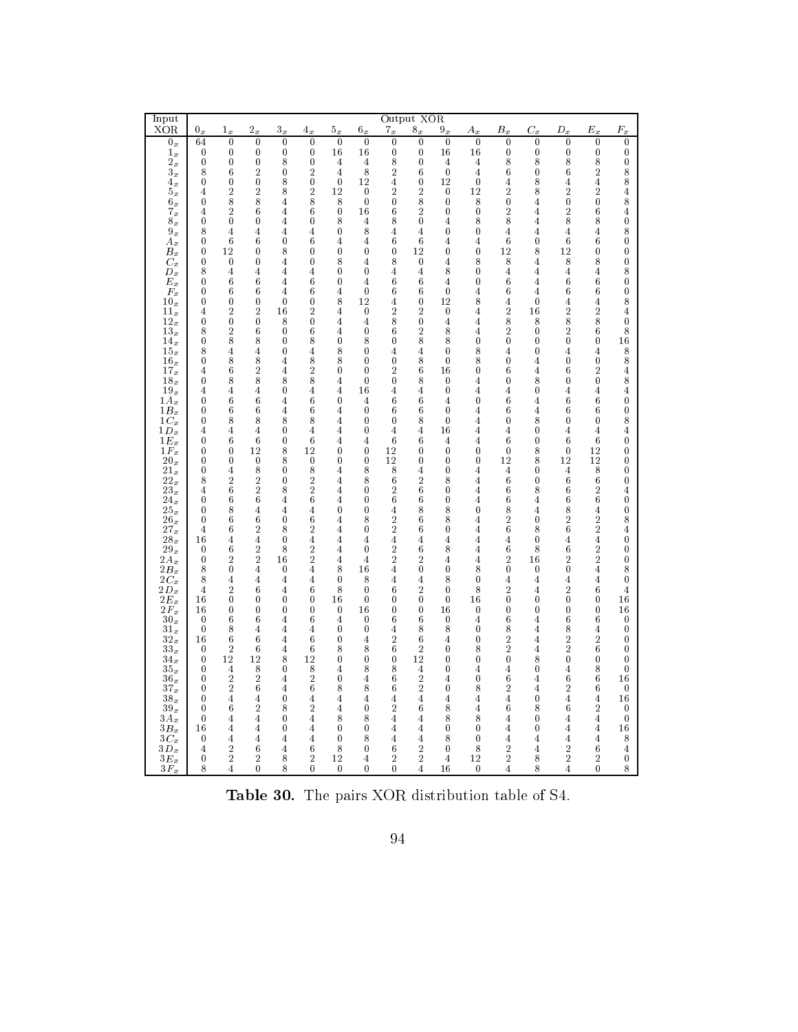| Input XOR | Output XOR | | | | | | | | | | | | | | | |
|---|---|---|---|---|---|---|---|---|---|---|---|---|---|---|---|---|
| | $0_x$ | $1_x$ | $2_x$ | $3_x$ | $4_x$ | $5_x$ | $6_x$ | $7_x$ | $8_x$ | $9_x$ | $A_x$ | $B_x$ | $C_x$ | $D_x$ | $E_x$ | $F_x$ |
| $0_x$ | 64 | 0 | 0 | 0 | 0 | 0 | 0 | 0 | 0 | 0 | 0 | 0 | 0 | 0 | 0 | 0 |
| $1_x$ | 0 | 0 | 0 | 0 | 0 | 16 | 16 | 0 | 0 | 16 | 16 | 0 | 0 | 0 | 0 | 0 |
| $2_x$ | 0 | 0 | 0 | 8 | 0 | 4 | 4 | 8 | 0 | 4 | 4 | 8 | 8 | 8 | 8 | 0 |
| $3_x$ | 8 | 6 | 2 | 0 | 2 | 4 | 8 | 2 | 6 | 0 | 4 | 6 | 0 | 6 | 2 | 8 |
| $4_x$ | 0 | 0 | 0 | 8 | 0 | 0 | 12 | 4 | 0 | 12 | 0 | 4 | 8 | 4 | 4 | 8 |
| $5_x$ | 4 | 2 | 2 | 8 | 2 | 12 | 0 | 2 | 2 | 0 | 12 | 2 | 8 | 2 | 2 | 4 |
| $6_x$ | 0 | 8 | 8 | 4 | 8 | 8 | 0 | 0 | 8 | 0 | 8 | 0 | 4 | 0 | 0 | 8 |
| $7_x$ | 4 | 2 | 6 | 4 | 6 | 0 | 16 | 6 | 2 | 0 | 0 | 2 | 4 | 2 | 6 | 4 |
| $8_x$ | 0 | 0 | 0 | 4 | 0 | 8 | 4 | 8 | 0 | 4 | 8 | 8 | 4 | 8 | 8 | 0 |
| $9_x$ | 8 | 4 | 4 | 4 | 4 | 0 | 8 | 4 | 4 | 0 | 0 | 4 | 4 | 4 | 4 | 8 |
| $A_x$ | 0 | 6 | 6 | 0 | 6 | 4 | 4 | 6 | 6 | 4 | 4 | 6 | 0 | 6 | 6 | 0 |
| $B_x$ | 0 | 12 | 0 | 8 | 0 | 0 | 0 | 0 | 12 | 0 | 0 | 12 | 8 | 12 | 0 | 0 |
| $C_x$ | 0 | 0 | 0 | 4 | 0 | 8 | 4 | 8 | 0 | 4 | 8 | 8 | 4 | 8 | 8 | 0 |
| $D_x$ | 8 | 4 | 4 | 4 | 4 | 0 | 0 | 4 | 4 | 8 | 0 | 4 | 4 | 4 | 4 | 8 |
| $E_x$ | 0 | 6 | 6 | 4 | 6 | 0 | 4 | 6 | 6 | 4 | 0 | 6 | 4 | 6 | 6 | 0 |
| $F_x$ | 0 | 6 | 6 | 4 | 6 | 4 | 0 | 6 | 6 | 0 | 4 | 6 | 4 | 6 | 6 | 0 |
| $10_x$ | 0 | 0 | 0 | 0 | 0 | 8 | 12 | 4 | 0 | 12 | 8 | 4 | 0 | 4 | 4 | 8 |
| $11_x$ | 4 | 2 | 2 | 16 | 2 | 4 | 0 | 2 | 2 | 0 | 4 | 2 | 16 | 2 | 2 | 4 |
| $12_x$ | 0 | 0 | 0 | 8 | 0 | 4 | 4 | 8 | 0 | 4 | 4 | 8 | 8 | 8 | 8 | 0 |
| $13_x$ | 8 | 2 | 6 | 0 | 6 | 4 | 0 | 6 | 2 | 8 | 4 | 2 | 0 | 2 | 6 | 8 |
| $14_x$ | 0 | 8 | 8 | 0 | 8 | 0 | 8 | 0 | 8 | 8 | 0 | 0 | 0 | 0 | 0 | 16 |
| $15_x$ | 8 | 4 | 4 | 0 | 4 | 8 | 0 | 4 | 4 | 0 | 8 | 4 | 0 | 4 | 4 | 8 |
| $16_x$ | 0 | 8 | 8 | 4 | 8 | 8 | 0 | 0 | 8 | 0 | 8 | 0 | 4 | 0 | 0 | 8 |
| $17_x$ | 4 | 6 | 2 | 4 | 2 | 0 | 0 | 2 | 6 | 16 | 0 | 6 | 4 | 6 | 2 | 4 |
| $18_x$ | 0 | 8 | 8 | 8 | 8 | 4 | 0 | 0 | 8 | 0 | 4 | 0 | 8 | 0 | 0 | 8 |
| $19_x$ | 4 | 4 | 4 | 0 | 4 | 4 | 16 | 4 | 4 | 0 | 4 | 4 | 0 | 4 | 4 | 4 |
| $1A_x$ | 0 | 6 | 6 | 4 | 6 | 0 | 4 | 6 | 6 | 4 | 0 | 6 | 4 | 6 | 6 | 0 |
| $1B_x$ | 0 | 6 | 6 | 4 | 6 | 4 | 0 | 6 | 6 | 0 | 4 | 6 | 4 | 6 | 6 | 0 |
| $1C_x$ | 0 | 8 | 8 | 8 | 8 | 4 | 0 | 0 | 8 | 0 | 4 | 0 | 8 | 0 | 0 | 8 |
| $1D_x$ | 4 | 4 | 4 | 0 | 4 | 4 | 0 | 4 | 4 | 16 | 4 | 4 | 0 | 4 | 4 | 4 |
| $1E_x$ | 0 | 6 | 6 | 0 | 6 | 4 | 4 | 6 | 6 | 4 | 4 | 6 | 0 | 6 | 6 | 0 |
| $1F_x$ | 0 | 0 | 12 | 8 | 12 | 0 | 0 | 12 | 0 | 0 | 0 | 0 | 8 | 0 | 12 | 0 |
| $20_x$ | 0 | 0 | 0 | 8 | 0 | 0 | 0 | 12 | 0 | 0 | 0 | 12 | 8 | 12 | 12 | 0 |
| $21_x$ | 0 | 4 | 8 | 0 | 8 | 4 | 8 | 8 | 4 | 0 | 4 | 4 | 0 | 4 | 8 | 0 |
| $22_x$ | 8 | 2 | 2 | 0 | 2 | 4 | 8 | 6 | 2 | 8 | 4 | 6 | 0 | 6 | 6 | 0 |
| $23_x$ | 4 | 6 | 2 | 8 | 2 | 4 | 0 | 2 | 6 | 0 | 4 | 6 | 8 | 6 | 2 | 4 |
| $24_x$ | 0 | 6 | 6 | 4 | 6 | 4 | 0 | 6 | 6 | 0 | 4 | 6 | 4 | 6 | 6 | 0 |
| $25_x$ | 0 | 8 | 4 | 4 | 4 | 0 | 0 | 4 | 8 | 8 | 0 | 8 | 4 | 8 | 4 | 0 |
| $26_x$ | 0 | 6 | 6 | 0 | 6 | 4 | 8 | 2 | 6 | 8 | 4 | 2 | 0 | 2 | 2 | 8 |
| $27_x$ | 4 | 6 | 2 | 8 | 2 | 4 | 0 | 2 | 6 | 0 | 4 | 6 | 8 | 6 | 2 | 4 |
| $28_x$ | 16 | 4 | 4 | 0 | 4 | 4 | 4 | 4 | 4 | 4 | 4 | 4 | 0 | 4 | 4 | 0 |
| $29_x$ | 0 | 6 | 2 | 8 | 2 | 4 | 0 | 2 | 6 | 8 | 4 | 6 | 8 | 6 | 2 | 0 |
| $2A_x$ | 0 | 2 | 2 | 16 | 2 | 4 | 4 | 2 | 2 | 4 | 4 | 2 | 16 | 2 | 2 | 0 |
| $2B_x$ | 8 | 0 | 4 | 0 | 4 | 8 | 16 | 4 | 0 | 0 | 8 | 0 | 0 | 0 | 4 | 8 |
| $2C_x$ | 8 | 4 | 4 | 4 | 4 | 0 | 8 | 4 | 4 | 8 | 0 | 4 | 4 | 4 | 4 | 0 |
| $2D_x$ | 4 | 2 | 6 | 4 | 6 | 8 | 0 | 6 | 2 | 0 | 8 | 2 | 4 | 2 | 6 | 4 |
| $2E_x$ | 16 | 0 | 0 | 0 | 0 | 16 | 0 | 0 | 0 | 0 | 16 | 0 | 0 | 0 | 0 | 16 |
| $2F_x$ | 16 | 0 | 0 | 0 | 0 | 0 | 16 | 0 | 0 | 16 | 0 | 0 | 0 | 0 | 0 | 16 |
| $30_x$ | 0 | 6 | 6 | 4 | 6 | 4 | 0 | 6 | 6 | 0 | 4 | 6 | 4 | 6 | 6 | 0 |
| $31_x$ | 0 | 8 | 4 | 4 | 4 | 0 | 0 | 4 | 8 | 8 | 0 | 8 | 4 | 8 | 4 | 0 |
| $32_x$ | 16 | 6 | 6 | 4 | 6 | 0 | 4 | 2 | 6 | 4 | 0 | 2 | 4 | 2 | 2 | 0 |
| $33_x$ | 0 | 2 | 6 | 4 | 6 | 8 | 8 | 6 | 2 | 0 | 8 | 2 | 4 | 2 | 6 | 0 |
| $34_x$ | 0 | 12 | 12 | 8 | 12 | 0 | 0 | 0 | 12 | 0 | 0 | 0 | 8 | 0 | 0 | 0 |
| $35_x$ | 0 | 4 | 8 | 0 | 8 | 4 | 8 | 8 | 4 | 0 | 4 | 4 | 0 | 4 | 8 | 0 |
| $36_x$ | 0 | 2 | 2 | 4 | 2 | 0 | 4 | 6 | 2 | 4 | 0 | 6 | 4 | 6 | 6 | 16 |
| $37_x$ | 0 | 2 | 6 | 4 | 6 | 8 | 8 | 6 | 2 | 0 | 8 | 2 | 4 | 2 | 6 | 0 |
| $38_x$ | 0 | 4 | 4 | 0 | 4 | 4 | 4 | 4 | 4 | 4 | 4 | 4 | 0 | 4 | 4 | 16 |
| $39_x$ | 0 | 6 | 2 | 8 | 2 | 4 | 0 | 2 | 6 | 8 | 4 | 6 | 8 | 6 | 2 | 0 |
| $3A_x$ | 0 | 4 | 4 | 0 | 4 | 8 | 8 | 4 | 4 | 8 | 8 | 4 | 0 | 4 | 4 | 0 |
| $3B_x$ | 16 | 4 | 4 | 0 | 4 | 0 | 0 | 4 | 4 | 0 | 0 | 4 | 0 | 4 | 4 | 16 |
| $3C_x$ | 0 | 4 | 4 | 4 | 4 | 0 | 8 | 4 | 4 | 8 | 0 | 4 | 4 | 4 | 4 | 8 |
| $3D_x$ | 4 | 2 | 6 | 4 | 6 | 8 | 0 | 6 | 2 | 0 | 8 | 2 | 4 | 2 | 6 | 4 |
| $3E_x$ | 0 | 2 | 2 | 8 | 2 | 12 | 4 | 2 | 2 | 4 | 12 | 2 | 8 | 2 | 2 | 0 |
| $3F_x$ | 8 | 4 | 0 | 8 | 0 | 0 | 0 | 0 | 4 | 16 | 0 | 4 | 8 | 4 | 0 | 8 |

**Table 30.** The pairs XOR distribution table of S4.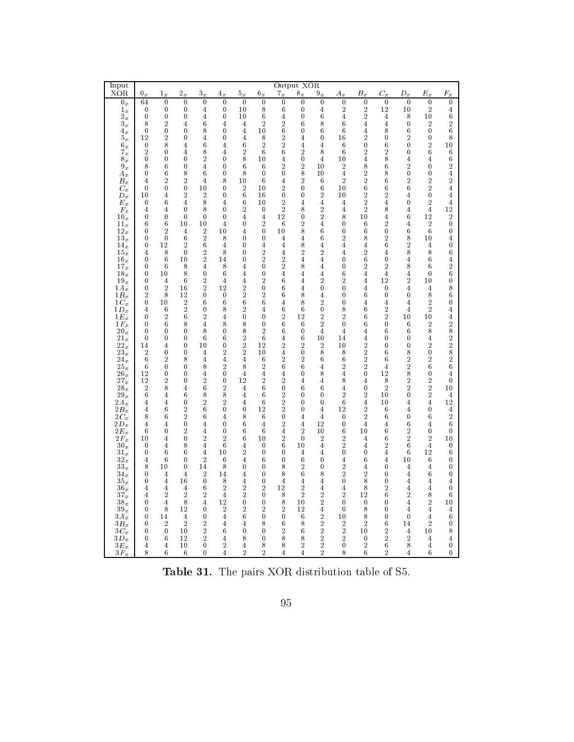| Input XOR | Output XOR | | | | | | | | | | | | | | | |
|---|---|---|---|---|---|---|---|---|---|---|---|---|---|---|---|---|
| | $0_x$ | $1_x$ | $2_x$ | $3_x$ | $4_x$ | $5_x$ | $6_x$ | $7_x$ | $8_x$ | $9_x$ | $A_x$ | $B_x$ | $C_x$ | $D_x$ | $E_x$ | $F_x$ |
| $0_x$ | 64 | 0 | 0 | 0 | 0 | 0 | 0 | 0 | 0 | 0 | 0 | 0 | 0 | 0 | 0 | 0 |
| $1_x$ | 0 | 0 | 0 | 4 | 0 | 10 | 8 | 6 | 0 | 4 | 2 | 2 | 12 | 10 | 2 | 4 |
| $2_x$ | 0 | 0 | 0 | 4 | 0 | 10 | 6 | 4 | 0 | 6 | 4 | 2 | 4 | 8 | 10 | 6 |
| $3_x$ | 8 | 2 | 4 | 6 | 4 | 4 | 2 | 2 | 6 | 8 | 6 | 4 | 4 | 0 | 2 | 2 |
| $4_x$ | 0 | 0 | 0 | 8 | 0 | 4 | 10 | 6 | 0 | 6 | 6 | 4 | 8 | 6 | 0 | 6 |
| $5_x$ | 12 | 2 | 0 | 4 | 0 | 4 | 8 | 2 | 4 | 0 | 16 | 2 | 0 | 2 | 0 | 8 |
| $6_x$ | 0 | 8 | 4 | 6 | 4 | 6 | 2 | 2 | 4 | 4 | 6 | 0 | 6 | 0 | 2 | 10 |
| $7_x$ | 2 | 0 | 4 | 8 | 4 | 2 | 6 | 6 | 2 | 8 | 6 | 2 | 2 | 0 | 6 | 6 |
| $8_x$ | 0 | 0 | 0 | 2 | 0 | 8 | 10 | 4 | 0 | 4 | 10 | 4 | 8 | 4 | 4 | 6 |
| $9_x$ | 8 | 6 | 0 | 4 | 0 | 6 | 6 | 2 | 2 | 10 | 2 | 8 | 6 | 2 | 0 | 2 |
| $A_x$ | 0 | 6 | 8 | 6 | 0 | 8 | 0 | 0 | 8 | 10 | 4 | 2 | 8 | 0 | 0 | 4 |
| $B_x$ | 4 | 2 | 2 | 4 | 8 | 10 | 6 | 4 | 2 | 6 | 2 | 2 | 6 | 2 | 2 | 2 |
| $C_x$ | 0 | 0 | 0 | 10 | 0 | 2 | 10 | 2 | 0 | 6 | 10 | 6 | 6 | 6 | 2 | 4 |
| $D_x$ | 10 | 4 | 2 | 2 | 0 | 6 | 16 | 0 | 0 | 2 | 10 | 2 | 2 | 4 | 0 | 4 |
| $E_x$ | 0 | 6 | 4 | 8 | 4 | 6 | 10 | 2 | 4 | 4 | 4 | 2 | 4 | 0 | 2 | 4 |
| $F_x$ | 4 | 4 | 0 | 8 | 0 | 2 | 0 | 2 | 8 | 2 | 4 | 2 | 8 | 4 | 4 | 12 |
| $10_x$ | 0 | 0 | 0 | 0 | 0 | 4 | 4 | 12 | 0 | 2 | 8 | 10 | 4 | 6 | 12 | 2 |
| $11_x$ | 6 | 6 | 10 | 10 | 4 | 0 | 2 | 6 | 2 | 4 | 0 | 6 | 2 | 4 | 2 | 0 |
| $12_x$ | 0 | 2 | 4 | 2 | 10 | 4 | 0 | 10 | 8 | 6 | 0 | 6 | 0 | 6 | 6 | 0 |
| $13_x$ | 0 | 0 | 6 | 2 | 8 | 0 | 0 | 4 | 4 | 6 | 2 | 8 | 2 | 8 | 10 | 4 |
| $14_x$ | 0 | 12 | 2 | 6 | 4 | 0 | 4 | 4 | 8 | 4 | 4 | 4 | 6 | 2 | 4 | 0 |
| $15_x$ | 4 | 8 | 0 | 2 | 8 | 0 | 2 | 4 | 2 | 2 | 4 | 2 | 4 | 8 | 8 | 6 |
| $16_x$ | 0 | 6 | 10 | 2 | 14 | 0 | 2 | 2 | 4 | 4 | 0 | 6 | 0 | 4 | 6 | 4 |
| $17_x$ | 0 | 6 | 8 | 4 | 8 | 4 | 0 | 2 | 8 | 4 | 0 | 2 | 2 | 8 | 6 | 2 |
| $18_x$ | 0 | 10 | 8 | 0 | 6 | 4 | 0 | 4 | 4 | 4 | 6 | 4 | 4 | 4 | 0 | 6 |
| $19_x$ | 0 | 4 | 6 | 2 | 4 | 4 | 2 | 6 | 4 | 2 | 2 | 4 | 12 | 2 | 10 | 0 |
| $1A_x$ | 0 | 2 | 16 | 2 | 12 | 2 | 0 | 6 | 4 | 0 | 0 | 4 | 0 | 4 | 4 | 8 |
| $1B_x$ | 2 | 8 | 12 | 0 | 0 | 2 | 2 | 6 | 8 | 4 | 0 | 6 | 0 | 0 | 8 | 6 |
| $1C_x$ | 0 | 10 | 2 | 6 | 6 | 6 | 6 | 4 | 8 | 2 | 0 | 4 | 4 | 4 | 2 | 0 |
| $1D_x$ | 4 | 6 | 2 | 0 | 8 | 2 | 4 | 6 | 6 | 0 | 8 | 6 | 2 | 4 | 2 | 4 |
| $1E_x$ | 0 | 2 | 6 | 2 | 4 | 0 | 0 | 2 | 12 | 2 | 2 | 6 | 2 | 10 | 10 | 4 |
| $1F_x$ | 0 | 6 | 8 | 4 | 8 | 8 | 0 | 6 | 6 | 2 | 0 | 6 | 0 | 6 | 2 | 2 |
| $20_x$ | 0 | 0 | 0 | 8 | 0 | 8 | 2 | 6 | 0 | 4 | 4 | 4 | 6 | 6 | 8 | 8 |
| $21_x$ | 0 | 0 | 0 | 6 | 6 | 2 | 6 | 4 | 6 | 10 | 14 | 4 | 0 | 0 | 4 | 2 |
| $22_x$ | 14 | 4 | 0 | 10 | 0 | 2 | 12 | 2 | 2 | 2 | 10 | 2 | 0 | 0 | 2 | 2 |
| $23_x$ | 2 | 0 | 0 | 4 | 2 | 2 | 10 | 4 | 0 | 8 | 8 | 2 | 6 | 8 | 0 | 8 |
| $24_x$ | 6 | 2 | 8 | 4 | 4 | 4 | 6 | 2 | 2 | 6 | 6 | 2 | 6 | 2 | 2 | 2 |
| $25_x$ | 6 | 0 | 0 | 8 | 2 | 8 | 2 | 6 | 6 | 4 | 2 | 2 | 4 | 2 | 6 | 6 |
| $26_x$ | 12 | 0 | 0 | 4 | 0 | 4 | 4 | 4 | 0 | 8 | 4 | 0 | 12 | 8 | 0 | 4 |
| $27_x$ | 12 | 2 | 0 | 2 | 0 | 12 | 2 | 2 | 4 | 4 | 8 | 4 | 8 | 2 | 2 | 0 |
| $28_x$ | 2 | 8 | 4 | 6 | 2 | 4 | 6 | 0 | 6 | 6 | 4 | 0 | 2 | 2 | 2 | 10 |
| $29_x$ | 6 | 4 | 6 | 8 | 8 | 4 | 6 | 2 | 0 | 0 | 2 | 2 | 10 | 0 | 2 | 4 |
| $2A_x$ | 4 | 4 | 0 | 2 | 2 | 4 | 6 | 2 | 0 | 0 | 6 | 4 | 10 | 4 | 4 | 12 |
| $2B_x$ | 4 | 6 | 2 | 6 | 0 | 0 | 12 | 2 | 0 | 4 | 12 | 2 | 6 | 4 | 0 | 4 |
| $2C_x$ | 8 | 6 | 2 | 6 | 4 | 8 | 6 | 0 | 4 | 4 | 0 | 2 | 6 | 0 | 6 | 2 |
| $2D_x$ | 4 | 4 | 0 | 4 | 0 | 6 | 4 | 2 | 4 | 12 | 0 | 4 | 4 | 6 | 4 | 6 |
| $2E_x$ | 6 | 0 | 2 | 4 | 0 | 6 | 6 | 4 | 2 | 10 | 6 | 10 | 6 | 2 | 0 | 0 |
| $2F_x$ | 10 | 4 | 0 | 2 | 2 | 6 | 10 | 2 | 0 | 2 | 2 | 4 | 6 | 2 | 2 | 10 |
| $30_x$ | 0 | 4 | 8 | 4 | 6 | 4 | 0 | 6 | 10 | 4 | 2 | 4 | 2 | 6 | 4 | 0 |
| $31_x$ | 0 | 6 | 6 | 4 | 10 | 2 | 0 | 0 | 4 | 4 | 0 | 0 | 4 | 6 | 12 | 6 |
| $32_x$ | 4 | 6 | 0 | 2 | 6 | 4 | 6 | 0 | 6 | 0 | 4 | 6 | 4 | 10 | 6 | 0 |
| $33_x$ | 8 | 10 | 0 | 14 | 8 | 0 | 0 | 8 | 2 | 0 | 2 | 4 | 0 | 4 | 4 | 0 |
| $34_x$ | 0 | 4 | 4 | 2 | 14 | 4 | 0 | 8 | 6 | 8 | 2 | 2 | 0 | 4 | 6 | 0 |
| $35_x$ | 0 | 4 | 16 | 0 | 8 | 4 | 0 | 4 | 4 | 4 | 0 | 8 | 0 | 4 | 4 | 4 |
| $36_x$ | 4 | 4 | 4 | 6 | 2 | 2 | 2 | 12 | 2 | 4 | 4 | 8 | 2 | 4 | 4 | 0 |
| $37_x$ | 4 | 2 | 2 | 2 | 4 | 2 | 0 | 8 | 2 | 2 | 2 | 12 | 6 | 2 | 8 | 6 |
| $38_x$ | 0 | 4 | 8 | 4 | 12 | 0 | 0 | 8 | 10 | 2 | 0 | 0 | 0 | 4 | 2 | 10 |
| $39_x$ | 0 | 8 | 12 | 0 | 2 | 2 | 2 | 2 | 12 | 4 | 0 | 8 | 0 | 4 | 4 | 4 |
| $3A_x$ | 0 | 14 | 4 | 0 | 4 | 6 | 0 | 0 | 6 | 2 | 10 | 8 | 0 | 0 | 4 | 6 |
| $3B_x$ | 0 | 2 | 2 | 2 | 4 | 4 | 8 | 6 | 8 | 2 | 2 | 2 | 6 | 14 | 2 | 0 |
| $3C_x$ | 0 | 0 | 10 | 2 | 6 | 0 | 0 | 2 | 6 | 2 | 2 | 10 | 2 | 4 | 10 | 8 |
| $3D_x$ | 0 | 6 | 12 | 2 | 4 | 8 | 0 | 8 | 8 | 2 | 2 | 0 | 2 | 2 | 4 | 4 |
| $3E_x$ | 4 | 4 | 10 | 0 | 2 | 4 | 8 | 8 | 2 | 2 | 0 | 2 | 6 | 8 | 4 | 0 |
| $3F_x$ | 8 | 6 | 6 | 0 | 4 | 2 | 2 | 4 | 4 | 2 | 8 | 6 | 2 | 4 | 6 | 0 |

**Table 31.** The pairs XOR distribution table of S5.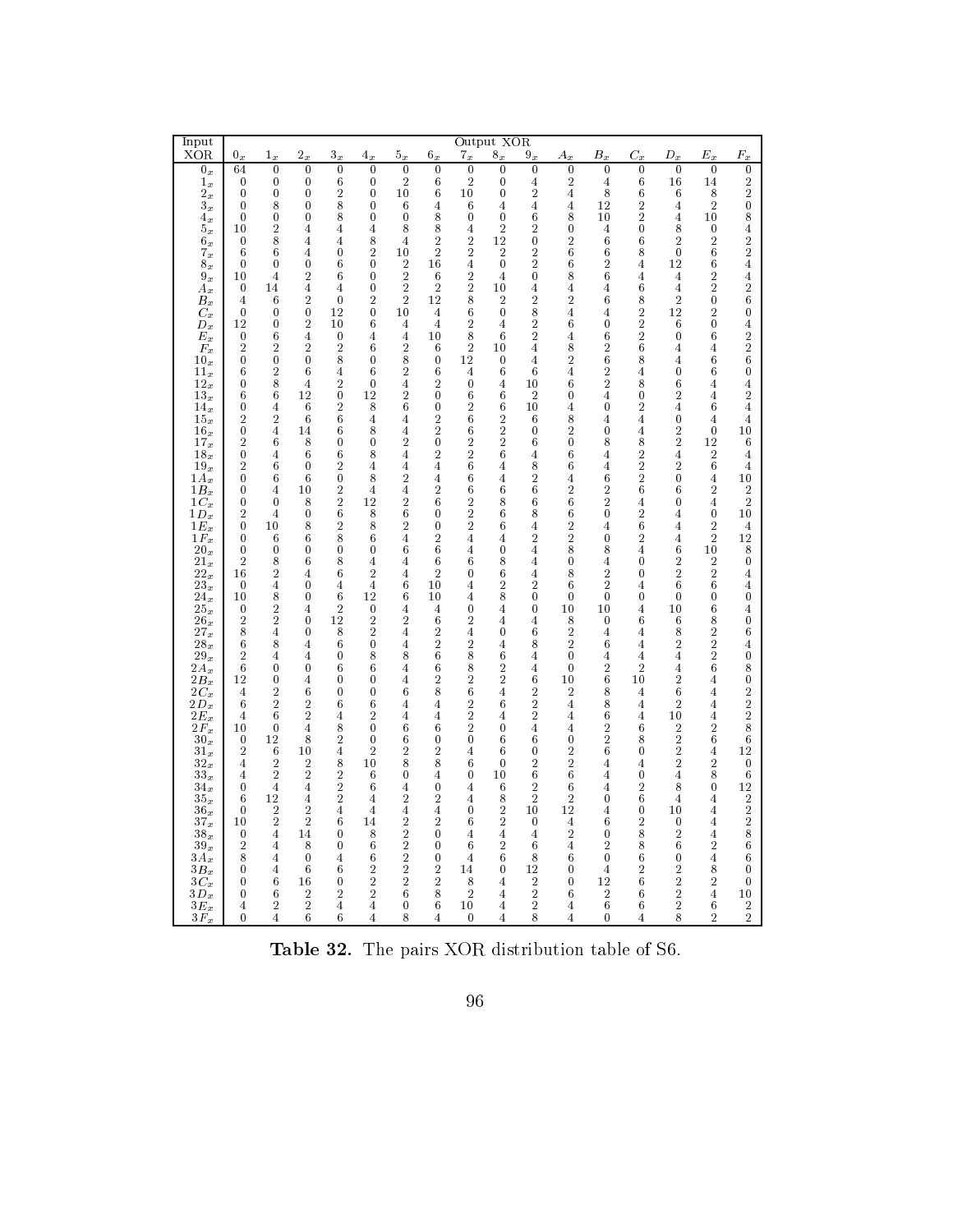| Input XOR | Output XOR | | | | | | | | | | | | | | | |
|---|---|---|---|---|---|---|---|---|---|---|---|---|---|---|---|---|
| | $0_x$ | $1_x$ | $2_x$ | $3_x$ | $4_x$ | $5_x$ | $6_x$ | $7_x$ | $8_x$ | $9_x$ | $A_x$ | $B_x$ | $C_x$ | $D_x$ | $E_x$ | $F_x$ |
| $0_x$ | 64 | 0 | 0 | 0 | 0 | 0 | 0 | 0 | 0 | 0 | 0 | 0 | 0 | 0 | 0 | 0 |
| $1_x$ | 0 | 0 | 0 | 6 | 0 | 2 | 6 | 2 | 0 | 4 | 2 | 4 | 6 | 16 | 14 | 2 |
| $2_x$ | 0 | 0 | 0 | 2 | 0 | 10 | 6 | 10 | 0 | 2 | 4 | 8 | 6 | 6 | 8 | 2 |
| $3_x$ | 0 | 8 | 0 | 8 | 0 | 6 | 4 | 6 | 4 | 4 | 4 | 12 | 2 | 4 | 2 | 0 |
| $4_x$ | 0 | 0 | 0 | 8 | 0 | 0 | 8 | 0 | 0 | 6 | 8 | 10 | 2 | 4 | 10 | 8 |
| $5_x$ | 10 | 2 | 4 | 4 | 4 | 8 | 8 | 4 | 2 | 2 | 0 | 4 | 0 | 8 | 0 | 4 |
| $6_x$ | 0 | 8 | 4 | 4 | 8 | 4 | 2 | 2 | 12 | 0 | 2 | 6 | 6 | 2 | 2 | 2 |
| $7_x$ | 6 | 6 | 4 | 0 | 2 | 10 | 2 | 2 | 2 | 2 | 6 | 6 | 8 | 0 | 6 | 2 |
| $8_x$ | 0 | 0 | 0 | 6 | 0 | 2 | 16 | 4 | 0 | 2 | 6 | 2 | 4 | 12 | 6 | 4 |
| $9_x$ | 10 | 4 | 2 | 6 | 0 | 2 | 6 | 2 | 4 | 0 | 8 | 6 | 4 | 4 | 2 | 4 |
| $A_x$ | 0 | 14 | 4 | 4 | 0 | 2 | 2 | 2 | 10 | 4 | 4 | 4 | 6 | 4 | 2 | 2 |
| $B_x$ | 4 | 6 | 2 | 0 | 2 | 2 | 12 | 8 | 2 | 2 | 2 | 6 | 8 | 2 | 0 | 6 |
| $C_x$ | 0 | 0 | 0 | 12 | 0 | 10 | 4 | 6 | 0 | 8 | 4 | 4 | 2 | 12 | 2 | 0 |
| $D_x$ | 12 | 0 | 2 | 10 | 6 | 4 | 4 | 2 | 4 | 2 | 6 | 0 | 2 | 6 | 0 | 4 |
| $E_x$ | 0 | 6 | 4 | 0 | 4 | 4 | 10 | 8 | 6 | 2 | 4 | 6 | 2 | 0 | 6 | 2 |
| $F_x$ | 2 | 2 | 2 | 4 | 6 | 2 | 6 | 2 | 10 | 4 | 8 | 2 | 6 | 4 | 4 | 2 |
| $10_x$ | 0 | 0 | 0 | 8 | 0 | 8 | 0 | 12 | 0 | 4 | 2 | 6 | 8 | 4 | 6 | 6 |
| $11_x$ | 6 | 2 | 6 | 4 | 6 | 2 | 6 | 4 | 6 | 6 | 4 | 2 | 4 | 0 | 6 | 0 |
| $12_x$ | 0 | 8 | 4 | 2 | 0 | 4 | 2 | 0 | 4 | 10 | 6 | 2 | 8 | 6 | 4 | 4 |
| $13_x$ | 6 | 6 | 12 | 0 | 12 | 2 | 0 | 6 | 6 | 2 | 0 | 4 | 0 | 2 | 4 | 2 |
| $14_x$ | 0 | 4 | 6 | 2 | 8 | 6 | 0 | 2 | 6 | 10 | 4 | 0 | 2 | 4 | 6 | 4 |
| $15_x$ | 2 | 2 | 6 | 6 | 4 | 4 | 2 | 6 | 2 | 6 | 8 | 4 | 4 | 0 | 4 | 4 |
| $16_x$ | 0 | 4 | 14 | 6 | 8 | 4 | 2 | 6 | 2 | 0 | 2 | 0 | 4 | 2 | 0 | 10 |
| $17_x$ | 2 | 6 | 8 | 0 | 0 | 2 | 0 | 2 | 2 | 6 | 0 | 8 | 8 | 2 | 12 | 6 |
| $18_x$ | 0 | 4 | 6 | 6 | 8 | 4 | 2 | 2 | 6 | 4 | 6 | 4 | 2 | 4 | 2 | 4 |
| $19_x$ | 2 | 6 | 0 | 2 | 4 | 4 | 4 | 6 | 4 | 8 | 6 | 4 | 2 | 2 | 6 | 4 |
| $1A_x$ | 0 | 6 | 6 | 0 | 8 | 2 | 4 | 6 | 4 | 2 | 4 | 6 | 2 | 0 | 4 | 10 |
| $1B_x$ | 0 | 4 | 10 | 2 | 4 | 4 | 2 | 6 | 6 | 6 | 2 | 2 | 6 | 6 | 2 | 2 |
| $1C_x$ | 0 | 0 | 8 | 2 | 12 | 2 | 6 | 2 | 8 | 6 | 6 | 2 | 4 | 0 | 4 | 2 |
| $1D_x$ | 2 | 4 | 0 | 6 | 8 | 6 | 0 | 2 | 6 | 8 | 6 | 0 | 2 | 4 | 0 | 10 |
| $1E_x$ | 0 | 10 | 8 | 2 | 8 | 2 | 0 | 2 | 6 | 4 | 2 | 4 | 6 | 4 | 2 | 4 |
| $1F_x$ | 0 | 6 | 6 | 8 | 6 | 4 | 2 | 4 | 4 | 2 | 2 | 0 | 2 | 4 | 2 | 12 |
| $20_x$ | 0 | 0 | 0 | 0 | 0 | 6 | 6 | 4 | 0 | 4 | 8 | 8 | 4 | 6 | 10 | 8 |
| $21_x$ | 2 | 8 | 6 | 8 | 4 | 4 | 6 | 6 | 8 | 4 | 0 | 4 | 0 | 2 | 2 | 0 |
| $22_x$ | 16 | 2 | 4 | 6 | 2 | 4 | 2 | 0 | 6 | 4 | 8 | 2 | 0 | 2 | 2 | 4 |
| $23_x$ | 0 | 4 | 0 | 4 | 4 | 6 | 10 | 4 | 2 | 2 | 6 | 2 | 4 | 6 | 6 | 4 |
| $24_x$ | 10 | 8 | 0 | 6 | 12 | 6 | 10 | 4 | 8 | 0 | 0 | 0 | 0 | 0 | 0 | 0 |
| $25_x$ | 0 | 2 | 4 | 2 | 0 | 4 | 4 | 0 | 4 | 0 | 10 | 10 | 4 | 10 | 6 | 4 |
| $26_x$ | 2 | 2 | 0 | 12 | 2 | 4 | 6 | 2 | 4 | 4 | 8 | 0 | 6 | 6 | 8 | 0 |
| $27_x$ | 8 | 4 | 0 | 8 | 2 | 4 | 2 | 4 | 0 | 6 | 2 | 4 | 4 | 8 | 2 | 6 |
| $28_x$ | 6 | 8 | 4 | 6 | 0 | 4 | 2 | 2 | 4 | 8 | 2 | 6 | 4 | 2 | 2 | 4 |
| $29_x$ | 2 | 4 | 4 | 0 | 8 | 8 | 6 | 8 | 6 | 4 | 0 | 4 | 4 | 4 | 2 | 0 |
| $2A_x$ | 6 | 0 | 0 | 6 | 6 | 4 | 6 | 8 | 2 | 4 | 0 | 2 | 2 | 4 | 6 | 8 |
| $2B_x$ | 12 | 0 | 4 | 0 | 0 | 4 | 2 | 2 | 2 | 6 | 10 | 6 | 10 | 2 | 4 | 0 |
| $2C_x$ | 4 | 2 | 6 | 0 | 0 | 6 | 8 | 6 | 4 | 2 | 2 | 8 | 4 | 6 | 4 | 2 |
| $2D_x$ | 6 | 2 | 2 | 6 | 6 | 4 | 4 | 2 | 6 | 2 | 4 | 8 | 4 | 2 | 4 | 2 |
| $2E_x$ | 4 | 6 | 2 | 4 | 2 | 4 | 4 | 2 | 4 | 2 | 4 | 6 | 4 | 10 | 4 | 2 |
| $2F_x$ | 10 | 0 | 4 | 8 | 0 | 6 | 6 | 2 | 0 | 4 | 4 | 2 | 6 | 2 | 2 | 8 |
| $30_x$ | 0 | 12 | 8 | 2 | 0 | 6 | 0 | 0 | 6 | 6 | 0 | 2 | 8 | 2 | 6 | 6 |
| $31_x$ | 2 | 6 | 10 | 4 | 2 | 2 | 2 | 4 | 6 | 0 | 2 | 6 | 0 | 2 | 4 | 12 |
| $32_x$ | 4 | 2 | 2 | 8 | 10 | 8 | 8 | 6 | 0 | 2 | 2 | 4 | 4 | 2 | 2 | 0 |
| $33_x$ | 4 | 2 | 2 | 2 | 6 | 0 | 4 | 0 | 10 | 6 | 6 | 4 | 0 | 4 | 8 | 6 |
| $34_x$ | 0 | 4 | 4 | 2 | 6 | 4 | 0 | 4 | 6 | 2 | 6 | 4 | 2 | 8 | 0 | 12 |
| $35_x$ | 6 | 12 | 4 | 2 | 4 | 2 | 2 | 4 | 8 | 2 | 2 | 0 | 6 | 4 | 4 | 2 |
| $36_x$ | 0 | 2 | 2 | 4 | 4 | 4 | 4 | 0 | 2 | 10 | 12 | 4 | 0 | 10 | 4 | 2 |
| $37_x$ | 10 | 2 | 2 | 6 | 14 | 2 | 2 | 6 | 2 | 0 | 4 | 6 | 2 | 0 | 4 | 2 |
| $38_x$ | 0 | 4 | 14 | 0 | 8 | 2 | 0 | 4 | 4 | 4 | 2 | 0 | 8 | 2 | 4 | 8 |
| $39_x$ | 2 | 4 | 8 | 0 | 6 | 2 | 0 | 6 | 2 | 6 | 4 | 2 | 8 | 6 | 2 | 6 |
| $3A_x$ | 8 | 4 | 0 | 4 | 6 | 2 | 0 | 4 | 6 | 8 | 6 | 0 | 6 | 0 | 4 | 6 |
| $3B_x$ | 0 | 4 | 6 | 6 | 2 | 2 | 2 | 14 | 0 | 12 | 0 | 4 | 2 | 2 | 8 | 0 |
| $3C_x$ | 0 | 6 | 16 | 0 | 2 | 2 | 2 | 8 | 4 | 2 | 0 | 12 | 6 | 2 | 2 | 0 |
| $3D_x$ | 0 | 6 | 2 | 2 | 2 | 6 | 8 | 2 | 4 | 2 | 6 | 2 | 6 | 2 | 4 | 10 |
| $3E_x$ | 4 | 2 | 2 | 4 | 4 | 0 | 6 | 10 | 4 | 2 | 4 | 6 | 6 | 2 | 6 | 2 |
| $3F_x$ | 0 | 4 | 6 | 6 | 4 | 8 | 4 | 0 | 4 | 8 | 4 | 0 | 4 | 8 | 2 | 2 |

**Table 32.** The pairs XOR distribution table of S6.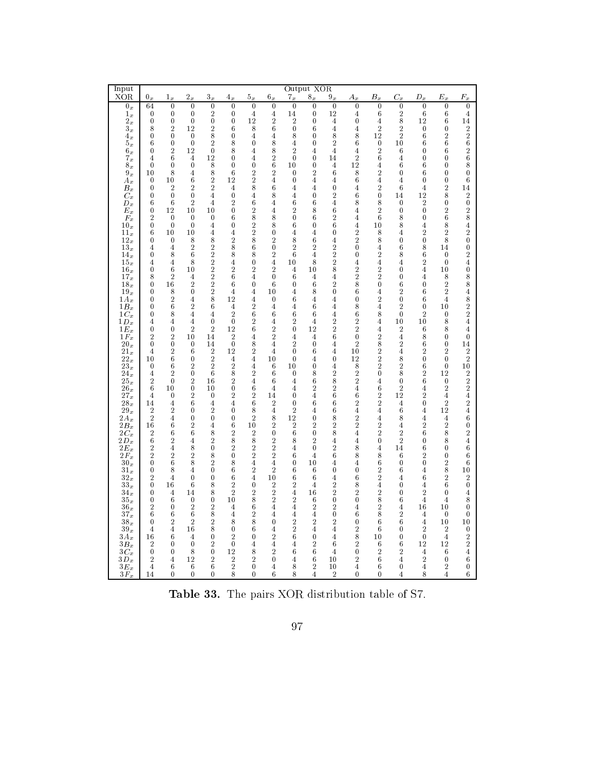| Input XOR | Output XOR | | | | | | | | | | | | | | | |
|---|---|---|---|---|---|---|---|---|---|---|---|---|---|---|---|---|
| | $0_x$ | $1_x$ | $2_x$ | $3_x$ | $4_x$ | $5_x$ | $6_x$ | $7_x$ | $8_x$ | $9_x$ | $A_x$ | $B_x$ | $C_x$ | $D_x$ | $E_x$ | $F_x$ |
| $0_x$ | 64 | 0 | 0 | 0 | 0 | 0 | 0 | 0 | 0 | 0 | 0 | 0 | 0 | 0 | 0 | 0 |
| $1_x$ | 0 | 0 | 0 | 2 | 0 | 4 | 4 | 14 | 0 | 12 | 4 | 6 | 2 | 6 | 6 | 4 |
| $2_x$ | 0 | 0 | 0 | 0 | 0 | 12 | 2 | 2 | 0 | 4 | 0 | 4 | 8 | 12 | 6 | 14 |
| $3_x$ | 8 | 2 | 12 | 2 | 6 | 8 | 6 | 0 | 6 | 4 | 4 | 2 | 2 | 0 | 0 | 2 |
| $4_x$ | 0 | 0 | 0 | 8 | 0 | 4 | 4 | 8 | 0 | 8 | 8 | 12 | 2 | 6 | 2 | 2 |
| $5_x$ | 6 | 0 | 0 | 2 | 8 | 0 | 8 | 4 | 0 | 2 | 6 | 0 | 10 | 6 | 6 | 6 |
| $6_x$ | 0 | 2 | 12 | 0 | 8 | 4 | 8 | 2 | 4 | 4 | 4 | 2 | 6 | 0 | 6 | 2 |
| $7_x$ | 4 | 6 | 4 | 12 | 0 | 4 | 2 | 0 | 0 | 14 | 2 | 6 | 4 | 0 | 0 | 6 |
| $8_x$ | 0 | 0 | 0 | 8 | 0 | 0 | 6 | 10 | 0 | 4 | 12 | 4 | 6 | 6 | 0 | 8 |
| $9_x$ | 10 | 8 | 4 | 8 | 6 | 2 | 2 | 0 | 2 | 6 | 8 | 2 | 0 | 6 | 0 | 0 |
| $A_x$ | 0 | 10 | 6 | 2 | 12 | 2 | 4 | 0 | 4 | 4 | 6 | 4 | 4 | 0 | 0 | 6 |
| $B_x$ | 0 | 2 | 2 | 2 | 4 | 8 | 6 | 4 | 4 | 0 | 4 | 2 | 6 | 4 | 2 | 14 |
| $C_x$ | 0 | 0 | 0 | 4 | 0 | 4 | 8 | 4 | 0 | 2 | 6 | 0 | 14 | 12 | 8 | 2 |
| $D_x$ | 6 | 6 | 2 | 4 | 2 | 6 | 4 | 6 | 6 | 4 | 8 | 8 | 0 | 2 | 0 | 0 |
| $E_x$ | 0 | 12 | 10 | 10 | 0 | 2 | 4 | 2 | 8 | 6 | 4 | 2 | 0 | 0 | 2 | 2 |
| $F_x$ | 2 | 0 | 0 | 0 | 6 | 8 | 8 | 0 | 6 | 2 | 4 | 6 | 8 | 0 | 6 | 8 |
| $10_x$ | 0 | 0 | 0 | 4 | 0 | 2 | 8 | 6 | 0 | 6 | 4 | 10 | 8 | 4 | 8 | 4 |
| $11_x$ | 6 | 10 | 10 | 4 | 4 | 2 | 0 | 4 | 4 | 0 | 2 | 8 | 4 | 2 | 2 | 2 |
| $12_x$ | 0 | 0 | 8 | 8 | 2 | 8 | 2 | 8 | 6 | 4 | 2 | 8 | 0 | 0 | 8 | 0 |
| $13_x$ | 4 | 4 | 2 | 2 | 8 | 6 | 0 | 2 | 2 | 2 | 0 | 4 | 6 | 8 | 14 | 0 |
| $14_x$ | 0 | 8 | 6 | 2 | 8 | 8 | 2 | 6 | 4 | 2 | 0 | 2 | 8 | 6 | 0 | 2 |
| $15_x$ | 4 | 4 | 8 | 2 | 4 | 0 | 4 | 10 | 8 | 2 | 4 | 4 | 4 | 2 | 0 | 4 |
| $16_x$ | 0 | 6 | 10 | 2 | 2 | 2 | 2 | 4 | 10 | 8 | 2 | 2 | 0 | 4 | 10 | 0 |
| $17_x$ | 8 | 2 | 4 | 2 | 6 | 4 | 0 | 6 | 4 | 4 | 2 | 2 | 0 | 4 | 8 | 8 |
| $18_x$ | 0 | 16 | 2 | 2 | 6 | 0 | 6 | 0 | 6 | 2 | 8 | 0 | 6 | 0 | 2 | 8 |
| $19_x$ | 0 | 8 | 0 | 2 | 4 | 4 | 10 | 4 | 8 | 0 | 6 | 4 | 2 | 6 | 2 | 4 |
| $1A_x$ | 0 | 2 | 4 | 8 | 12 | 4 | 0 | 6 | 4 | 4 | 0 | 2 | 0 | 6 | 4 | 8 |
| $1B_x$ | 0 | 6 | 2 | 6 | 4 | 2 | 4 | 4 | 6 | 4 | 8 | 4 | 2 | 0 | 10 | 2 |
| $1C_x$ | 0 | 8 | 4 | 4 | 2 | 6 | 6 | 6 | 6 | 4 | 6 | 8 | 0 | 2 | 0 | 2 |
| $1D_x$ | 4 | 4 | 4 | 0 | 0 | 2 | 4 | 2 | 4 | 2 | 2 | 4 | 10 | 10 | 8 | 4 |
| $1E_x$ | 0 | 0 | 2 | 2 | 12 | 6 | 2 | 0 | 12 | 2 | 2 | 4 | 2 | 6 | 8 | 4 |
| $1F_x$ | 2 | 2 | 10 | 14 | 2 | 4 | 2 | 4 | 4 | 6 | 0 | 2 | 4 | 8 | 0 | 0 |
| $20_x$ | 0 | 0 | 0 | 14 | 0 | 8 | 4 | 2 | 0 | 4 | 2 | 8 | 2 | 6 | 0 | 14 |
| $21_x$ | 4 | 2 | 6 | 2 | 12 | 2 | 4 | 0 | 6 | 4 | 10 | 2 | 4 | 2 | 2 | 2 |
| $22_x$ | 10 | 6 | 0 | 2 | 4 | 4 | 10 | 0 | 4 | 0 | 12 | 2 | 8 | 0 | 0 | 2 |
| $23_x$ | 0 | 6 | 2 | 2 | 2 | 4 | 6 | 10 | 0 | 4 | 8 | 2 | 2 | 6 | 0 | 10 |
| $24_x$ | 4 | 2 | 0 | 6 | 8 | 2 | 6 | 0 | 8 | 2 | 2 | 0 | 8 | 2 | 12 | 2 |
| $25_x$ | 2 | 0 | 2 | 16 | 2 | 4 | 6 | 4 | 6 | 8 | 2 | 4 | 0 | 6 | 0 | 2 |
| $26_x$ | 6 | 10 | 0 | 10 | 0 | 6 | 4 | 4 | 2 | 2 | 4 | 6 | 2 | 4 | 2 | 2 |
| $27_x$ | 4 | 0 | 2 | 0 | 2 | 2 | 14 | 0 | 4 | 6 | 6 | 2 | 12 | 2 | 4 | 4 |
| $28_x$ | 14 | 4 | 6 | 4 | 4 | 6 | 2 | 0 | 6 | 6 | 2 | 2 | 4 | 0 | 2 | 2 |
| $29_x$ | 2 | 2 | 0 | 2 | 0 | 8 | 4 | 2 | 4 | 6 | 4 | 4 | 6 | 4 | 12 | 4 |
| $2A_x$ | 2 | 4 | 0 | 0 | 0 | 2 | 8 | 12 | 0 | 8 | 2 | 4 | 8 | 4 | 4 | 6 |
| $2B_x$ | 16 | 6 | 2 | 4 | 6 | 10 | 2 | 2 | 2 | 2 | 2 | 2 | 4 | 2 | 2 | 0 |
| $2C_x$ | 2 | 6 | 6 | 8 | 2 | 2 | 0 | 6 | 0 | 8 | 4 | 2 | 2 | 6 | 8 | 2 |
| $2D_x$ | 6 | 2 | 4 | 2 | 8 | 8 | 2 | 8 | 2 | 4 | 4 | 0 | 2 | 0 | 8 | 4 |
| $2E_x$ | 2 | 4 | 8 | 0 | 2 | 2 | 2 | 4 | 0 | 2 | 8 | 4 | 14 | 6 | 0 | 6 |
| $2F_x$ | 2 | 2 | 2 | 8 | 0 | 2 | 2 | 6 | 4 | 6 | 8 | 8 | 6 | 2 | 0 | 6 |
| $30_x$ | 0 | 6 | 8 | 2 | 8 | 4 | 4 | 0 | 10 | 4 | 4 | 6 | 0 | 0 | 2 | 6 |
| $31_x$ | 0 | 8 | 4 | 0 | 6 | 2 | 2 | 6 | 6 | 0 | 0 | 2 | 6 | 4 | 8 | 10 |
| $32_x$ | 2 | 4 | 0 | 0 | 6 | 4 | 10 | 6 | 6 | 4 | 6 | 2 | 4 | 6 | 2 | 2 |
| $33_x$ | 0 | 16 | 6 | 8 | 2 | 0 | 2 | 2 | 4 | 2 | 8 | 4 | 0 | 4 | 6 | 0 |
| $34_x$ | 0 | 4 | 14 | 8 | 2 | 2 | 2 | 4 | 16 | 2 | 2 | 2 | 0 | 2 | 0 | 4 |
| $35_x$ | 0 | 6 | 0 | 0 | 10 | 8 | 2 | 2 | 6 | 0 | 0 | 8 | 6 | 4 | 4 | 8 |
| $36_x$ | 2 | 0 | 2 | 2 | 4 | 6 | 4 | 4 | 2 | 2 | 4 | 2 | 4 | 16 | 10 | 0 |
| $37_x$ | 6 | 6 | 6 | 8 | 4 | 2 | 4 | 4 | 4 | 0 | 6 | 8 | 2 | 4 | 0 | 0 |
| $38_x$ | 0 | 2 | 2 | 2 | 8 | 8 | 0 | 2 | 2 | 2 | 0 | 6 | 6 | 4 | 10 | 10 |
| $39_x$ | 4 | 4 | 16 | 8 | 0 | 6 | 4 | 2 | 4 | 4 | 2 | 6 | 0 | 2 | 2 | 0 |
| $3A_x$ | 16 | 6 | 4 | 0 | 2 | 0 | 2 | 6 | 0 | 4 | 8 | 10 | 0 | 0 | 4 | 2 |
| $3B_x$ | 2 | 0 | 0 | 2 | 0 | 4 | 4 | 4 | 2 | 6 | 2 | 6 | 6 | 12 | 12 | 2 |
| $3C_x$ | 0 | 0 | 8 | 0 | 12 | 8 | 2 | 6 | 6 | 4 | 0 | 2 | 2 | 4 | 6 | 4 |
| $3D_x$ | 2 | 4 | 12 | 2 | 2 | 2 | 0 | 4 | 6 | 10 | 2 | 6 | 4 | 2 | 0 | 6 |
| $3E_x$ | 4 | 6 | 6 | 6 | 2 | 0 | 4 | 8 | 2 | 10 | 4 | 6 | 0 | 4 | 2 | 0 |
| $3F_x$ | 14 | 0 | 0 | 2 | 8 | 0 | 6 | 8 | 4 | 2 | 0 | 0 | 4 | 8 | 4 | 6 |

**Table 33.** The pairs XOR distribution table of S7.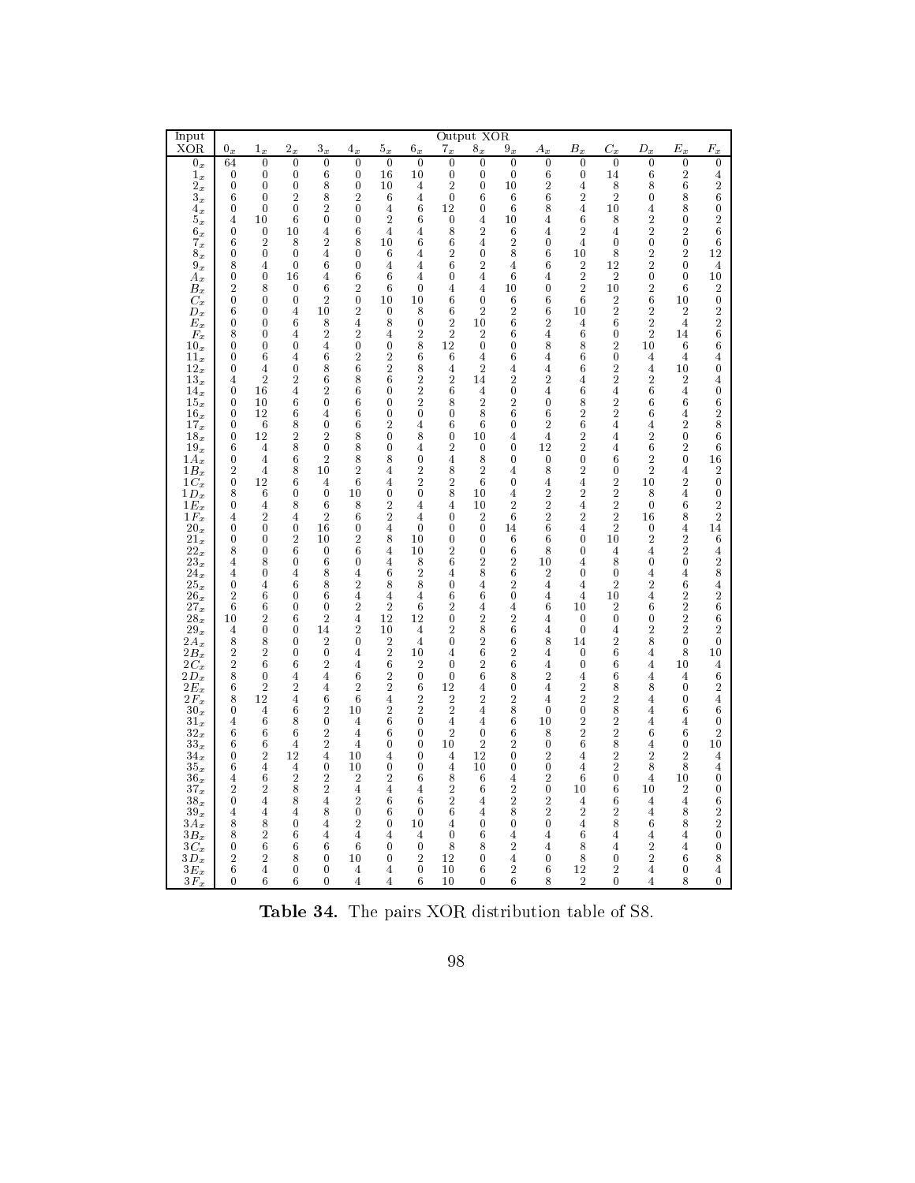| Input XOR | $0_x$ | $1_x$ | $2_x$ | $3_x$ | $4_x$ | $5_x$ | $6_x$ | $7_x$ | $8_x$ | $9_x$ | $A_x$ | $B_x$ | $C_x$ | $D_x$ | $E_x$ | $F_x$ |
|---|---|---|---|---|---|---|---|---|---|---|---|---|---|---|---|---|
| $0_x$ | 64 | 0 | 0 | 0 | 0 | 0 | 0 | 0 | 0 | 0 | 0 | 0 | 0 | 0 | 0 | 0 |
| $1_x$ | 0 | 0 | 0 | 6 | 0 | 16 | 10 | 0 | 0 | 0 | 6 | 0 | 14 | 6 | 2 | 4 |
| $2_x$ | 0 | 0 | 0 | 8 | 0 | 10 | 4 | 2 | 0 | 10 | 2 | 4 | 8 | 8 | 6 | 2 |
| $3_x$ | 6 | 0 | 2 | 8 | 2 | 6 | 4 | 0 | 6 | 6 | 6 | 2 | 2 | 0 | 8 | 6 |
| $4_x$ | 0 | 0 | 0 | 2 | 0 | 4 | 6 | 12 | 0 | 6 | 8 | 4 | 10 | 4 | 8 | 0 |
| $5_x$ | 4 | 10 | 6 | 0 | 0 | 2 | 6 | 0 | 4 | 10 | 4 | 6 | 8 | 2 | 0 | 2 |
| $6_x$ | 0 | 0 | 10 | 4 | 6 | 4 | 4 | 8 | 2 | 6 | 4 | 2 | 4 | 2 | 2 | 6 |
| $7_x$ | 6 | 2 | 8 | 2 | 8 | 10 | 6 | 6 | 4 | 2 | 0 | 4 | 0 | 0 | 0 | 6 |
| $8_x$ | 0 | 0 | 0 | 4 | 0 | 6 | 4 | 2 | 0 | 8 | 6 | 10 | 8 | 2 | 2 | 12 |
| $9_x$ | 8 | 4 | 0 | 6 | 0 | 4 | 4 | 6 | 2 | 4 | 6 | 2 | 12 | 2 | 0 | 4 |
| $A_x$ | 0 | 0 | 16 | 4 | 6 | 6 | 4 | 0 | 4 | 6 | 4 | 2 | 2 | 0 | 0 | 10 |
| $B_x$ | 2 | 8 | 0 | 6 | 2 | 6 | 0 | 4 | 4 | 10 | 0 | 2 | 10 | 2 | 6 | 2 |
| $C_x$ | 0 | 0 | 0 | 2 | 0 | 10 | 10 | 6 | 0 | 6 | 6 | 6 | 2 | 6 | 10 | 0 |
| $D_x$ | 6 | 0 | 4 | 10 | 2 | 0 | 8 | 6 | 2 | 2 | 6 | 10 | 2 | 2 | 2 | 2 |
| $E_x$ | 0 | 0 | 6 | 8 | 4 | 8 | 0 | 2 | 10 | 6 | 2 | 4 | 6 | 2 | 4 | 2 |
| $F_x$ | 8 | 0 | 4 | 2 | 2 | 4 | 2 | 2 | 2 | 6 | 4 | 6 | 0 | 2 | 14 | 6 |
| $10_x$ | 0 | 0 | 0 | 4 | 0 | 0 | 8 | 12 | 0 | 0 | 8 | 8 | 2 | 10 | 6 | 6 |
| $11_x$ | 0 | 6 | 4 | 6 | 2 | 2 | 6 | 6 | 4 | 6 | 4 | 6 | 0 | 4 | 4 | 4 |
| $12_x$ | 0 | 4 | 0 | 8 | 6 | 2 | 8 | 4 | 2 | 4 | 4 | 6 | 2 | 4 | 10 | 0 |
| $13_x$ | 4 | 2 | 2 | 6 | 8 | 6 | 2 | 2 | 14 | 2 | 2 | 4 | 2 | 2 | 2 | 4 |
| $14_x$ | 0 | 16 | 4 | 2 | 6 | 0 | 2 | 6 | 4 | 0 | 4 | 6 | 4 | 6 | 4 | 0 |
| $15_x$ | 0 | 10 | 6 | 0 | 6 | 0 | 2 | 8 | 2 | 2 | 0 | 8 | 2 | 6 | 6 | 6 |
| $16_x$ | 0 | 12 | 6 | 4 | 6 | 0 | 0 | 0 | 8 | 6 | 6 | 2 | 2 | 6 | 4 | 2 |
| $17_x$ | 0 | 6 | 8 | 0 | 6 | 2 | 4 | 6 | 6 | 0 | 2 | 6 | 4 | 4 | 2 | 8 |
| $18_x$ | 0 | 12 | 2 | 2 | 8 | 0 | 8 | 0 | 10 | 4 | 4 | 2 | 4 | 2 | 0 | 6 |
| $19_x$ | 6 | 4 | 8 | 0 | 8 | 0 | 4 | 2 | 0 | 0 | 12 | 2 | 4 | 6 | 2 | 6 |
| $1A_x$ | 0 | 4 | 6 | 2 | 8 | 8 | 0 | 4 | 8 | 0 | 0 | 0 | 6 | 2 | 0 | 16 |
| $1B_x$ | 2 | 4 | 8 | 10 | 2 | 4 | 2 | 8 | 2 | 4 | 8 | 2 | 0 | 2 | 4 | 2 |
| $1C_x$ | 0 | 12 | 6 | 4 | 6 | 4 | 2 | 2 | 6 | 0 | 4 | 4 | 2 | 10 | 2 | 0 |
| $1D_x$ | 8 | 6 | 0 | 0 | 10 | 0 | 0 | 8 | 10 | 4 | 2 | 2 | 2 | 8 | 4 | 0 |
| $1E_x$ | 0 | 4 | 8 | 6 | 8 | 2 | 4 | 4 | 10 | 2 | 2 | 4 | 2 | 0 | 6 | 2 |
| $1F_x$ | 4 | 2 | 4 | 2 | 6 | 2 | 4 | 0 | 2 | 6 | 2 | 2 | 2 | 16 | 8 | 2 |
| $20_x$ | 0 | 0 | 0 | 16 | 0 | 4 | 0 | 0 | 0 | 14 | 6 | 4 | 2 | 0 | 4 | 14 |
| $21_x$ | 0 | 0 | 2 | 10 | 2 | 8 | 10 | 0 | 0 | 6 | 6 | 0 | 10 | 2 | 2 | 6 |
| $22_x$ | 8 | 0 | 6 | 0 | 6 | 4 | 10 | 2 | 0 | 6 | 8 | 0 | 4 | 4 | 2 | 4 |
| $23_x$ | 4 | 8 | 0 | 6 | 0 | 4 | 8 | 6 | 2 | 2 | 10 | 4 | 8 | 0 | 0 | 2 |
| $24_x$ | 4 | 0 | 4 | 8 | 4 | 6 | 2 | 4 | 8 | 6 | 2 | 0 | 0 | 4 | 4 | 8 |
| $25_x$ | 0 | 4 | 6 | 8 | 2 | 8 | 8 | 0 | 4 | 2 | 4 | 4 | 2 | 2 | 6 | 4 |
| $26_x$ | 2 | 6 | 0 | 6 | 4 | 4 | 4 | 6 | 6 | 0 | 4 | 4 | 10 | 4 | 2 | 2 |
| $27_x$ | 6 | 6 | 0 | 0 | 2 | 2 | 6 | 2 | 4 | 4 | 6 | 10 | 2 | 6 | 2 | 6 |
| $28_x$ | 10 | 2 | 6 | 2 | 4 | 12 | 12 | 0 | 2 | 2 | 4 | 0 | 0 | 0 | 2 | 6 |
| $29_x$ | 4 | 0 | 0 | 14 | 2 | 10 | 4 | 2 | 8 | 6 | 4 | 0 | 4 | 2 | 2 | 2 |
| $2A_x$ | 8 | 8 | 0 | 2 | 0 | 2 | 4 | 0 | 2 | 6 | 8 | 14 | 2 | 8 | 0 | 0 |
| $2B_x$ | 2 | 2 | 0 | 0 | 4 | 2 | 10 | 4 | 6 | 2 | 4 | 0 | 6 | 4 | 8 | 10 |
| $2C_x$ | 2 | 6 | 6 | 2 | 4 | 6 | 2 | 0 | 2 | 6 | 4 | 0 | 6 | 4 | 10 | 4 |
| $2D_x$ | 8 | 0 | 4 | 4 | 6 | 2 | 0 | 0 | 6 | 8 | 2 | 4 | 6 | 4 | 4 | 6 |
| $2E_x$ | 6 | 2 | 2 | 4 | 2 | 2 | 6 | 12 | 4 | 0 | 4 | 2 | 8 | 8 | 0 | 2 |
| $2F_x$ | 8 | 12 | 4 | 6 | 6 | 4 | 2 | 2 | 2 | 2 | 4 | 2 | 2 | 4 | 0 | 4 |
| $30_x$ | 0 | 4 | 6 | 2 | 10 | 2 | 2 | 2 | 4 | 8 | 0 | 0 | 8 | 4 | 6 | 6 |
| $31_x$ | 4 | 6 | 8 | 0 | 4 | 6 | 0 | 4 | 4 | 6 | 10 | 2 | 2 | 4 | 4 | 0 |
| $32_x$ | 6 | 6 | 6 | 2 | 4 | 6 | 0 | 2 | 0 | 6 | 8 | 2 | 2 | 6 | 6 | 2 |
| $33_x$ | 6 | 6 | 4 | 2 | 4 | 0 | 0 | 10 | 2 | 2 | 0 | 6 | 8 | 4 | 0 | 10 |
| $34_x$ | 0 | 2 | 12 | 4 | 10 | 4 | 0 | 4 | 12 | 0 | 2 | 4 | 2 | 2 | 2 | 4 |
| $35_x$ | 6 | 4 | 4 | 0 | 10 | 0 | 0 | 4 | 10 | 0 | 0 | 4 | 2 | 8 | 8 | 4 |
| $36_x$ | 4 | 6 | 2 | 2 | 2 | 2 | 6 | 8 | 6 | 4 | 2 | 6 | 0 | 4 | 10 | 0 |
| $37_x$ | 2 | 2 | 8 | 2 | 4 | 4 | 4 | 2 | 6 | 2 | 0 | 10 | 6 | 10 | 2 | 0 |
| $38_x$ | 0 | 4 | 8 | 4 | 2 | 6 | 6 | 2 | 4 | 2 | 2 | 4 | 6 | 4 | 4 | 6 |
| $39_x$ | 4 | 4 | 4 | 8 | 0 | 6 | 0 | 6 | 4 | 8 | 2 | 2 | 2 | 4 | 8 | 2 |
| $3A_x$ | 8 | 8 | 0 | 4 | 2 | 0 | 10 | 4 | 0 | 0 | 0 | 4 | 8 | 6 | 8 | 2 |
| $3B_x$ | 8 | 2 | 6 | 4 | 4 | 4 | 4 | 0 | 6 | 4 | 4 | 6 | 4 | 4 | 4 | 0 |
| $3C_x$ | 0 | 6 | 6 | 6 | 6 | 0 | 0 | 8 | 8 | 2 | 4 | 8 | 4 | 2 | 4 | 0 |
| $3D_x$ | 2 | 2 | 8 | 0 | 10 | 0 | 2 | 12 | 0 | 4 | 0 | 8 | 0 | 2 | 6 | 8 |
| $3E_x$ | 6 | 4 | 0 | 0 | 4 | 4 | 0 | 10 | 6 | 2 | 6 | 12 | 2 | 4 | 0 | 4 |
| $3F_x$ | 0 | 6 | 6 | 0 | 4 | 4 | 6 | 10 | 0 | 6 | 8 | 2 | 0 | 4 | 8 | 0 |

**Table 34.** The pairs XOR distribution table of S8.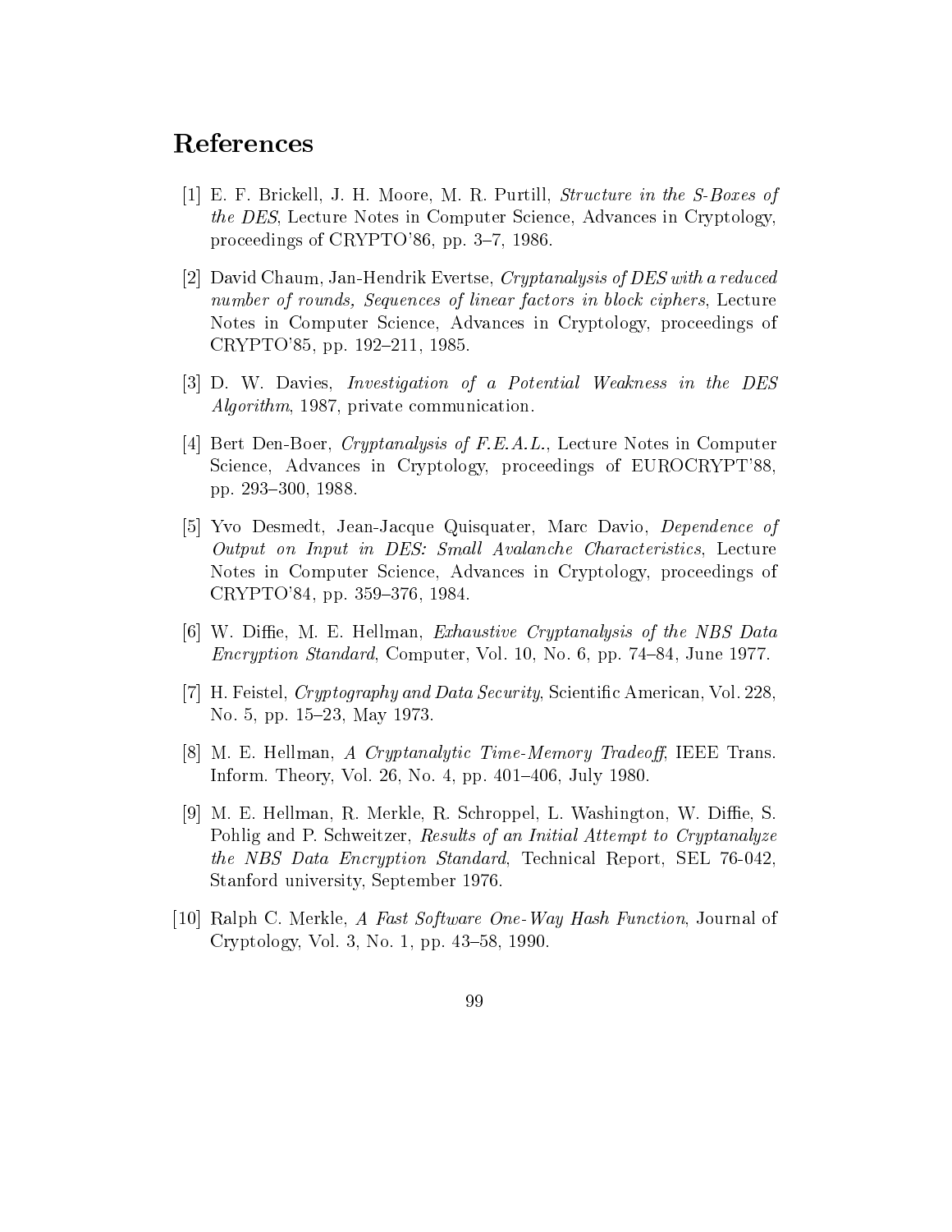# References

[1] E. F. Brickell, J. H. Moore, M. R. Purtill, *Structure in the S-Boxes of the DES*, Lecture Notes in Computer Science, Advances in Cryptology, proceedings of CRYPTO'86, pp. 3–7, 1986.

[2] David Chaum, Jan-Hendrik Evertse, *Cryptanalysis of DES with a reduced number of rounds, Sequences of linear factors in block ciphers*, Lecture Notes in Computer Science, Advances in Cryptology, proceedings of CRYPTO'85, pp. 192–211, 1985.

[3] D. W. Davies, *Investigation of a Potential Weakness in the DES Algorithm*, 1987, private communication.

[4] Bert Den-Boer, *Cryptanalysis of F.E.A.L.*, Lecture Notes in Computer Science, Advances in Cryptology, proceedings of EUROCRYPT'88, pp. 293–300, 1988.

[5] Yvo Desmedt, Jean-Jacque Quisquater, Marc Davio, *Dependence of Output on Input in DES: Small Avalanche Characteristics*, Lecture Notes in Computer Science, Advances in Cryptology, proceedings of CRYPTO'84, pp. 359–376, 1984.

[6] W. Diffie, M. E. Hellman, *Exhaustive Cryptanalysis of the NBS Data Encryption Standard*, Computer, Vol. 10, No. 6, pp. 74–84, June 1977.

[7] H. Feistel, *Cryptography and Data Security*, Scientific American, Vol. 228, No. 5, pp. 15–23, May 1973.

[8] M. E. Hellman, *A Cryptanalytic Time-Memory Tradeoff*, IEEE Trans. Inform. Theory, Vol. 26, No. 4, pp. 401–406, July 1980.

[9] M. E. Hellman, R. Merkle, R. Schroppel, L. Washington, W. Diffie, S. Pohlig and P. Schweitzer, *Results of an Initial Attempt to Cryptanalyze the NBS Data Encryption Standard*, Technical Report, SEL 76-042, Stanford university, September 1976.

[10] Ralph C. Merkle, *A Fast Software One-Way Hash Function*, Journal of Cryptology, Vol. 3, No. 1, pp. 43–58, 1990.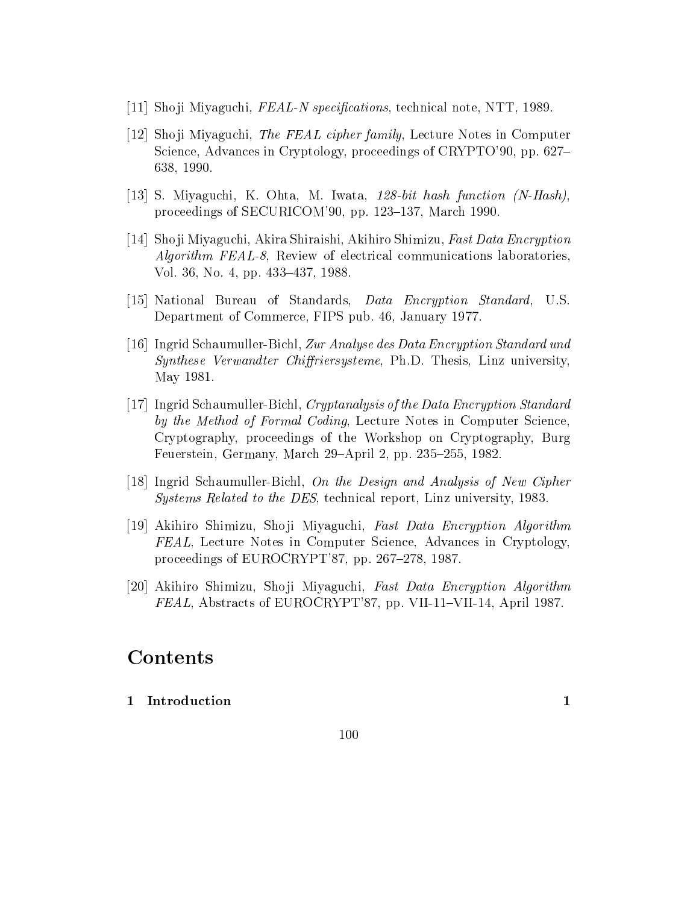[11] Shoji Miyaguchi, *FEAL-N specifications*, technical note, NTT, 1989.

[12] Shoji Miyaguchi, *The FEAL cipher family*, Lecture Notes in Computer Science, Advances in Cryptology, proceedings of CRYPTO'90, pp. 627–638, 1990.

[13] S. Miyaguchi, K. Ohta, M. Iwata, *128-bit hash function (N-Hash)*, proceedings of SECURICOM'90, pp. 123–137, March 1990.

[14] Shoji Miyaguchi, Akira Shiraishi, Akihiro Shimizu, *Fast Data Encryption Algorithm FEAL-8*, Review of electrical communications laboratories, Vol. 36, No. 4, pp. 433–437, 1988.

[15] National Bureau of Standards, *Data Encryption Standard*, U.S. Department of Commerce, FIPS pub. 46, January 1977.

[16] Ingrid Schaumuller-Bichl, *Zur Analyse des Data Encryption Standard und Synthese Verwandter Chiffriersysteme*, Ph.D. Thesis, Linz university, May 1981.

[17] Ingrid Schaumuller-Bichl, *Cryptanalysis of the Data Encryption Standard by the Method of Formal Coding*, Lecture Notes in Computer Science, Cryptography, proceedings of the Workshop on Cryptography, Burg Feuerstein, Germany, March 29–April 2, pp. 235–255, 1982.

[18] Ingrid Schaumuller-Bichl, *On the Design and Analysis of New Cipher Systems Related to the DES*, technical report, Linz university, 1983.

[19] Akihiro Shimizu, Shoji Miyaguchi, *Fast Data Encryption Algorithm FEAL*, Lecture Notes in Computer Science, Advances in Cryptology, proceedings of EUROCRYPT'87, pp. 267–278, 1987.

[20] Akihiro Shimizu, Shoji Miyaguchi, *Fast Data Encryption Algorithm FEAL*, Abstracts of EUROCRYPT'87, pp. VII-11–VII-14, April 1987.

# Contents

**1 Introduction** **1**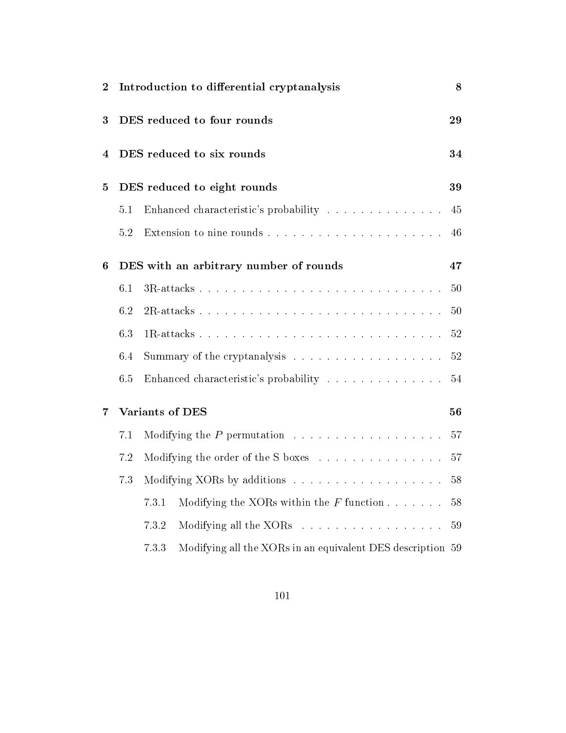**2 Introduction to differential cryptanalysis** 8

**3 DES reduced to four rounds** 29

**4 DES reduced to six rounds** 34

**5 DES reduced to eight rounds** 39

- 5.1 Enhanced characteristic's probability . . . . . . . . . . . . . . . 45
- 5.2 Extension to nine rounds . . . . . . . . . . . . . . . . . . . . . . 46

**6 DES with an arbitrary number of rounds** 47

- 6.1 3R-attacks . . . . . . . . . . . . . . . . . . . . . . . . . . . . . . 50
- 6.2 2R-attacks . . . . . . . . . . . . . . . . . . . . . . . . . . . . . . 50
- 6.3 1R-attacks . . . . . . . . . . . . . . . . . . . . . . . . . . . . . . 52
- 6.4 Summary of the cryptanalysis . . . . . . . . . . . . . . . . . . . 52
- 6.5 Enhanced characteristic's probability . . . . . . . . . . . . . . . 54

**7 Variants of DES** 56

- 7.1 Modifying the $P$ permutation . . . . . . . . . . . . . . . . . . . 57
- 7.2 Modifying the order of the S boxes . . . . . . . . . . . . . . . . 57
- 7.3 Modifying XORs by additions . . . . . . . . . . . . . . . . . . . 58
  - 7.3.1 Modifying the XORs within the $F$ function . . . . . . . 58
  - 7.3.2 Modifying all the XORs . . . . . . . . . . . . . . . . . . 59
  - 7.3.3 Modifying all the XORs in an equivalent DES description 59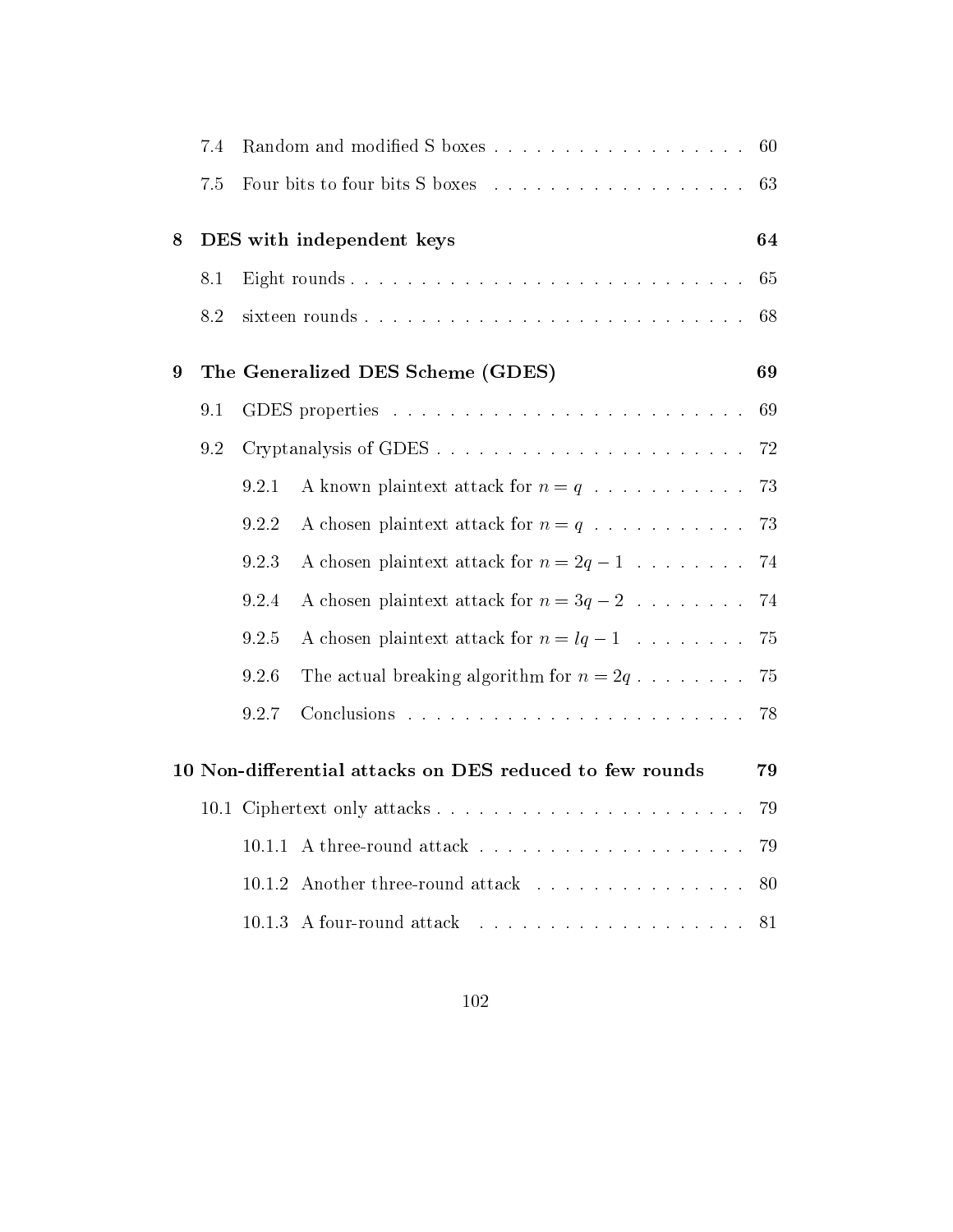| | | |
|---|---|---|
| 7.4 | Random and modified S boxes | 60 |
| 7.5 | Four bits to four bits S boxes | 63 |
| **8** | **DES with independent keys** | **64** |
| 8.1 | Eight rounds | 65 |
| 8.2 | sixteen rounds | 68 |
| **9** | **The Generalized DES Scheme (GDES)** | **69** |
| 9.1 | GDES properties | 69 |
| 9.2 | Cryptanalysis of GDES | 72 |
| 9.2.1 | A known plaintext attack for $n = q$ | 73 |
| 9.2.2 | A chosen plaintext attack for $n = q$ | 73 |
| 9.2.3 | A chosen plaintext attack for $n = 2q - 1$ | 74 |
| 9.2.4 | A chosen plaintext attack for $n = 3q - 2$ | 74 |
| 9.2.5 | A chosen plaintext attack for $n = lq - 1$ | 75 |
| 9.2.6 | The actual breaking algorithm for $n = 2q$ | 75 |
| 9.2.7 | Conclusions | 78 |
| **10** | **Non-differential attacks on DES reduced to few rounds** | **79** |
| 10.1 | Ciphertext only attacks | 79 |
| 10.1.1 | A three-round attack | 79 |
| 10.1.2 | Another three-round attack | 80 |
| 10.1.3 | A four-round attack | 81 |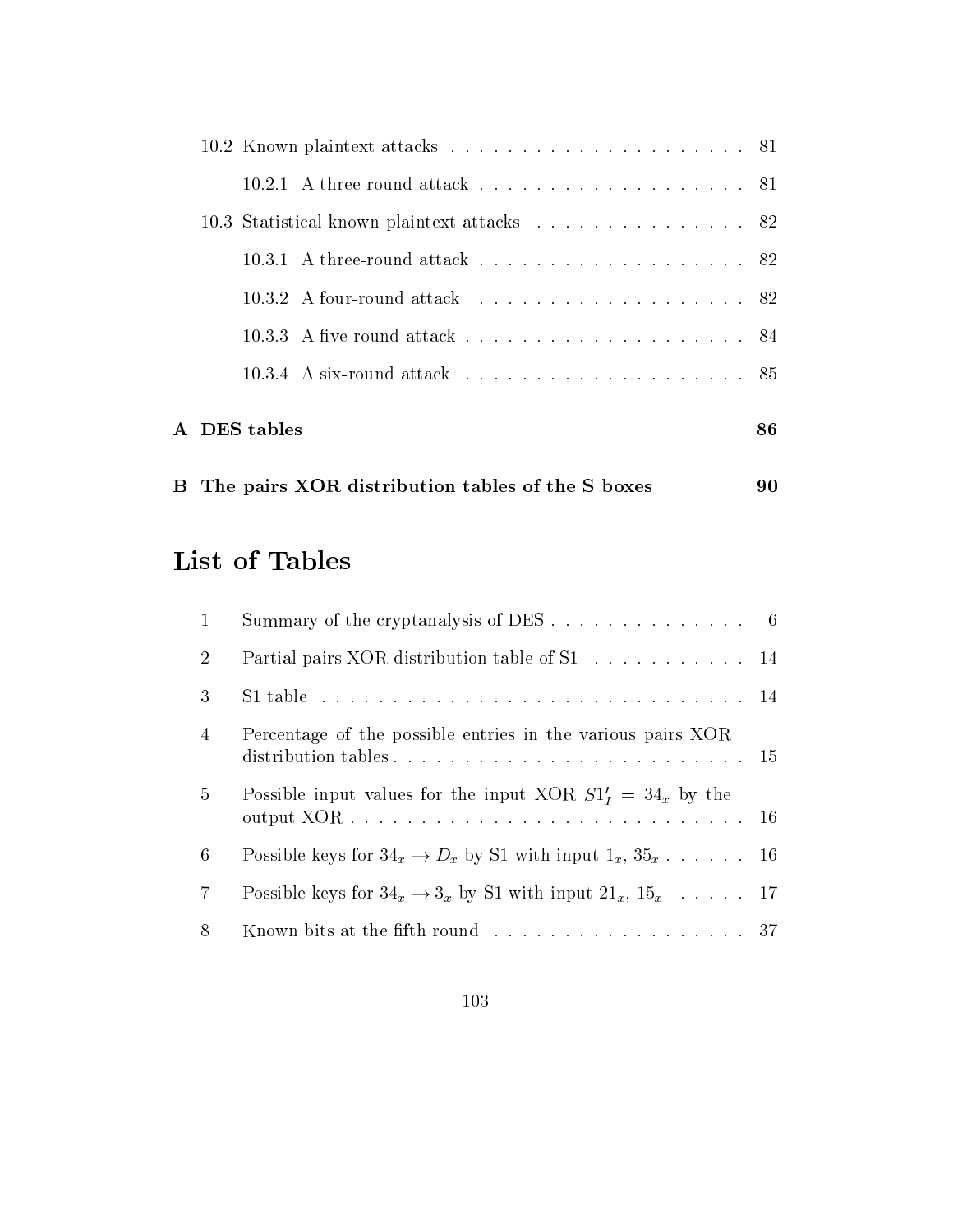10.2 Known plaintext attacks . . . . . . . . . . . . . . . . . . . . . 81

10.2.1 A three-round attack . . . . . . . . . . . . . . . . . . . 81

10.3 Statistical known plaintext attacks . . . . . . . . . . . . . . . 82

10.3.1 A three-round attack . . . . . . . . . . . . . . . . . . . 82

10.3.2 A four-round attack . . . . . . . . . . . . . . . . . . . 82

10.3.3 A five-round attack . . . . . . . . . . . . . . . . . . . . 84

10.3.4 A six-round attack . . . . . . . . . . . . . . . . . . . . 85

**A DES tables** **86**

**B The pairs XOR distribution tables of the S boxes** **90**

# List of Tables

| | | |
|---|---|---|
| 1 | Summary of the cryptanalysis of DES . . . . . . . . . . . . . . | 6 |
| 2 | Partial pairs XOR distribution table of S1 . . . . . . . . . . . | 14 |
| 3 | S1 table . . . . . . . . . . . . . . . . . . . . . . . . . . . . . | 14 |
| 4 | Percentage of the possible entries in the various pairs XOR distribution tables . . . . . . . . . . . . . . . . . . . . . . . . . | 15 |
| 5 | Possible input values for the input XOR $S1'_I = 34_x$ by the output XOR . . . . . . . . . . . . . . . . . . . . . . . . . . . | 16 |
| 6 | Possible keys for $34_x \rightarrow D_x$ by S1 with input $1_x$, $35_x$ . . . . . . | 16 |
| 7 | Possible keys for $34_x \rightarrow 3_x$ by S1 with input $21_x$, $15_x$ . . . . . | 17 |
| 8 | Known bits at the fifth round . . . . . . . . . . . . . . . . . . | 37 |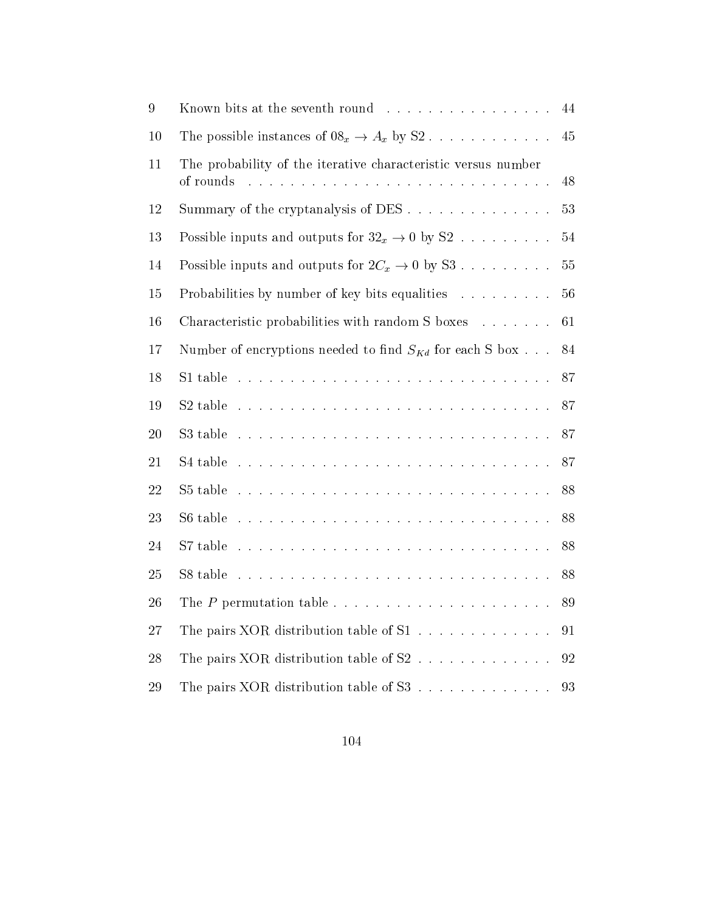| | | |
|---|---|---|
| 9 | Known bits at the seventh round | 44 |
| 10 | The possible instances of $08_x \rightarrow A_x$ by S2 | 45 |
| 11 | The probability of the iterative characteristic versus number of rounds | 48 |
| 12 | Summary of the cryptanalysis of DES | 53 |
| 13 | Possible inputs and outputs for $32_x \rightarrow 0$ by S2 | 54 |
| 14 | Possible inputs and outputs for $2C_x \rightarrow 0$ by S3 | 55 |
| 15 | Probabilities by number of key bits equalities | 56 |
| 16 | Characteristic probabilities with random S boxes | 61 |
| 17 | Number of encryptions needed to find $S_{Kd}$ for each S box | 84 |
| 18 | S1 table | 87 |
| 19 | S2 table | 87 |
| 20 | S3 table | 87 |
| 21 | S4 table | 87 |
| 22 | S5 table | 88 |
| 23 | S6 table | 88 |
| 24 | S7 table | 88 |
| 25 | S8 table | 88 |
| 26 | The $P$ permutation table | 89 |
| 27 | The pairs XOR distribution table of S1 | 91 |
| 28 | The pairs XOR distribution table of S2 | 92 |
| 29 | The pairs XOR distribution table of S3 | 93 |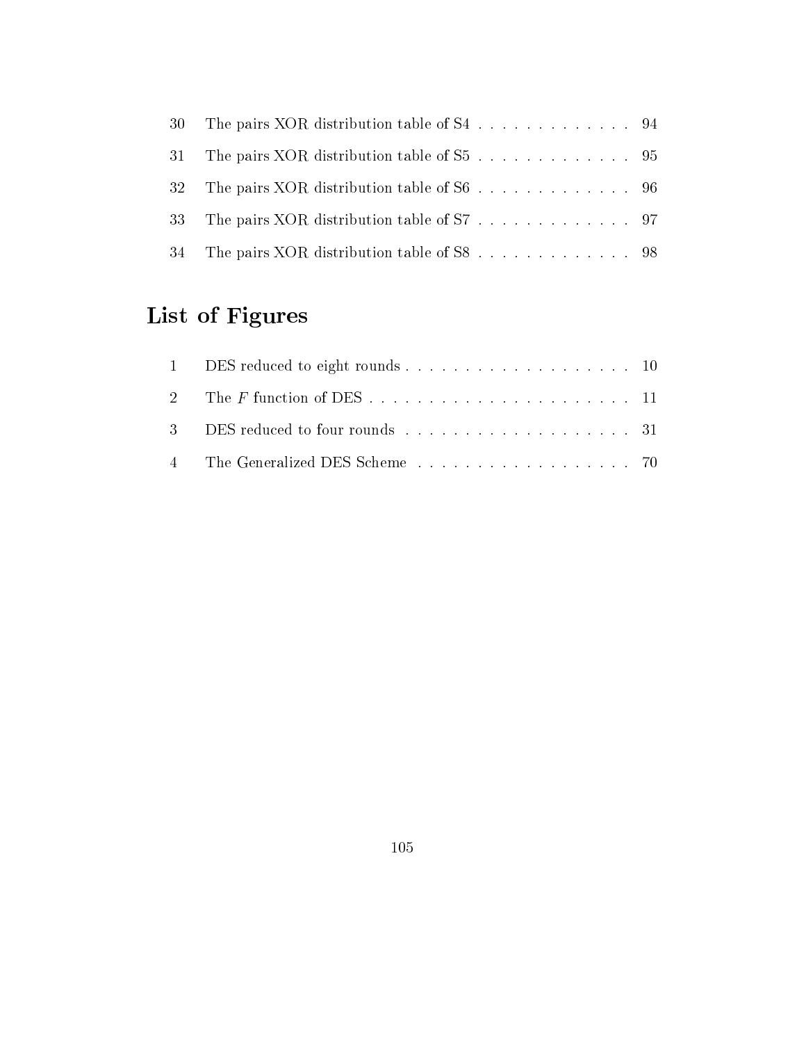| | | |
|---|---|---|
| 30 | The pairs XOR distribution table of S4 | 94 |
| 31 | The pairs XOR distribution table of S5 | 95 |
| 32 | The pairs XOR distribution table of S6 | 96 |
| 33 | The pairs XOR distribution table of S7 | 97 |
| 34 | The pairs XOR distribution table of S8 | 98 |

# List of Figures

| | | |
|---|---|---|
| 1 | DES reduced to eight rounds | 10 |
| 2 | The $F$ function of DES | 11 |
| 3 | DES reduced to four rounds | 31 |
| 4 | The Generalized DES Scheme | 70 |